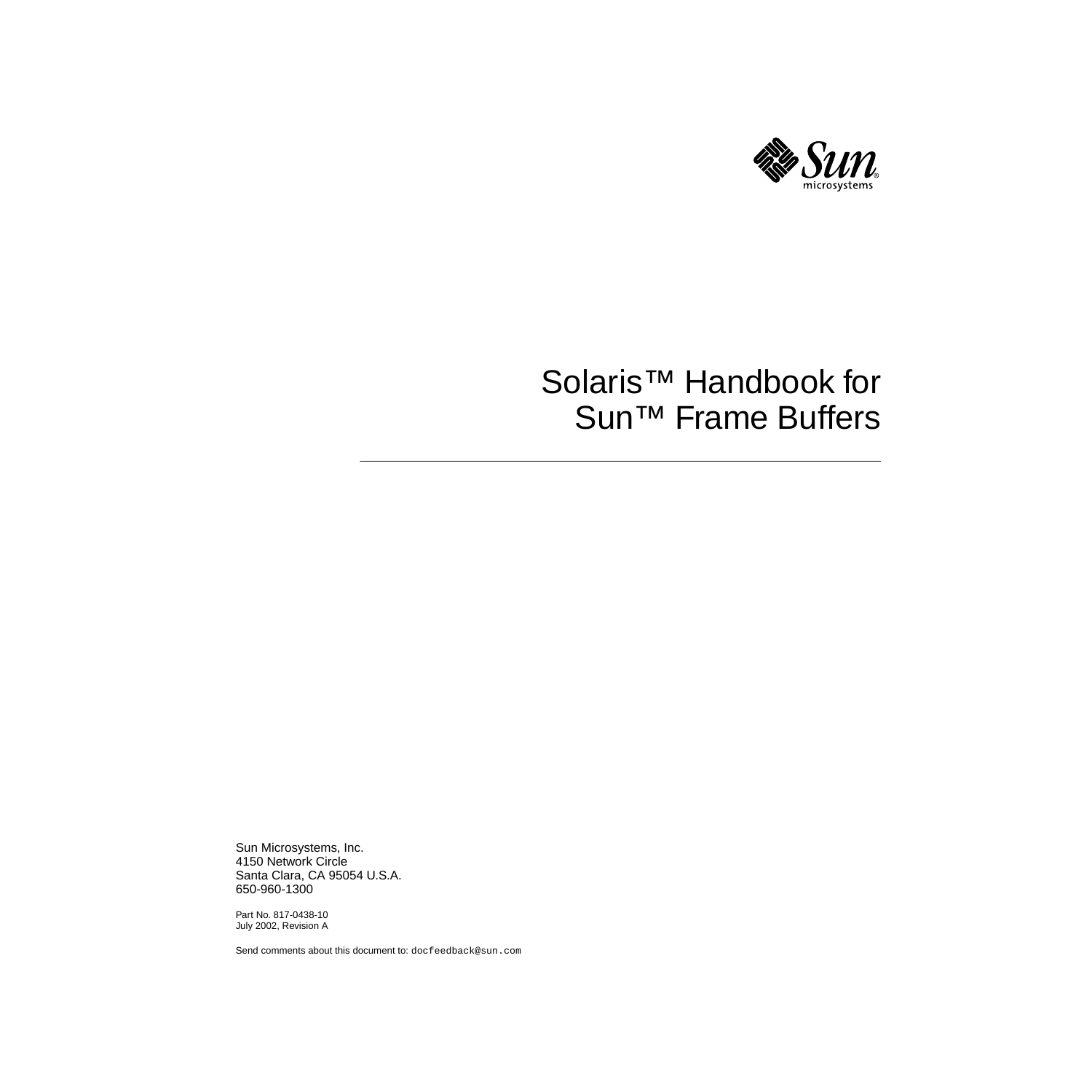# Solaris™ Handbook for Sun™ Frame Buffers

Sun Microsystems, Inc.
4150 Network Circle
Santa Clara, CA 95054 U.S.A.
650-960-1300

Part No. 817-0438-10
July 2002, Revision A

Send comments about this document to: `docfeedback@sun.com`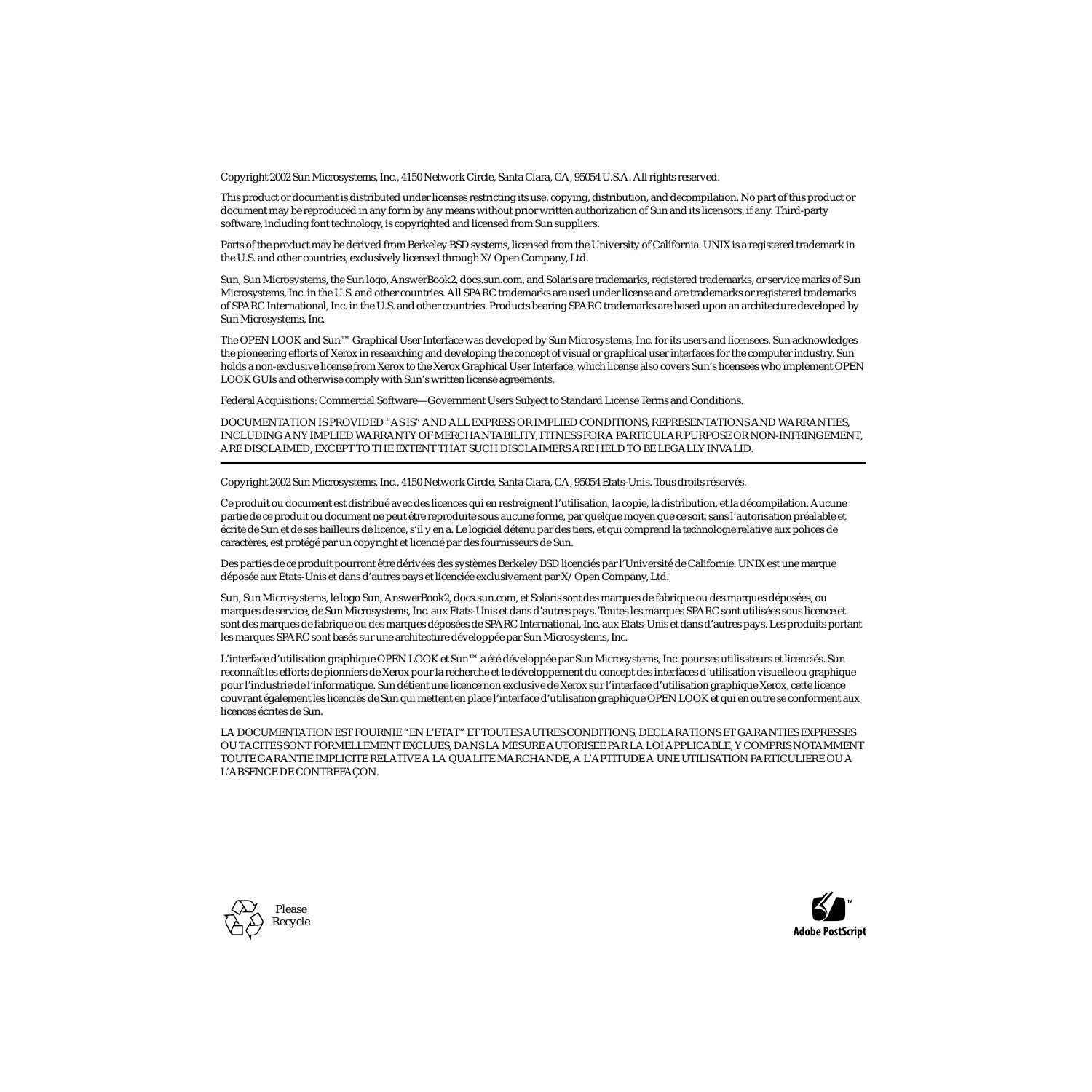Copyright 2002 Sun Microsystems, Inc., 4150 Network Circle, Santa Clara, CA, 95054 U.S.A. All rights reserved.

This product or document is distributed under licenses restricting its use, copying, distribution, and decompilation. No part of this product or document may be reproduced in any form by any means without prior written authorization of Sun and its licensors, if any. Third-party software, including font technology, is copyrighted and licensed from Sun suppliers.

Parts of the product may be derived from Berkeley BSD systems, licensed from the University of California. UNIX is a registered trademark in the U.S. and other countries, exclusively licensed through X/Open Company, Ltd.

Sun, Sun Microsystems, the Sun logo, AnswerBook2, docs.sun.com, and Solaris are trademarks, registered trademarks, or service marks of Sun Microsystems, Inc. in the U.S. and other countries. All SPARC trademarks are used under license and are trademarks or registered trademarks of SPARC International, Inc. in the U.S. and other countries. Products bearing SPARC trademarks are based upon an architecture developed by Sun Microsystems, Inc.

The OPEN LOOK and Sun™ Graphical User Interface was developed by Sun Microsystems, Inc. for its users and licensees. Sun acknowledges the pioneering efforts of Xerox in researching and developing the concept of visual or graphical user interfaces for the computer industry. Sun holds a non-exclusive license from Xerox to the Xerox Graphical User Interface, which license also covers Sun's licensees who implement OPEN LOOK GUIs and otherwise comply with Sun's written license agreements.

Federal Acquisitions: Commercial Software—Government Users Subject to Standard License Terms and Conditions.

DOCUMENTATION IS PROVIDED "AS IS" AND ALL EXPRESS OR IMPLIED CONDITIONS, REPRESENTATIONS AND WARRANTIES, INCLUDING ANY IMPLIED WARRANTY OF MERCHANTABILITY, FITNESS FOR A PARTICULAR PURPOSE OR NON-INFRINGEMENT, ARE DISCLAIMED, EXCEPT TO THE EXTENT THAT SUCH DISCLAIMERS ARE HELD TO BE LEGALLY INVALID.

---

Copyright 2002 Sun Microsystems, Inc., 4150 Network Circle, Santa Clara, CA, 95054 Etats-Unis. Tous droits réservés.

Ce produit ou document est distribué avec des licences qui en restreignent l'utilisation, la copie, la distribution, et la décompilation. Aucune partie de ce produit ou document ne peut être reproduite sous aucune forme, par quelque moyen que ce soit, sans l'autorisation préalable et écrite de Sun et de ses bailleurs de licence, s'il y en a. Le logiciel détenu par des tiers, et qui comprend la technologie relative aux polices de caractères, est protégé par un copyright et licencié par des fournisseurs de Sun.

Des parties de ce produit pourront être dérivées des systèmes Berkeley BSD licenciés par l'Université de Californie. UNIX est une marque déposée aux Etats-Unis et dans d'autres pays et licenciée exclusivement par X/Open Company, Ltd.

Sun, Sun Microsystems, le logo Sun, AnswerBook2, docs.sun.com, et Solaris sont des marques de fabrique ou des marques déposées, ou marques de service, de Sun Microsystems, Inc. aux Etats-Unis et dans d'autres pays. Toutes les marques SPARC sont utilisées sous licence et sont des marques de fabrique ou des marques déposées de SPARC International, Inc. aux Etats-Unis et dans d'autres pays. Les produits portant les marques SPARC sont basés sur une architecture développée par Sun Microsystems, Inc.

L'interface d'utilisation graphique OPEN LOOK et Sun™ a été développée par Sun Microsystems, Inc. pour ses utilisateurs et licenciés. Sun reconnaît les efforts de pionniers de Xerox pour la recherche et le développement du concept des interfaces d'utilisation visuelle ou graphique pour l'industrie de l'informatique. Sun détient une licence non exclusive de Xerox sur l'interface d'utilisation graphique Xerox, cette licence couvrant également les licenciés de Sun qui mettent en place l'interface d'utilisation graphique OPEN LOOK et qui en outre se conforment aux licences écrites de Sun.

LA DOCUMENTATION EST FOURNIE "EN L'ETAT" ET TOUTES AUTRES CONDITIONS, DECLARATIONS ET GARANTIES EXPRESSES OU TACITES SONT FORMELLEMENT EXCLUES, DANS LA MESURE AUTORISEE PAR LA LOI APPLICABLE, Y COMPRIS NOTAMMENT TOUTE GARANTIE IMPLICITE RELATIVE A LA QUALITE MARCHANDE, A L'APTITUDE A UNE UTILISATION PARTICULIERE OU A L'ABSENCE DE CONTREFAÇON.

Please Recycle

Adobe PostScript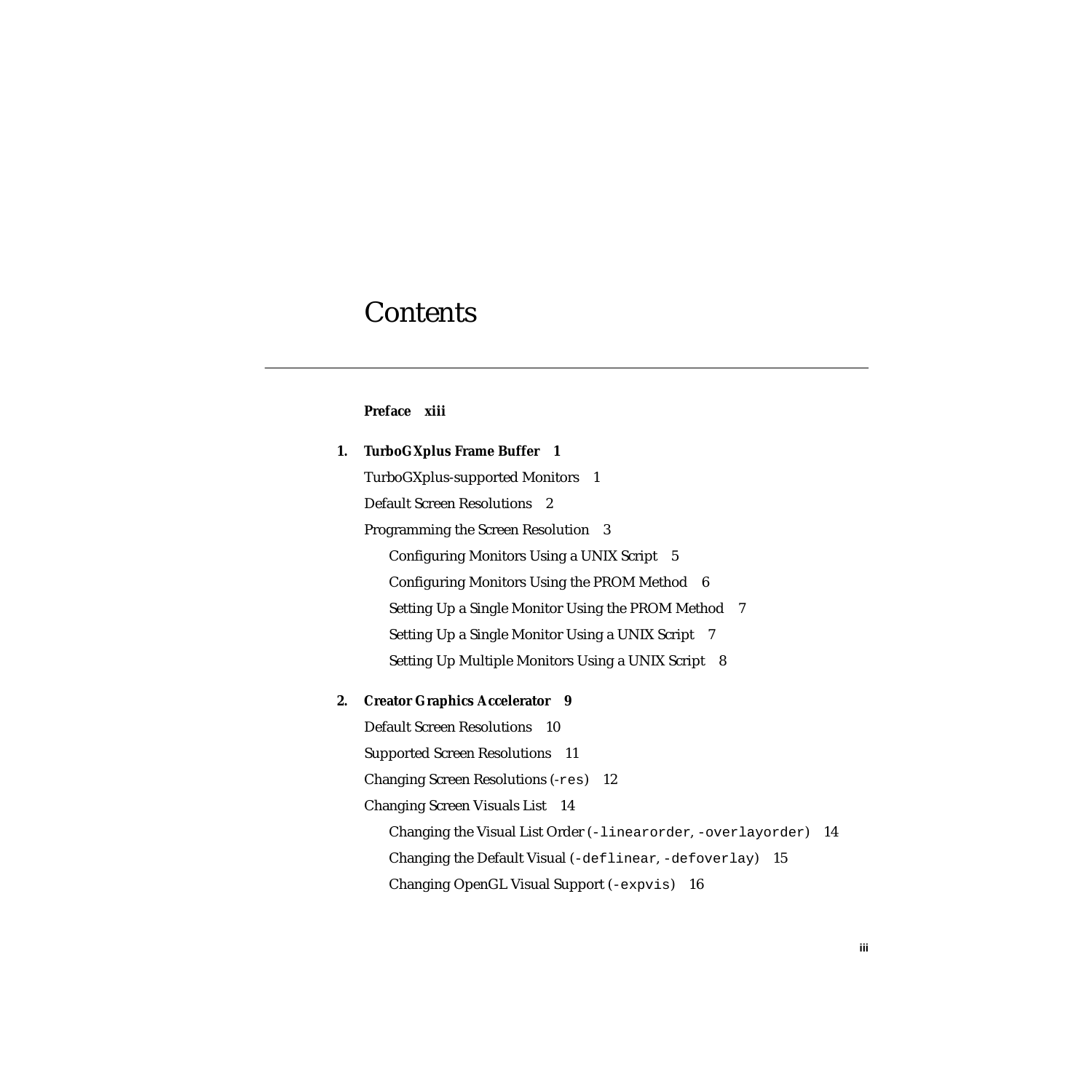# Contents

**Preface xiii**

**1. TurboGXplus Frame Buffer 1**

TurboGXplus-supported Monitors 1

Default Screen Resolutions 2

Programming the Screen Resolution 3

- Configuring Monitors Using a UNIX Script 5
- Configuring Monitors Using the PROM Method 6
- Setting Up a Single Monitor Using the PROM Method 7
- Setting Up a Single Monitor Using a UNIX Script 7
- Setting Up Multiple Monitors Using a UNIX Script 8

**2. Creator Graphics Accelerator 9**

Default Screen Resolutions 10

Supported Screen Resolutions 11

Changing Screen Resolutions (`-res`) 12

Changing Screen Visuals List 14

- Changing the Visual List Order (`-linearorder`, `-overlayorder`) 14
- Changing the Default Visual (`-deflinear`, `-defoverlay`) 15
- Changing OpenGL Visual Support (`-expvis`) 16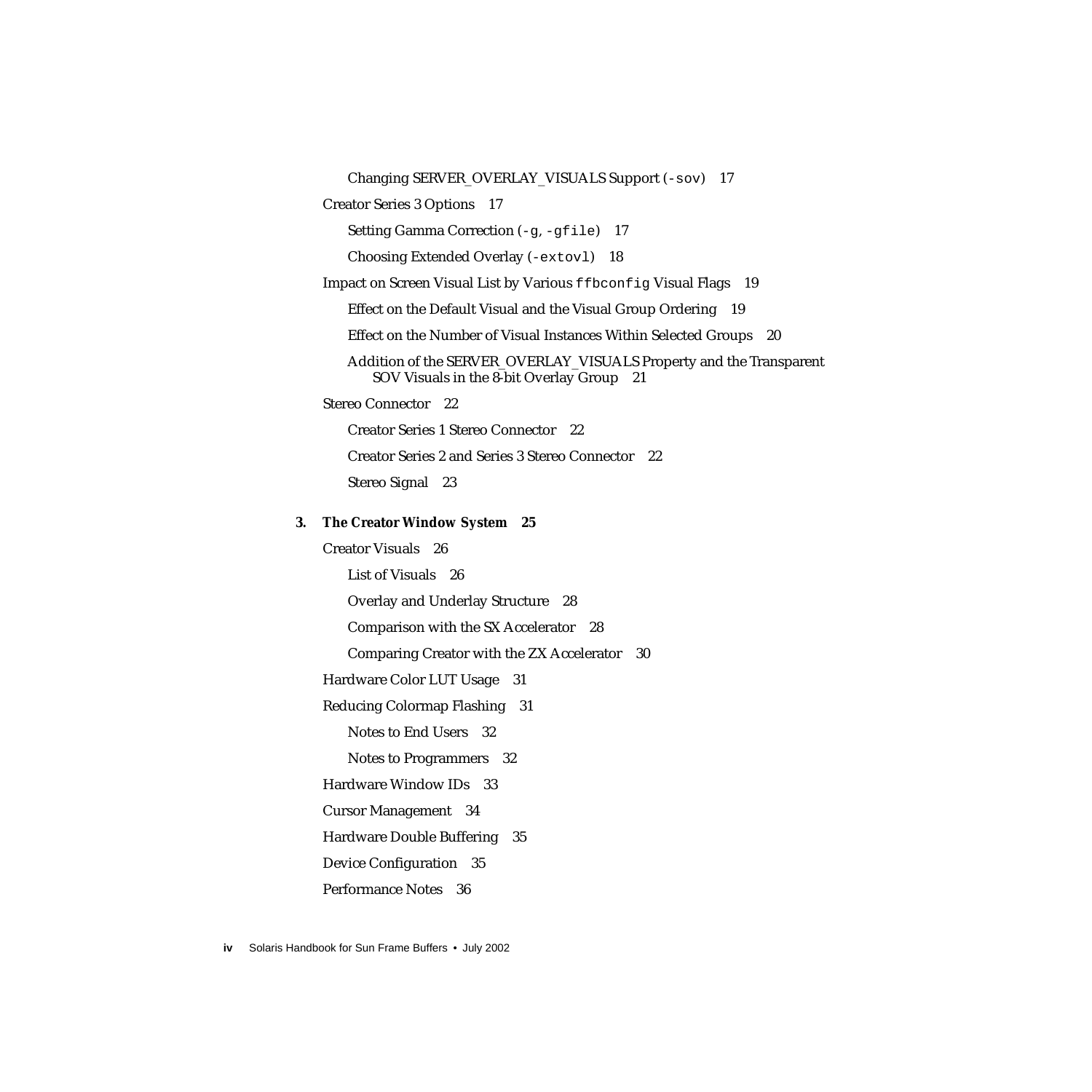- Changing SERVER_OVERLAY_VISUALS Support (`-sov`) 17

Creator Series 3 Options 17

- Setting Gamma Correction (`-g`, `-gfile`) 17
- Choosing Extended Overlay (`-extovl`) 18

Impact on Screen Visual List by Various `ffbconfig` Visual Flags 19

- Effect on the Default Visual and the Visual Group Ordering 19
- Effect on the Number of Visual Instances Within Selected Groups 20
- Addition of the SERVER_OVERLAY_VISUALS Property and the Transparent SOV Visuals in the 8-bit Overlay Group 21

Stereo Connector 22

- Creator Series 1 Stereo Connector 22
- Creator Series 2 and Series 3 Stereo Connector 22
- Stereo Signal 23

**3. The Creator Window System 25**

Creator Visuals 26

- List of Visuals 26
- Overlay and Underlay Structure 28
- Comparison with the SX Accelerator 28
- Comparing Creator with the ZX Accelerator 30

Hardware Color LUT Usage 31

Reducing Colormap Flashing 31

- Notes to End Users 32
- Notes to Programmers 32

Hardware Window IDs 33

Cursor Management 34

Hardware Double Buffering 35

Device Configuration 35

Performance Notes 36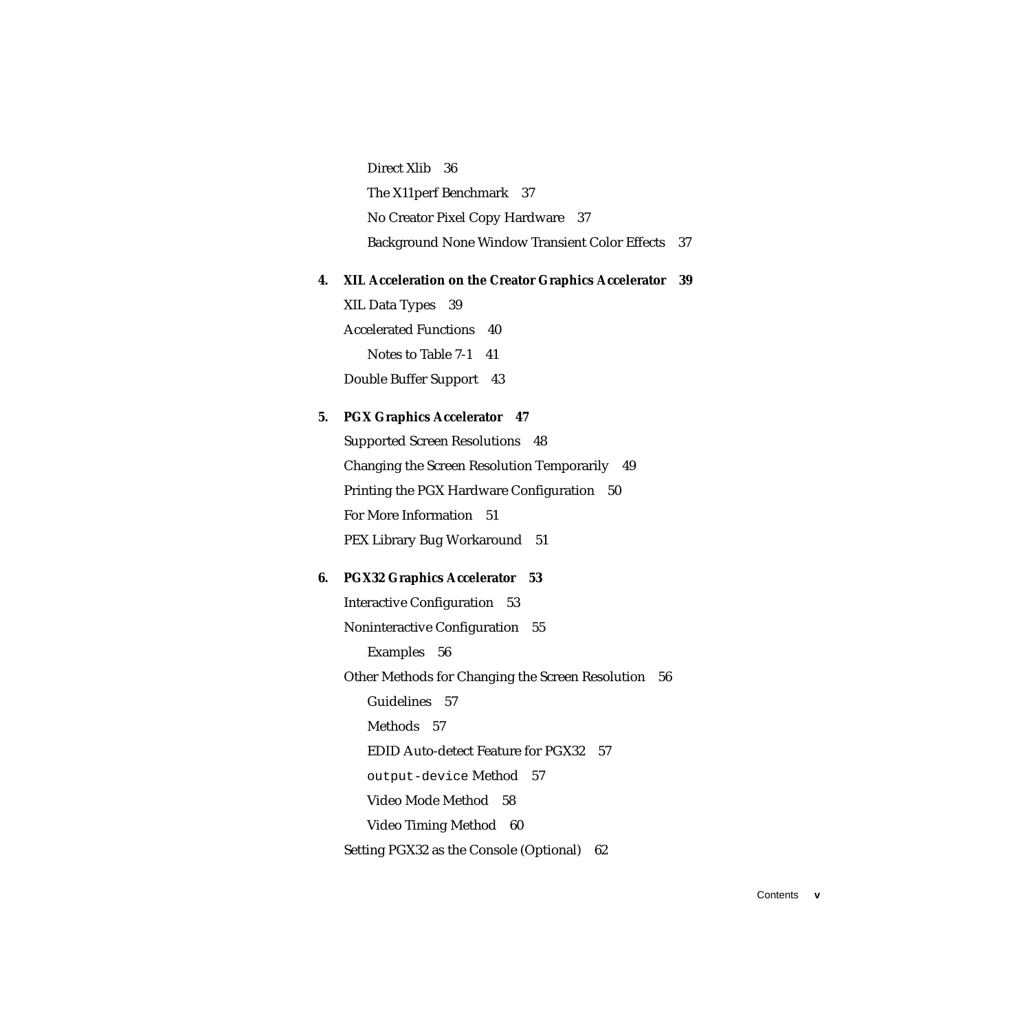Direct Xlib 36

The X11perf Benchmark 37

No Creator Pixel Copy Hardware 37

Background None Window Transient Color Effects 37

**4. XIL Acceleration on the Creator Graphics Accelerator 39**

XIL Data Types 39

Accelerated Functions 40

Notes to Table 7-1 41

Double Buffer Support 43

**5. PGX Graphics Accelerator 47**

Supported Screen Resolutions 48

Changing the Screen Resolution Temporarily 49

Printing the PGX Hardware Configuration 50

For More Information 51

PEX Library Bug Workaround 51

**6. PGX32 Graphics Accelerator 53**

Interactive Configuration 53

Noninteractive Configuration 55

Examples 56

Other Methods for Changing the Screen Resolution 56

Guidelines 57

Methods 57

EDID Auto-detect Feature for PGX32 57

`output-device` Method 57

Video Mode Method 58

Video Timing Method 60

Setting PGX32 as the Console (Optional) 62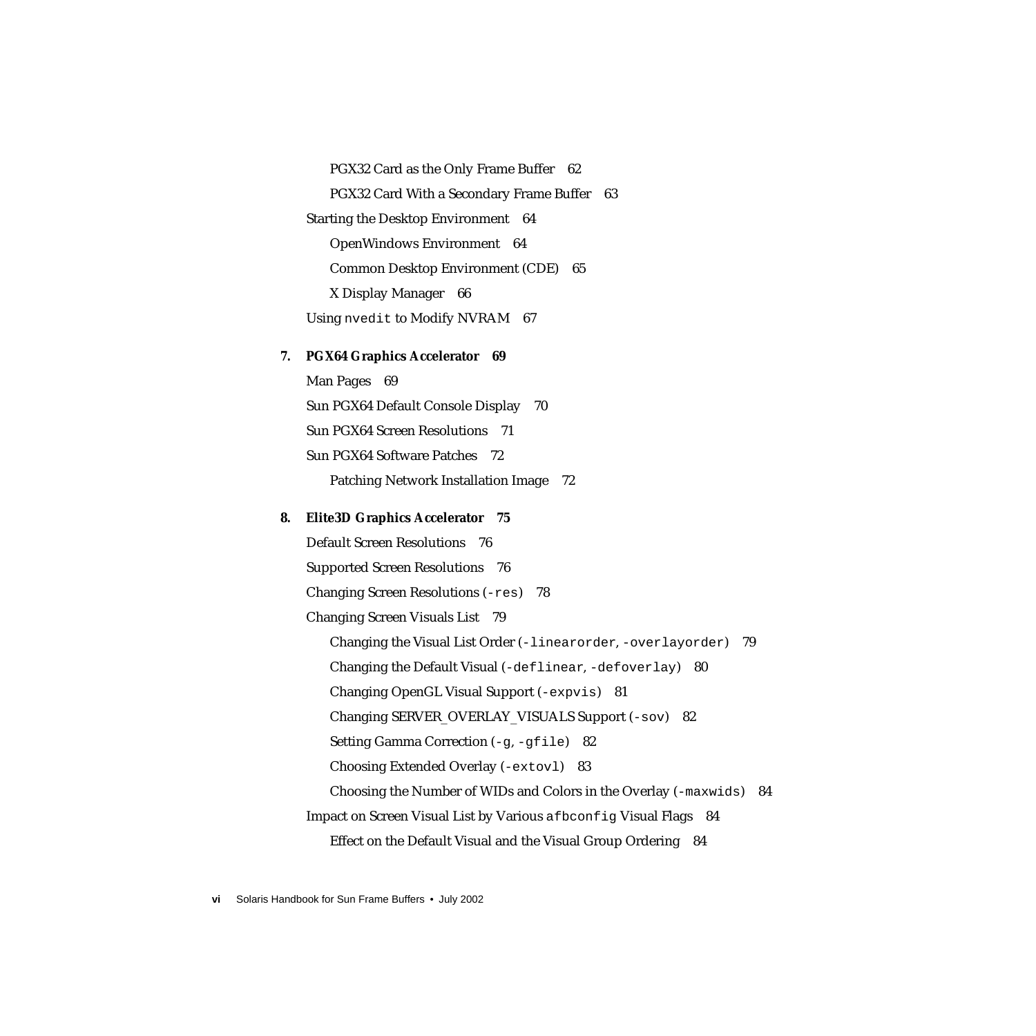PGX32 Card as the Only Frame Buffer 62

PGX32 Card With a Secondary Frame Buffer 63

Starting the Desktop Environment 64

OpenWindows Environment 64

Common Desktop Environment (CDE) 65

X Display Manager 66

Using `nvedit` to Modify NVRAM 67

**7. PGX64 Graphics Accelerator 69**

Man Pages 69

Sun PGX64 Default Console Display 70

Sun PGX64 Screen Resolutions 71

Sun PGX64 Software Patches 72

Patching Network Installation Image 72

**8. Elite3D Graphics Accelerator 75**

Default Screen Resolutions 76

Supported Screen Resolutions 76

Changing Screen Resolutions (`-res`) 78

Changing Screen Visuals List 79

Changing the Visual List Order (`-linearorder`, `-overlayorder`) 79

Changing the Default Visual (`-deflinear`, `-defoverlay`) 80

Changing OpenGL Visual Support (`-expvis`) 81

Changing SERVER_OVERLAY_VISUALS Support (`-sov`) 82

Setting Gamma Correction (`-g`, `-gfile`) 82

Choosing Extended Overlay (`-extovl`) 83

Choosing the Number of WIDs and Colors in the Overlay (`-maxwids`) 84

Impact on Screen Visual List by Various `afbconfig` Visual Flags 84

Effect on the Default Visual and the Visual Group Ordering 84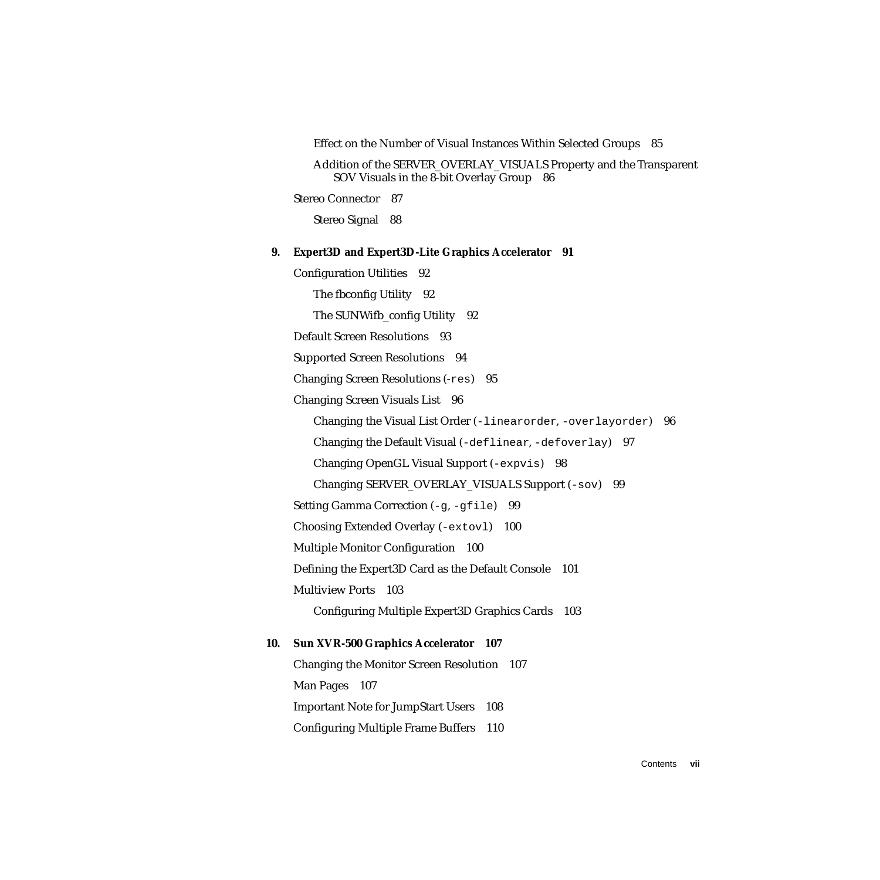Effect on the Number of Visual Instances Within Selected Groups 85

Addition of the SERVER_OVERLAY_VISUALS Property and the Transparent SOV Visuals in the 8-bit Overlay Group 86

Stereo Connector 87

Stereo Signal 88

**9. Expert3D and Expert3D-Lite Graphics Accelerator 91**

Configuration Utilities 92

The fbconfig Utility 92

The SUNWifb_config Utility 92

Default Screen Resolutions 93

Supported Screen Resolutions 94

Changing Screen Resolutions (`-res`) 95

Changing Screen Visuals List 96

Changing the Visual List Order (`-linearorder`, `-overlayorder`) 96

Changing the Default Visual (`-deflinear`, `-defoverlay`) 97

Changing OpenGL Visual Support (`-expvis`) 98

Changing SERVER_OVERLAY_VISUALS Support (`-sov`) 99

Setting Gamma Correction (`-g`, `-gfile`) 99

Choosing Extended Overlay (`-extovl`) 100

Multiple Monitor Configuration 100

Defining the Expert3D Card as the Default Console 101

Multiview Ports 103

Configuring Multiple Expert3D Graphics Cards 103

**10. Sun XVR-500 Graphics Accelerator 107**

Changing the Monitor Screen Resolution 107

Man Pages 107

Important Note for JumpStart Users 108

Configuring Multiple Frame Buffers 110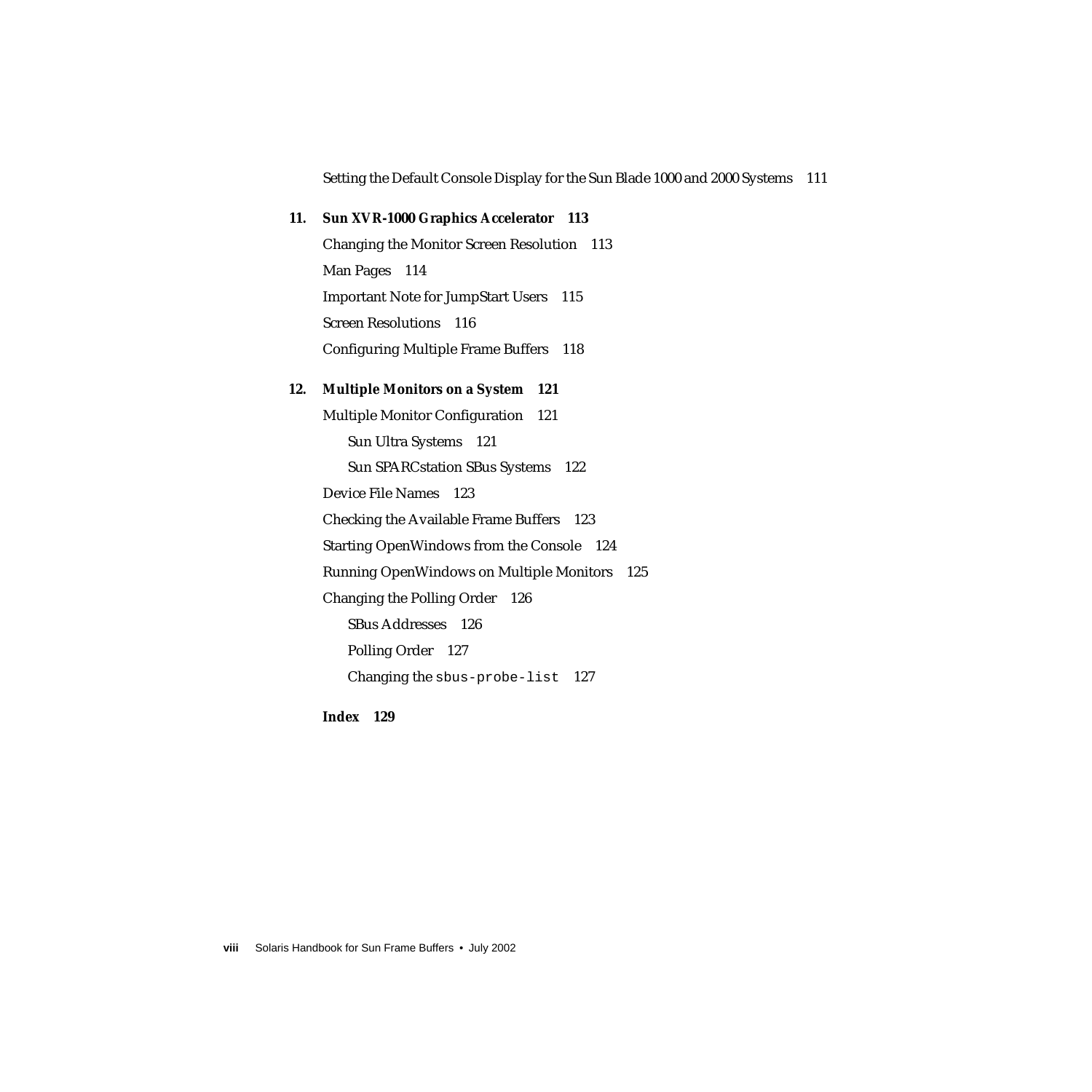Setting the Default Console Display for the Sun Blade 1000 and 2000 Systems 111

**11. Sun XVR-1000 Graphics Accelerator 113**

Changing the Monitor Screen Resolution 113

Man Pages 114

Important Note for JumpStart Users 115

Screen Resolutions 116

Configuring Multiple Frame Buffers 118

**12. Multiple Monitors on a System 121**

Multiple Monitor Configuration 121

- Sun Ultra Systems 121
- Sun SPARCstation SBus Systems 122

Device File Names 123

Checking the Available Frame Buffers 123

Starting OpenWindows from the Console 124

Running OpenWindows on Multiple Monitors 125

Changing the Polling Order 126

- SBus Addresses 126
- Polling Order 127
- Changing the `sbus-probe-list` 127

**Index 129**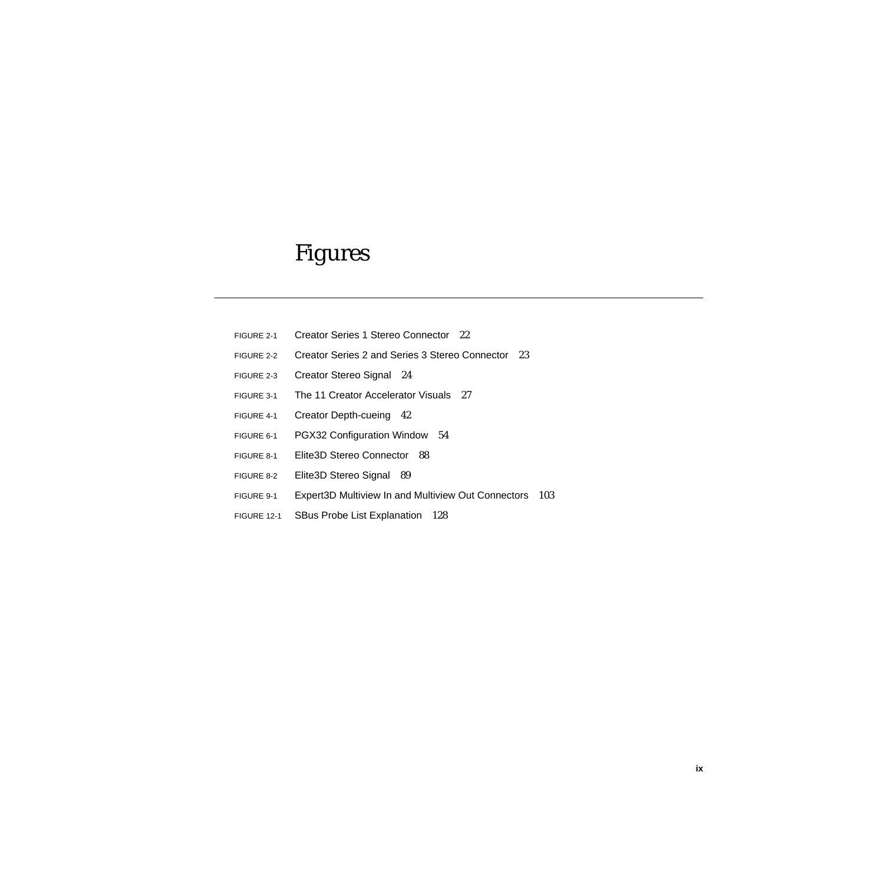# Figures

FIGURE 2-1 Creator Series 1 Stereo Connector 22

FIGURE 2-2 Creator Series 2 and Series 3 Stereo Connector 23

FIGURE 2-3 Creator Stereo Signal 24

FIGURE 3-1 The 11 Creator Accelerator Visuals 27

FIGURE 4-1 Creator Depth-cueing 42

FIGURE 6-1 PGX32 Configuration Window 54

FIGURE 8-1 Elite3D Stereo Connector 88

FIGURE 8-2 Elite3D Stereo Signal 89

FIGURE 9-1 Expert3D Multiview In and Multiview Out Connectors 103

FIGURE 12-1 SBus Probe List Explanation 128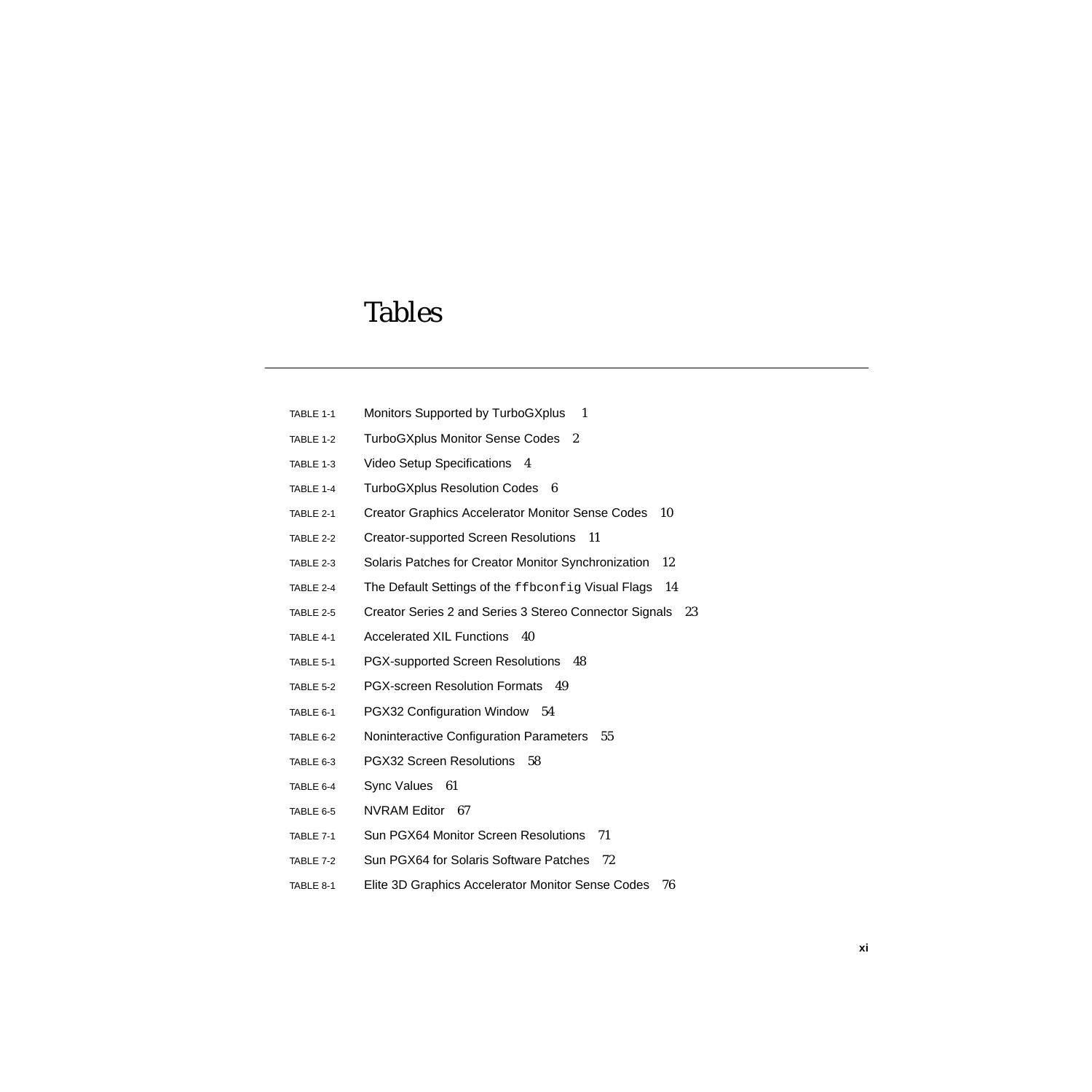# Tables

TABLE 1-1 Monitors Supported by TurboGXplus 1

TABLE 1-2 TurboGXplus Monitor Sense Codes 2

TABLE 1-3 Video Setup Specifications 4

TABLE 1-4 TurboGXplus Resolution Codes 6

TABLE 2-1 Creator Graphics Accelerator Monitor Sense Codes 10

TABLE 2-2 Creator-supported Screen Resolutions 11

TABLE 2-3 Solaris Patches for Creator Monitor Synchronization 12

TABLE 2-4 The Default Settings of the `ffbconfig` Visual Flags 14

TABLE 2-5 Creator Series 2 and Series 3 Stereo Connector Signals 23

TABLE 4-1 Accelerated XIL Functions 40

TABLE 5-1 PGX-supported Screen Resolutions 48

TABLE 5-2 PGX-screen Resolution Formats 49

TABLE 6-1 PGX32 Configuration Window 54

TABLE 6-2 Noninteractive Configuration Parameters 55

TABLE 6-3 PGX32 Screen Resolutions 58

TABLE 6-4 Sync Values 61

TABLE 6-5 NVRAM Editor 67

TABLE 7-1 Sun PGX64 Monitor Screen Resolutions 71

TABLE 7-2 Sun PGX64 for Solaris Software Patches 72

TABLE 8-1 Elite 3D Graphics Accelerator Monitor Sense Codes 76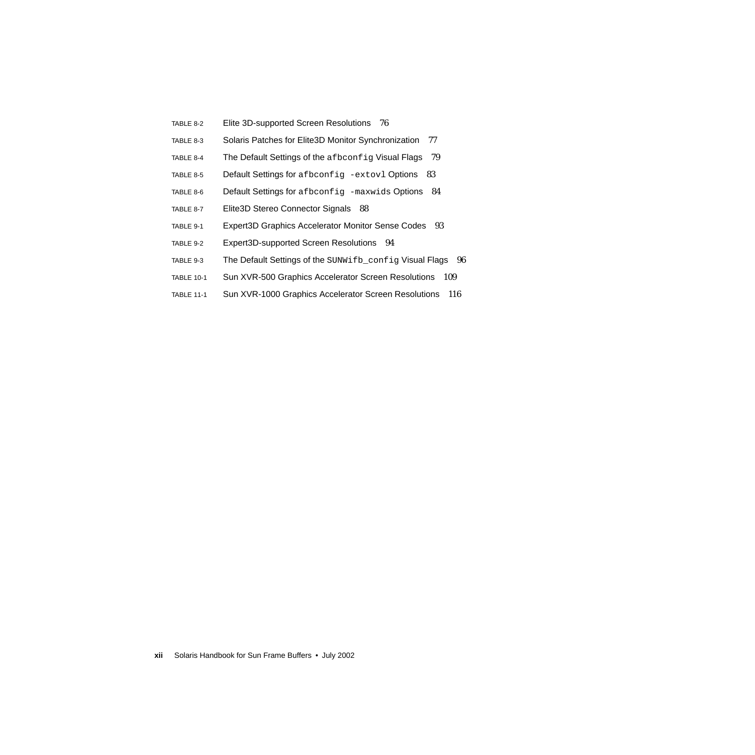TABLE 8-2 Elite 3D-supported Screen Resolutions 76

TABLE 8-3 Solaris Patches for Elite3D Monitor Synchronization 77

TABLE 8-4 The Default Settings of the `afbconfig` Visual Flags 79

TABLE 8-5 Default Settings for `afbconfig -extovl` Options 83

TABLE 8-6 Default Settings for `afbconfig -maxwids` Options 84

TABLE 8-7 Elite3D Stereo Connector Signals 88

TABLE 9-1 Expert3D Graphics Accelerator Monitor Sense Codes 93

TABLE 9-2 Expert3D-supported Screen Resolutions 94

TABLE 9-3 The Default Settings of the `SUNWifb_config` Visual Flags 96

TABLE 10-1 Sun XVR-500 Graphics Accelerator Screen Resolutions 109

TABLE 11-1 Sun XVR-1000 Graphics Accelerator Screen Resolutions 116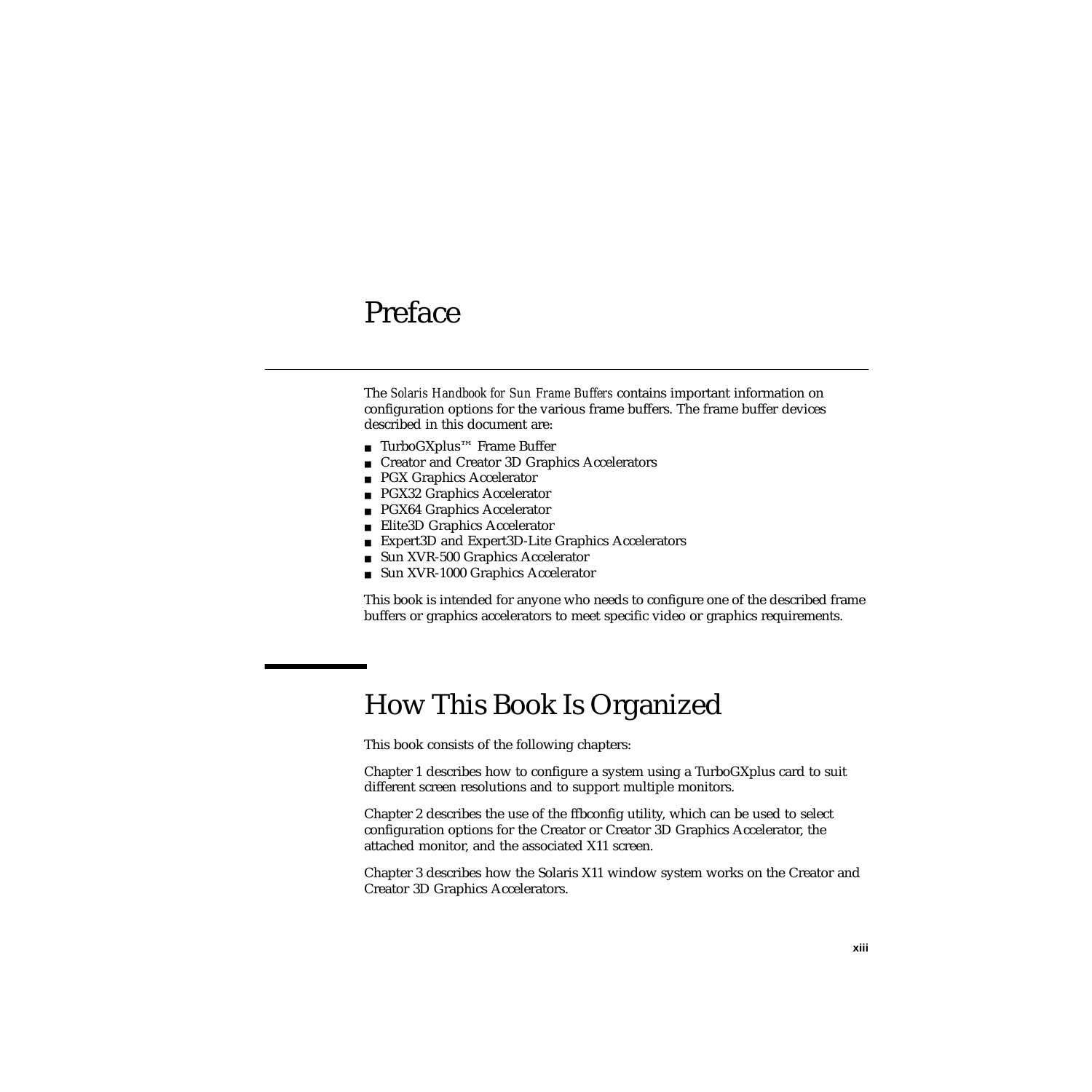# Preface

The *Solaris Handbook for Sun Frame Buffers* contains important information on configuration options for the various frame buffers. The frame buffer devices described in this document are:

- TurboGXplus™ Frame Buffer
- Creator and Creator 3D Graphics Accelerators
- PGX Graphics Accelerator
- PGX32 Graphics Accelerator
- PGX64 Graphics Accelerator
- Elite3D Graphics Accelerator
- Expert3D and Expert3D-Lite Graphics Accelerators
- Sun XVR-500 Graphics Accelerator
- Sun XVR-1000 Graphics Accelerator

This book is intended for anyone who needs to configure one of the described frame buffers or graphics accelerators to meet specific video or graphics requirements.

## How This Book Is Organized

This book consists of the following chapters:

Chapter 1 describes how to configure a system using a TurboGXplus card to suit different screen resolutions and to support multiple monitors.

Chapter 2 describes the use of the ffbconfig utility, which can be used to select configuration options for the Creator or Creator 3D Graphics Accelerator, the attached monitor, and the associated X11 screen.

Chapter 3 describes how the Solaris X11 window system works on the Creator and Creator 3D Graphics Accelerators.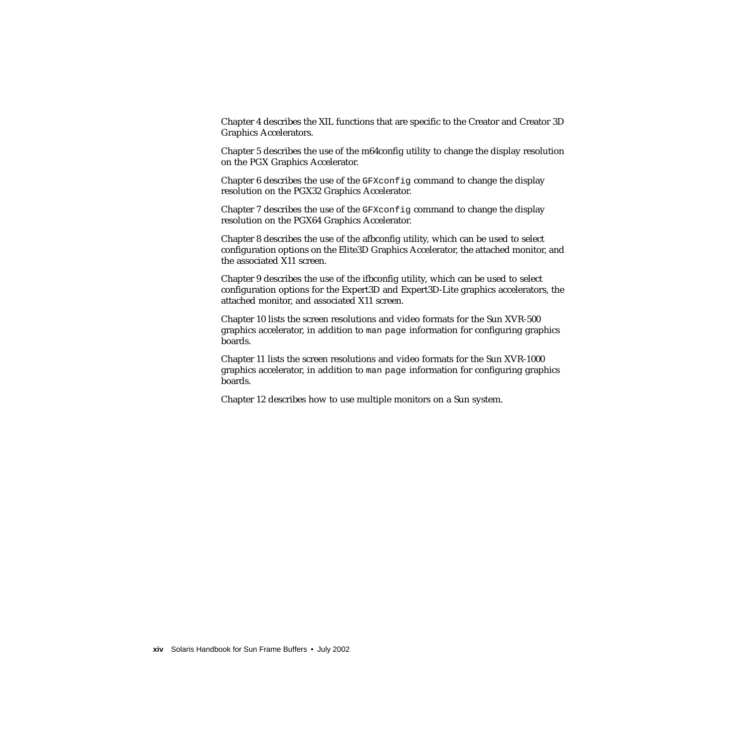Chapter 4 describes the XIL functions that are specific to the Creator and Creator 3D Graphics Accelerators.

Chapter 5 describes the use of the m64config utility to change the display resolution on the PGX Graphics Accelerator.

Chapter 6 describes the use of the `GFXconfig` command to change the display resolution on the PGX32 Graphics Accelerator.

Chapter 7 describes the use of the `GFXconfig` command to change the display resolution on the PGX64 Graphics Accelerator.

Chapter 8 describes the use of the afbconfig utility, which can be used to select configuration options on the Elite3D Graphics Accelerator, the attached monitor, and the associated X11 screen.

Chapter 9 describes the use of the ifbconfig utility, which can be used to select configuration options for the Expert3D and Expert3D-Lite graphics accelerators, the attached monitor, and associated X11 screen.

Chapter 10 lists the screen resolutions and video formats for the Sun XVR-500 graphics accelerator, in addition to `man page` information for configuring graphics boards.

Chapter 11 lists the screen resolutions and video formats for the Sun XVR-1000 graphics accelerator, in addition to `man page` information for configuring graphics boards.

Chapter 12 describes how to use multiple monitors on a Sun system.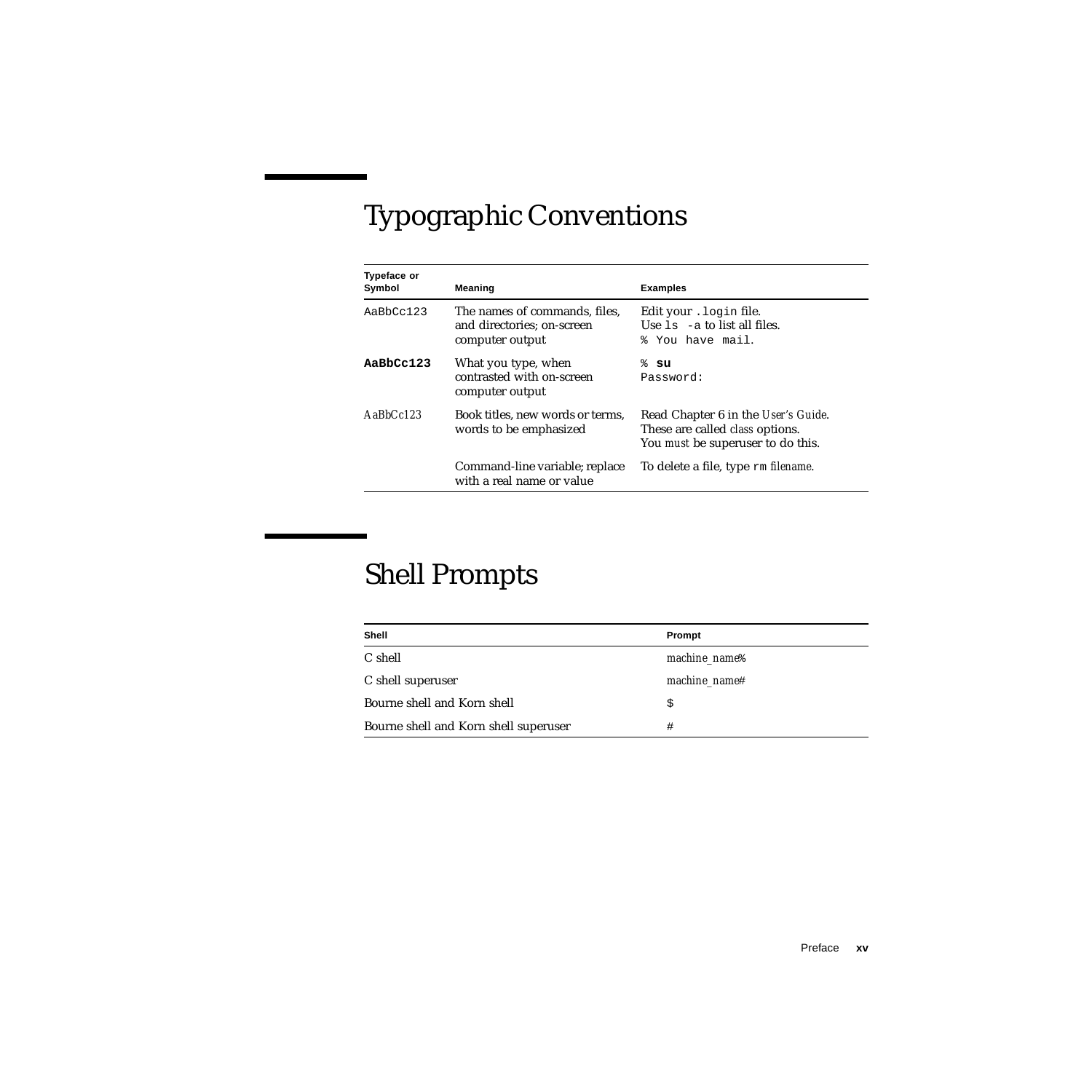## Typographic Conventions

| Typeface or Symbol | Meaning | Examples |
|---|---|---|
| `AaBbCc123` | The names of commands, files, and directories; on-screen computer output | Edit your `.login` file.<br>Use `ls -a` to list all files.<br>`% You have mail.` |
| **`AaBbCc123`** | What you type, when contrasted with on-screen computer output | `%` **`su`**<br>`Password:` |
| *AaBbCc123* | Book titles, new words or terms, words to be emphasized | Read Chapter 6 in the *User's Guide*.<br>These are called *class* options.<br>You *must* be superuser to do this. |
| | Command-line variable; replace with a real name or value | To delete a file, type `rm` *filename*. |

## Shell Prompts

| Shell | Prompt |
|---|---|
| C shell | *machine_name*% |
| C shell superuser | *machine_name*# |
| Bourne shell and Korn shell | `$` |
| Bourne shell and Korn shell superuser | `#` |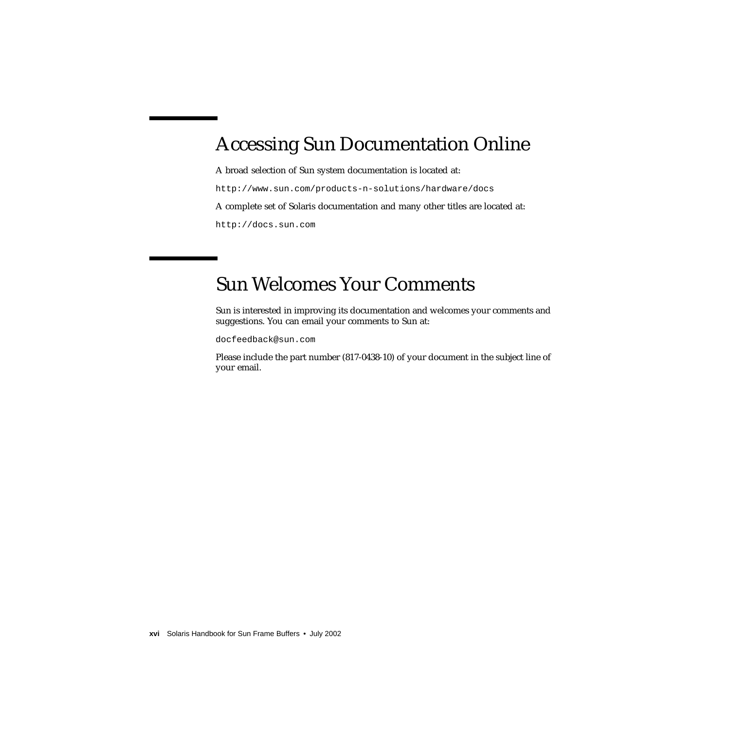# Accessing Sun Documentation Online

A broad selection of Sun system documentation is located at:

`http://www.sun.com/products-n-solutions/hardware/docs`

A complete set of Solaris documentation and many other titles are located at:

`http://docs.sun.com`

# Sun Welcomes Your Comments

Sun is interested in improving its documentation and welcomes your comments and suggestions. You can email your comments to Sun at:

`docfeedback@sun.com`

Please include the part number (817-0438-10) of your document in the subject line of your email.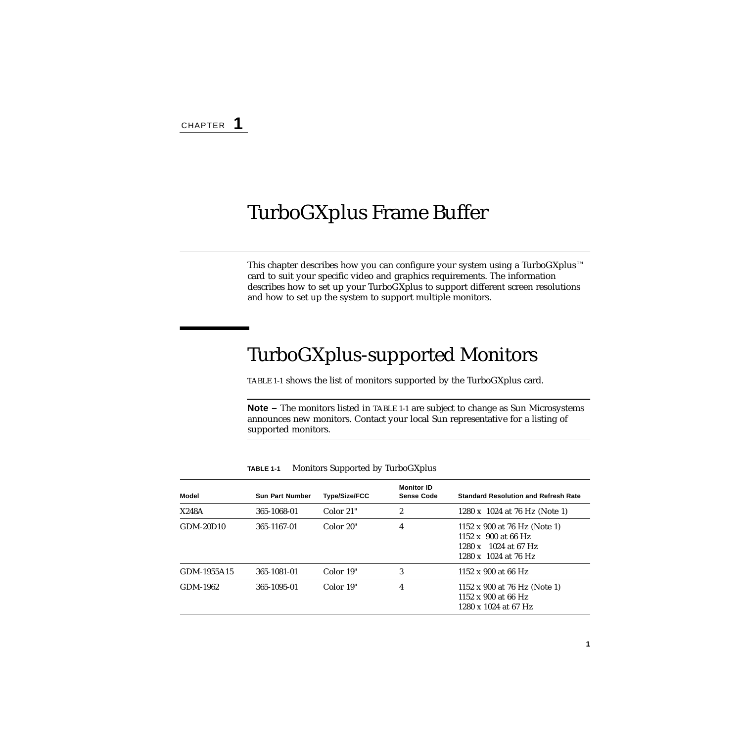CHAPTER **1**

# TurboGXplus Frame Buffer

This chapter describes how you can configure your system using a TurboGXplus™ card to suit your specific video and graphics requirements. The information describes how to set up your TurboGXplus to support different screen resolutions and how to set up the system to support multiple monitors.

## TurboGXplus-supported Monitors

TABLE 1-1 shows the list of monitors supported by the TurboGXplus card.

---

**Note –** The monitors listed in TABLE 1-1 are subject to change as Sun Microsystems announces new monitors. Contact your local Sun representative for a listing of supported monitors.

---

**TABLE 1-1** Monitors Supported by TurboGXplus

| Model | Sun Part Number | Type/Size/FCC | Monitor ID Sense Code | Standard Resolution and Refresh Rate |
|---|---|---|---|---|
| X248A | 365-1068-01 | Color 21" | 2 | 1280 x 1024 at 76 Hz (Note 1) |
| GDM-20D10 | 365-1167-01 | Color 20" | 4 | 1152 x 900 at 76 Hz (Note 1)<br>1152 x 900 at 66 Hz<br>1280 x 1024 at 67 Hz<br>1280 x 1024 at 76 Hz |
| GDM-1955A15 | 365-1081-01 | Color 19" | 3 | 1152 x 900 at 66 Hz |
| GDM-1962 | 365-1095-01 | Color 19" | 4 | 1152 x 900 at 76 Hz (Note 1)<br>1152 x 900 at 66 Hz<br>1280 x 1024 at 67 Hz |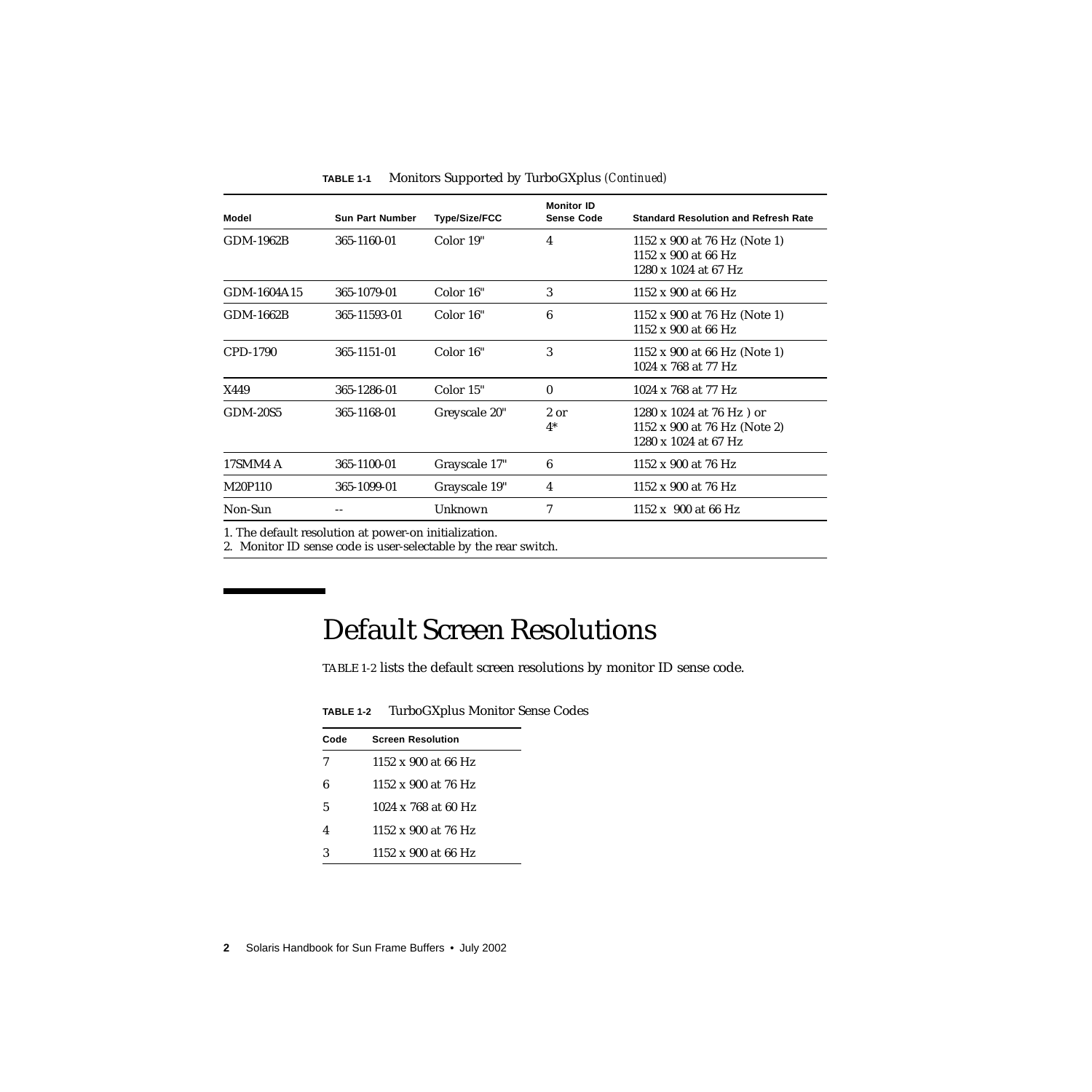**TABLE 1-1** Monitors Supported by TurboGXplus *(Continued)*

| Model | Sun Part Number | Type/Size/FCC | Monitor ID Sense Code | Standard Resolution and Refresh Rate |
|---|---|---|---|---|
| GDM-1962B | 365-1160-01 | Color 19" | 4 | 1152 x 900 at 76 Hz (Note 1)<br>1152 x 900 at 66 Hz<br>1280 x 1024 at 67 Hz |
| GDM-1604A15 | 365-1079-01 | Color 16" | 3 | 1152 x 900 at 66 Hz |
| GDM-1662B | 365-11593-01 | Color 16" | 6 | 1152 x 900 at 76 Hz (Note 1)<br>1152 x 900 at 66 Hz |
| CPD-1790 | 365-1151-01 | Color 16" | 3 | 1152 x 900 at 66 Hz (Note 1)<br>1024 x 768 at 77 Hz |
| X449 | 365-1286-01 | Color 15" | 0 | 1024 x 768 at 77 Hz |
| GDM-20S5 | 365-1168-01 | Greyscale 20" | 2 or<br>4* | 1280 x 1024 at 76 Hz ) or<br>1152 x 900 at 76 Hz (Note 2)<br>1280 x 1024 at 67 Hz |
| 17SMM4 A | 365-1100-01 | Grayscale 17" | 6 | 1152 x 900 at 76 Hz |
| M20P110 | 365-1099-01 | Grayscale 19" | 4 | 1152 x 900 at 76 Hz |
| Non-Sun | -- | Unknown | 7 | 1152 x 900 at 66 Hz |

1. The default resolution at power-on initialization.
2. Monitor ID sense code is user-selectable by the rear switch.

# Default Screen Resolutions

TABLE 1-2 lists the default screen resolutions by monitor ID sense code.

**TABLE 1-2** TurboGXplus Monitor Sense Codes

| Code | Screen Resolution |
|---|---|
| 7 | 1152 x 900 at 66 Hz |
| 6 | 1152 x 900 at 76 Hz |
| 5 | 1024 x 768 at 60 Hz |
| 4 | 1152 x 900 at 76 Hz |
| 3 | 1152 x 900 at 66 Hz |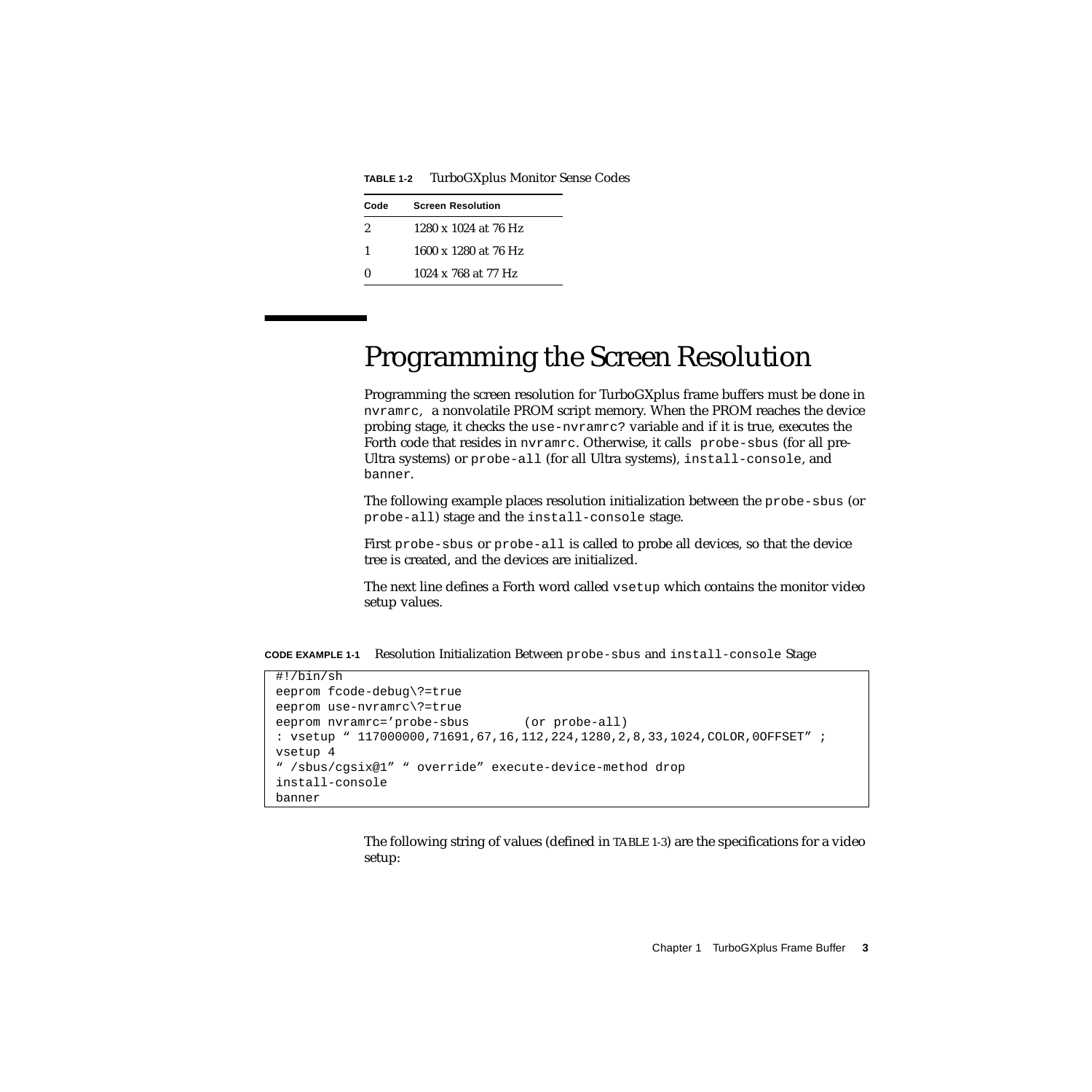**TABLE 1-2** TurboGXplus Monitor Sense Codes

| Code | Screen Resolution |
|---|---|
| 2 | 1280 x 1024 at 76 Hz |
| 1 | 1600 x 1280 at 76 Hz |
| 0 | 1024 x 768 at 77 Hz |

# Programming the Screen Resolution

Programming the screen resolution for TurboGXplus frame buffers must be done in `nvramrc`, a nonvolatile PROM script memory. When the PROM reaches the device probing stage, it checks the `use-nvramrc?` variable and if it is true, executes the Forth code that resides in `nvramrc`. Otherwise, it calls `probe-sbus` (for all pre-Ultra systems) or `probe-all` (for all Ultra systems), `install-console`, and `banner`.

The following example places resolution initialization between the `probe-sbus` (or `probe-all`) stage and the `install-console` stage.

First `probe-sbus` or `probe-all` is called to probe all devices, so that the device tree is created, and the devices are initialized.

The next line defines a Forth word called `vsetup` which contains the monitor video setup values.

**CODE EXAMPLE 1-1** Resolution Initialization Between `probe-sbus` and `install-console` Stage

```
#!/bin/sh
eeprom fcode-debug\?=true
eeprom use-nvramrc\?=true
eeprom nvramrc='probe-sbus       (or probe-all)
: vsetup " 117000000,71691,67,16,112,224,1280,2,8,33,1024,COLOR,0OFFSET" ;
vsetup 4
" /sbus/cgsix@1" " override" execute-device-method drop
install-console
banner
```

The following string of values (defined in TABLE 1-3) are the specifications for a video setup: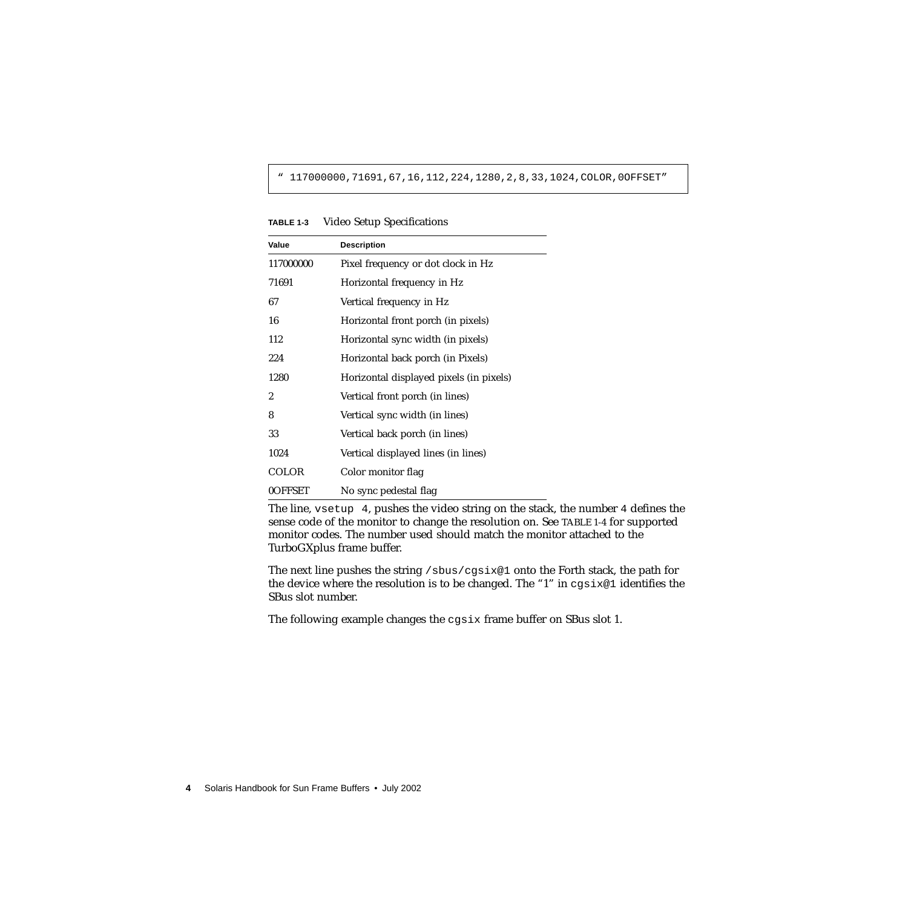```
" 117000000,71691,67,16,112,224,1280,2,8,33,1024,COLOR,0OFFSET"
```

**TABLE 1-3** Video Setup Specifications

| Value | Description |
|---|---|
| 117000000 | Pixel frequency or dot clock in Hz |
| 71691 | Horizontal frequency in Hz |
| 67 | Vertical frequency in Hz |
| 16 | Horizontal front porch (in pixels) |
| 112 | Horizontal sync width (in pixels) |
| 224 | Horizontal back porch (in Pixels) |
| 1280 | Horizontal displayed pixels (in pixels) |
| 2 | Vertical front porch (in lines) |
| 8 | Vertical sync width (in lines) |
| 33 | Vertical back porch (in lines) |
| 1024 | Vertical displayed lines (in lines) |
| COLOR | Color monitor flag |
| 0OFFSET | No sync pedestal flag |

The line, `vsetup 4`, pushes the video string on the stack, the number 4 defines the sense code of the monitor to change the resolution on. See TABLE 1-4 for supported monitor codes. The number used should match the monitor attached to the TurboGXplus frame buffer.

The next line pushes the string `/sbus/cgsix@1` onto the Forth stack, the path for the device where the resolution is to be changed. The "1" in `cgsix@1` identifies the SBus slot number.

The following example changes the `cgsix` frame buffer on SBus slot 1.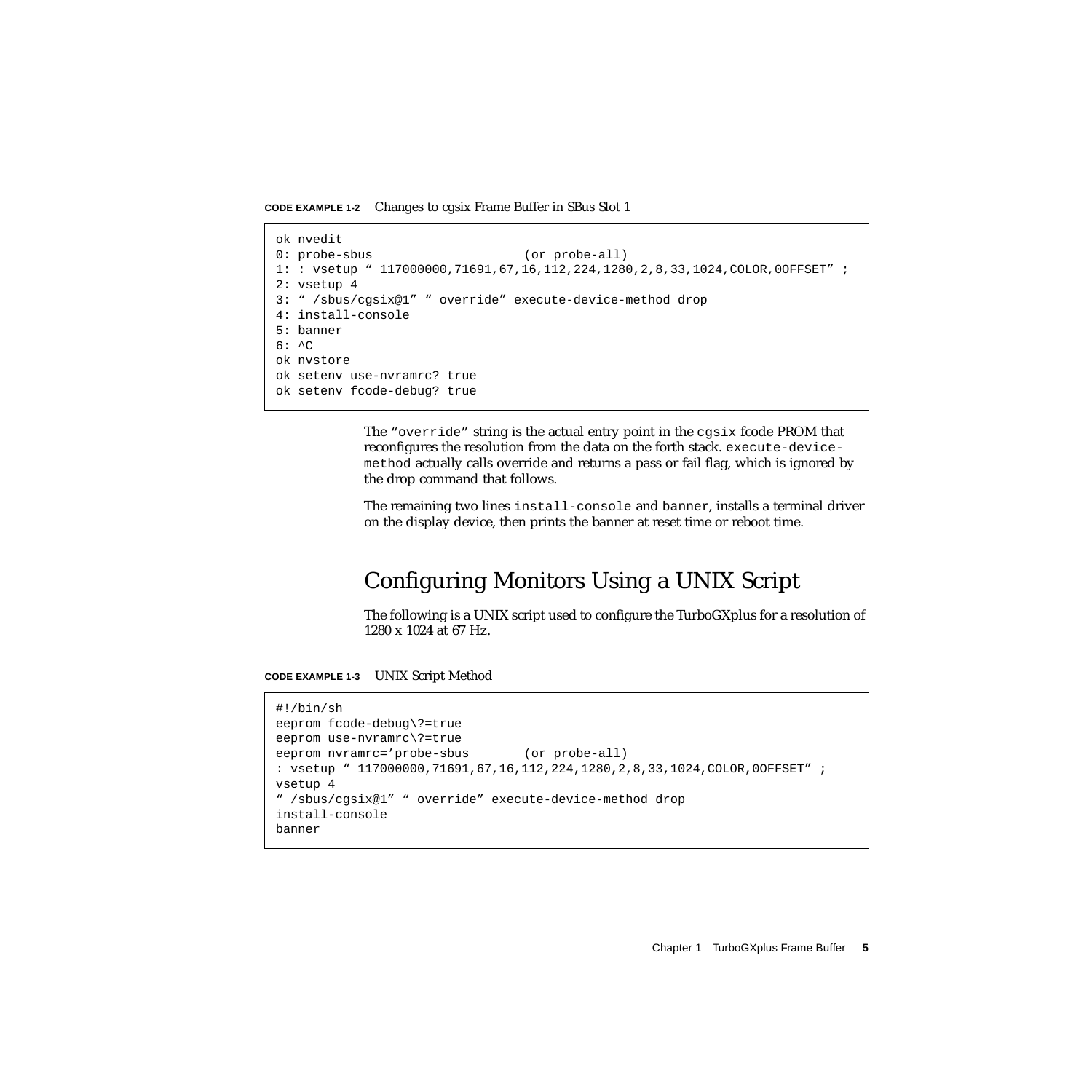**CODE EXAMPLE 1-2** Changes to cgsix Frame Buffer in SBus Slot 1

```
ok nvedit
0: probe-sbus                    (or probe-all)
1: : vsetup " 117000000,71691,67,16,112,224,1280,2,8,33,1024,COLOR,0OFFSET" ;
2: vsetup 4
3: " /sbus/cgsix@1" " override" execute-device-method drop
4: install-console
5: banner
6: ^C
ok nvstore
ok setenv use-nvramrc? true
ok setenv fcode-debug? true
```

The "override" string is the actual entry point in the cgsix fcode PROM that reconfigures the resolution from the data on the forth stack. execute-device-method actually calls override and returns a pass or fail flag, which is ignored by the drop command that follows.

The remaining two lines install-console and banner, installs a terminal driver on the display device, then prints the banner at reset time or reboot time.

## Configuring Monitors Using a UNIX Script

The following is a UNIX script used to configure the TurboGXplus for a resolution of 1280 x 1024 at 67 Hz.

**CODE EXAMPLE 1-3** UNIX Script Method

```
#!/bin/sh
eeprom fcode-debug\?=true
eeprom use-nvramrc\?=true
eeprom nvramrc='probe-sbus       (or probe-all)
: vsetup " 117000000,71691,67,16,112,224,1280,2,8,33,1024,COLOR,0OFFSET" ;
vsetup 4
" /sbus/cgsix@1" " override" execute-device-method drop
install-console
banner
```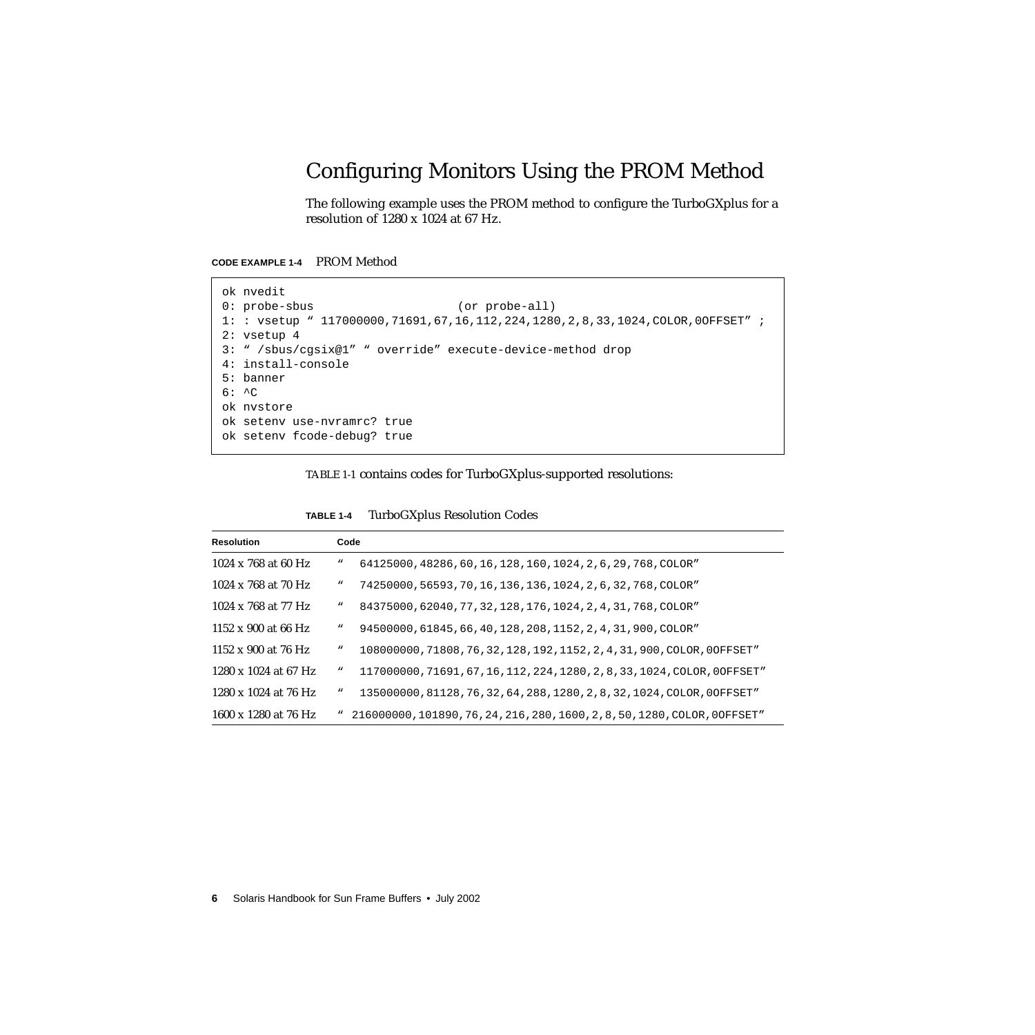## Configuring Monitors Using the PROM Method

The following example uses the PROM method to configure the TurboGXplus for a resolution of 1280 x 1024 at 67 Hz.

**CODE EXAMPLE 1-4** PROM Method

```
ok nvedit
0: probe-sbus                    (or probe-all)
1: : vsetup “ 117000000,71691,67,16,112,224,1280,2,8,33,1024,COLOR,0OFFSET” ;
2: vsetup 4
3: “ /sbus/cgsix@1” “ override” execute-device-method drop
4: install-console
5: banner
6: ^C
ok nvstore
ok setenv use-nvramrc? true
ok setenv fcode-debug? true
```

TABLE 1-1 contains codes for TurboGXplus-supported resolutions:

**TABLE 1-4** TurboGXplus Resolution Codes

| Resolution | Code |
|---|---|
| 1024 x 768 at 60 Hz | “ 64125000,48286,60,16,128,160,1024,2,6,29,768,COLOR” |
| 1024 x 768 at 70 Hz | “ 74250000,56593,70,16,136,136,1024,2,6,32,768,COLOR” |
| 1024 x 768 at 77 Hz | “ 84375000,62040,77,32,128,176,1024,2,4,31,768,COLOR” |
| 1152 x 900 at 66 Hz | “ 94500000,61845,66,40,128,208,1152,2,4,31,900,COLOR” |
| 1152 x 900 at 76 Hz | “ 108000000,71808,76,32,128,192,1152,2,4,31,900,COLOR,0OFFSET” |
| 1280 x 1024 at 67 Hz | “ 117000000,71691,67,16,112,224,1280,2,8,33,1024,COLOR,0OFFSET” |
| 1280 x 1024 at 76 Hz | “ 135000000,81128,76,32,64,288,1280,2,8,32,1024,COLOR,0OFFSET” |
| 1600 x 1280 at 76 Hz | “ 216000000,101890,76,24,216,280,1600,2,8,50,1280,COLOR,0OFFSET” |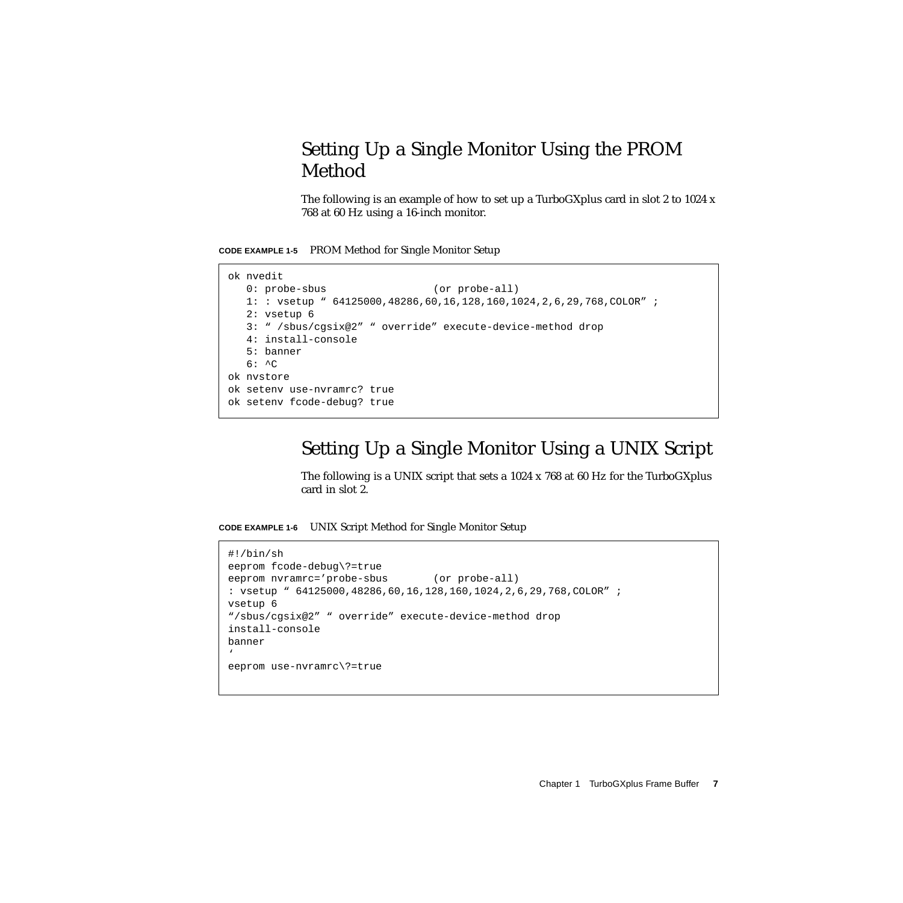## Setting Up a Single Monitor Using the PROM Method

The following is an example of how to set up a TurboGXplus card in slot 2 to 1024 x 768 at 60 Hz using a 16-inch monitor.

**CODE EXAMPLE 1-5** PROM Method for Single Monitor Setup

```
ok nvedit
   0: probe-sbus                 (or probe-all)
   1: : vsetup " 64125000,48286,60,16,128,160,1024,2,6,29,768,COLOR" ;
   2: vsetup 6
   3: " /sbus/cgsix@2" " override" execute-device-method drop
   4: install-console
   5: banner
   6: ^C
ok nvstore
ok setenv use-nvramrc? true
ok setenv fcode-debug? true
```

## Setting Up a Single Monitor Using a UNIX Script

The following is a UNIX script that sets a 1024 x 768 at 60 Hz for the TurboGXplus card in slot 2.

**CODE EXAMPLE 1-6** UNIX Script Method for Single Monitor Setup

```
#!/bin/sh
eeprom fcode-debug\?=true
eeprom nvramrc='probe-sbus       (or probe-all)
: vsetup " 64125000,48286,60,16,128,160,1024,2,6,29,768,COLOR" ;
vsetup 6
"/sbus/cgsix@2" " override" execute-device-method drop
install-console
banner
'
eeprom use-nvramrc\?=true
```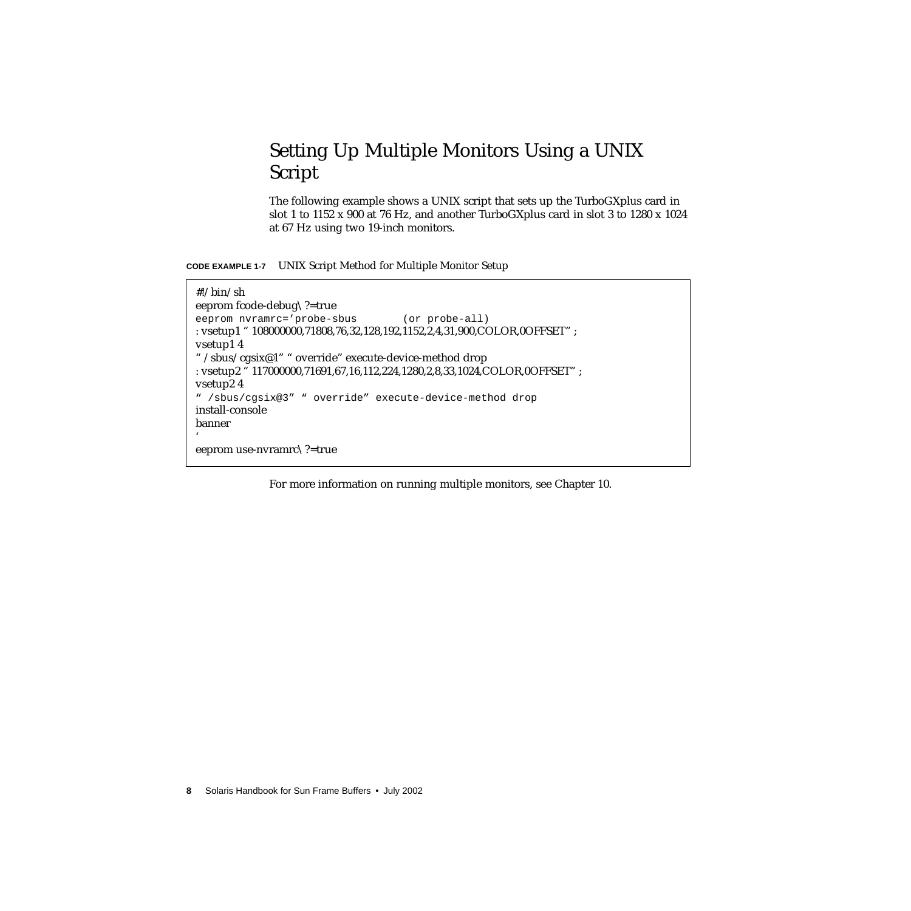## Setting Up Multiple Monitors Using a UNIX Script

The following example shows a UNIX script that sets up the TurboGXplus card in slot 1 to 1152 x 900 at 76 Hz, and another TurboGXplus card in slot 3 to 1280 x 1024 at 67 Hz using two 19-inch monitors.

**CODE EXAMPLE 1-7** UNIX Script Method for Multiple Monitor Setup

```
#!/bin/sh
eeprom fcode-debug\?=true
eeprom nvramrc='probe-sbus       (or probe-all)
: vsetup1 " 108000000,71808,76,32,128,192,1152,2,4,31,900,COLOR,0OFFSET" ;
vsetup1 4
" /sbus/cgsix@1" " override" execute-device-method drop
: vsetup2 " 117000000,71691,67,16,112,224,1280,2,8,33,1024,COLOR,0OFFSET" ;
vsetup2 4
" /sbus/cgsix@3" " override" execute-device-method drop
install-console
banner
'
eeprom use-nvramrc\?=true
```

For more information on running multiple monitors, see Chapter 10.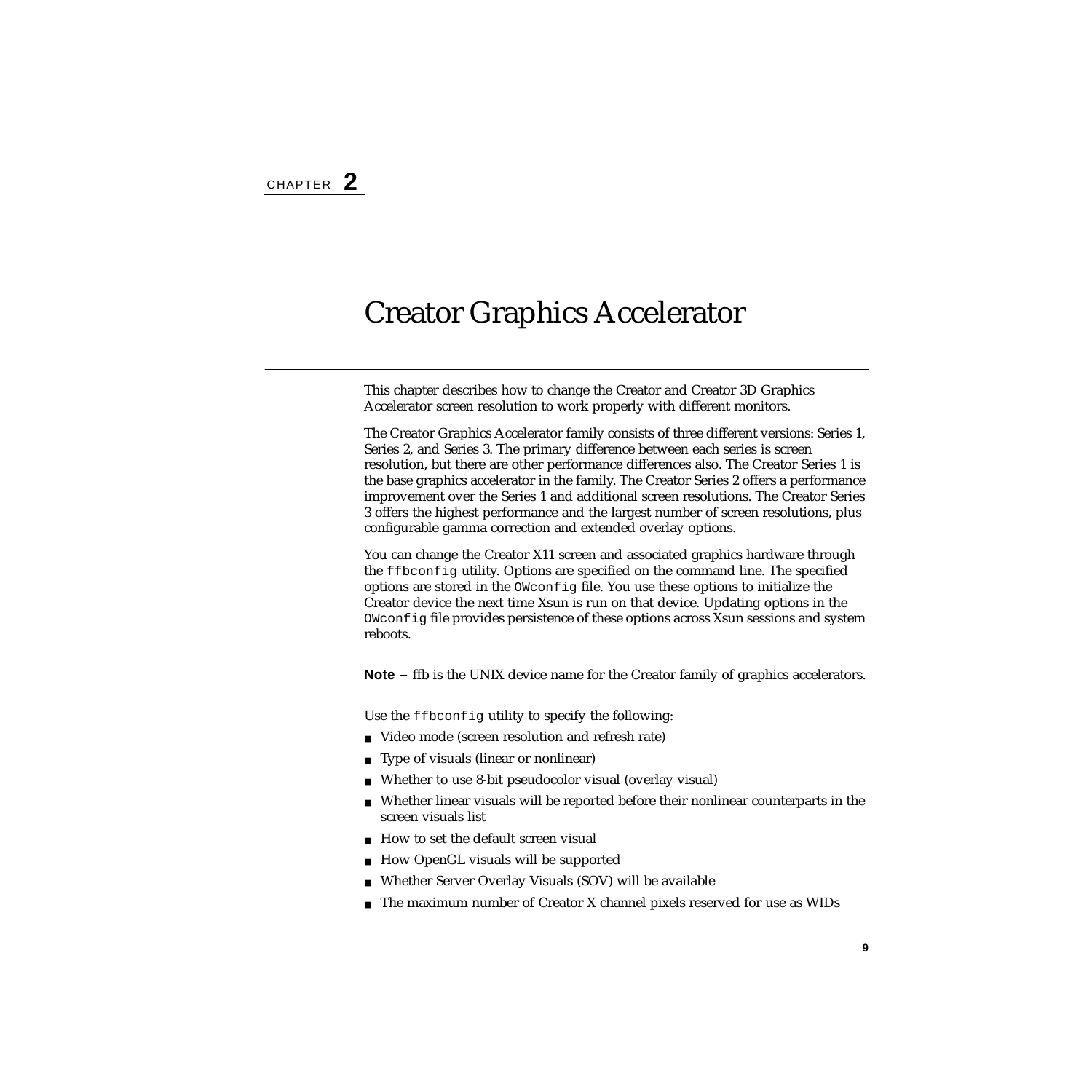CHAPTER **2**

# Creator Graphics Accelerator

This chapter describes how to change the Creator and Creator 3D Graphics Accelerator screen resolution to work properly with different monitors.

The Creator Graphics Accelerator family consists of three different versions: Series 1, Series 2, and Series 3. The primary difference between each series is screen resolution, but there are other performance differences also. The Creator Series 1 is the base graphics accelerator in the family. The Creator Series 2 offers a performance improvement over the Series 1 and additional screen resolutions. The Creator Series 3 offers the highest performance and the largest number of screen resolutions, plus configurable gamma correction and extended overlay options.

You can change the Creator X11 screen and associated graphics hardware through the `ffbconfig` utility. Options are specified on the command line. The specified options are stored in the `OWconfig` file. You use these options to initialize the Creator device the next time Xsun is run on that device. Updating options in the `OWconfig` file provides persistence of these options across Xsun sessions and system reboots.

---

**Note –** ffb is the UNIX device name for the Creator family of graphics accelerators.

---

Use the `ffbconfig` utility to specify the following:

- Video mode (screen resolution and refresh rate)
- Type of visuals (linear or nonlinear)
- Whether to use 8-bit pseudocolor visual (overlay visual)
- Whether linear visuals will be reported before their nonlinear counterparts in the screen visuals list
- How to set the default screen visual
- How OpenGL visuals will be supported
- Whether Server Overlay Visuals (SOV) will be available
- The maximum number of Creator X channel pixels reserved for use as WIDs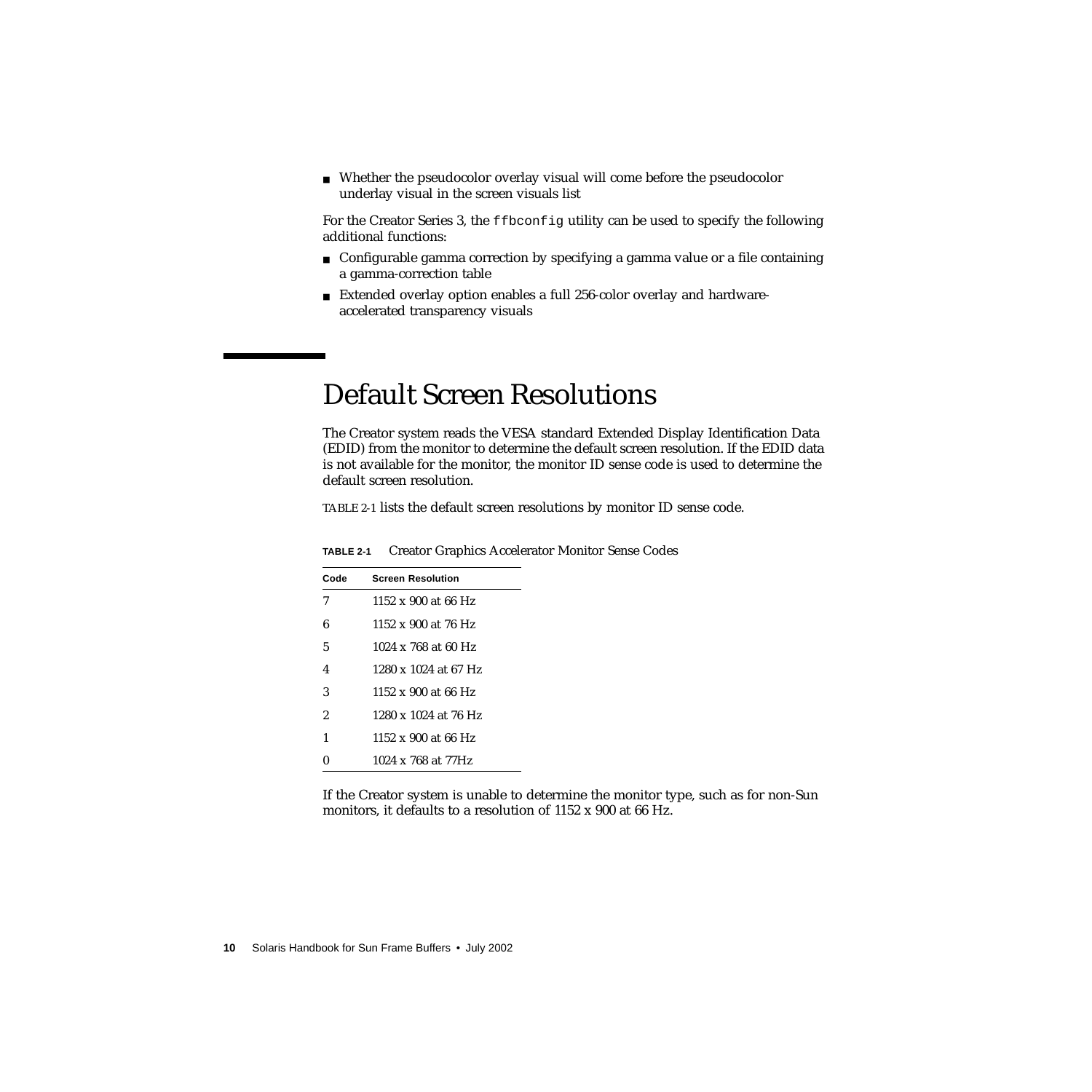- Whether the pseudocolor overlay visual will come before the pseudocolor underlay visual in the screen visuals list

For the Creator Series 3, the `ffbconfig` utility can be used to specify the following additional functions:

- Configurable gamma correction by specifying a gamma value or a file containing a gamma-correction table
- Extended overlay option enables a full 256-color overlay and hardware-accelerated transparency visuals

# Default Screen Resolutions

The Creator system reads the VESA standard Extended Display Identification Data (EDID) from the monitor to determine the default screen resolution. If the EDID data is not available for the monitor, the monitor ID sense code is used to determine the default screen resolution.

TABLE 2-1 lists the default screen resolutions by monitor ID sense code.

**TABLE 2-1** Creator Graphics Accelerator Monitor Sense Codes

| Code | Screen Resolution |
|---|---|
| 7 | 1152 x 900 at 66 Hz |
| 6 | 1152 x 900 at 76 Hz |
| 5 | 1024 x 768 at 60 Hz |
| 4 | 1280 x 1024 at 67 Hz |
| 3 | 1152 x 900 at 66 Hz |
| 2 | 1280 x 1024 at 76 Hz |
| 1 | 1152 x 900 at 66 Hz |
| 0 | 1024 x 768 at 77Hz |

If the Creator system is unable to determine the monitor type, such as for non-Sun monitors, it defaults to a resolution of 1152 x 900 at 66 Hz.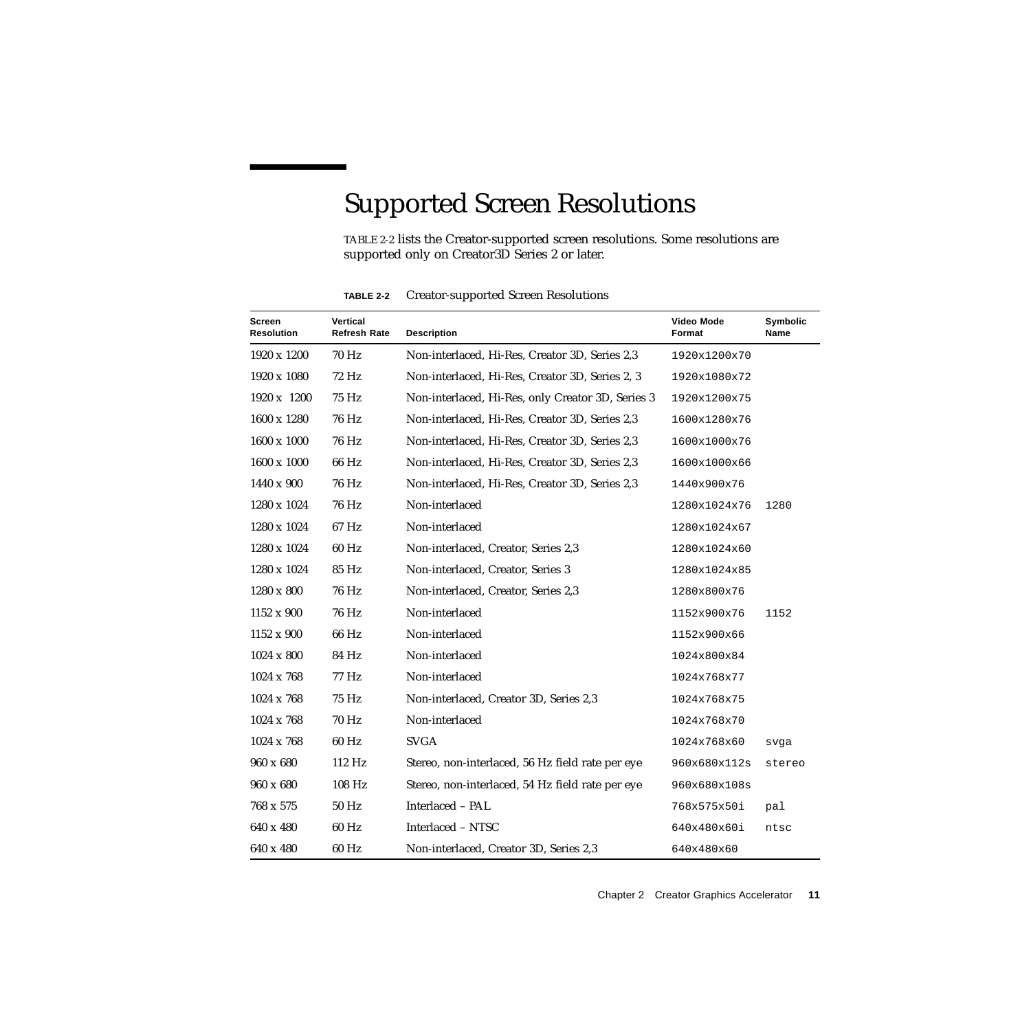# Supported Screen Resolutions

TABLE 2-2 lists the Creator-supported screen resolutions. Some resolutions are supported only on Creator3D Series 2 or later.

**TABLE 2-2** Creator-supported Screen Resolutions

| Screen Resolution | Vertical Refresh Rate | Description | Video Mode Format | Symbolic Name |
|---|---|---|---|---|
| 1920 x 1200 | 70 Hz | Non-interlaced, Hi-Res, Creator 3D, Series 2,3 | `1920x1200x70` | |
| 1920 x 1080 | 72 Hz | Non-interlaced, Hi-Res, Creator 3D, Series 2, 3 | `1920x1080x72` | |
| 1920 x 1200 | 75 Hz | Non-interlaced, Hi-Res, only Creator 3D, Series 3 | `1920x1200x75` | |
| 1600 x 1280 | 76 Hz | Non-interlaced, Hi-Res, Creator 3D, Series 2,3 | `1600x1280x76` | |
| 1600 x 1000 | 76 Hz | Non-interlaced, Hi-Res, Creator 3D, Series 2,3 | `1600x1000x76` | |
| 1600 x 1000 | 66 Hz | Non-interlaced, Hi-Res, Creator 3D, Series 2,3 | `1600x1000x66` | |
| 1440 x 900 | 76 Hz | Non-interlaced, Hi-Res, Creator 3D, Series 2,3 | `1440x900x76` | |
| 1280 x 1024 | 76 Hz | Non-interlaced | `1280x1024x76` | `1280` |
| 1280 x 1024 | 67 Hz | Non-interlaced | `1280x1024x67` | |
| 1280 x 1024 | 60 Hz | Non-interlaced, Creator, Series 2,3 | `1280x1024x60` | |
| 1280 x 1024 | 85 Hz | Non-interlaced, Creator, Series 3 | `1280x1024x85` | |
| 1280 x 800 | 76 Hz | Non-interlaced, Creator, Series 2,3 | `1280x800x76` | |
| 1152 x 900 | 76 Hz | Non-interlaced | `1152x900x76` | `1152` |
| 1152 x 900 | 66 Hz | Non-interlaced | `1152x900x66` | |
| 1024 x 800 | 84 Hz | Non-interlaced | `1024x800x84` | |
| 1024 x 768 | 77 Hz | Non-interlaced | `1024x768x77` | |
| 1024 x 768 | 75 Hz | Non-interlaced, Creator 3D, Series 2,3 | `1024x768x75` | |
| 1024 x 768 | 70 Hz | Non-interlaced | `1024x768x70` | |
| 1024 x 768 | 60 Hz | SVGA | `1024x768x60` | `svga` |
| 960 x 680 | 112 Hz | Stereo, non-interlaced, 56 Hz field rate per eye | `960x680x112s` | `stereo` |
| 960 x 680 | 108 Hz | Stereo, non-interlaced, 54 Hz field rate per eye | `960x680x108s` | |
| 768 x 575 | 50 Hz | Interlaced – PAL | `768x575x50i` | `pal` |
| 640 x 480 | 60 Hz | Interlaced – NTSC | `640x480x60i` | `ntsc` |
| 640 x 480 | 60 Hz | Non-interlaced, Creator 3D, Series 2,3 | `640x480x60` | |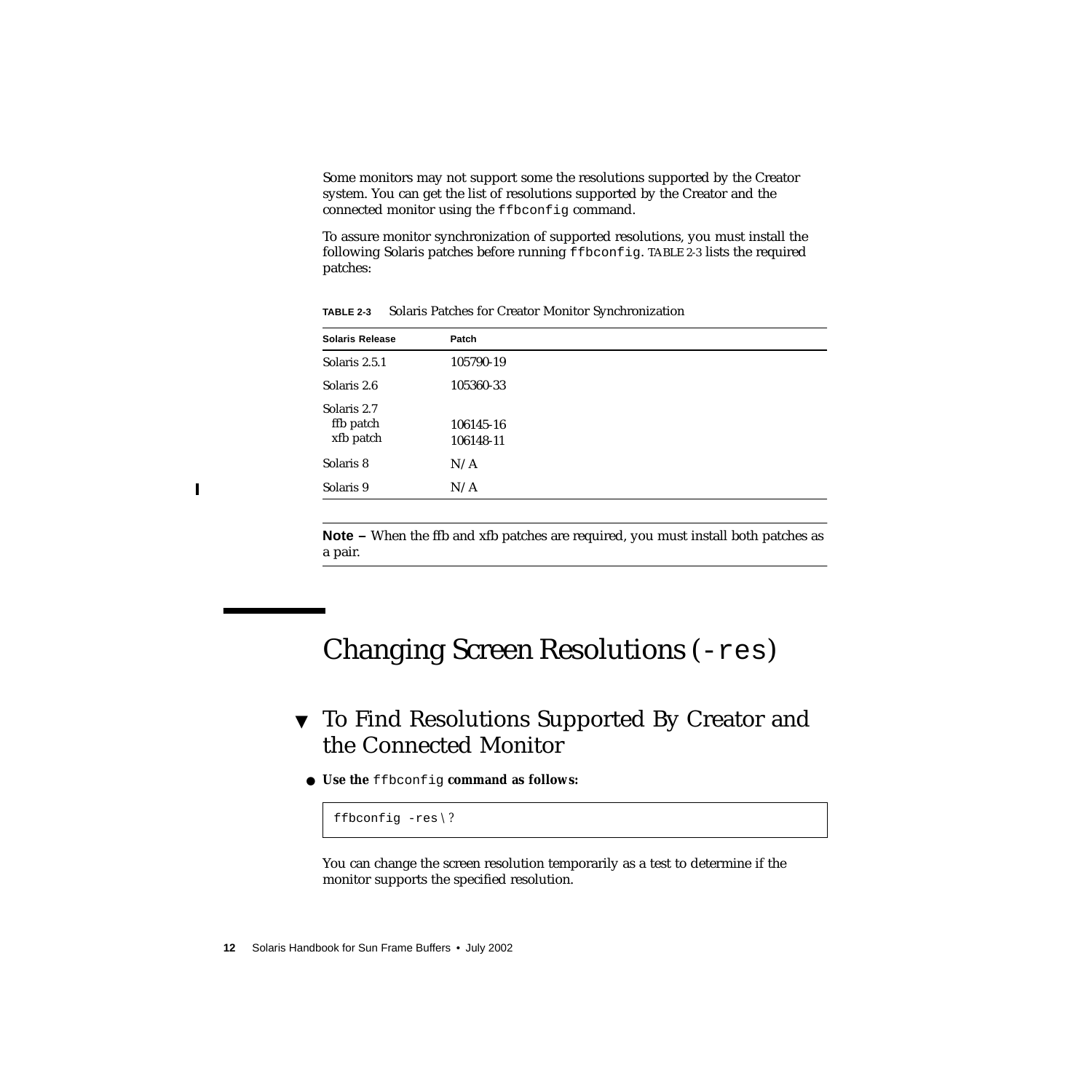Some monitors may not support some the resolutions supported by the Creator system. You can get the list of resolutions supported by the Creator and the connected monitor using the `ffbconfig` command.

To assure monitor synchronization of supported resolutions, you must install the following Solaris patches before running `ffbconfig`. TABLE 2-3 lists the required patches:

**TABLE 2-3** Solaris Patches for Creator Monitor Synchronization

| Solaris Release | Patch |
|---|---|
| Solaris 2.5.1 | 105790-19 |
| Solaris 2.6 | 105360-33 |
| Solaris 2.7<br>ffb patch<br>xfb patch | <br>106145-16<br>106148-11 |
| Solaris 8 | N/A |
| Solaris 9 | N/A |

---

**Note –** When the ffb and xfb patches are required, you must install both patches as a pair.

---

# Changing Screen Resolutions (`-res`)

## ▼ To Find Resolutions Supported By Creator and the Connected Monitor

- **Use the `ffbconfig` command as follows:**

```
ffbconfig -res \?
```

You can change the screen resolution temporarily as a test to determine if the monitor supports the specified resolution.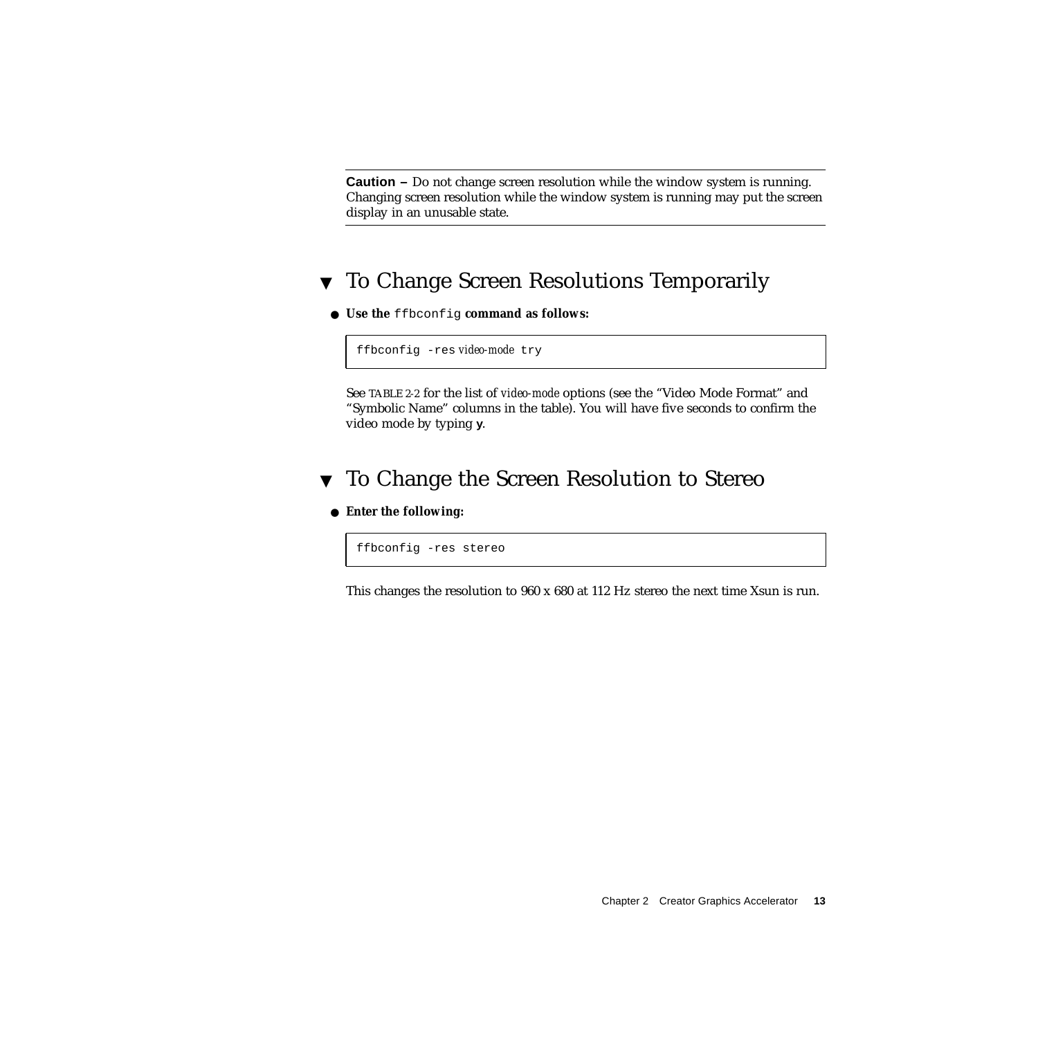---

**Caution –** Do not change screen resolution while the window system is running. Changing screen resolution while the window system is running may put the screen display in an unusable state.

---

## ▼ To Change Screen Resolutions Temporarily

● **Use the** `ffbconfig` **command as follows:**

```
ffbconfig -res video-mode try
```

See TABLE 2-2 for the list of *video-mode* options (see the “Video Mode Format” and “Symbolic Name” columns in the table). You will have five seconds to confirm the video mode by typing **y**.

## ▼ To Change the Screen Resolution to Stereo

● **Enter the following:**

```
ffbconfig -res stereo
```

This changes the resolution to 960 x 680 at 112 Hz stereo the next time Xsun is run.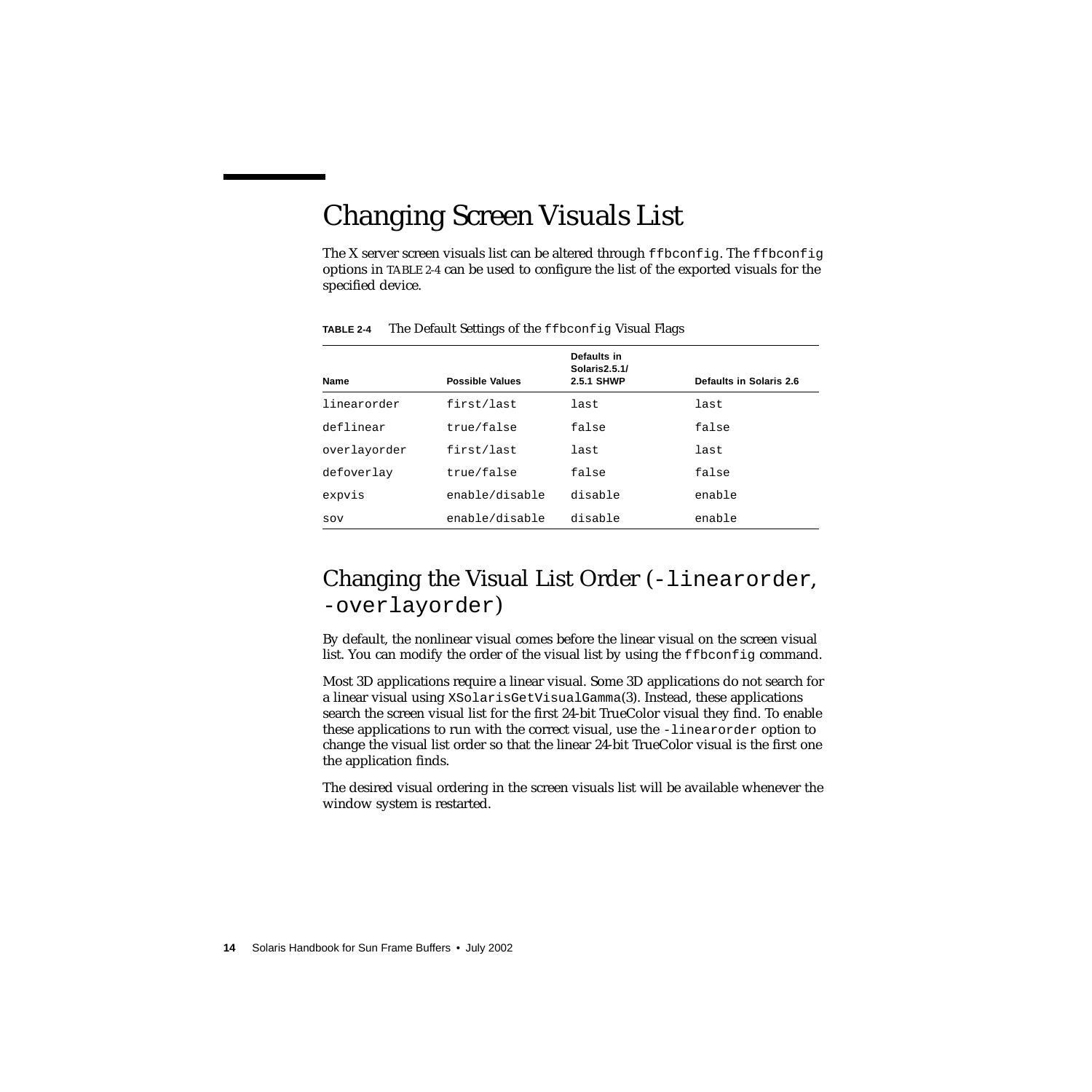# Changing Screen Visuals List

The X server screen visuals list can be altered through `ffbconfig`. The `ffbconfig` options in TABLE 2-4 can be used to configure the list of the exported visuals for the specified device.

**TABLE 2-4** The Default Settings of the `ffbconfig` Visual Flags

| Name | Possible Values | Defaults in Solaris2.5.1/ 2.5.1 SHWP | Defaults in Solaris 2.6 |
|---|---|---|---|
| `linearorder` | `first/last` | `last` | `last` |
| `deflinear` | `true/false` | `false` | `false` |
| `overlayorder` | `first/last` | `last` | `last` |
| `defoverlay` | `true/false` | `false` | `false` |
| `expvis` | `enable/disable` | `disable` | `enable` |
| `sov` | `enable/disable` | `disable` | `enable` |

## Changing the Visual List Order (`-linearorder`, `-overlayorder`)

By default, the nonlinear visual comes before the linear visual on the screen visual list. You can modify the order of the visual list by using the `ffbconfig` command.

Most 3D applications require a linear visual. Some 3D applications do not search for a linear visual using `XSolarisGetVisualGamma`(3). Instead, these applications search the screen visual list for the first 24-bit TrueColor visual they find. To enable these applications to run with the correct visual, use the `-linearorder` option to change the visual list order so that the linear 24-bit TrueColor visual is the first one the application finds.

The desired visual ordering in the screen visuals list will be available whenever the window system is restarted.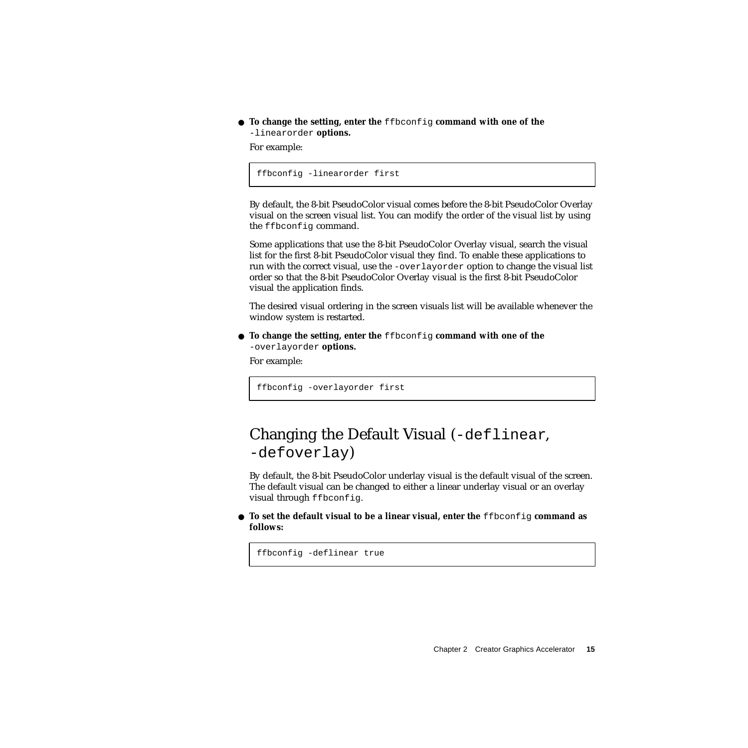- **To change the setting, enter the `ffbconfig` command with one of the `-linearorder` options.**

  For example:

```
ffbconfig -linearorder first
```

By default, the 8-bit PseudoColor visual comes before the 8-bit PseudoColor Overlay visual on the screen visual list. You can modify the order of the visual list by using the `ffbconfig` command.

Some applications that use the 8-bit PseudoColor Overlay visual, search the visual list for the first 8-bit PseudoColor visual they find. To enable these applications to run with the correct visual, use the `-overlayorder` option to change the visual list order so that the 8-bit PseudoColor Overlay visual is the first 8-bit PseudoColor visual the application finds.

The desired visual ordering in the screen visuals list will be available whenever the window system is restarted.

- **To change the setting, enter the `ffbconfig` command with one of the `-overlayorder` options.**

  For example:

```
ffbconfig -overlayorder first
```

## Changing the Default Visual (`-deflinear`, `-defoverlay`)

By default, the 8-bit PseudoColor underlay visual is the default visual of the screen. The default visual can be changed to either a linear underlay visual or an overlay visual through `ffbconfig`.

- **To set the default visual to be a linear visual, enter the `ffbconfig` command as follows:**

```
ffbconfig -deflinear true
```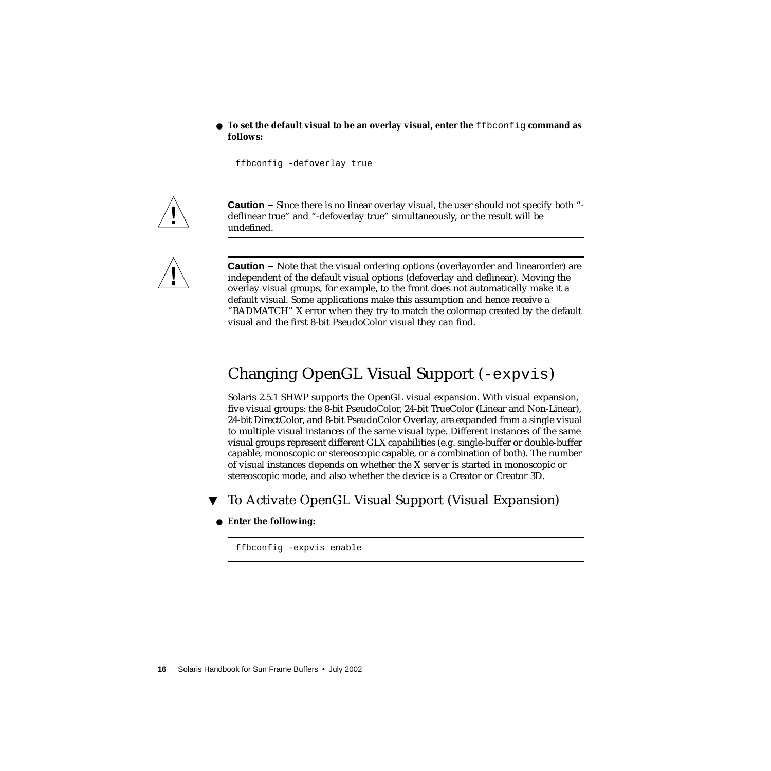- **To set the default visual to be an overlay visual, enter the** `ffbconfig` **command as follows:**

```
ffbconfig -defoverlay true
```

---

**Caution –** Since there is no linear overlay visual, the user should not specify both "-deflinear true" and "-defoverlay true" simultaneously, or the result will be undefined.

---

**Caution –** Note that the visual ordering options (overlayorder and linearorder) are independent of the default visual options (defoverlay and deflinear). Moving the overlay visual groups, for example, to the front does not automatically make it a default visual. Some applications make this assumption and hence receive a "BADMATCH" X error when they try to match the colormap created by the default visual and the first 8-bit PseudoColor visual they can find.

---

## Changing OpenGL Visual Support (`-expvis`)

Solaris 2.5.1 SHWP supports the OpenGL visual expansion. With visual expansion, five visual groups: the 8-bit PseudoColor, 24-bit TrueColor (Linear and Non-Linear), 24-bit DirectColor, and 8-bit PseudoColor Overlay, are expanded from a single visual to multiple visual instances of the same visual type. Different instances of the same visual groups represent different GLX capabilities (e.g. single-buffer or double-buffer capable, monoscopic or stereoscopic capable, or a combination of both). The number of visual instances depends on whether the X server is started in monoscopic or stereoscopic mode, and also whether the device is a Creator or Creator 3D.

### ▼ To Activate OpenGL Visual Support (Visual Expansion)

- **Enter the following:**

```
ffbconfig -expvis enable
```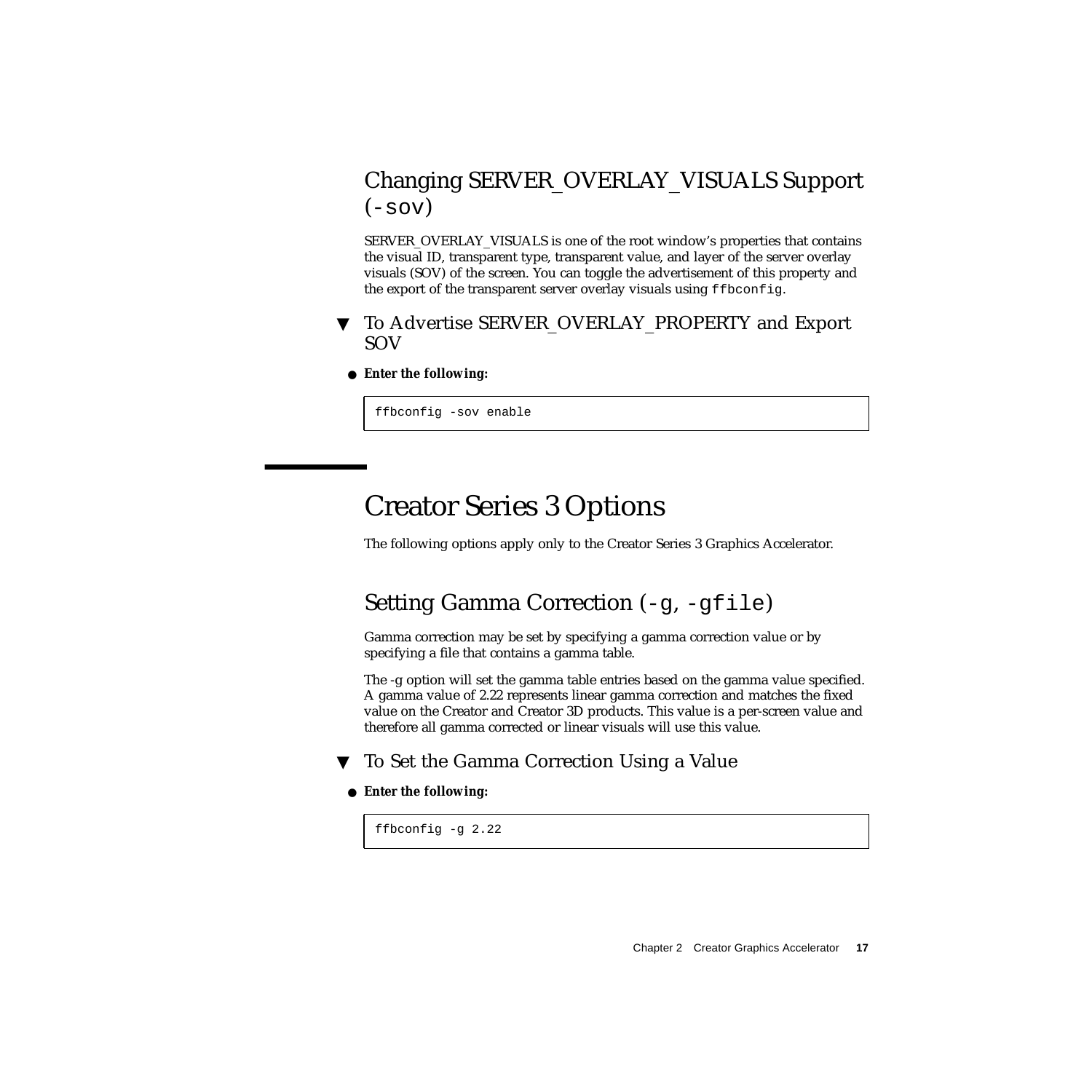### Changing SERVER_OVERLAY_VISUALS Support (`-sov`)

SERVER_OVERLAY_VISUALS is one of the root window's properties that contains the visual ID, transparent type, transparent value, and layer of the server overlay visuals (SOV) of the screen. You can toggle the advertisement of this property and the export of the transparent server overlay visuals using `ffbconfig`.

#### ▼ To Advertise SERVER_OVERLAY_PROPERTY and Export SOV

● **Enter the following:**

```
ffbconfig -sov enable
```

## Creator Series 3 Options

The following options apply only to the Creator Series 3 Graphics Accelerator.

### Setting Gamma Correction (`-g`, `-gfile`)

Gamma correction may be set by specifying a gamma correction value or by specifying a file that contains a gamma table.

The -g option will set the gamma table entries based on the gamma value specified. A gamma value of 2.22 represents linear gamma correction and matches the fixed value on the Creator and Creator 3D products. This value is a per-screen value and therefore all gamma corrected or linear visuals will use this value.

#### ▼ To Set the Gamma Correction Using a Value

● **Enter the following:**

```
ffbconfig -g 2.22
```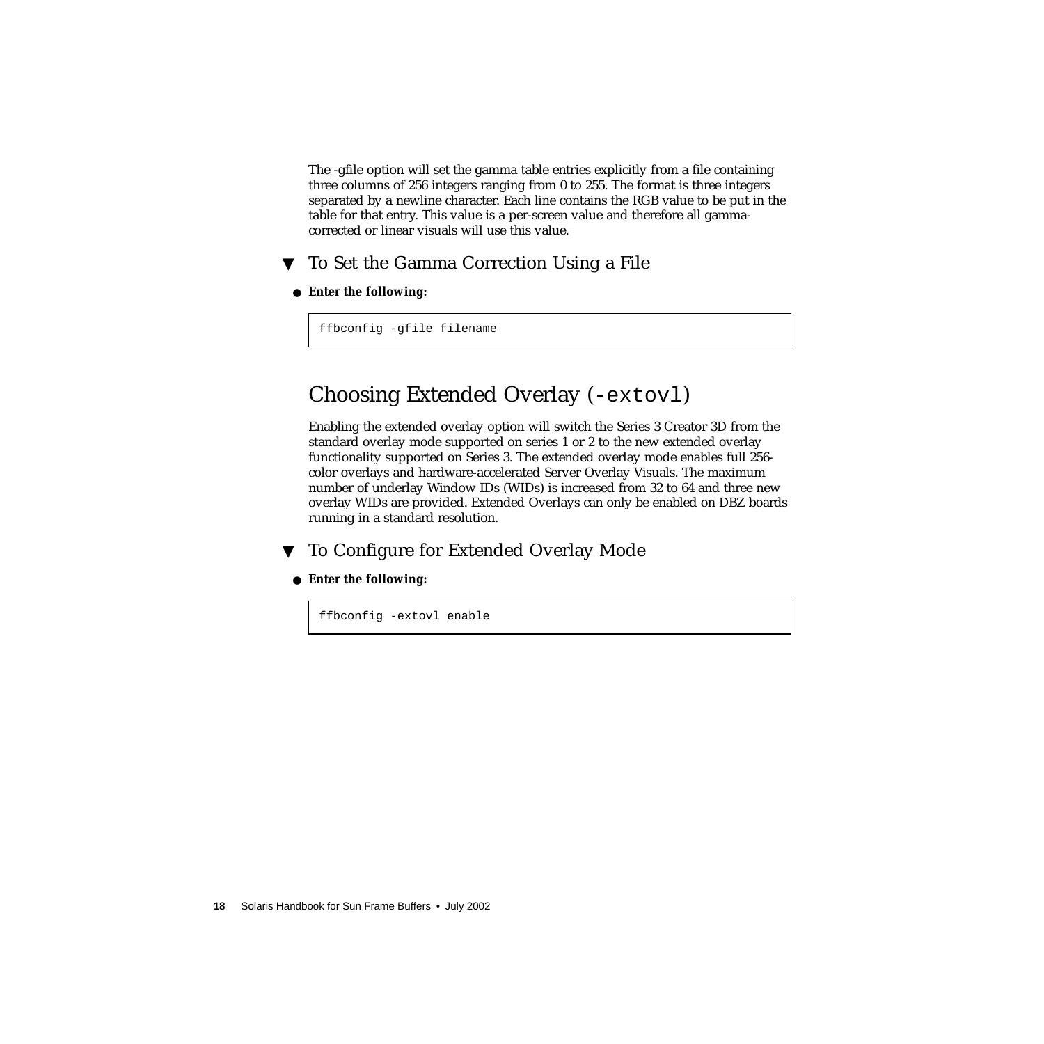The -gfile option will set the gamma table entries explicitly from a file containing three columns of 256 integers ranging from 0 to 255. The format is three integers separated by a newline character. Each line contains the RGB value to be put in the table for that entry. This value is a per-screen value and therefore all gamma-corrected or linear visuals will use this value.

### ▼ To Set the Gamma Correction Using a File

● **Enter the following:**

```
ffbconfig -gfile filename
```

## Choosing Extended Overlay (`-extovl`)

Enabling the extended overlay option will switch the Series 3 Creator 3D from the standard overlay mode supported on series 1 or 2 to the new extended overlay functionality supported on Series 3. The extended overlay mode enables full 256-color overlays and hardware-accelerated Server Overlay Visuals. The maximum number of underlay Window IDs (WIDs) is increased from 32 to 64 and three new overlay WIDs are provided. Extended Overlays can only be enabled on DBZ boards running in a standard resolution.

### ▼ To Configure for Extended Overlay Mode

● **Enter the following:**

```
ffbconfig -extovl enable
```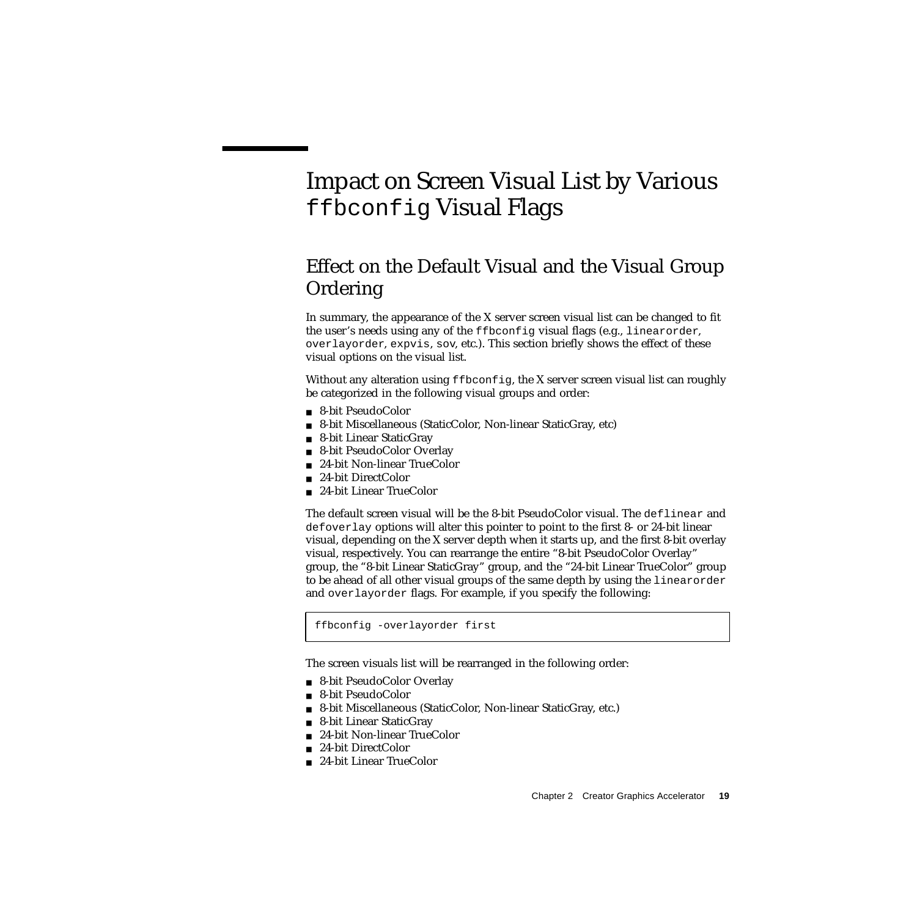# Impact on Screen Visual List by Various `ffbconfig` Visual Flags

## Effect on the Default Visual and the Visual Group Ordering

In summary, the appearance of the X server screen visual list can be changed to fit the user's needs using any of the `ffbconfig` visual flags (e.g., `linearorder`, `overlayorder`, `expvis`, `sov`, etc.). This section briefly shows the effect of these visual options on the visual list.

Without any alteration using `ffbconfig`, the X server screen visual list can roughly be categorized in the following visual groups and order:

- 8-bit PseudoColor
- 8-bit Miscellaneous (StaticColor, Non-linear StaticGray, etc)
- 8-bit Linear StaticGray
- 8-bit PseudoColor Overlay
- 24-bit Non-linear TrueColor
- 24-bit DirectColor
- 24-bit Linear TrueColor

The default screen visual will be the 8-bit PseudoColor visual. The `deflinear` and `defoverlay` options will alter this pointer to point to the first 8- or 24-bit linear visual, depending on the X server depth when it starts up, and the first 8-bit overlay visual, respectively. You can rearrange the entire "8-bit PseudoColor Overlay" group, the "8-bit Linear StaticGray" group, and the "24-bit Linear TrueColor" group to be ahead of all other visual groups of the same depth by using the `linearorder` and `overlayorder` flags. For example, if you specify the following:

```
ffbconfig -overlayorder first
```

The screen visuals list will be rearranged in the following order:

- 8-bit PseudoColor Overlay
- 8-bit PseudoColor
- 8-bit Miscellaneous (StaticColor, Non-linear StaticGray, etc.)
- 8-bit Linear StaticGray
- 24-bit Non-linear TrueColor
- 24-bit DirectColor
- 24-bit Linear TrueColor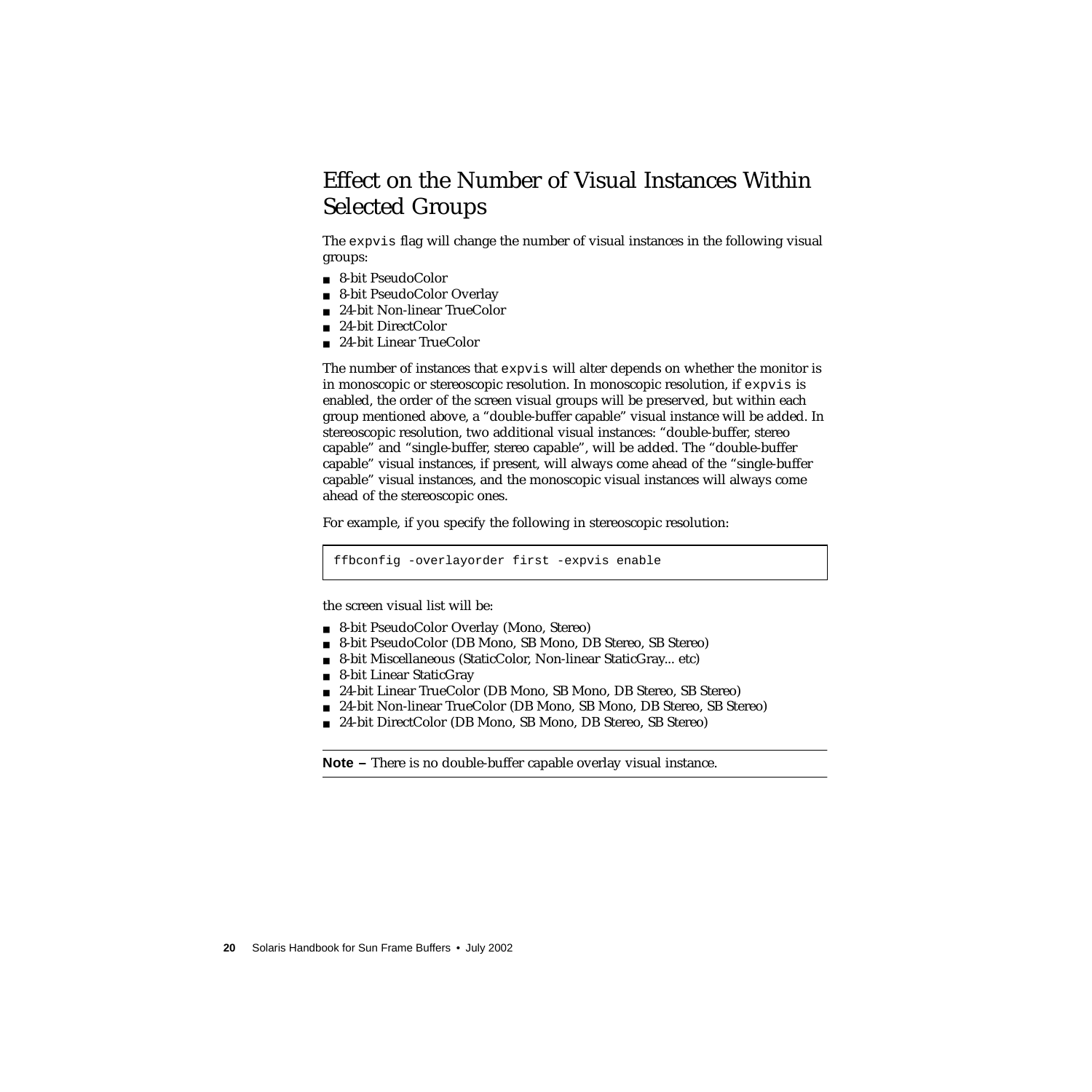## Effect on the Number of Visual Instances Within Selected Groups

The `expvis` flag will change the number of visual instances in the following visual groups:

- 8-bit PseudoColor
- 8-bit PseudoColor Overlay
- 24-bit Non-linear TrueColor
- 24-bit DirectColor
- 24-bit Linear TrueColor

The number of instances that `expvis` will alter depends on whether the monitor is in monoscopic or stereoscopic resolution. In monoscopic resolution, if `expvis` is enabled, the order of the screen visual groups will be preserved, but within each group mentioned above, a "double-buffer capable" visual instance will be added. In stereoscopic resolution, two additional visual instances: "double-buffer, stereo capable" and "single-buffer, stereo capable", will be added. The "double-buffer capable" visual instances, if present, will always come ahead of the "single-buffer capable" visual instances, and the monoscopic visual instances will always come ahead of the stereoscopic ones.

For example, if you specify the following in stereoscopic resolution:

```
ffbconfig -overlayorder first -expvis enable
```

the screen visual list will be:

- 8-bit PseudoColor Overlay (Mono, Stereo)
- 8-bit PseudoColor (DB Mono, SB Mono, DB Stereo, SB Stereo)
- 8-bit Miscellaneous (StaticColor, Non-linear StaticGray... etc)
- 8-bit Linear StaticGray
- 24-bit Linear TrueColor (DB Mono, SB Mono, DB Stereo, SB Stereo)
- 24-bit Non-linear TrueColor (DB Mono, SB Mono, DB Stereo, SB Stereo)
- 24-bit DirectColor (DB Mono, SB Mono, DB Stereo, SB Stereo)

---

**Note –** There is no double-buffer capable overlay visual instance.

---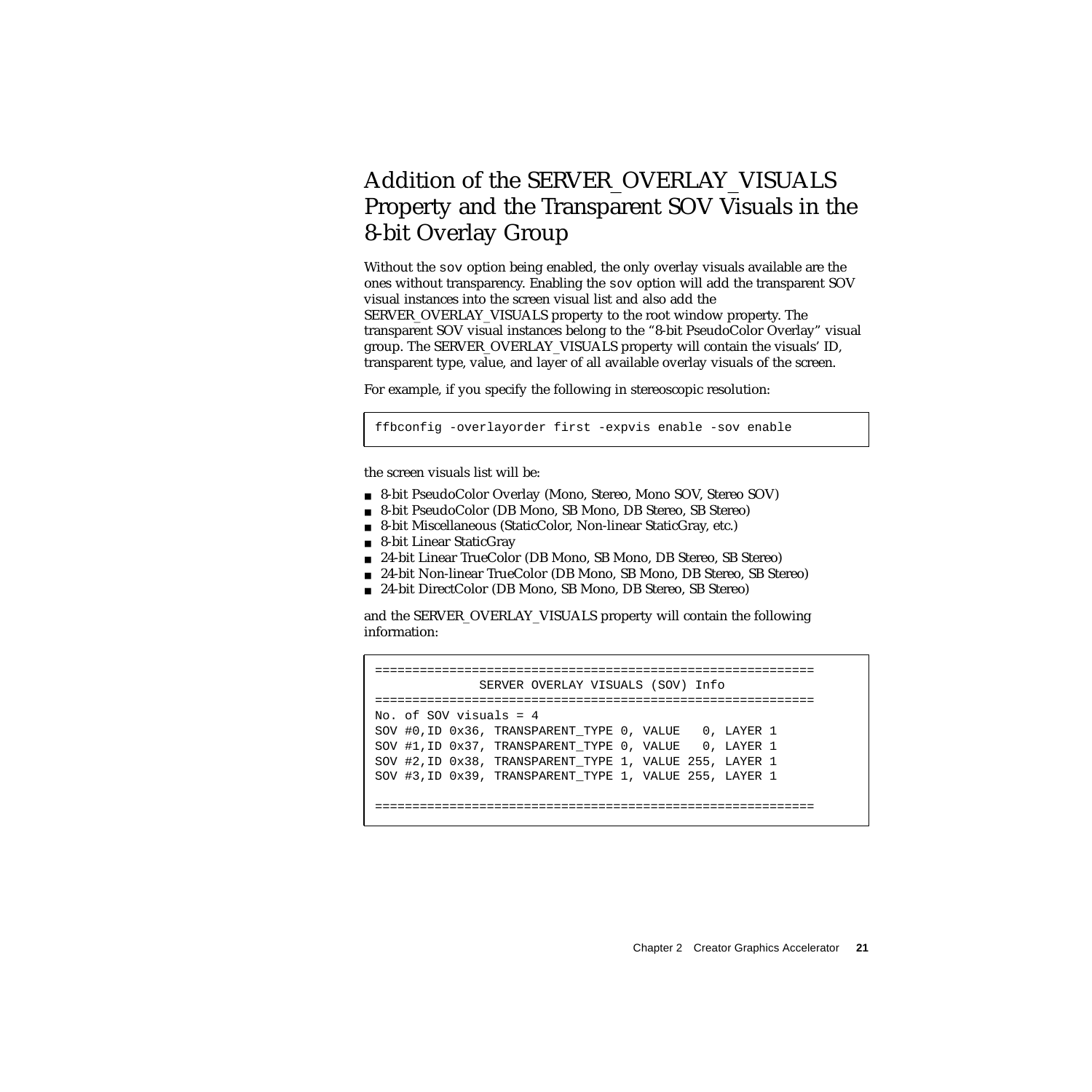## Addition of the SERVER_OVERLAY_VISUALS Property and the Transparent SOV Visuals in the 8-bit Overlay Group

Without the `sov` option being enabled, the only overlay visuals available are the ones without transparency. Enabling the `sov` option will add the transparent SOV visual instances into the screen visual list and also add the SERVER_OVERLAY_VISUALS property to the root window property. The transparent SOV visual instances belong to the "8-bit PseudoColor Overlay" visual group. The SERVER_OVERLAY_VISUALS property will contain the visuals' ID, transparent type, value, and layer of all available overlay visuals of the screen.

For example, if you specify the following in stereoscopic resolution:

```
ffbconfig -overlayorder first -expvis enable -sov enable
```

the screen visuals list will be:

- 8-bit PseudoColor Overlay (Mono, Stereo, Mono SOV, Stereo SOV)
- 8-bit PseudoColor (DB Mono, SB Mono, DB Stereo, SB Stereo)
- 8-bit Miscellaneous (StaticColor, Non-linear StaticGray, etc.)
- 8-bit Linear StaticGray
- 24-bit Linear TrueColor (DB Mono, SB Mono, DB Stereo, SB Stereo)
- 24-bit Non-linear TrueColor (DB Mono, SB Mono, DB Stereo, SB Stereo)
- 24-bit DirectColor (DB Mono, SB Mono, DB Stereo, SB Stereo)

and the SERVER_OVERLAY_VISUALS property will contain the following information:

```
===========================================================
              SERVER OVERLAY VISUALS (SOV) Info
===========================================================
No. of SOV visuals = 4
SOV #0,ID 0x36, TRANSPARENT_TYPE 0, VALUE   0, LAYER 1
SOV #1,ID 0x37, TRANSPARENT_TYPE 0, VALUE   0, LAYER 1
SOV #2,ID 0x38, TRANSPARENT_TYPE 1, VALUE 255, LAYER 1
SOV #3,ID 0x39, TRANSPARENT_TYPE 1, VALUE 255, LAYER 1

===========================================================
```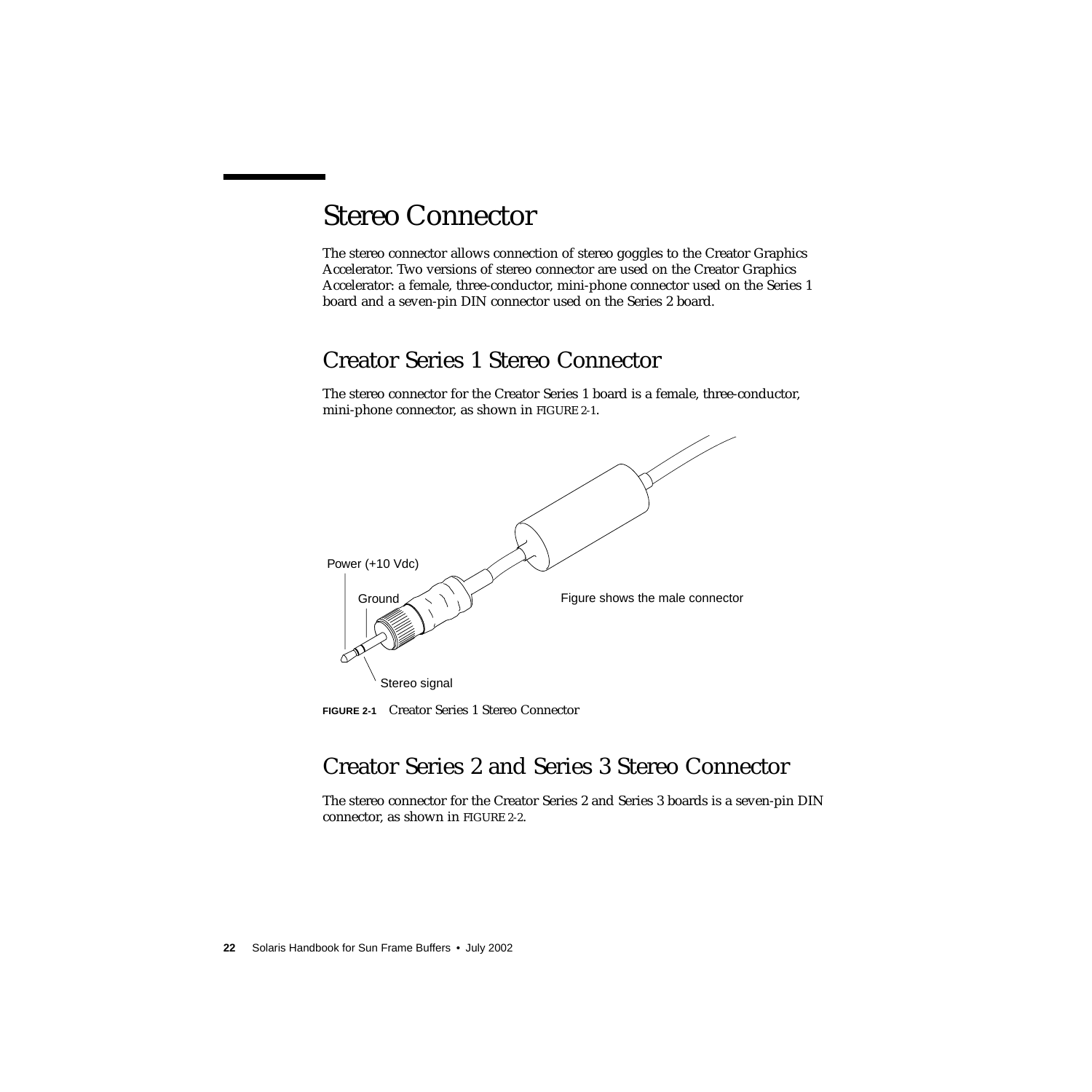# Stereo Connector

The stereo connector allows connection of stereo goggles to the Creator Graphics Accelerator. Two versions of stereo connector are used on the Creator Graphics Accelerator: a female, three-conductor, mini-phone connector used on the Series 1 board and a seven-pin DIN connector used on the Series 2 board.

## Creator Series 1 Stereo Connector

The stereo connector for the Creator Series 1 board is a female, three-conductor, mini-phone connector, as shown in FIGURE 2-1.

Power (+10 Vdc)

Ground

Figure shows the male connector

Stereo signal

**FIGURE 2-1** Creator Series 1 Stereo Connector

## Creator Series 2 and Series 3 Stereo Connector

The stereo connector for the Creator Series 2 and Series 3 boards is a seven-pin DIN connector, as shown in FIGURE 2-2.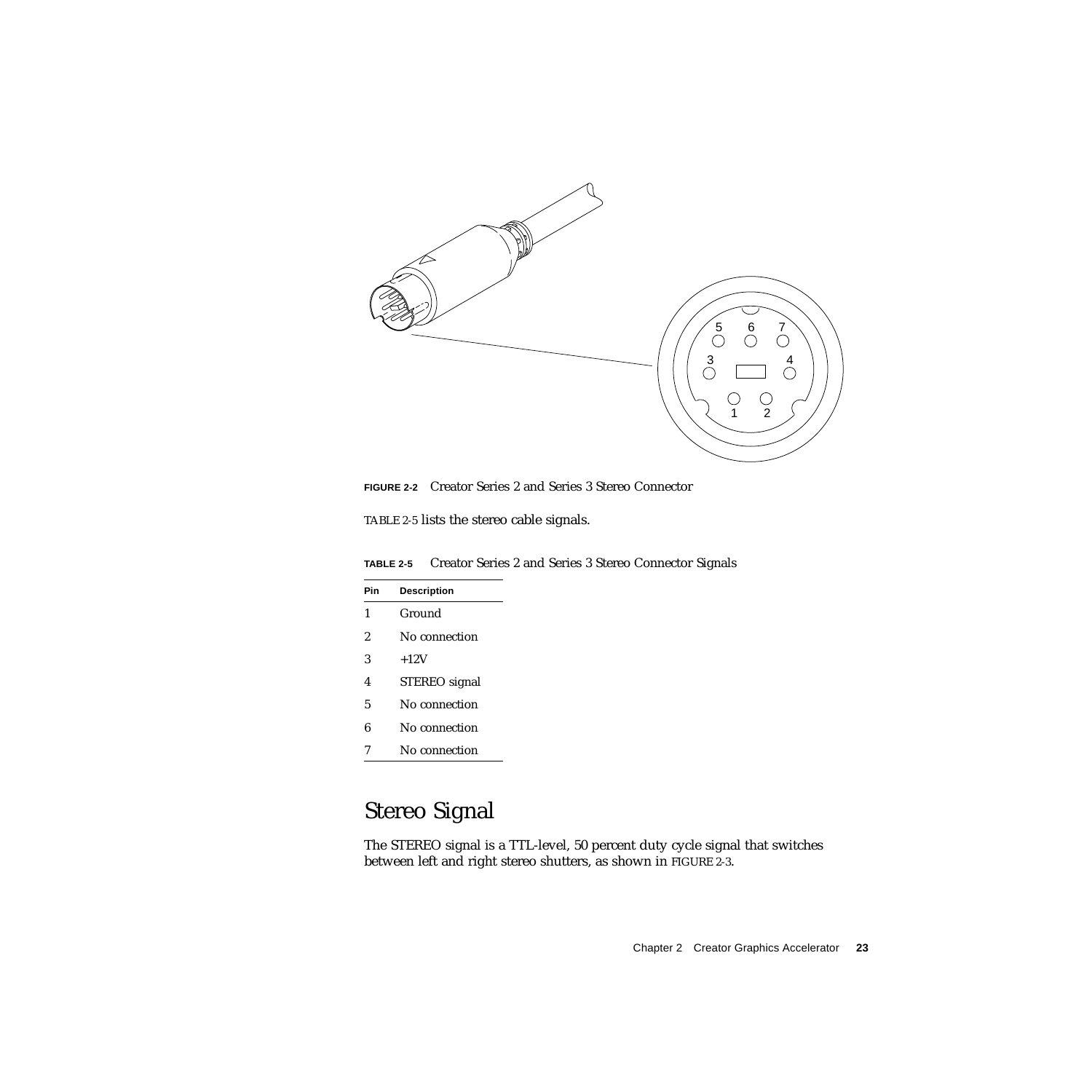**FIGURE 2-2** Creator Series 2 and Series 3 Stereo Connector

TABLE 2-5 lists the stereo cable signals.

**TABLE 2-5** Creator Series 2 and Series 3 Stereo Connector Signals

| Pin | Description |
|---|---|
| 1 | Ground |
| 2 | No connection |
| 3 | +12V |
| 4 | STEREO signal |
| 5 | No connection |
| 6 | No connection |
| 7 | No connection |

## Stereo Signal

The STEREO signal is a TTL-level, 50 percent duty cycle signal that switches between left and right stereo shutters, as shown in FIGURE 2-3.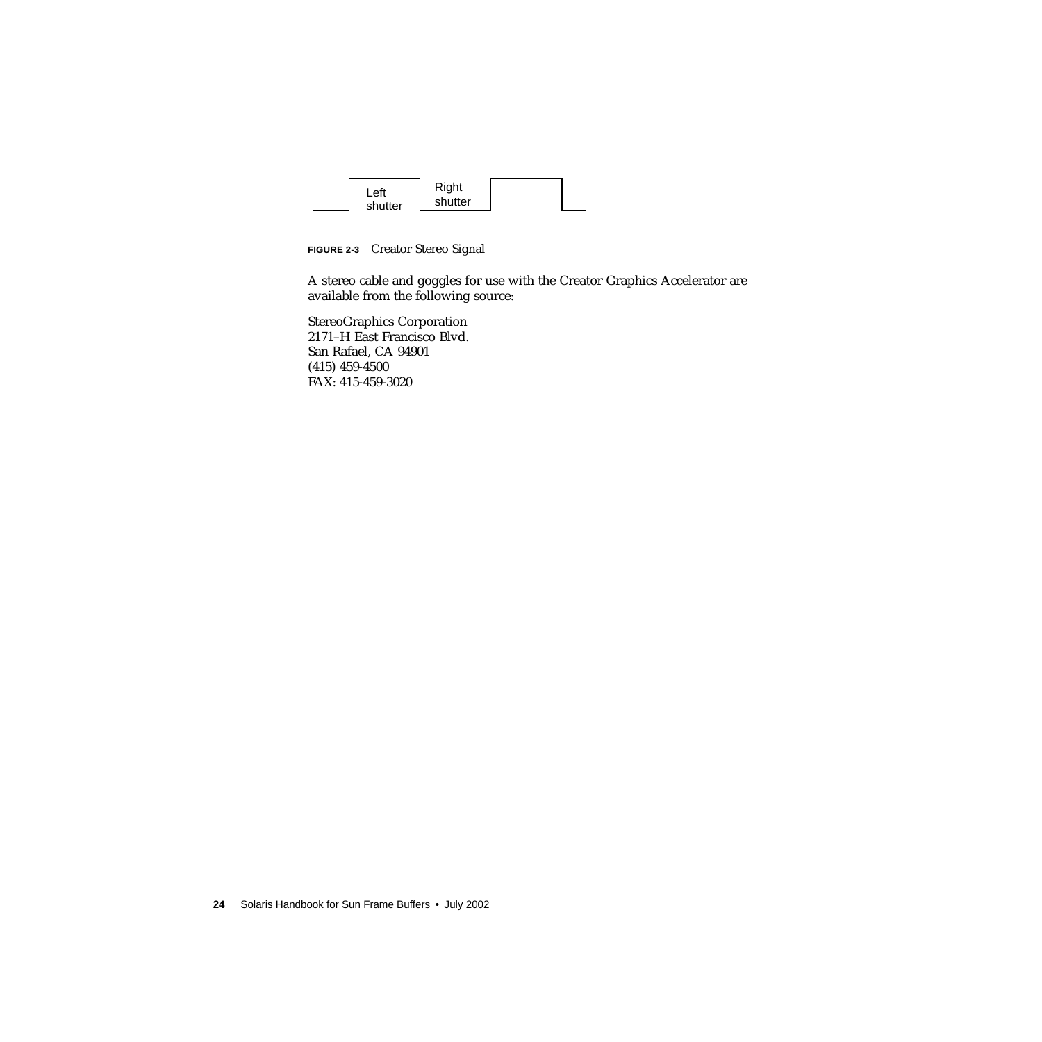Left shutter

Right shutter

**FIGURE 2-3** Creator Stereo Signal

A stereo cable and goggles for use with the Creator Graphics Accelerator are available from the following source:

StereoGraphics Corporation  
2171–H East Francisco Blvd.  
San Rafael, CA 94901  
(415) 459-4500  
FAX: 415-459-3020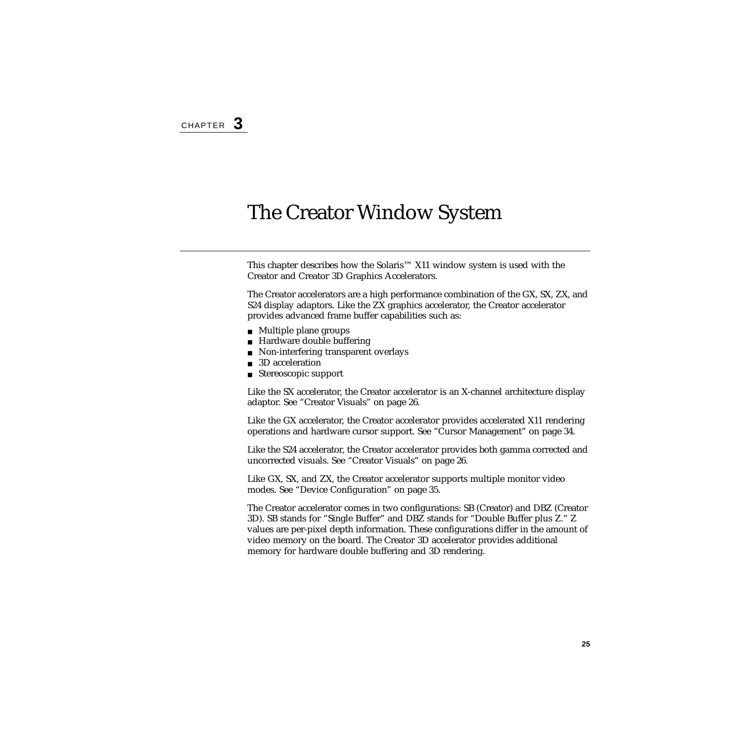CHAPTER **3**

# The Creator Window System

This chapter describes how the Solaris™ X11 window system is used with the Creator and Creator 3D Graphics Accelerators.

The Creator accelerators are a high performance combination of the GX, SX, ZX, and S24 display adaptors. Like the ZX graphics accelerator, the Creator accelerator provides advanced frame buffer capabilities such as:

- Multiple plane groups
- Hardware double buffering
- Non-interfering transparent overlays
- 3D acceleration
- Stereoscopic support

Like the SX accelerator, the Creator accelerator is an X-channel architecture display adaptor. See "Creator Visuals" on page 26.

Like the GX accelerator, the Creator accelerator provides accelerated X11 rendering operations and hardware cursor support. See "Cursor Management" on page 34.

Like the S24 accelerator, the Creator accelerator provides both gamma corrected and uncorrected visuals. See "Creator Visuals" on page 26.

Like GX, SX, and ZX, the Creator accelerator supports multiple monitor video modes. See "Device Configuration" on page 35.

The Creator accelerator comes in two configurations: SB (Creator) and DBZ (Creator 3D). SB stands for "Single Buffer" and DBZ stands for "Double Buffer plus Z." Z values are per-pixel depth information. These configurations differ in the amount of video memory on the board. The Creator 3D accelerator provides additional memory for hardware double buffering and 3D rendering.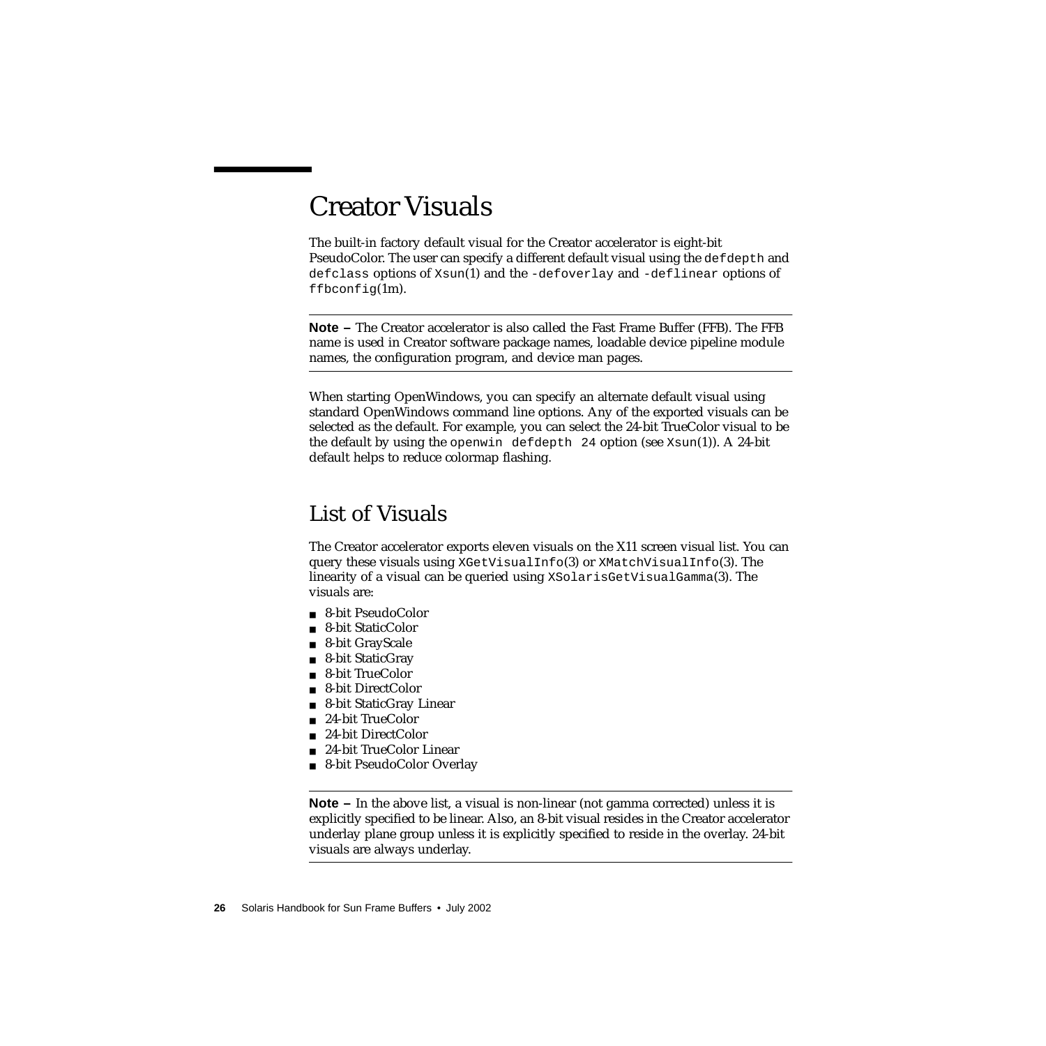# Creator Visuals

The built-in factory default visual for the Creator accelerator is eight-bit PseudoColor. The user can specify a different default visual using the `defdepth` and `defclass` options of `Xsun`(1) and the `-defoverlay` and `-deflinear` options of `ffbconfig`(1m).

---

**Note –** The Creator accelerator is also called the Fast Frame Buffer (FFB). The FFB name is used in Creator software package names, loadable device pipeline module names, the configuration program, and device man pages.

---

When starting OpenWindows, you can specify an alternate default visual using standard OpenWindows command line options. Any of the exported visuals can be selected as the default. For example, you can select the 24-bit TrueColor visual to be the default by using the `openwin defdepth 24` option (see `Xsun`(1)). A 24-bit default helps to reduce colormap flashing.

## List of Visuals

The Creator accelerator exports eleven visuals on the X11 screen visual list. You can query these visuals using `XGetVisualInfo`(3) or `XMatchVisualInfo`(3). The linearity of a visual can be queried using `XSolarisGetVisualGamma`(3). The visuals are:

- 8-bit PseudoColor
- 8-bit StaticColor
- 8-bit GrayScale
- 8-bit StaticGray
- 8-bit TrueColor
- 8-bit DirectColor
- 8-bit StaticGray Linear
- 24-bit TrueColor
- 24-bit DirectColor
- 24-bit TrueColor Linear
- 8-bit PseudoColor Overlay

---

**Note –** In the above list, a visual is non-linear (not gamma corrected) unless it is explicitly specified to be linear. Also, an 8-bit visual resides in the Creator accelerator underlay plane group unless it is explicitly specified to reside in the overlay. 24-bit visuals are always underlay.

---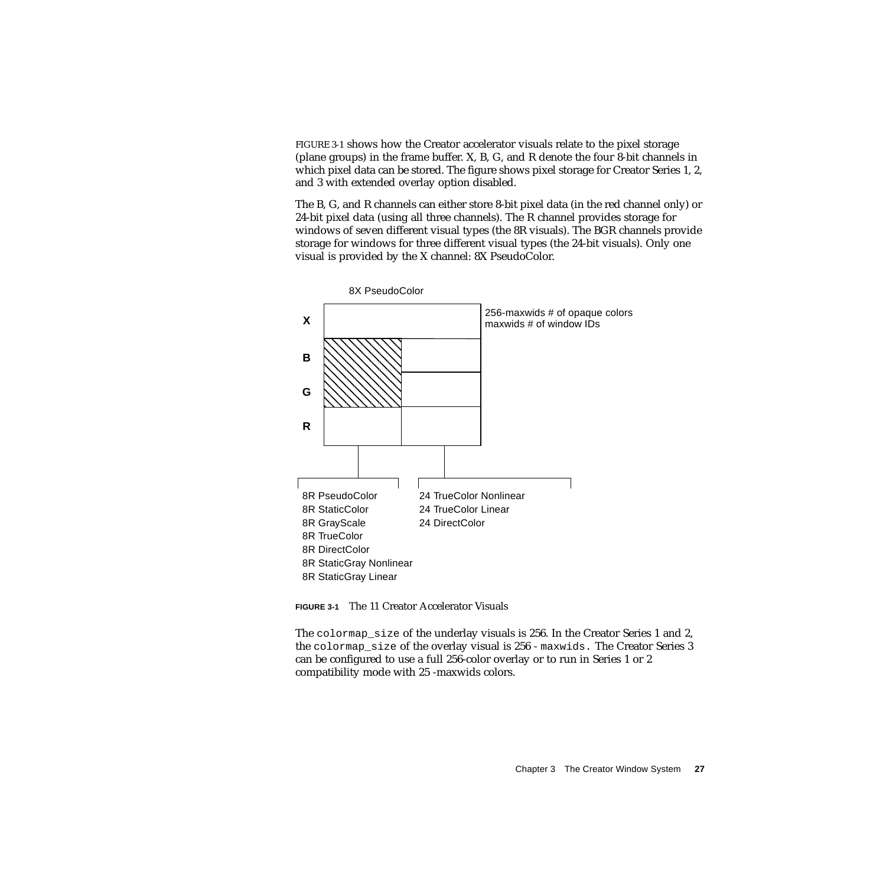FIGURE 3-1 shows how the Creator accelerator visuals relate to the pixel storage (plane groups) in the frame buffer. X, B, G, and R denote the four 8-bit channels in which pixel data can be stored. The figure shows pixel storage for Creator Series 1, 2, and 3 with extended overlay option disabled.

The B, G, and R channels can either store 8-bit pixel data (in the red channel only) or 24-bit pixel data (using all three channels). The R channel provides storage for windows of seven different visual types (the 8R visuals). The BGR channels provide storage for windows for three different visual types (the 24-bit visuals). Only one visual is provided by the X channel: 8X PseudoColor.

8X PseudoColor

X — 256-maxwids # of opaque colors
maxwids # of window IDs

B

G

R

8R PseudoColor
8R StaticColor
8R GrayScale
8R TrueColor
8R DirectColor
8R StaticGray Nonlinear
8R StaticGray Linear

24 TrueColor Nonlinear
24 TrueColor Linear
24 DirectColor

**FIGURE 3-1** The 11 Creator Accelerator Visuals

The `colormap_size` of the underlay visuals is 256. In the Creator Series 1 and 2, the `colormap_size` of the overlay visual is 256 - `maxwids.` The Creator Series 3 can be configured to use a full 256-color overlay or to run in Series 1 or 2 compatibility mode with 25 -maxwids colors.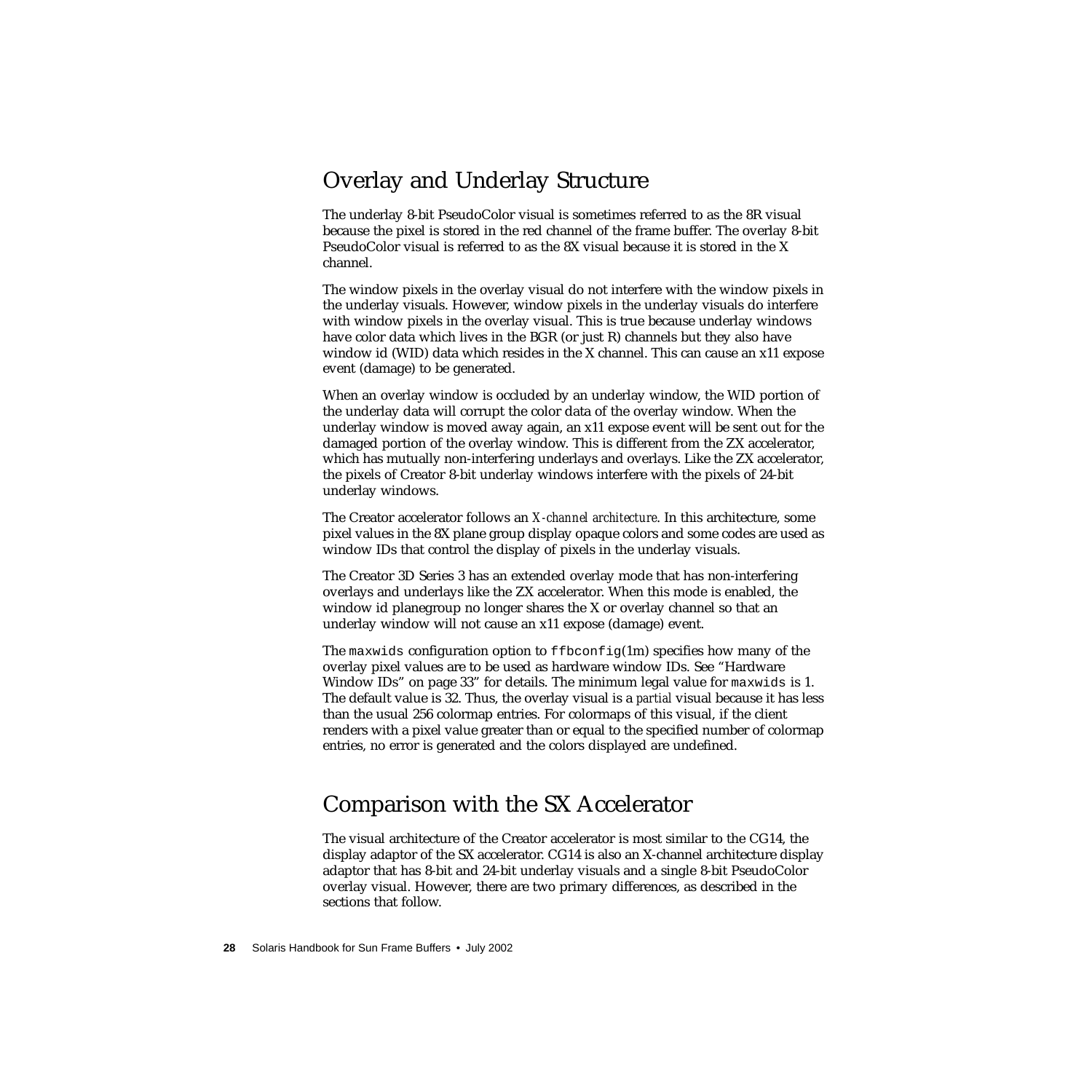## Overlay and Underlay Structure

The underlay 8-bit PseudoColor visual is sometimes referred to as the 8R visual because the pixel is stored in the red channel of the frame buffer. The overlay 8-bit PseudoColor visual is referred to as the 8X visual because it is stored in the X channel.

The window pixels in the overlay visual do not interfere with the window pixels in the underlay visuals. However, window pixels in the underlay visuals do interfere with window pixels in the overlay visual. This is true because underlay windows have color data which lives in the BGR (or just R) channels but they also have window id (WID) data which resides in the X channel. This can cause an x11 expose event (damage) to be generated.

When an overlay window is occluded by an underlay window, the WID portion of the underlay data will corrupt the color data of the overlay window. When the underlay window is moved away again, an x11 expose event will be sent out for the damaged portion of the overlay window. This is different from the ZX accelerator, which has mutually non-interfering underlays and overlays. Like the ZX accelerator, the pixels of Creator 8-bit underlay windows interfere with the pixels of 24-bit underlay windows.

The Creator accelerator follows an *X-channel architecture*. In this architecture, some pixel values in the 8X plane group display opaque colors and some codes are used as window IDs that control the display of pixels in the underlay visuals.

The Creator 3D Series 3 has an extended overlay mode that has non-interfering overlays and underlays like the ZX accelerator. When this mode is enabled, the window id planegroup no longer shares the X or overlay channel so that an underlay window will not cause an x11 expose (damage) event.

The `maxwids` configuration option to `ffbconfig`(1m) specifies how many of the overlay pixel values are to be used as hardware window IDs. See "Hardware Window IDs" on page 33" for details. The minimum legal value for `maxwids` is 1. The default value is 32. Thus, the overlay visual is a *partial* visual because it has less than the usual 256 colormap entries. For colormaps of this visual, if the client renders with a pixel value greater than or equal to the specified number of colormap entries, no error is generated and the colors displayed are undefined.

## Comparison with the SX Accelerator

The visual architecture of the Creator accelerator is most similar to the CG14, the display adaptor of the SX accelerator. CG14 is also an X-channel architecture display adaptor that has 8-bit and 24-bit underlay visuals and a single 8-bit PseudoColor overlay visual. However, there are two primary differences, as described in the sections that follow.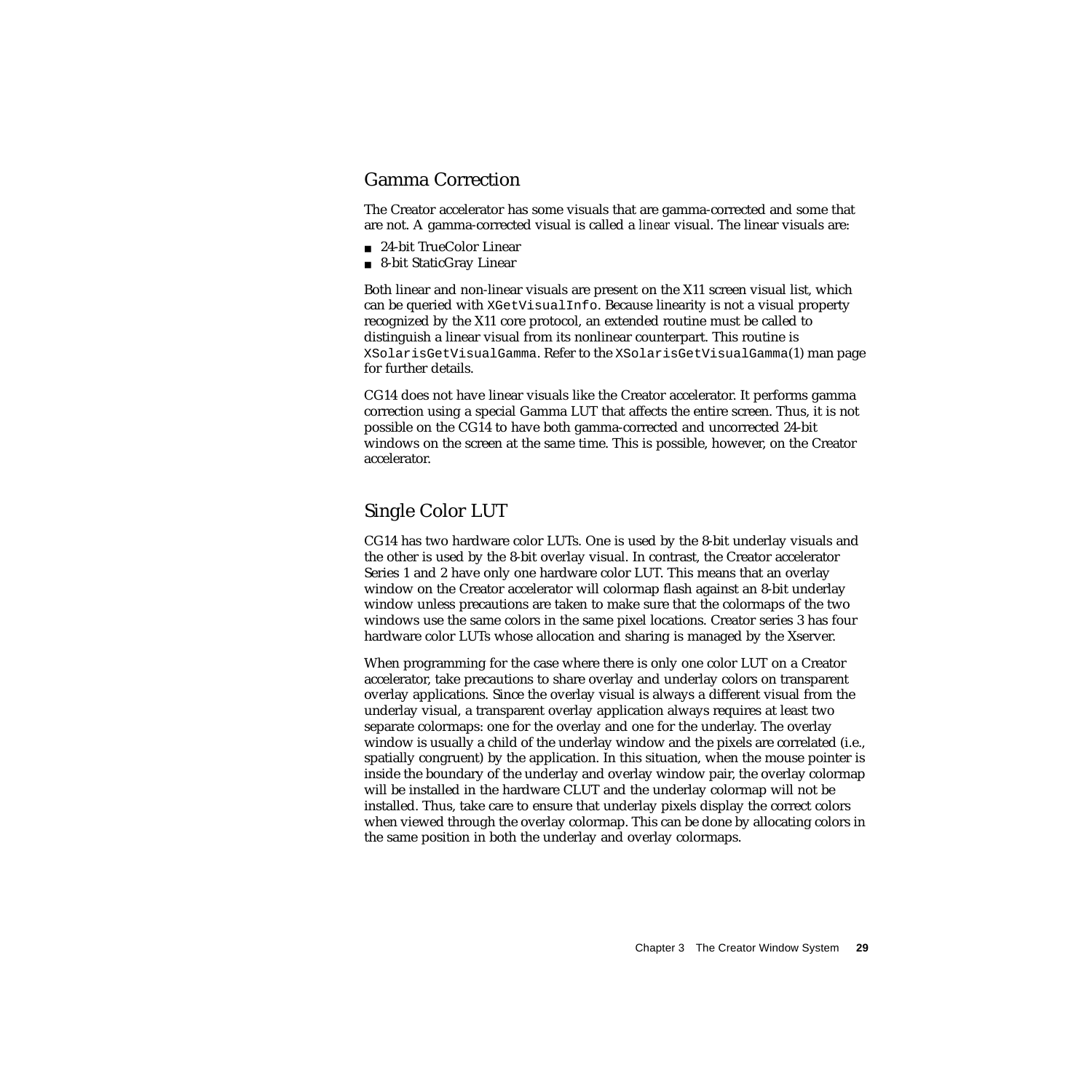## Gamma Correction

The Creator accelerator has some visuals that are gamma-corrected and some that are not. A gamma-corrected visual is called a *linear* visual. The linear visuals are:

- 24-bit TrueColor Linear
- 8-bit StaticGray Linear

Both linear and non-linear visuals are present on the X11 screen visual list, which can be queried with `XGetVisualInfo`. Because linearity is not a visual property recognized by the X11 core protocol, an extended routine must be called to distinguish a linear visual from its nonlinear counterpart. This routine is `XSolarisGetVisualGamma`. Refer to the `XSolarisGetVisualGamma`(1) man page for further details.

CG14 does not have linear visuals like the Creator accelerator. It performs gamma correction using a special Gamma LUT that affects the entire screen. Thus, it is not possible on the CG14 to have both gamma-corrected and uncorrected 24-bit windows on the screen at the same time. This is possible, however, on the Creator accelerator.

## Single Color LUT

CG14 has two hardware color LUTs. One is used by the 8-bit underlay visuals and the other is used by the 8-bit overlay visual. In contrast, the Creator accelerator Series 1 and 2 have only one hardware color LUT. This means that an overlay window on the Creator accelerator will colormap flash against an 8-bit underlay window unless precautions are taken to make sure that the colormaps of the two windows use the same colors in the same pixel locations. Creator series 3 has four hardware color LUTs whose allocation and sharing is managed by the Xserver.

When programming for the case where there is only one color LUT on a Creator accelerator, take precautions to share overlay and underlay colors on transparent overlay applications. Since the overlay visual is always a different visual from the underlay visual, a transparent overlay application always requires at least two separate colormaps: one for the overlay and one for the underlay. The overlay window is usually a child of the underlay window and the pixels are correlated (i.e., spatially congruent) by the application. In this situation, when the mouse pointer is inside the boundary of the underlay and overlay window pair, the overlay colormap will be installed in the hardware CLUT and the underlay colormap will not be installed. Thus, take care to ensure that underlay pixels display the correct colors when viewed through the overlay colormap. This can be done by allocating colors in the same position in both the underlay and overlay colormaps.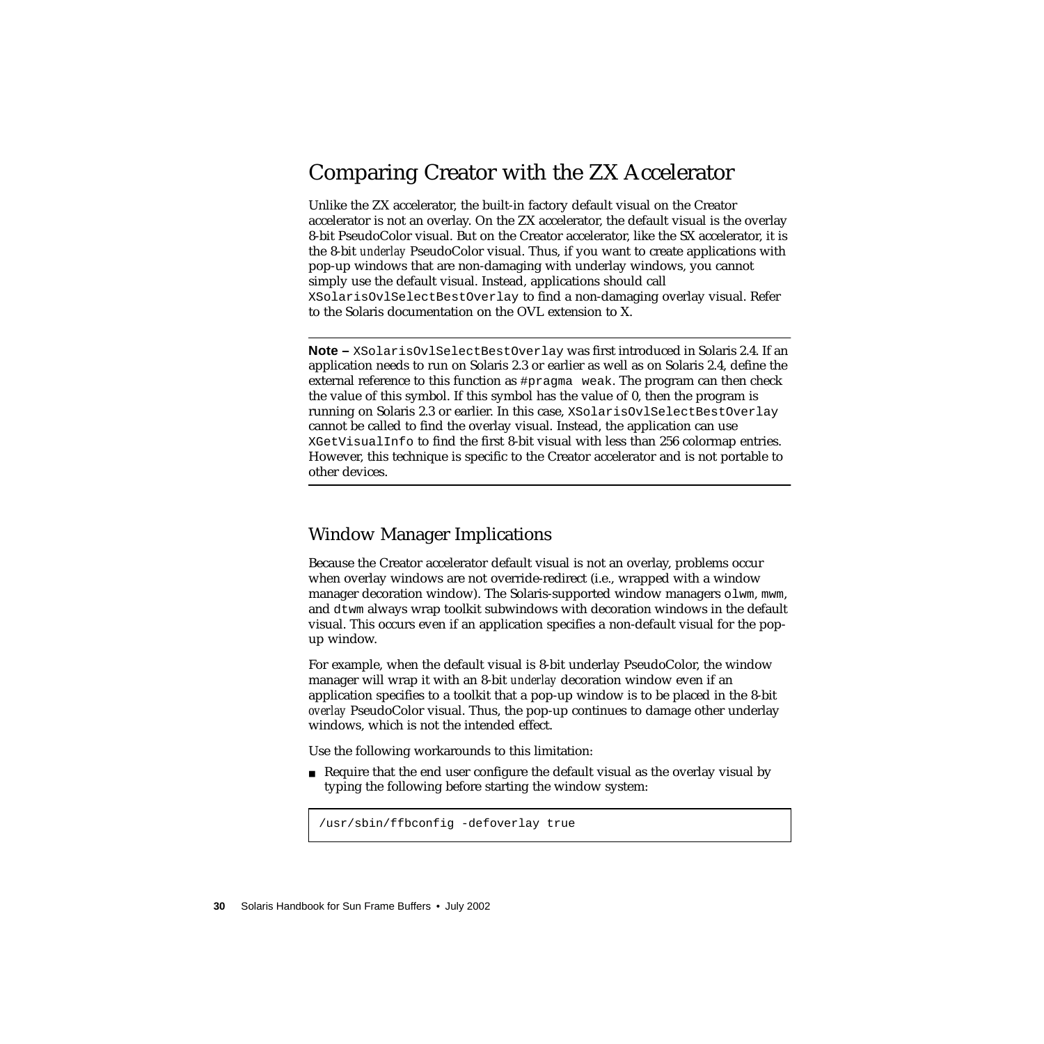## Comparing Creator with the ZX Accelerator

Unlike the ZX accelerator, the built-in factory default visual on the Creator accelerator is not an overlay. On the ZX accelerator, the default visual is the overlay 8-bit PseudoColor visual. But on the Creator accelerator, like the SX accelerator, it is the 8-bit *underlay* PseudoColor visual. Thus, if you want to create applications with pop-up windows that are non-damaging with underlay windows, you cannot simply use the default visual. Instead, applications should call `XSolarisOvlSelectBestOverlay` to find a non-damaging overlay visual. Refer to the Solaris documentation on the OVL extension to X.

---

**Note –** `XSolarisOvlSelectBestOverlay` was first introduced in Solaris 2.4. If an application needs to run on Solaris 2.3 or earlier as well as on Solaris 2.4, define the external reference to this function as `#pragma weak`. The program can then check the value of this symbol. If this symbol has the value of 0, then the program is running on Solaris 2.3 or earlier. In this case, `XSolarisOvlSelectBestOverlay` cannot be called to find the overlay visual. Instead, the application can use `XGetVisualInfo` to find the first 8-bit visual with less than 256 colormap entries. However, this technique is specific to the Creator accelerator and is not portable to other devices.

---

### Window Manager Implications

Because the Creator accelerator default visual is not an overlay, problems occur when overlay windows are not override-redirect (i.e., wrapped with a window manager decoration window). The Solaris-supported window managers `olwm`, `mwm`, and `dtwm` always wrap toolkit subwindows with decoration windows in the default visual. This occurs even if an application specifies a non-default visual for the pop-up window.

For example, when the default visual is 8-bit underlay PseudoColor, the window manager will wrap it with an 8-bit *underlay* decoration window even if an application specifies to a toolkit that a pop-up window is to be placed in the 8-bit *overlay* PseudoColor visual. Thus, the pop-up continues to damage other underlay windows, which is not the intended effect.

Use the following workarounds to this limitation:

- Require that the end user configure the default visual as the overlay visual by typing the following before starting the window system:

```
/usr/sbin/ffbconfig -defoverlay true
```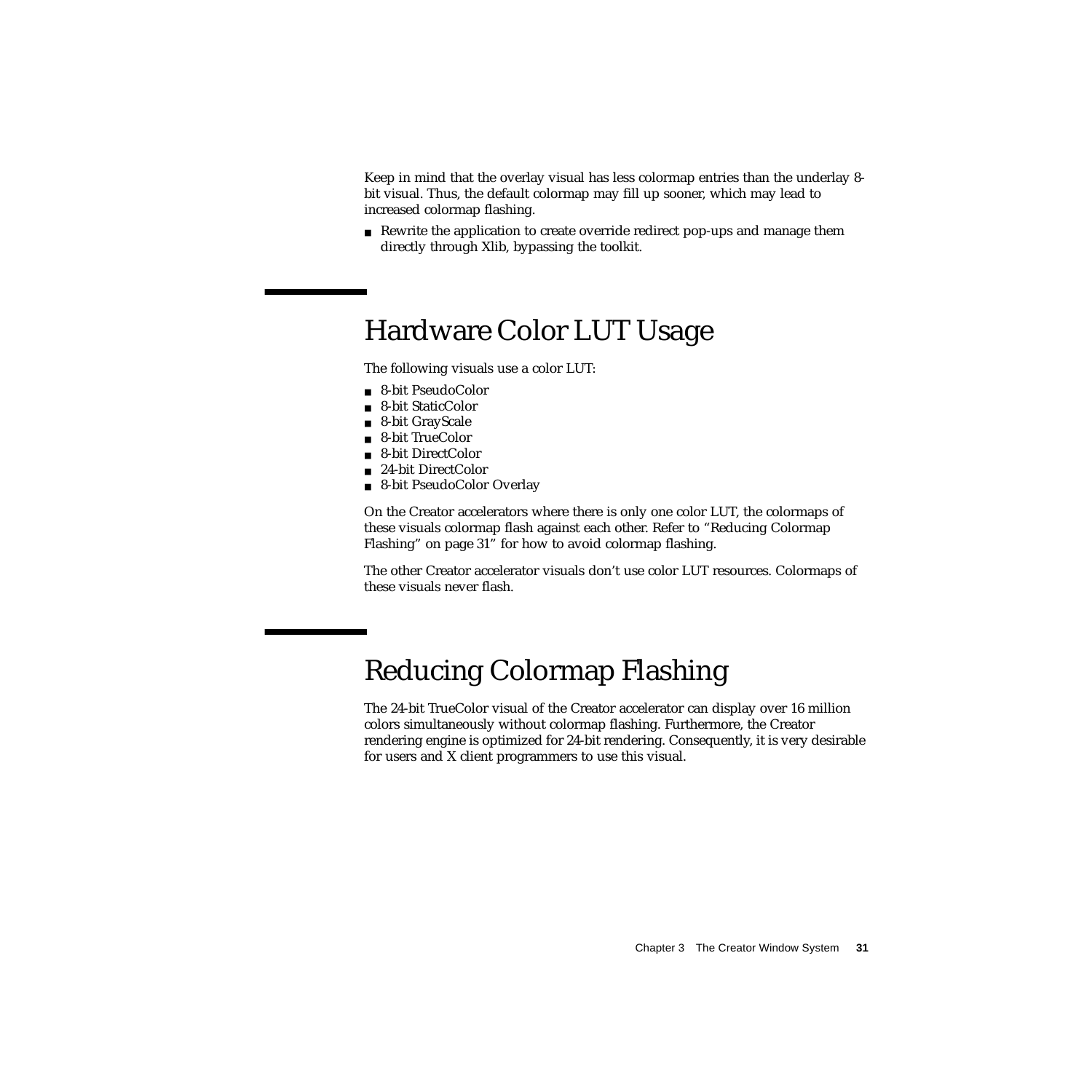Keep in mind that the overlay visual has less colormap entries than the underlay 8-bit visual. Thus, the default colormap may fill up sooner, which may lead to increased colormap flashing.

- Rewrite the application to create override redirect pop-ups and manage them directly through Xlib, bypassing the toolkit.

## Hardware Color LUT Usage

The following visuals use a color LUT:

- 8-bit PseudoColor
- 8-bit StaticColor
- 8-bit GrayScale
- 8-bit TrueColor
- 8-bit DirectColor
- 24-bit DirectColor
- 8-bit PseudoColor Overlay

On the Creator accelerators where there is only one color LUT, the colormaps of these visuals colormap flash against each other. Refer to "Reducing Colormap Flashing" on page 31" for how to avoid colormap flashing.

The other Creator accelerator visuals don't use color LUT resources. Colormaps of these visuals never flash.

## Reducing Colormap Flashing

The 24-bit TrueColor visual of the Creator accelerator can display over 16 million colors simultaneously without colormap flashing. Furthermore, the Creator rendering engine is optimized for 24-bit rendering. Consequently, it is very desirable for users and X client programmers to use this visual.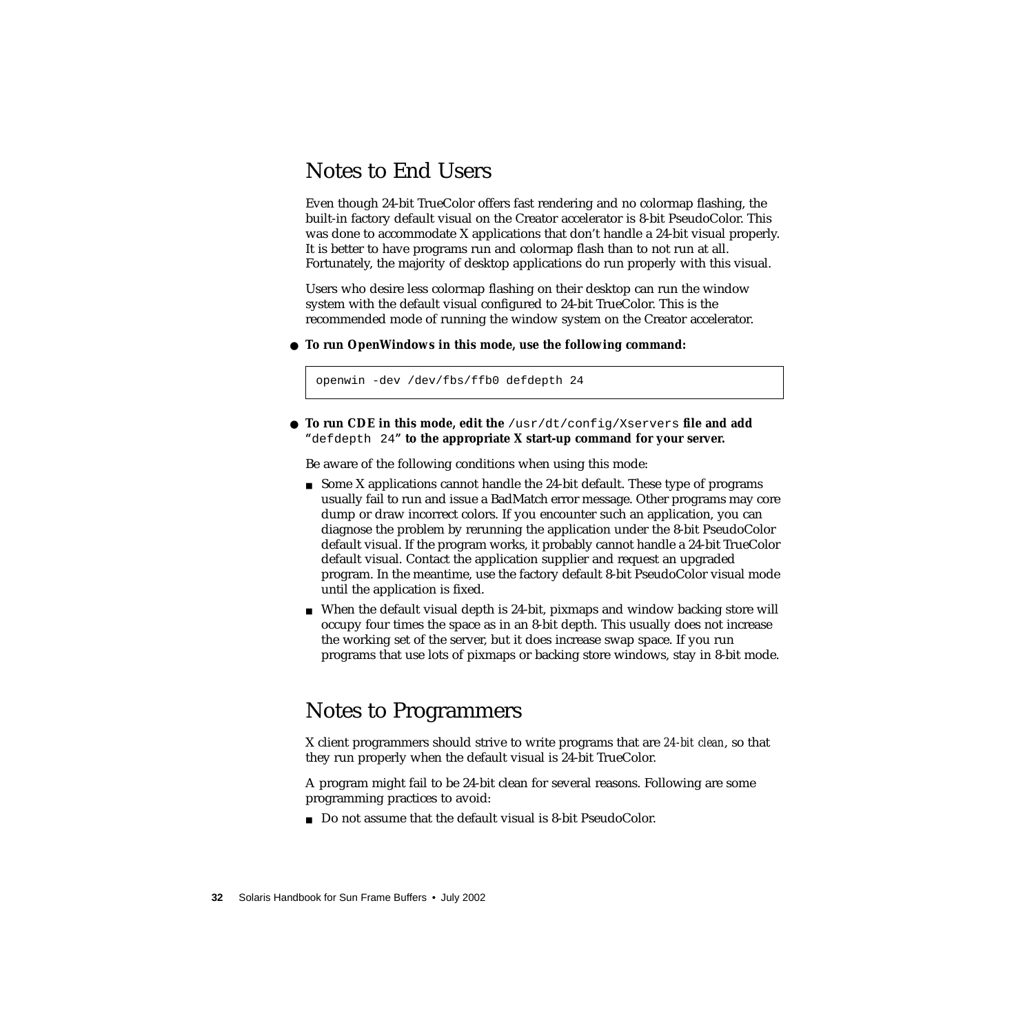## Notes to End Users

Even though 24-bit TrueColor offers fast rendering and no colormap flashing, the built-in factory default visual on the Creator accelerator is 8-bit PseudoColor. This was done to accommodate X applications that don't handle a 24-bit visual properly. It is better to have programs run and colormap flash than to not run at all. Fortunately, the majority of desktop applications do run properly with this visual.

Users who desire less colormap flashing on their desktop can run the window system with the default visual configured to 24-bit TrueColor. This is the recommended mode of running the window system on the Creator accelerator.

- **To run OpenWindows in this mode, use the following command:**

```
openwin -dev /dev/fbs/ffb0 defdepth 24
```

- **To run CDE in this mode, edit the** `/usr/dt/config/Xservers` **file and add "**`defdepth 24`**" to the appropriate X start-up command for your server.**

Be aware of the following conditions when using this mode:

- Some X applications cannot handle the 24-bit default. These type of programs usually fail to run and issue a BadMatch error message. Other programs may core dump or draw incorrect colors. If you encounter such an application, you can diagnose the problem by rerunning the application under the 8-bit PseudoColor default visual. If the program works, it probably cannot handle a 24-bit TrueColor default visual. Contact the application supplier and request an upgraded program. In the meantime, use the factory default 8-bit PseudoColor visual mode until the application is fixed.
- When the default visual depth is 24-bit, pixmaps and window backing store will occupy four times the space as in an 8-bit depth. This usually does not increase the working set of the server, but it does increase swap space. If you run programs that use lots of pixmaps or backing store windows, stay in 8-bit mode.

## Notes to Programmers

X client programmers should strive to write programs that are *24-bit clean*, so that they run properly when the default visual is 24-bit TrueColor.

A program might fail to be 24-bit clean for several reasons. Following are some programming practices to avoid:

- Do not assume that the default visual is 8-bit PseudoColor.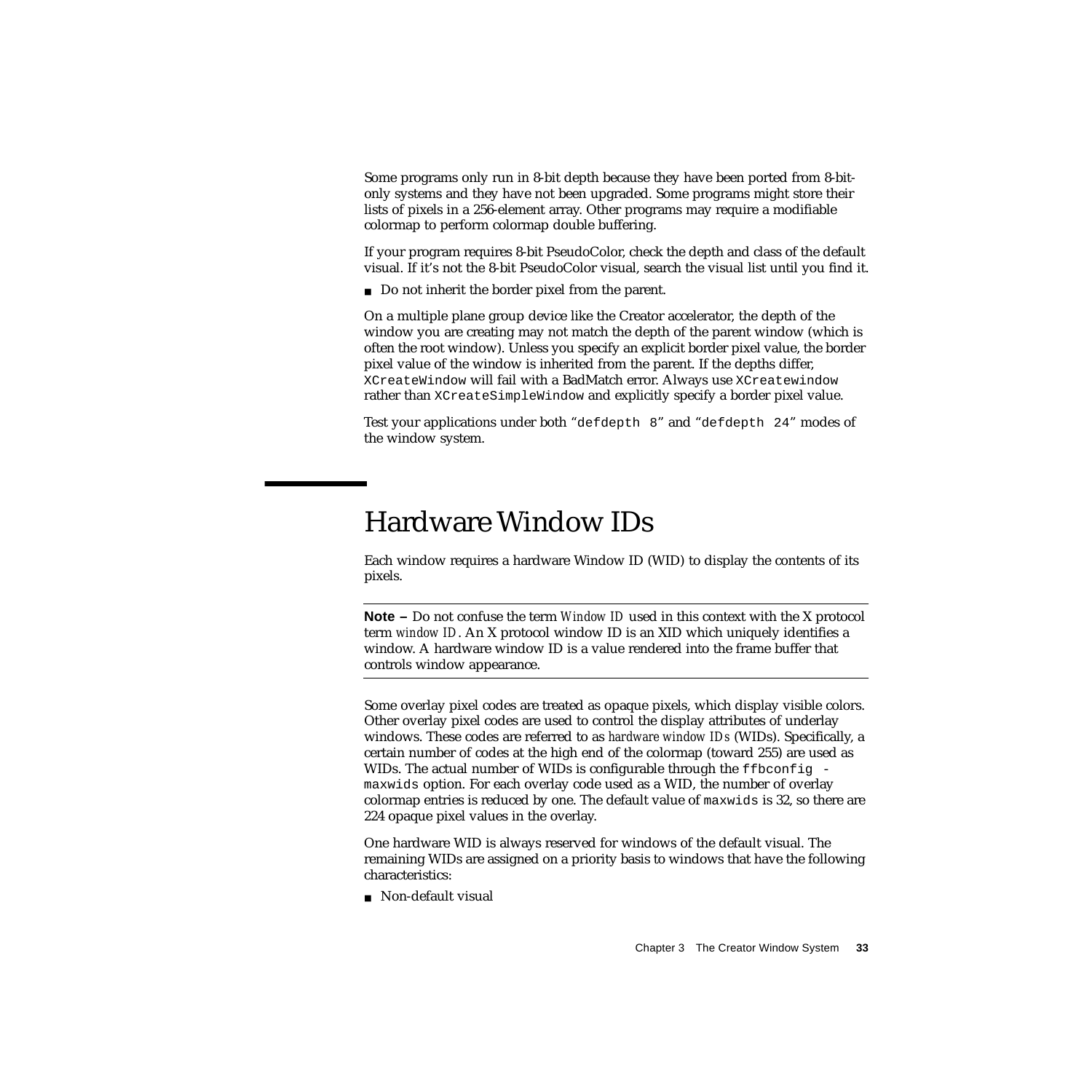Some programs only run in 8-bit depth because they have been ported from 8-bit-only systems and they have not been upgraded. Some programs might store their lists of pixels in a 256-element array. Other programs may require a modifiable colormap to perform colormap double buffering.

If your program requires 8-bit PseudoColor, check the depth and class of the default visual. If it's not the 8-bit PseudoColor visual, search the visual list until you find it.

- Do not inherit the border pixel from the parent.

On a multiple plane group device like the Creator accelerator, the depth of the window you are creating may not match the depth of the parent window (which is often the root window). Unless you specify an explicit border pixel value, the border pixel value of the window is inherited from the parent. If the depths differ, `XCreateWindow` will fail with a BadMatch error. Always use `XCreatewindow` rather than `XCreateSimpleWindow` and explicitly specify a border pixel value.

Test your applications under both "`defdepth 8`" and "`defdepth 24`" modes of the window system.

## Hardware Window IDs

Each window requires a hardware Window ID (WID) to display the contents of its pixels.

---

**Note –** Do not confuse the term *Window ID* used in this context with the X protocol term *window ID*. An X protocol window ID is an XID which uniquely identifies a window. A hardware window ID is a value rendered into the frame buffer that controls window appearance.

---

Some overlay pixel codes are treated as opaque pixels, which display visible colors. Other overlay pixel codes are used to control the display attributes of underlay windows. These codes are referred to as *hardware window IDs* (WIDs). Specifically, a certain number of codes at the high end of the colormap (toward 255) are used as WIDs. The actual number of WIDs is configurable through the `ffbconfig -maxwids` option. For each overlay code used as a WID, the number of overlay colormap entries is reduced by one. The default value of `maxwids` is 32, so there are 224 opaque pixel values in the overlay.

One hardware WID is always reserved for windows of the default visual. The remaining WIDs are assigned on a priority basis to windows that have the following characteristics:

- Non-default visual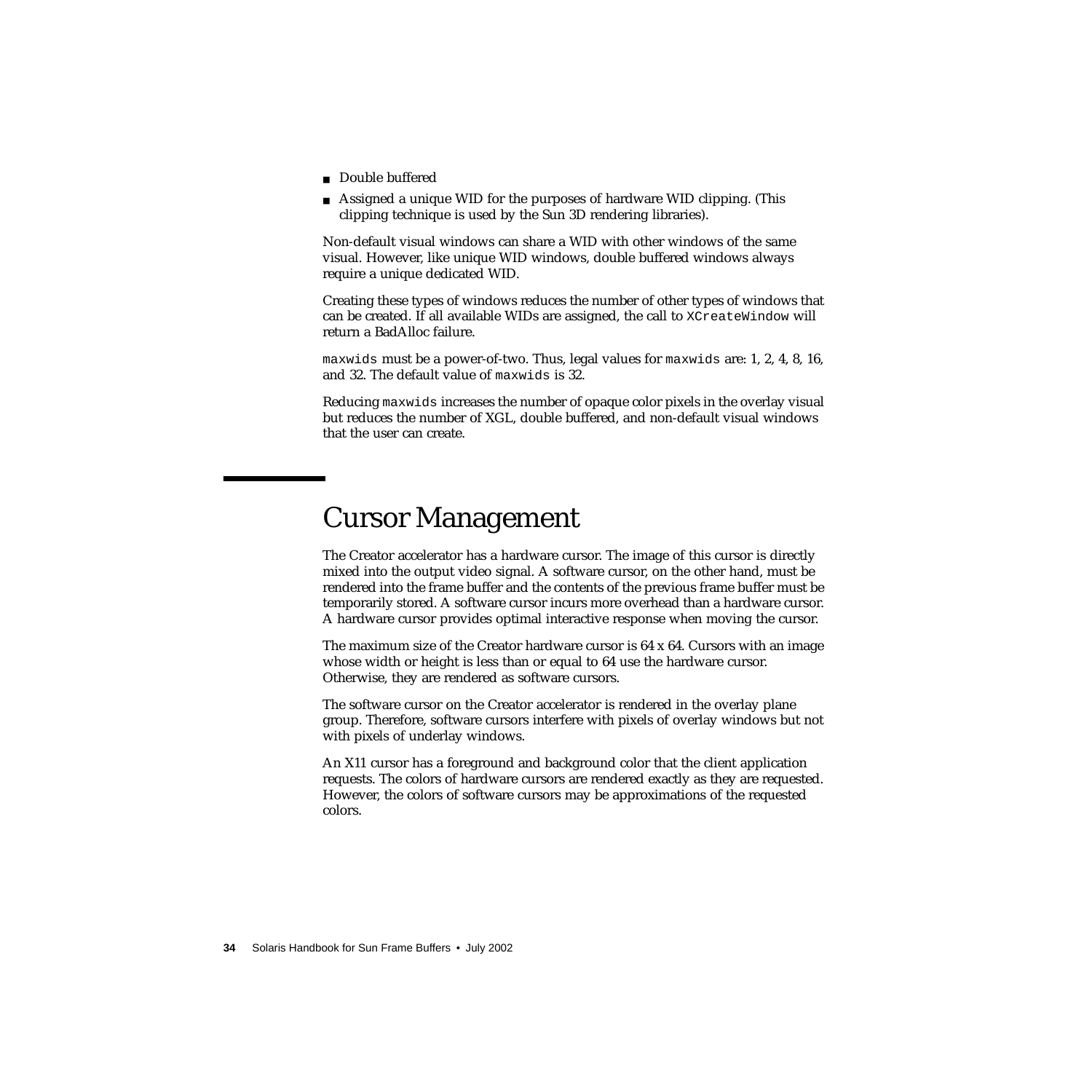- Double buffered
- Assigned a unique WID for the purposes of hardware WID clipping. (This clipping technique is used by the Sun 3D rendering libraries).

Non-default visual windows can share a WID with other windows of the same visual. However, like unique WID windows, double buffered windows always require a unique dedicated WID.

Creating these types of windows reduces the number of other types of windows that can be created. If all available WIDs are assigned, the call to `XCreateWindow` will return a BadAlloc failure.

`maxwids` must be a power-of-two. Thus, legal values for `maxwids` are: 1, 2, 4, 8, 16, and 32. The default value of `maxwids` is 32.

Reducing `maxwids` increases the number of opaque color pixels in the overlay visual but reduces the number of XGL, double buffered, and non-default visual windows that the user can create.

## Cursor Management

The Creator accelerator has a hardware cursor. The image of this cursor is directly mixed into the output video signal. A software cursor, on the other hand, must be rendered into the frame buffer and the contents of the previous frame buffer must be temporarily stored. A software cursor incurs more overhead than a hardware cursor. A hardware cursor provides optimal interactive response when moving the cursor.

The maximum size of the Creator hardware cursor is 64 x 64. Cursors with an image whose width or height is less than or equal to 64 use the hardware cursor. Otherwise, they are rendered as software cursors.

The software cursor on the Creator accelerator is rendered in the overlay plane group. Therefore, software cursors interfere with pixels of overlay windows but not with pixels of underlay windows.

An X11 cursor has a foreground and background color that the client application requests. The colors of hardware cursors are rendered exactly as they are requested. However, the colors of software cursors may be approximations of the requested colors.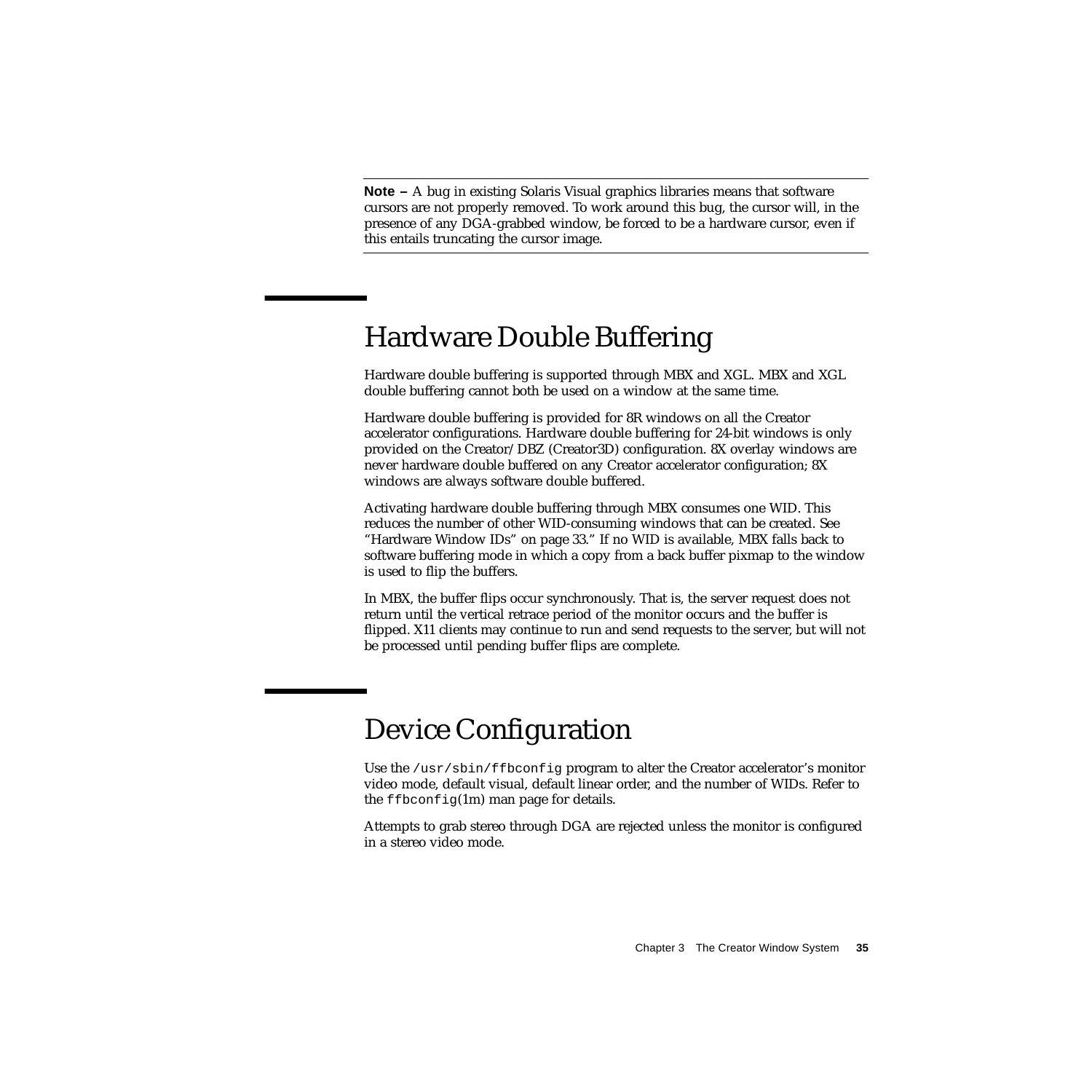**Note –** A bug in existing Solaris Visual graphics libraries means that software cursors are not properly removed. To work around this bug, the cursor will, in the presence of any DGA-grabbed window, be forced to be a hardware cursor, even if this entails truncating the cursor image.

## Hardware Double Buffering

Hardware double buffering is supported through MBX and XGL. MBX and XGL double buffering cannot both be used on a window at the same time.

Hardware double buffering is provided for 8R windows on all the Creator accelerator configurations. Hardware double buffering for 24-bit windows is only provided on the Creator/DBZ (Creator3D) configuration. 8X overlay windows are never hardware double buffered on any Creator accelerator configuration; 8X windows are always software double buffered.

Activating hardware double buffering through MBX consumes one WID. This reduces the number of other WID-consuming windows that can be created. See "Hardware Window IDs" on page 33." If no WID is available, MBX falls back to software buffering mode in which a copy from a back buffer pixmap to the window is used to flip the buffers.

In MBX, the buffer flips occur synchronously. That is, the server request does not return until the vertical retrace period of the monitor occurs and the buffer is flipped. X11 clients may continue to run and send requests to the server, but will not be processed until pending buffer flips are complete.

## Device Configuration

Use the `/usr/sbin/ffbconfig` program to alter the Creator accelerator's monitor video mode, default visual, default linear order, and the number of WIDs. Refer to the `ffbconfig`(1m) man page for details.

Attempts to grab stereo through DGA are rejected unless the monitor is configured in a stereo video mode.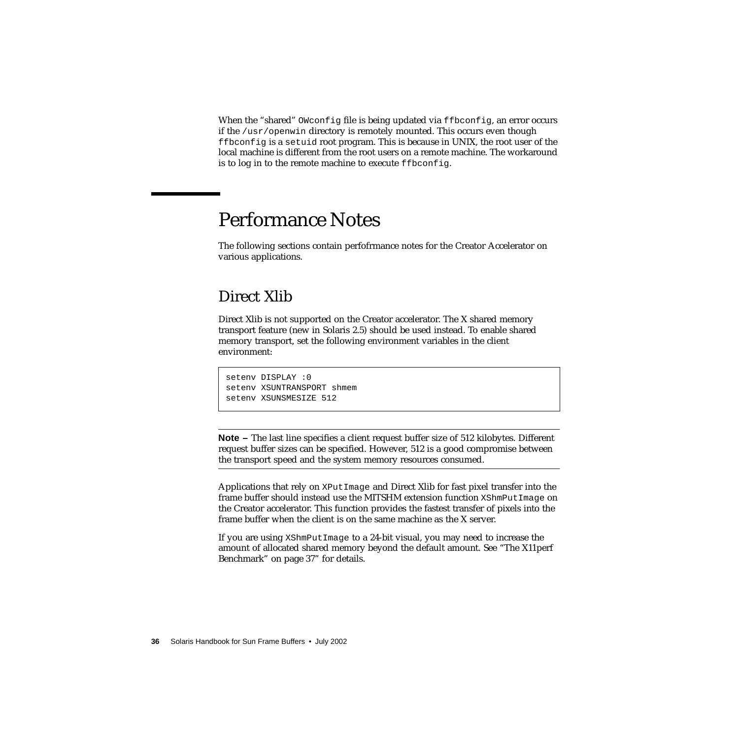When the "shared" `OWconfig` file is being updated via `ffbconfig`, an error occurs if the `/usr/openwin` directory is remotely mounted. This occurs even though `ffbconfig` is a `setuid` root program. This is because in UNIX, the root user of the local machine is different from the root users on a remote machine. The workaround is to log in to the remote machine to execute `ffbconfig`.

# Performance Notes

The following sections contain perfofrmance notes for the Creator Accelerator on various applications.

## Direct Xlib

Direct Xlib is not supported on the Creator accelerator. The X shared memory transport feature (new in Solaris 2.5) should be used instead. To enable shared memory transport, set the following environment variables in the client environment:

```
setenv DISPLAY :0
setenv XSUNTRANSPORT shmem
setenv XSUNSMESIZE 512
```

---

**Note –** The last line specifies a client request buffer size of 512 kilobytes. Different request buffer sizes can be specified. However, 512 is a good compromise between the transport speed and the system memory resources consumed.

---

Applications that rely on `XPutImage` and Direct Xlib for fast pixel transfer into the frame buffer should instead use the MITSHM extension function `XShmPutImage` on the Creator accelerator. This function provides the fastest transfer of pixels into the frame buffer when the client is on the same machine as the X server.

If you are using `XShmPutImage` to a 24-bit visual, you may need to increase the amount of allocated shared memory beyond the default amount. See "The X11perf Benchmark" on page 37" for details.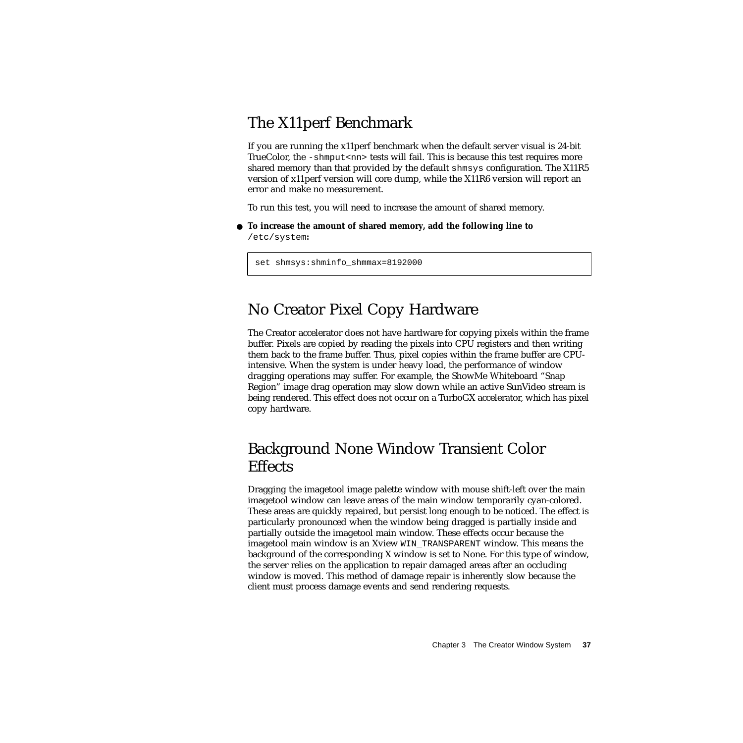## The X11perf Benchmark

If you are running the x11perf benchmark when the default server visual is 24-bit TrueColor, the `-shmput<nn>` tests will fail. This is because this test requires more shared memory than that provided by the default `shmsys` configuration. The X11R5 version of x11perf version will core dump, while the X11R6 version will report an error and make no measurement.

To run this test, you will need to increase the amount of shared memory.

- **To increase the amount of shared memory, add the following line to** `/etc/system`**:**

```
set shmsys:shminfo_shmmax=8192000
```

## No Creator Pixel Copy Hardware

The Creator accelerator does not have hardware for copying pixels within the frame buffer. Pixels are copied by reading the pixels into CPU registers and then writing them back to the frame buffer. Thus, pixel copies within the frame buffer are CPU-intensive. When the system is under heavy load, the performance of window dragging operations may suffer. For example, the ShowMe Whiteboard "Snap Region" image drag operation may slow down while an active SunVideo stream is being rendered. This effect does not occur on a TurboGX accelerator, which has pixel copy hardware.

## Background None Window Transient Color Effects

Dragging the imagetool image palette window with mouse shift-left over the main imagetool window can leave areas of the main window temporarily cyan-colored. These areas are quickly repaired, but persist long enough to be noticed. The effect is particularly pronounced when the window being dragged is partially inside and partially outside the imagetool main window. These effects occur because the imagetool main window is an Xview `WIN_TRANSPARENT` window. This means the background of the corresponding X window is set to None. For this type of window, the server relies on the application to repair damaged areas after an occluding window is moved. This method of damage repair is inherently slow because the client must process damage events and send rendering requests.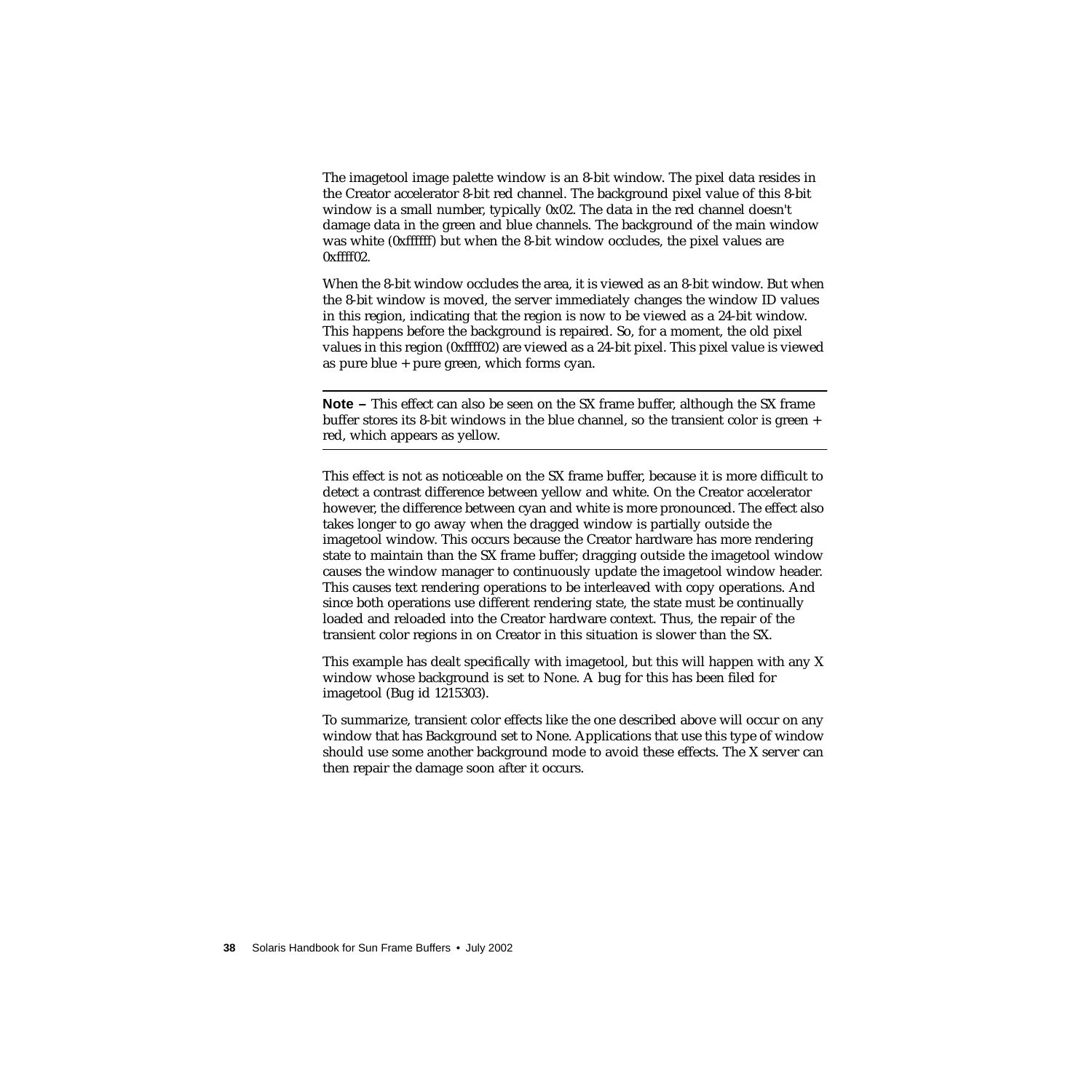The imagetool image palette window is an 8-bit window. The pixel data resides in the Creator accelerator 8-bit red channel. The background pixel value of this 8-bit window is a small number, typically 0x02. The data in the red channel doesn't damage data in the green and blue channels. The background of the main window was white (0xffffff) but when the 8-bit window occludes, the pixel values are 0xffff02.

When the 8-bit window occludes the area, it is viewed as an 8-bit window. But when the 8-bit window is moved, the server immediately changes the window ID values in this region, indicating that the region is now to be viewed as a 24-bit window. This happens before the background is repaired. So, for a moment, the old pixel values in this region (0xffff02) are viewed as a 24-bit pixel. This pixel value is viewed as pure blue + pure green, which forms cyan.

---

**Note –** This effect can also be seen on the SX frame buffer, although the SX frame buffer stores its 8-bit windows in the blue channel, so the transient color is green + red, which appears as yellow.

---

This effect is not as noticeable on the SX frame buffer, because it is more difficult to detect a contrast difference between yellow and white. On the Creator accelerator however, the difference between cyan and white is more pronounced. The effect also takes longer to go away when the dragged window is partially outside the imagetool window. This occurs because the Creator hardware has more rendering state to maintain than the SX frame buffer; dragging outside the imagetool window causes the window manager to continuously update the imagetool window header. This causes text rendering operations to be interleaved with copy operations. And since both operations use different rendering state, the state must be continually loaded and reloaded into the Creator hardware context. Thus, the repair of the transient color regions in on Creator in this situation is slower than the SX.

This example has dealt specifically with imagetool, but this will happen with any X window whose background is set to None. A bug for this has been filed for imagetool (Bug id 1215303).

To summarize, transient color effects like the one described above will occur on any window that has Background set to None. Applications that use this type of window should use some another background mode to avoid these effects. The X server can then repair the damage soon after it occurs.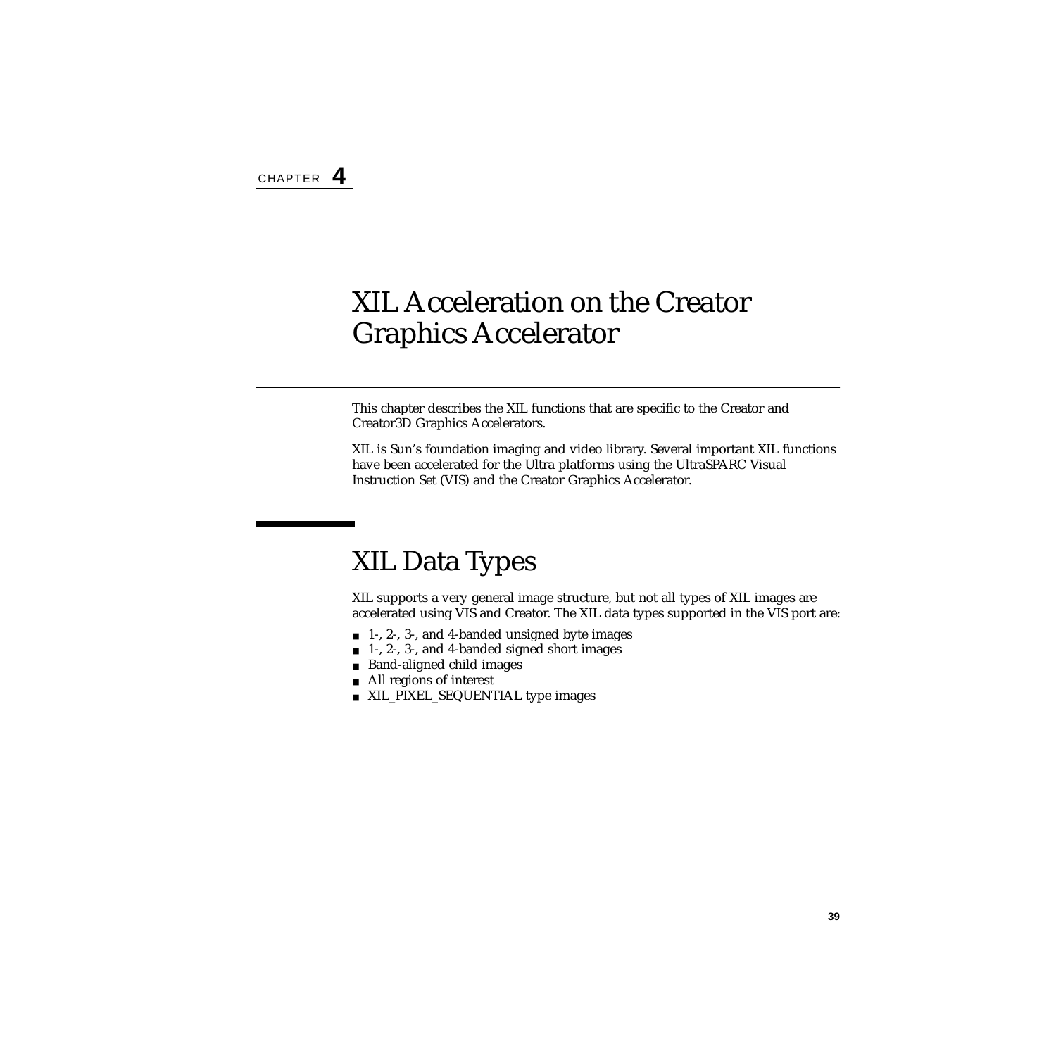CHAPTER **4**

# XIL Acceleration on the Creator Graphics Accelerator

This chapter describes the XIL functions that are specific to the Creator and Creator3D Graphics Accelerators.

XIL is Sun's foundation imaging and video library. Several important XIL functions have been accelerated for the Ultra platforms using the UltraSPARC Visual Instruction Set (VIS) and the Creator Graphics Accelerator.

## XIL Data Types

XIL supports a very general image structure, but not all types of XIL images are accelerated using VIS and Creator. The XIL data types supported in the VIS port are:

- 1-, 2-, 3-, and 4-banded unsigned byte images
- 1-, 2-, 3-, and 4-banded signed short images
- Band-aligned child images
- All regions of interest
- XIL_PIXEL_SEQUENTIAL type images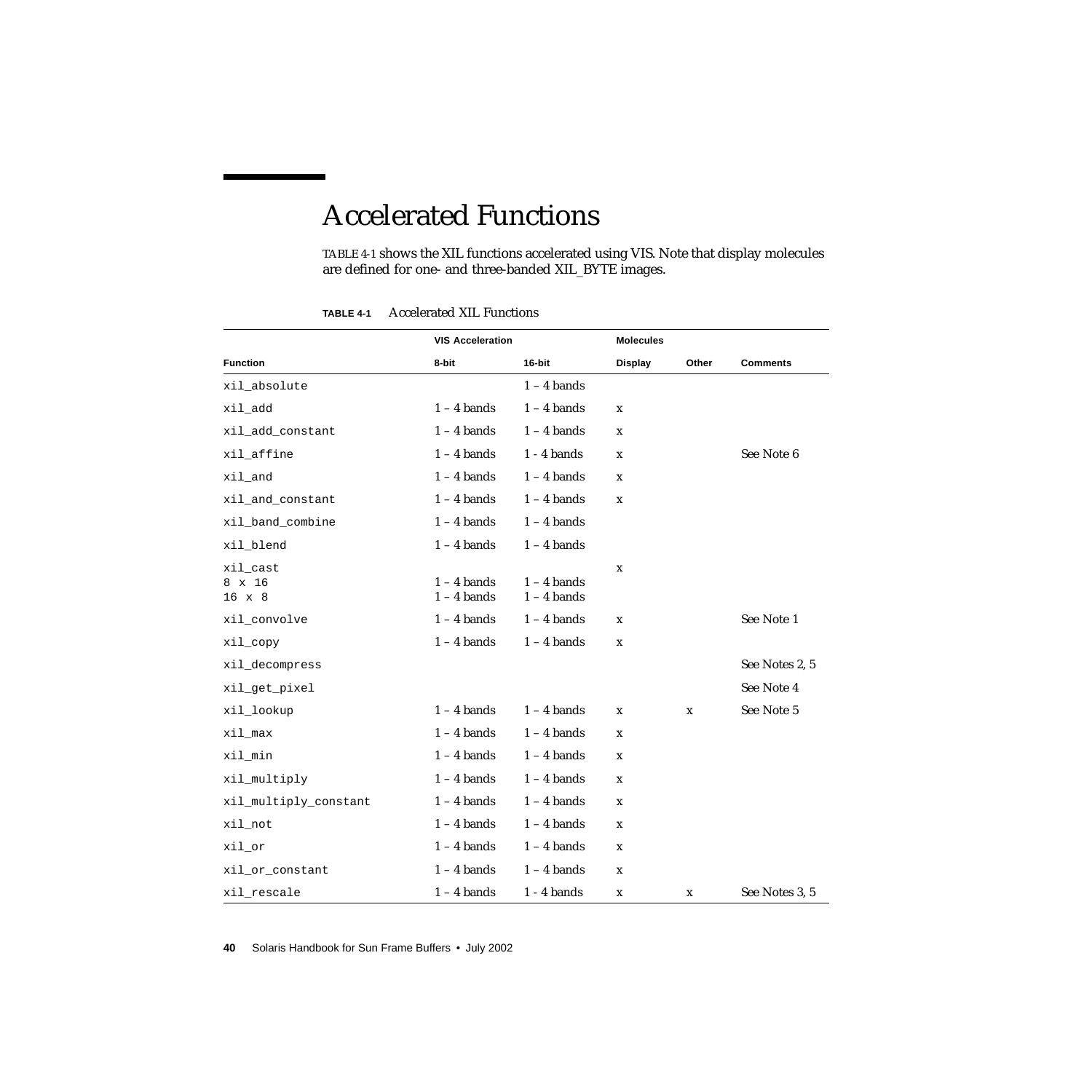# Accelerated Functions

TABLE 4-1 shows the XIL functions accelerated using VIS. Note that display molecules are defined for one- and three-banded XIL_BYTE images.

**TABLE 4-1** Accelerated XIL Functions

| | VIS Acceleration | | Molecules | | |
|---|---|---|---|---|---|
| **Function** | **8-bit** | **16-bit** | **Display** | **Other** | **Comments** |
| `xil_absolute` | | 1 – 4 bands | | | |
| `xil_add` | 1 – 4 bands | 1 – 4 bands | x | | |
| `xil_add_constant` | 1 – 4 bands | 1 – 4 bands | x | | |
| `xil_affine` | 1 – 4 bands | 1 - 4 bands | x | | See Note 6 |
| `xil_and` | 1 – 4 bands | 1 – 4 bands | x | | |
| `xil_and_constant` | 1 – 4 bands | 1 – 4 bands | x | | |
| `xil_band_combine` | 1 – 4 bands | 1 – 4 bands | | | |
| `xil_blend` | 1 – 4 bands | 1 – 4 bands | | | |
| `xil_cast` | | | x | | |
| `8 x 16` | 1 – 4 bands | 1 – 4 bands | | | |
| `16 x 8` | 1 – 4 bands | 1 – 4 bands | | | |
| `xil_convolve` | 1 – 4 bands | 1 – 4 bands | x | | See Note 1 |
| `xil_copy` | 1 – 4 bands | 1 – 4 bands | x | | |
| `xil_decompress` | | | | | See Notes 2, 5 |
| `xil_get_pixel` | | | | | See Note 4 |
| `xil_lookup` | 1 – 4 bands | 1 – 4 bands | x | x | See Note 5 |
| `xil_max` | 1 – 4 bands | 1 – 4 bands | x | | |
| `xil_min` | 1 – 4 bands | 1 – 4 bands | x | | |
| `xil_multiply` | 1 – 4 bands | 1 – 4 bands | x | | |
| `xil_multiply_constant` | 1 – 4 bands | 1 – 4 bands | x | | |
| `xil_not` | 1 – 4 bands | 1 – 4 bands | x | | |
| `xil_or` | 1 – 4 bands | 1 – 4 bands | x | | |
| `xil_or_constant` | 1 – 4 bands | 1 – 4 bands | x | | |
| `xil_rescale` | 1 – 4 bands | 1 - 4 bands | x | x | See Notes 3, 5 |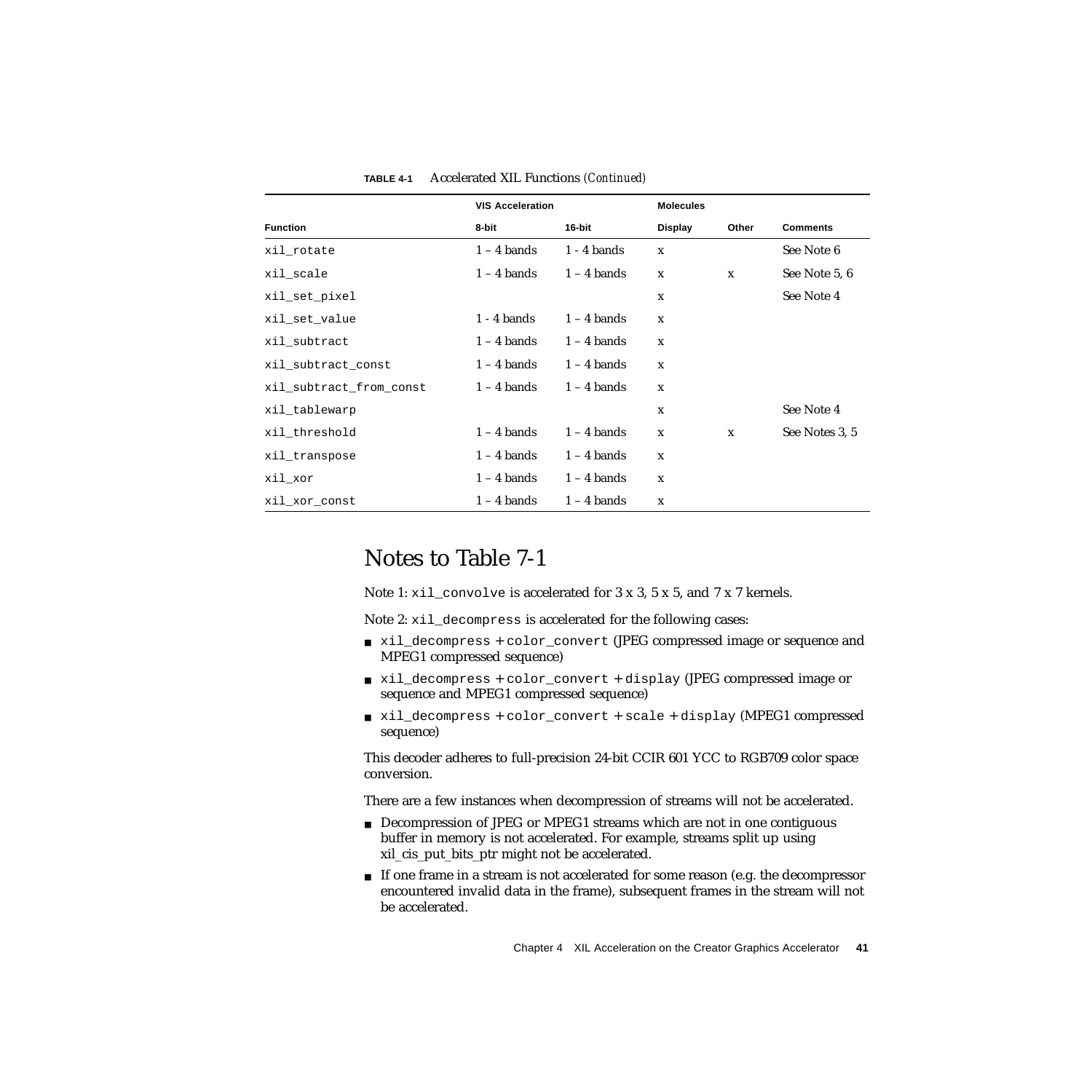**TABLE 4-1** Accelerated XIL Functions *(Continued)*

| | VIS Acceleration | | Molecules | | |
|---|---|---|---|---|---|
| **Function** | **8-bit** | **16-bit** | **Display** | **Other** | **Comments** |
| `xil_rotate` | 1 – 4 bands | 1 - 4 bands | x | | See Note 6 |
| `xil_scale` | 1 – 4 bands | 1 – 4 bands | x | x | See Note 5, 6 |
| `xil_set_pixel` | | | x | | See Note 4 |
| `xil_set_value` | 1 - 4 bands | 1 – 4 bands | x | | |
| `xil_subtract` | 1 – 4 bands | 1 – 4 bands | x | | |
| `xil_subtract_const` | 1 – 4 bands | 1 – 4 bands | x | | |
| `xil_subtract_from_const` | 1 – 4 bands | 1 – 4 bands | x | | |
| `xil_tablewarp` | | | x | | See Note 4 |
| `xil_threshold` | 1 – 4 bands | 1 – 4 bands | x | x | See Notes 3, 5 |
| `xil_transpose` | 1 – 4 bands | 1 – 4 bands | x | | |
| `xil_xor` | 1 – 4 bands | 1 – 4 bands | x | | |
| `xil_xor_const` | 1 – 4 bands | 1 – 4 bands | x | | |

## Notes to Table 7-1

Note 1: `xil_convolve` is accelerated for 3 x 3, 5 x 5, and 7 x 7 kernels.

Note 2: `xil_decompress` is accelerated for the following cases:

- `xil_decompress` + `color_convert` (JPEG compressed image or sequence and MPEG1 compressed sequence)
- `xil_decompress` + `color_convert` + `display` (JPEG compressed image or sequence and MPEG1 compressed sequence)
- `xil_decompress` + `color_convert` + `scale` + `display` (MPEG1 compressed sequence)

This decoder adheres to full-precision 24-bit CCIR 601 YCC to RGB709 color space conversion.

There are a few instances when decompression of streams will not be accelerated.

- Decompression of JPEG or MPEG1 streams which are not in one contiguous buffer in memory is not accelerated. For example, streams split up using xil_cis_put_bits_ptr might not be accelerated.
- If one frame in a stream is not accelerated for some reason (e.g. the decompressor encountered invalid data in the frame), subsequent frames in the stream will not be accelerated.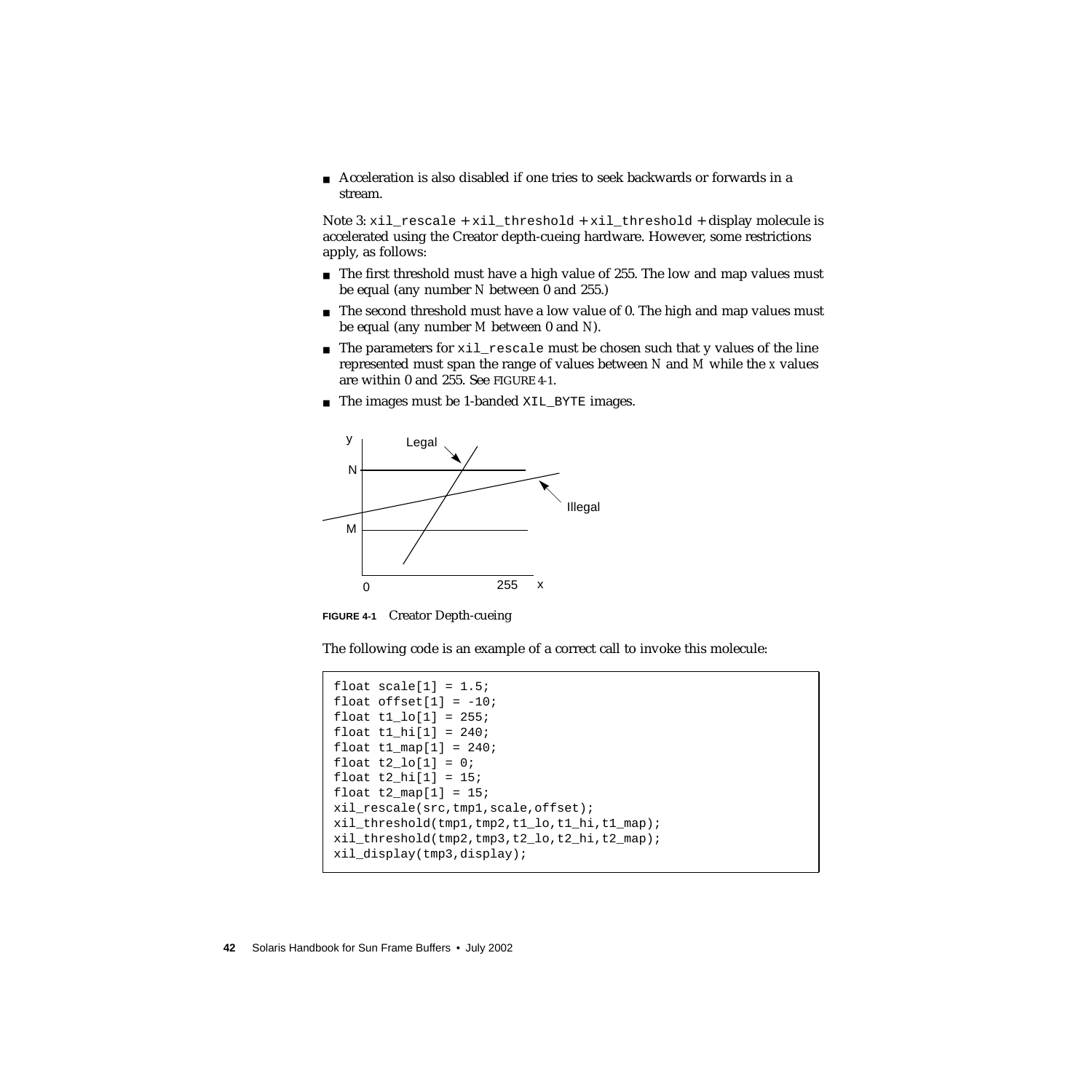- Acceleration is also disabled if one tries to seek backwards or forwards in a stream.

Note 3: `xil_rescale` + `xil_threshold` + `xil_threshold` + display molecule is accelerated using the Creator depth-cueing hardware. However, some restrictions apply, as follows:

- The first threshold must have a high value of 255. The low and map values must be equal (any number *N* between 0 and 255.)
- The second threshold must have a low value of 0. The high and map values must be equal (any number *M* between 0 and *N*).
- The parameters for `xil_rescale` must be chosen such that *y* values of the line represented must span the range of values between *N* and *M* while the *x* values are within 0 and 255. See FIGURE 4-1.
- The images must be 1-banded `XIL_BYTE` images.

**FIGURE 4-1** Creator Depth-cueing

The following code is an example of a correct call to invoke this molecule:

```
float scale[1] = 1.5;
float offset[1] = -10;
float t1_lo[1] = 255;
float t1_hi[1] = 240;
float t1_map[1] = 240;
float t2_lo[1] = 0;
float t2_hi[1] = 15;
float t2_map[1] = 15;
xil_rescale(src,tmp1,scale,offset);
xil_threshold(tmp1,tmp2,t1_lo,t1_hi,t1_map);
xil_threshold(tmp2,tmp3,t2_lo,t2_hi,t2_map);
xil_display(tmp3,display);
```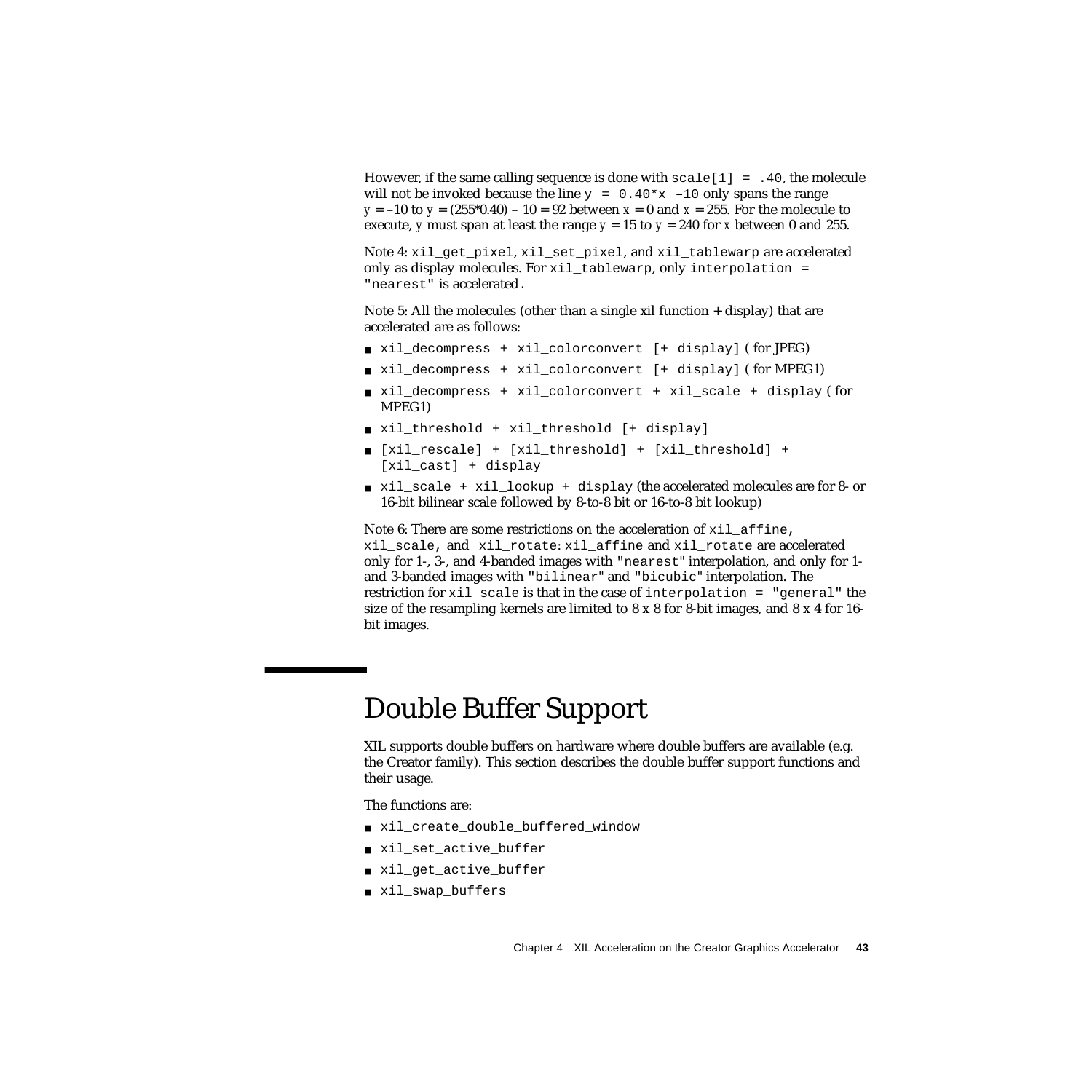However, if the same calling sequence is done with `scale[1] = .40`, the molecule will not be invoked because the line `y = 0.40*x –10` only spans the range $y = -10$ to $y = (255*0.40) - 10 = 92$ between $x = 0$ and $x = 255$. For the molecule to execute, $y$ must span at least the range $y = 15$ to $y = 240$ for $x$ between 0 and 255.

Note 4: `xil_get_pixel`, `xil_set_pixel`, and `xil_tablewarp` are accelerated only as display molecules. For `xil_tablewarp`, only `interpolation = "nearest"` is accelerated.

Note 5: All the molecules (other than a single xil function + display) that are accelerated are as follows:

- `xil_decompress + xil_colorconvert [+ display]` ( for JPEG)
- `xil_decompress + xil_colorconvert [+ display]` ( for MPEG1)
- `xil_decompress + xil_colorconvert + xil_scale + display` ( for MPEG1)
- `xil_threshold + xil_threshold [+ display]`
- `[xil_rescale] + [xil_threshold] + [xil_threshold] + [xil_cast] + display`
- `xil_scale + xil_lookup + display` (the accelerated molecules are for 8- or 16-bit bilinear scale followed by 8-to-8 bit or 16-to-8 bit lookup)

Note 6: There are some restrictions on the acceleration of `xil_affine`, `xil_scale`, and `xil_rotate`: `xil_affine` and `xil_rotate` are accelerated only for 1-, 3-, and 4-banded images with `"nearest"` interpolation, and only for 1- and 3-banded images with `"bilinear"` and `"bicubic"` interpolation. The restriction for `xil_scale` is that in the case of `interpolation = "general"` the size of the resampling kernels are limited to 8 x 8 for 8-bit images, and 8 x 4 for 16-bit images.

# Double Buffer Support

XIL supports double buffers on hardware where double buffers are available (e.g. the Creator family). This section describes the double buffer support functions and their usage.

The functions are:

- `xil_create_double_buffered_window`
- `xil_set_active_buffer`
- `xil_get_active_buffer`
- `xil_swap_buffers`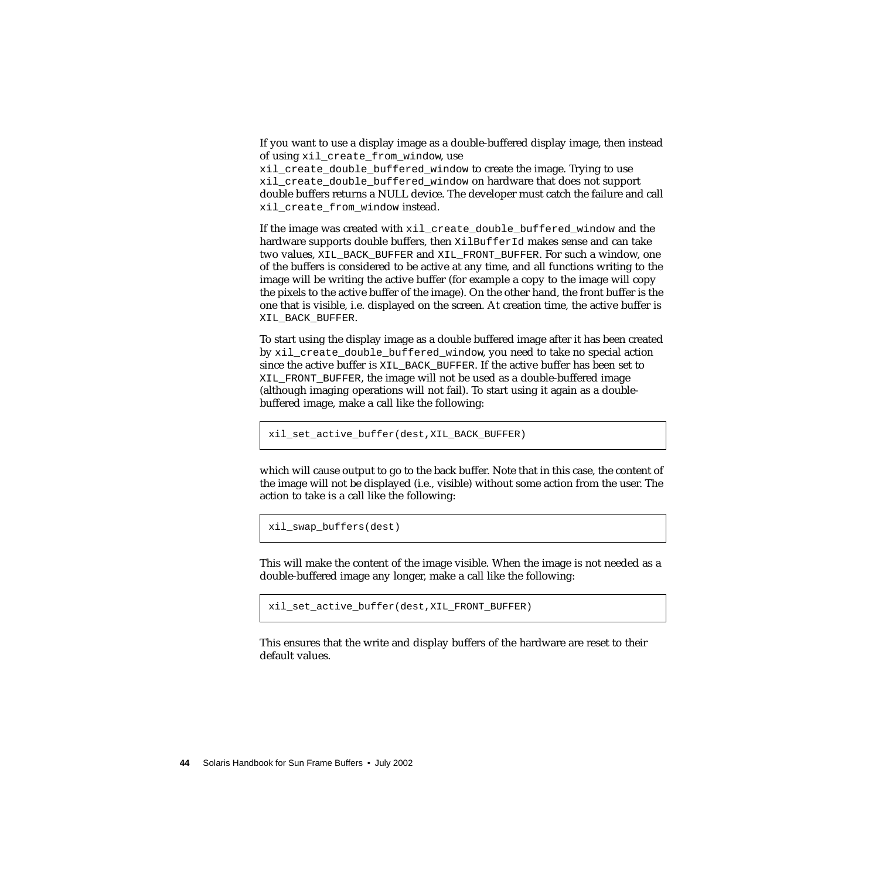If you want to use a display image as a double-buffered display image, then instead of using `xil_create_from_window`, use `xil_create_double_buffered_window` to create the image. Trying to use `xil_create_double_buffered_window` on hardware that does not support double buffers returns a NULL device. The developer must catch the failure and call `xil_create_from_window` instead.

If the image was created with `xil_create_double_buffered_window` and the hardware supports double buffers, then `XilBufferId` makes sense and can take two values, `XIL_BACK_BUFFER` and `XIL_FRONT_BUFFER`. For such a window, one of the buffers is considered to be active at any time, and all functions writing to the image will be writing the active buffer (for example a copy to the image will copy the pixels to the active buffer of the image). On the other hand, the front buffer is the one that is visible, i.e. displayed on the screen. At creation time, the active buffer is `XIL_BACK_BUFFER`.

To start using the display image as a double buffered image after it has been created by `xil_create_double_buffered_window`, you need to take no special action since the active buffer is `XIL_BACK_BUFFER`. If the active buffer has been set to `XIL_FRONT_BUFFER`, the image will not be used as a double-buffered image (although imaging operations will not fail). To start using it again as a double-buffered image, make a call like the following:

```
xil_set_active_buffer(dest,XIL_BACK_BUFFER)
```

which will cause output to go to the back buffer. Note that in this case, the content of the image will not be displayed (i.e., visible) without some action from the user. The action to take is a call like the following:

```
xil_swap_buffers(dest)
```

This will make the content of the image visible. When the image is not needed as a double-buffered image any longer, make a call like the following:

```
xil_set_active_buffer(dest,XIL_FRONT_BUFFER)
```

This ensures that the write and display buffers of the hardware are reset to their default values.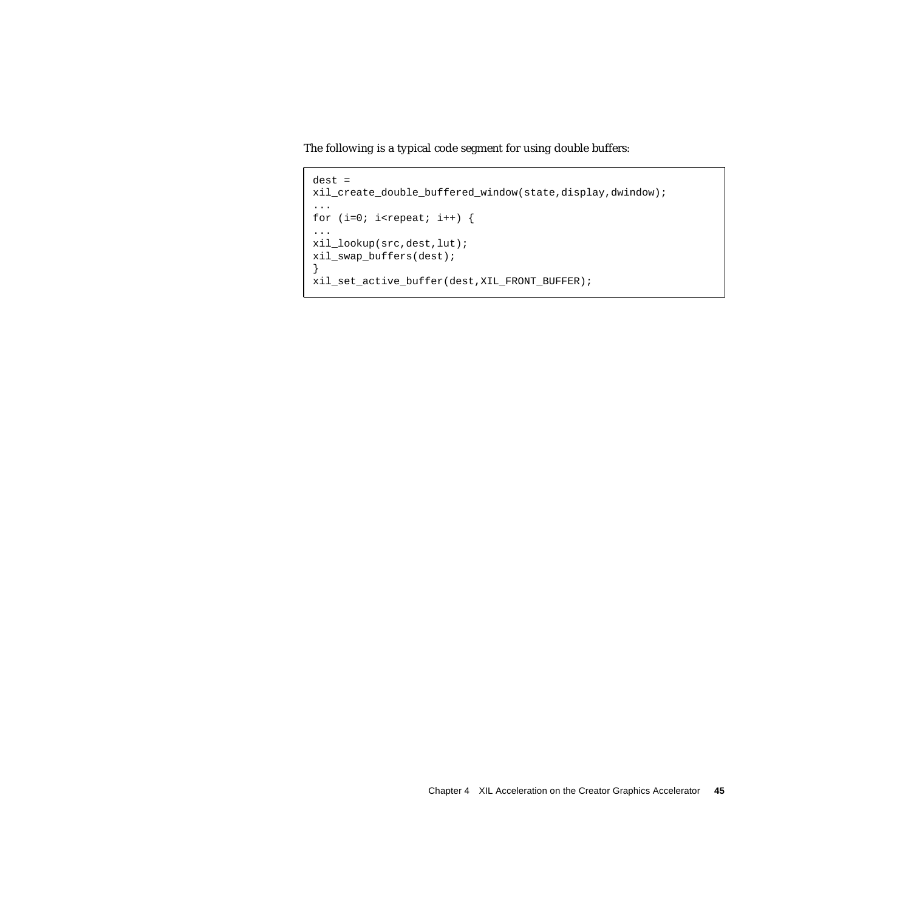The following is a typical code segment for using double buffers:

```
dest =
xil_create_double_buffered_window(state,display,dwindow);
...
for (i=0; i<repeat; i++) {
...
xil_lookup(src,dest,lut);
xil_swap_buffers(dest);
}
xil_set_active_buffer(dest,XIL_FRONT_BUFFER);
```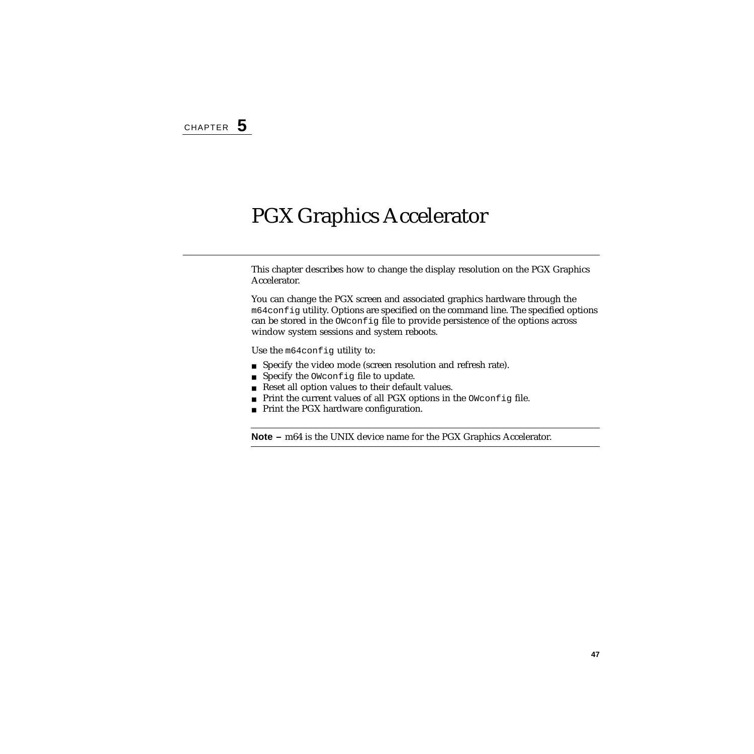CHAPTER 5

# PGX Graphics Accelerator

This chapter describes how to change the display resolution on the PGX Graphics Accelerator.

You can change the PGX screen and associated graphics hardware through the `m64config` utility. Options are specified on the command line. The specified options can be stored in the `OWconfig` file to provide persistence of the options across window system sessions and system reboots.

Use the `m64config` utility to:

- Specify the video mode (screen resolution and refresh rate).
- Specify the `OWconfig` file to update.
- Reset all option values to their default values.
- Print the current values of all PGX options in the `OWconfig` file.
- Print the PGX hardware configuration.

---

**Note –** m64 is the UNIX device name for the PGX Graphics Accelerator.

---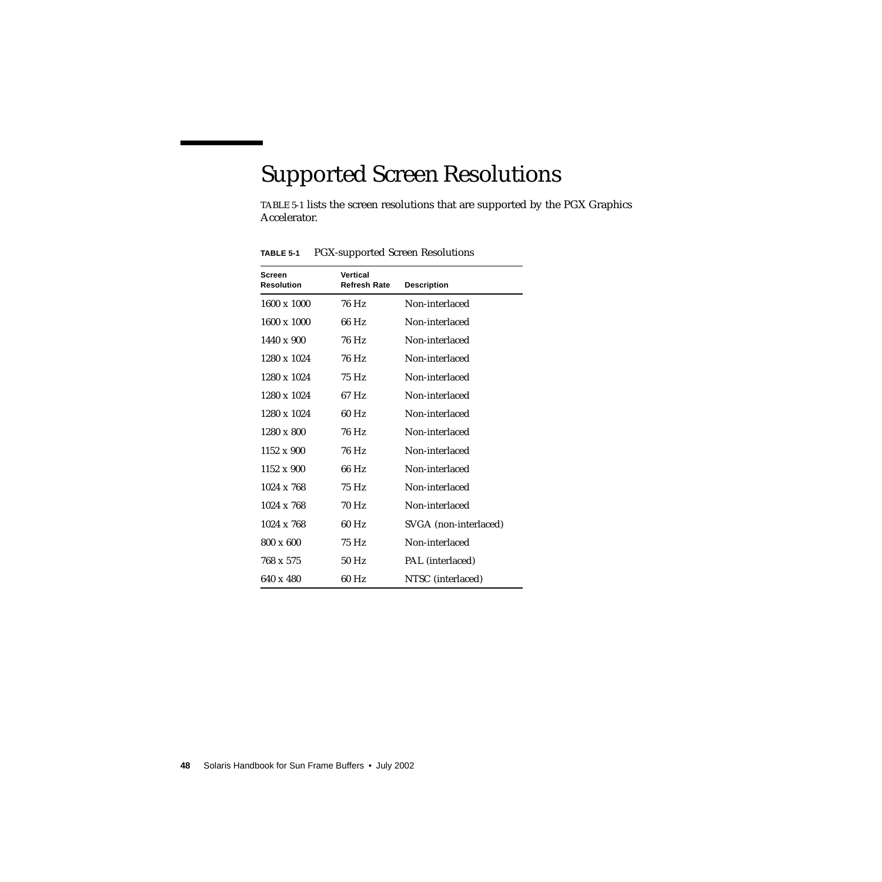## Supported Screen Resolutions

TABLE 5-1 lists the screen resolutions that are supported by the PGX Graphics Accelerator.

**TABLE 5-1** PGX-supported Screen Resolutions

| Screen Resolution | Vertical Refresh Rate | Description |
|---|---|---|
| 1600 x 1000 | 76 Hz | Non-interlaced |
| 1600 x 1000 | 66 Hz | Non-interlaced |
| 1440 x 900 | 76 Hz | Non-interlaced |
| 1280 x 1024 | 76 Hz | Non-interlaced |
| 1280 x 1024 | 75 Hz | Non-interlaced |
| 1280 x 1024 | 67 Hz | Non-interlaced |
| 1280 x 1024 | 60 Hz | Non-interlaced |
| 1280 x 800 | 76 Hz | Non-interlaced |
| 1152 x 900 | 76 Hz | Non-interlaced |
| 1152 x 900 | 66 Hz | Non-interlaced |
| 1024 x 768 | 75 Hz | Non-interlaced |
| 1024 x 768 | 70 Hz | Non-interlaced |
| 1024 x 768 | 60 Hz | SVGA (non-interlaced) |
| 800 x 600 | 75 Hz | Non-interlaced |
| 768 x 575 | 50 Hz | PAL (interlaced) |
| 640 x 480 | 60 Hz | NTSC (interlaced) |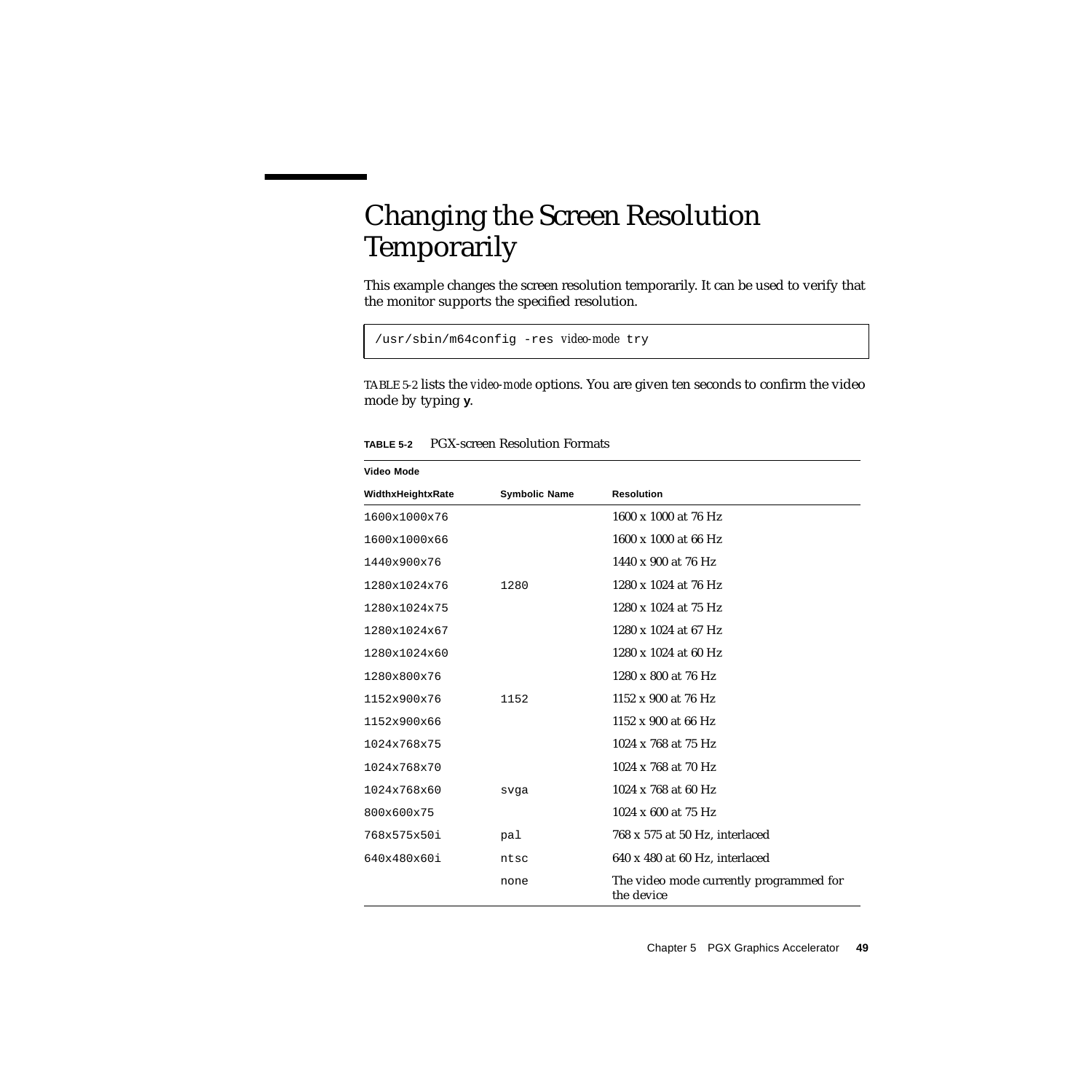# Changing the Screen Resolution Temporarily

This example changes the screen resolution temporarily. It can be used to verify that the monitor supports the specified resolution.

```
/usr/sbin/m64config -res video-mode try
```

TABLE 5-2 lists the *video-mode* options. You are given ten seconds to confirm the video mode by typing **y**.

**TABLE 5-2** PGX-screen Resolution Formats

| Video Mode WidthxHeightxRate | Symbolic Name | Resolution |
|---|---|---|
| 1600x1000x76 | | 1600 x 1000 at 76 Hz |
| 1600x1000x66 | | 1600 x 1000 at 66 Hz |
| 1440x900x76 | | 1440 x 900 at 76 Hz |
| 1280x1024x76 | 1280 | 1280 x 1024 at 76 Hz |
| 1280x1024x75 | | 1280 x 1024 at 75 Hz |
| 1280x1024x67 | | 1280 x 1024 at 67 Hz |
| 1280x1024x60 | | 1280 x 1024 at 60 Hz |
| 1280x800x76 | | 1280 x 800 at 76 Hz |
| 1152x900x76 | 1152 | 1152 x 900 at 76 Hz |
| 1152x900x66 | | 1152 x 900 at 66 Hz |
| 1024x768x75 | | 1024 x 768 at 75 Hz |
| 1024x768x70 | | 1024 x 768 at 70 Hz |
| 1024x768x60 | svga | 1024 x 768 at 60 Hz |
| 800x600x75 | | 1024 x 600 at 75 Hz |
| 768x575x50i | pal | 768 x 575 at 50 Hz, interlaced |
| 640x480x60i | ntsc | 640 x 480 at 60 Hz, interlaced |
| | none | The video mode currently programmed for the device |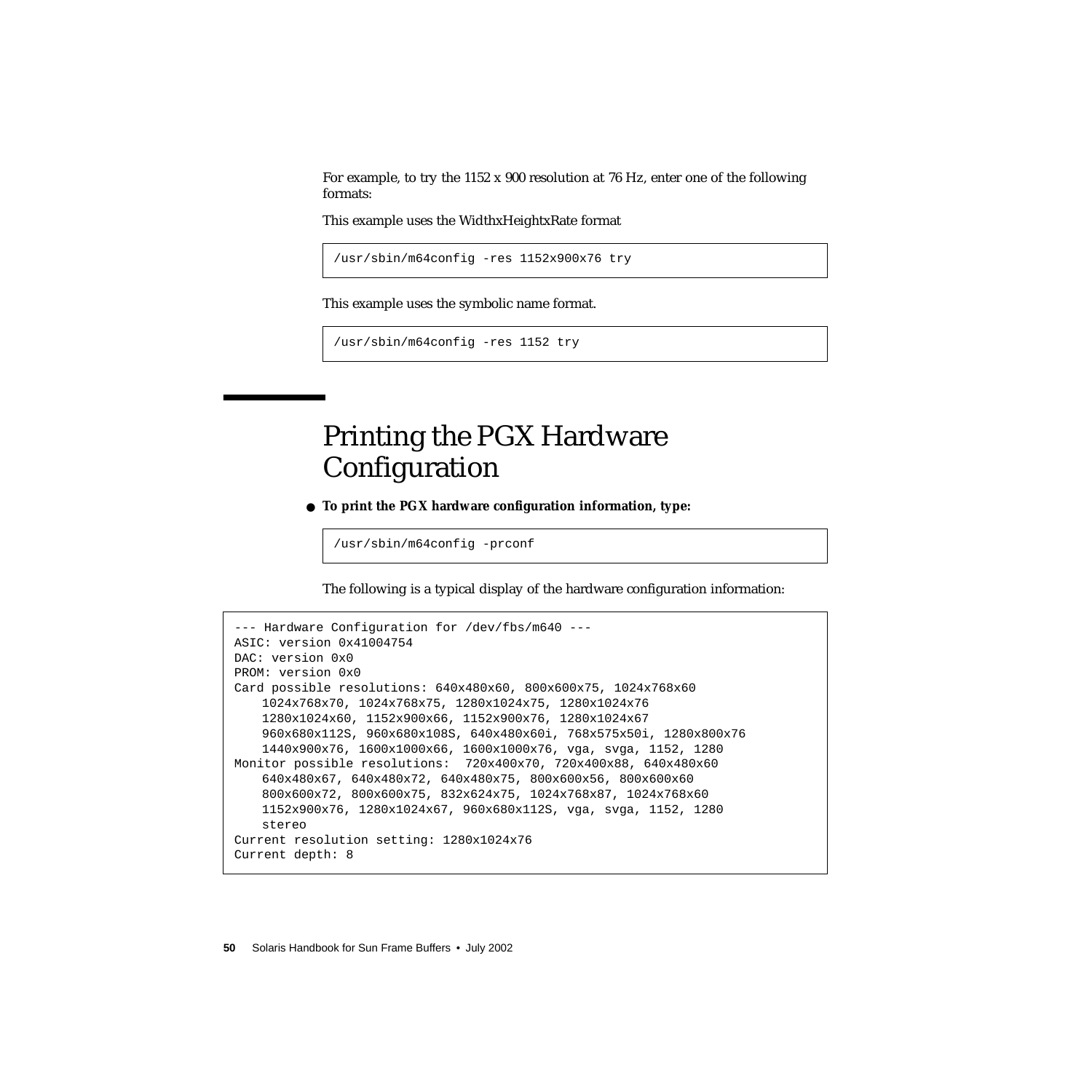For example, to try the 1152 x 900 resolution at 76 Hz, enter one of the following formats:

This example uses the WidthxHeightxRate format

```
/usr/sbin/m64config -res 1152x900x76 try
```

This example uses the symbolic name format.

```
/usr/sbin/m64config -res 1152 try
```

## Printing the PGX Hardware Configuration

- **To print the PGX hardware configuration information, type:**

```
/usr/sbin/m64config -prconf
```

The following is a typical display of the hardware configuration information:

```
--- Hardware Configuration for /dev/fbs/m640 ---
ASIC: version 0x41004754
DAC: version 0x0
PROM: version 0x0
Card possible resolutions: 640x480x60, 800x600x75, 1024x768x60
    1024x768x70, 1024x768x75, 1280x1024x75, 1280x1024x76
    1280x1024x60, 1152x900x66, 1152x900x76, 1280x1024x67
    960x680x112S, 960x680x108S, 640x480x60i, 768x575x50i, 1280x800x76
    1440x900x76, 1600x1000x66, 1600x1000x76, vga, svga, 1152, 1280
Monitor possible resolutions:  720x400x70, 720x400x88, 640x480x60
    640x480x67, 640x480x72, 640x480x75, 800x600x56, 800x600x60
    800x600x72, 800x600x75, 832x624x75, 1024x768x87, 1024x768x60
    1152x900x76, 1280x1024x67, 960x680x112S, vga, svga, 1152, 1280
    stereo
Current resolution setting: 1280x1024x76
Current depth: 8
```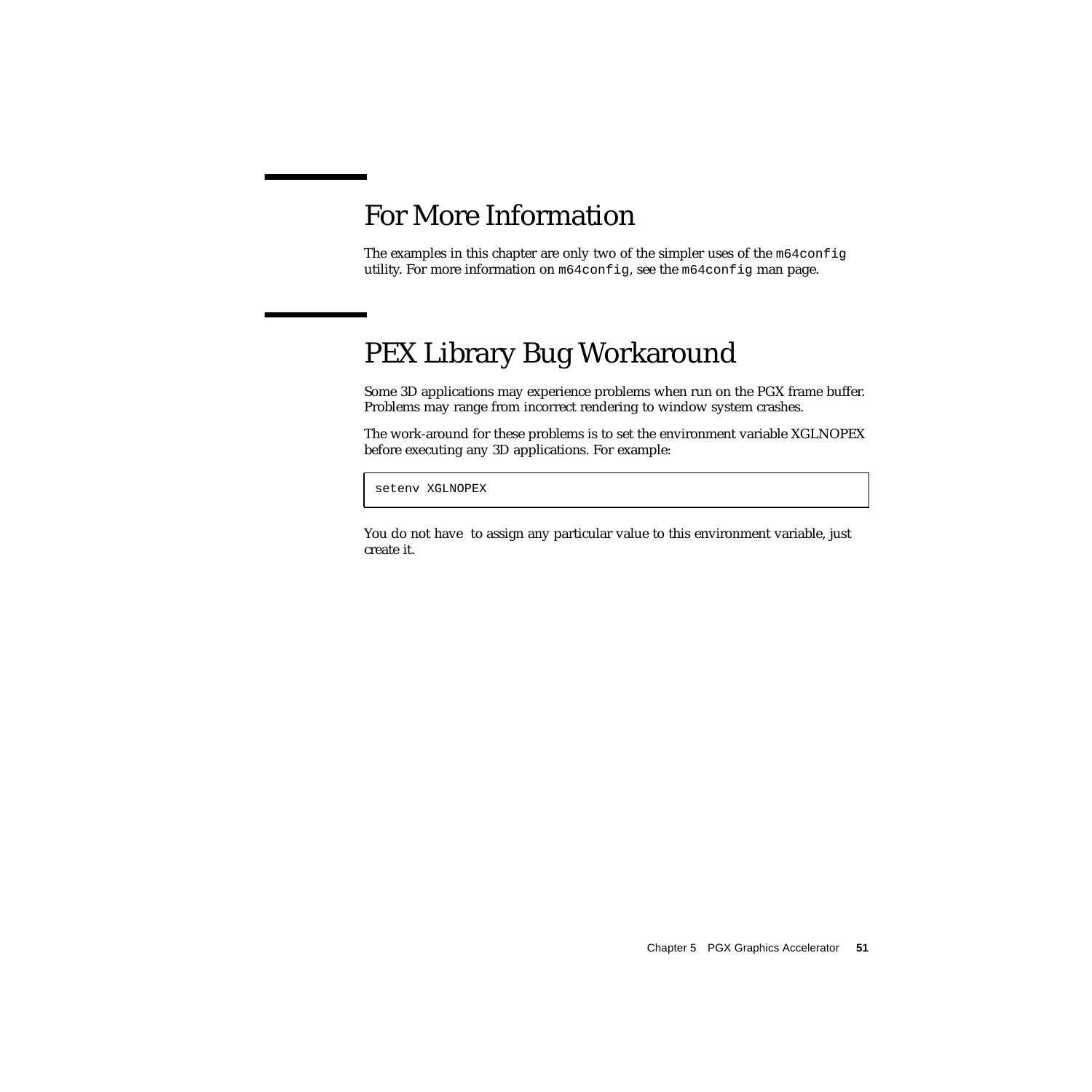## For More Information

The examples in this chapter are only two of the simpler uses of the `m64config` utility. For more information on `m64config`, see the `m64config` man page.

## PEX Library Bug Workaround

Some 3D applications may experience problems when run on the PGX frame buffer. Problems may range from incorrect rendering to window system crashes.

The work-around for these problems is to set the environment variable XGLNOPEX before executing any 3D applications. For example:

```
setenv XGLNOPEX
```

You do not have to assign any particular value to this environment variable, just create it.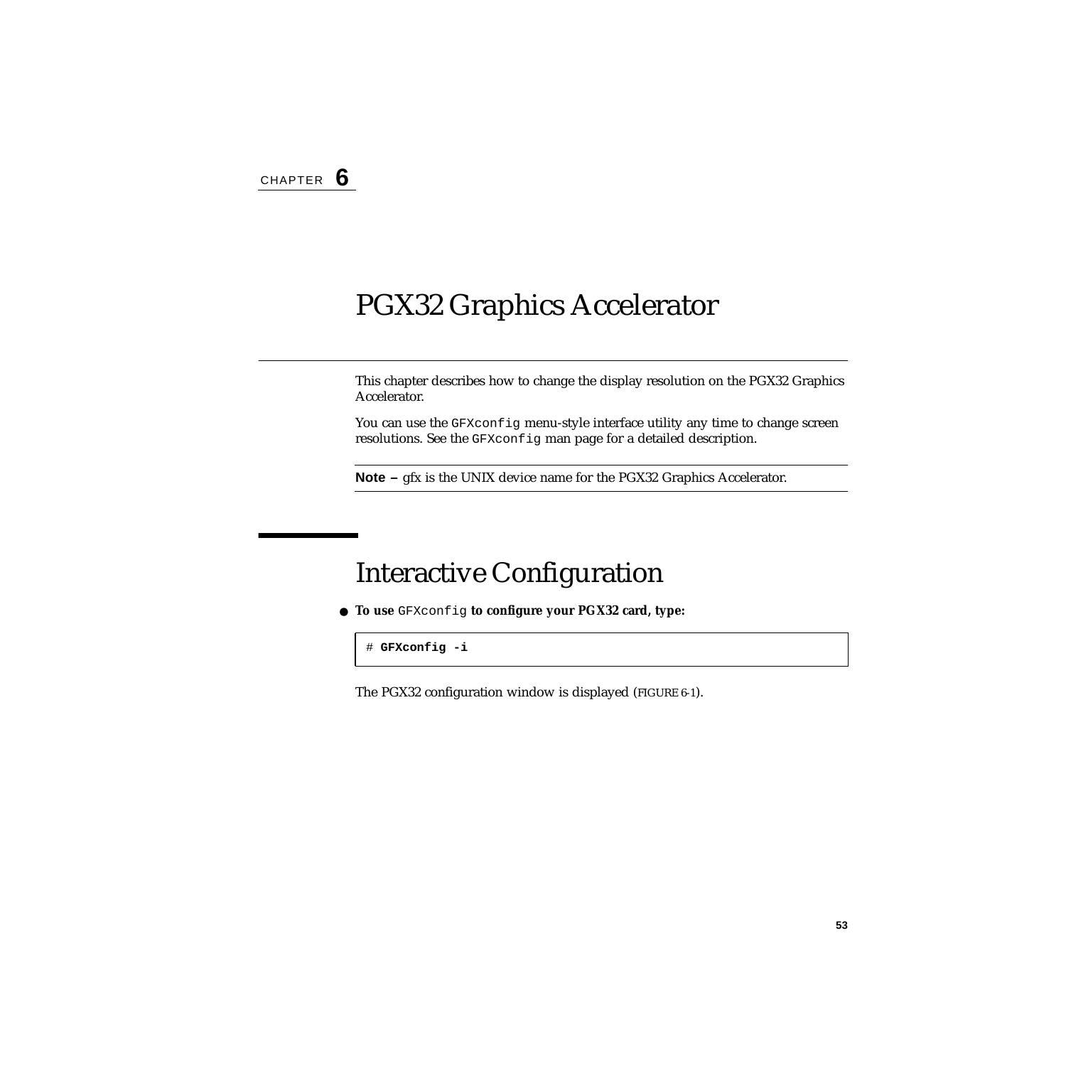CHAPTER **6**

# PGX32 Graphics Accelerator

This chapter describes how to change the display resolution on the PGX32 Graphics Accelerator.

You can use the `GFXconfig` menu-style interface utility any time to change screen resolutions. See the `GFXconfig` man page for a detailed description.

---

**Note –** gfx is the UNIX device name for the PGX32 Graphics Accelerator.

---

## Interactive Configuration

- **To use `GFXconfig` to configure your PGX32 card, type:**

```
# GFXconfig -i
```

The PGX32 configuration window is displayed (FIGURE 6-1).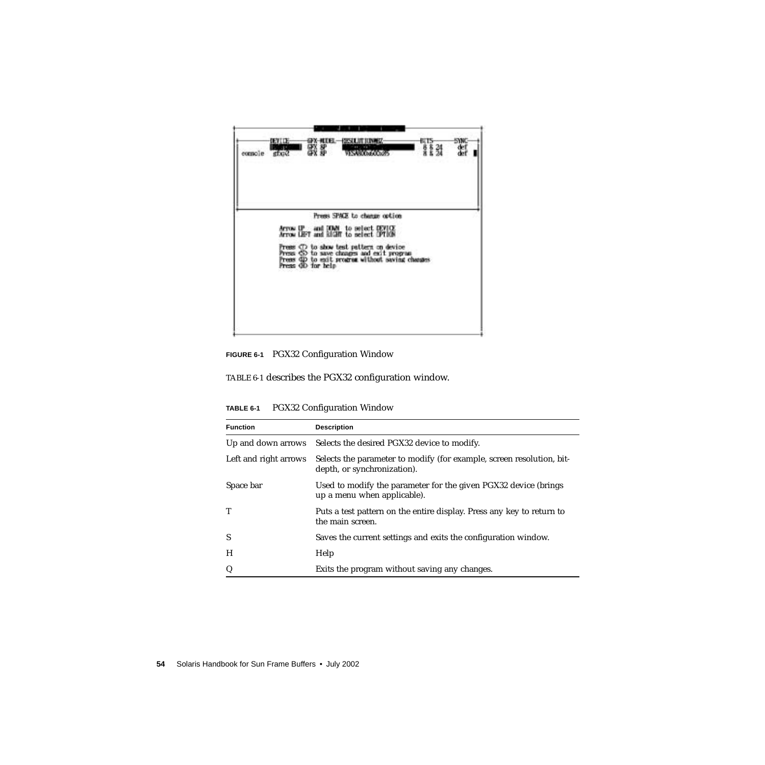**FIGURE 6-1** PGX32 Configuration Window

TABLE 6-1 describes the PGX32 configuration window.

**TABLE 6-1** PGX32 Configuration Window

| Function | Description |
|---|---|
| Up and down arrows | Selects the desired PGX32 device to modify. |
| Left and right arrows | Selects the parameter to modify (for example, screen resolution, bit-depth, or synchronization). |
| Space bar | Used to modify the parameter for the given PGX32 device (brings up a menu when applicable). |
| T | Puts a test pattern on the entire display. Press any key to return to the main screen. |
| S | Saves the current settings and exits the configuration window. |
| H | Help |
| Q | Exits the program without saving any changes. |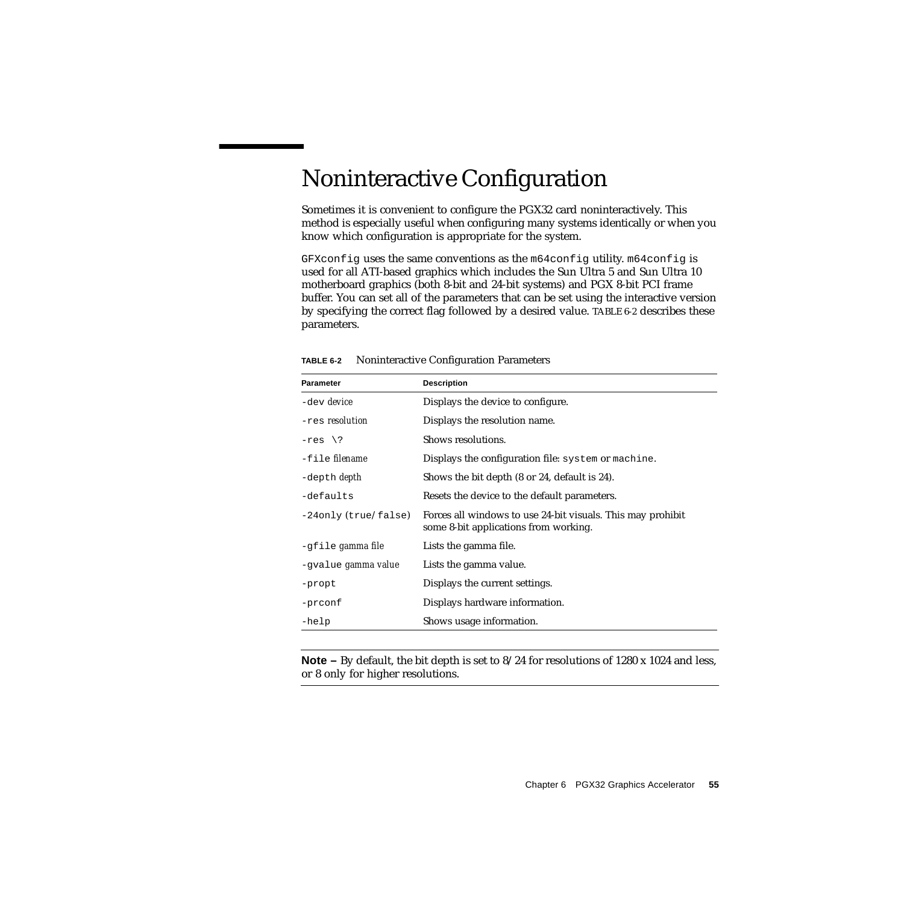# Noninteractive Configuration

Sometimes it is convenient to configure the PGX32 card noninteractively. This method is especially useful when configuring many systems identically or when you know which configuration is appropriate for the system.

`GFXconfig` uses the same conventions as the `m64config` utility. `m64config` is used for all ATI-based graphics which includes the Sun Ultra 5 and Sun Ultra 10 motherboard graphics (both 8-bit and 24-bit systems) and PGX 8-bit PCI frame buffer. You can set all of the parameters that can be set using the interactive version by specifying the correct flag followed by a desired value. TABLE 6-2 describes these parameters.

**TABLE 6-2** Noninteractive Configuration Parameters

| Parameter | Description |
| --- | --- |
| `-dev` *device* | Displays the device to configure. |
| `-res` *resolution* | Displays the resolution name. |
| `-res \?` | Shows resolutions. |
| `-file` *filename* | Displays the configuration file: `system` or `machine`. |
| `-depth` *depth* | Shows the bit depth (8 or 24, default is 24). |
| `-defaults` | Resets the device to the default parameters. |
| `-24only (true/false)` | Forces all windows to use 24-bit visuals. This may prohibit some 8-bit applications from working. |
| `-gfile` *gamma file* | Lists the gamma file. |
| `-gvalue` *gamma value* | Lists the gamma value. |
| `-propt` | Displays the current settings. |
| `-prconf` | Displays hardware information. |
| `-help` | Shows usage information. |

---

**Note –** By default, the bit depth is set to 8/24 for resolutions of 1280 x 1024 and less, or 8 only for higher resolutions.

---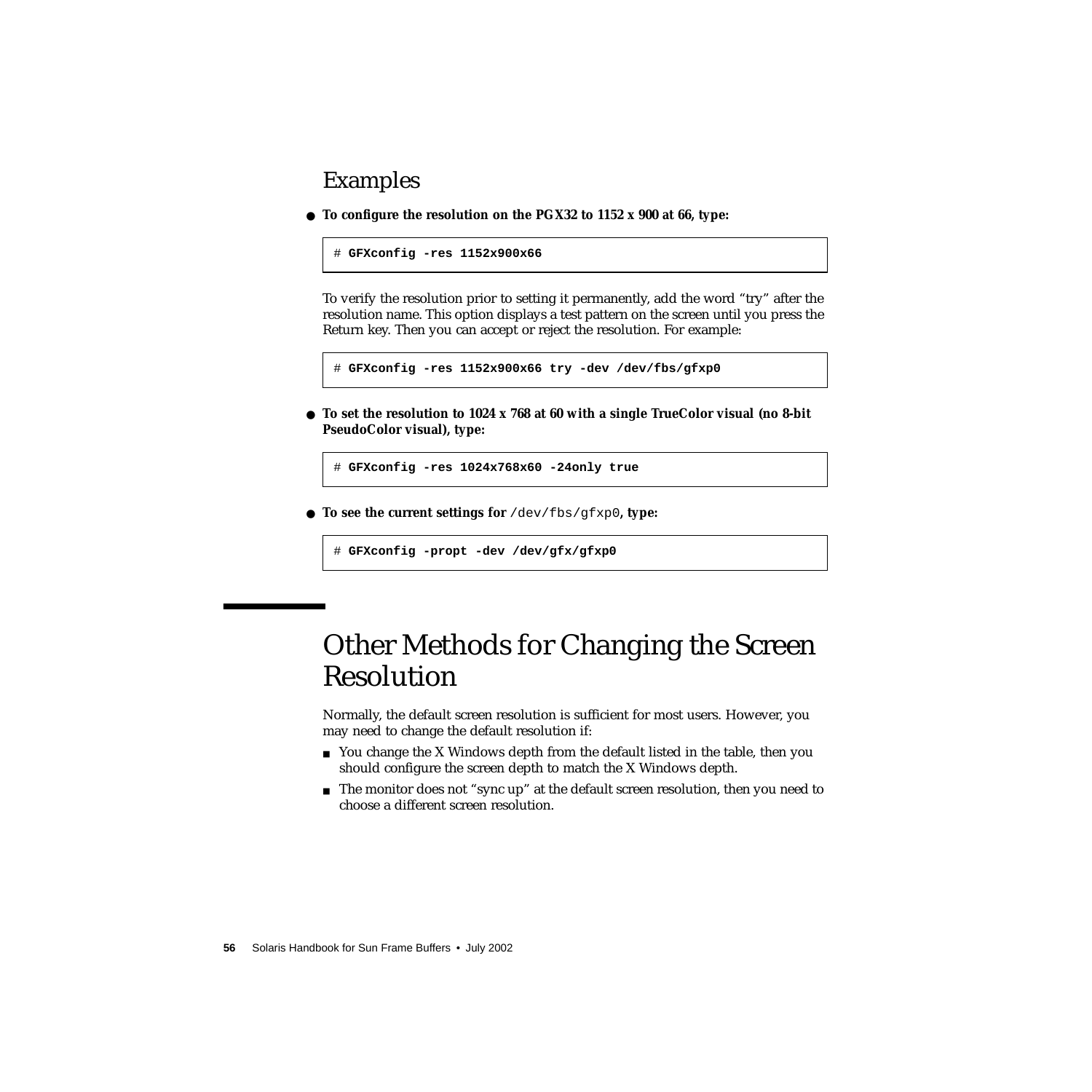## Examples

- **To configure the resolution on the PGX32 to 1152 x 900 at 66, type:**

```
# GFXconfig -res 1152x900x66
```

To verify the resolution prior to setting it permanently, add the word "try" after the resolution name. This option displays a test pattern on the screen until you press the Return key. Then you can accept or reject the resolution. For example:

```
# GFXconfig -res 1152x900x66 try -dev /dev/fbs/gfxp0
```

- **To set the resolution to 1024 x 768 at 60 with a single TrueColor visual (no 8-bit PseudoColor visual), type:**

```
# GFXconfig -res 1024x768x60 -24only true
```

- **To see the current settings for** `/dev/fbs/gfxp0`**, type:**

```
# GFXconfig -propt -dev /dev/gfx/gfxp0
```

# Other Methods for Changing the Screen Resolution

Normally, the default screen resolution is sufficient for most users. However, you may need to change the default resolution if:

- You change the X Windows depth from the default listed in the table, then you should configure the screen depth to match the X Windows depth.
- The monitor does not "sync up" at the default screen resolution, then you need to choose a different screen resolution.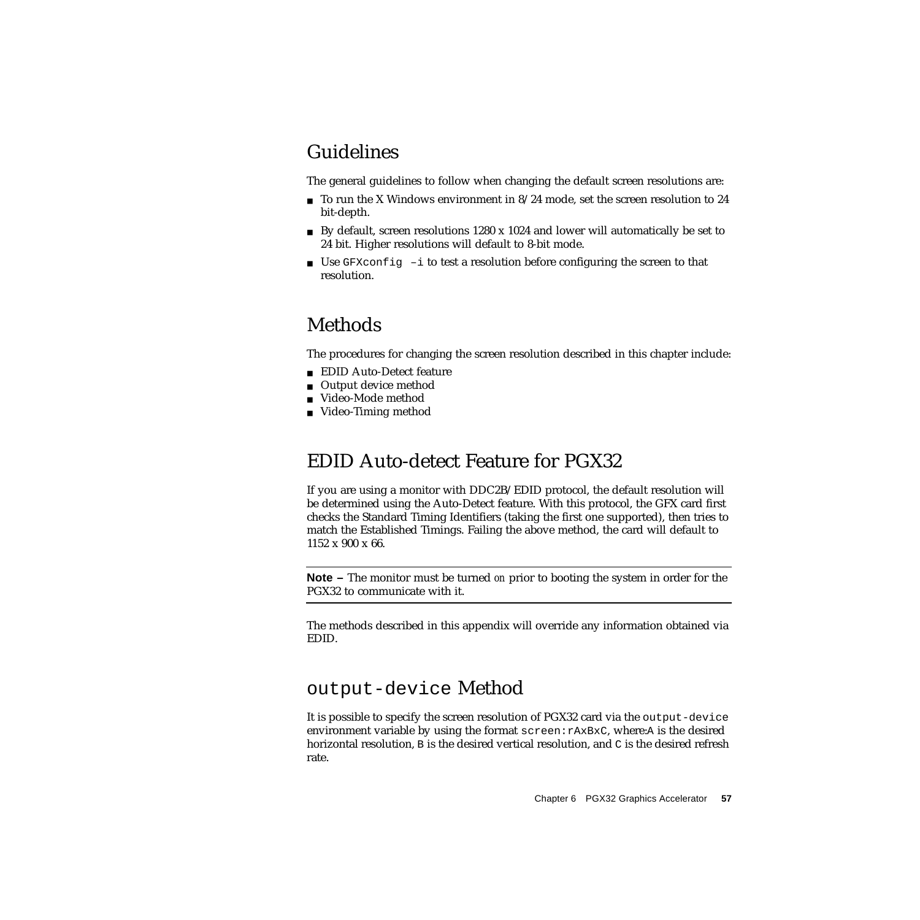## Guidelines

The general guidelines to follow when changing the default screen resolutions are:

- To run the X Windows environment in 8/24 mode, set the screen resolution to 24 bit-depth.
- By default, screen resolutions 1280 x 1024 and lower will automatically be set to 24 bit. Higher resolutions will default to 8-bit mode.
- Use `GFXconfig –i` to test a resolution before configuring the screen to that resolution.

## Methods

The procedures for changing the screen resolution described in this chapter include:

- EDID Auto-Detect feature
- Output device method
- Video-Mode method
- Video-Timing method

## EDID Auto-detect Feature for PGX32

If you are using a monitor with DDC2B/EDID protocol, the default resolution will be determined using the Auto-Detect feature. With this protocol, the GFX card first checks the Standard Timing Identifiers (taking the first one supported), then tries to match the Established Timings. Failing the above method, the card will default to 1152 x 900 x 66.

---

**Note –** The monitor must be turned *on* prior to booting the system in order for the PGX32 to communicate with it.

---

The methods described in this appendix will override any information obtained via EDID.

## `output-device` Method

It is possible to specify the screen resolution of PGX32 card via the `output-device` environment variable by using the format `screen:rAxBxC`, where:`A` is the desired horizontal resolution, `B` is the desired vertical resolution, and `C` is the desired refresh rate.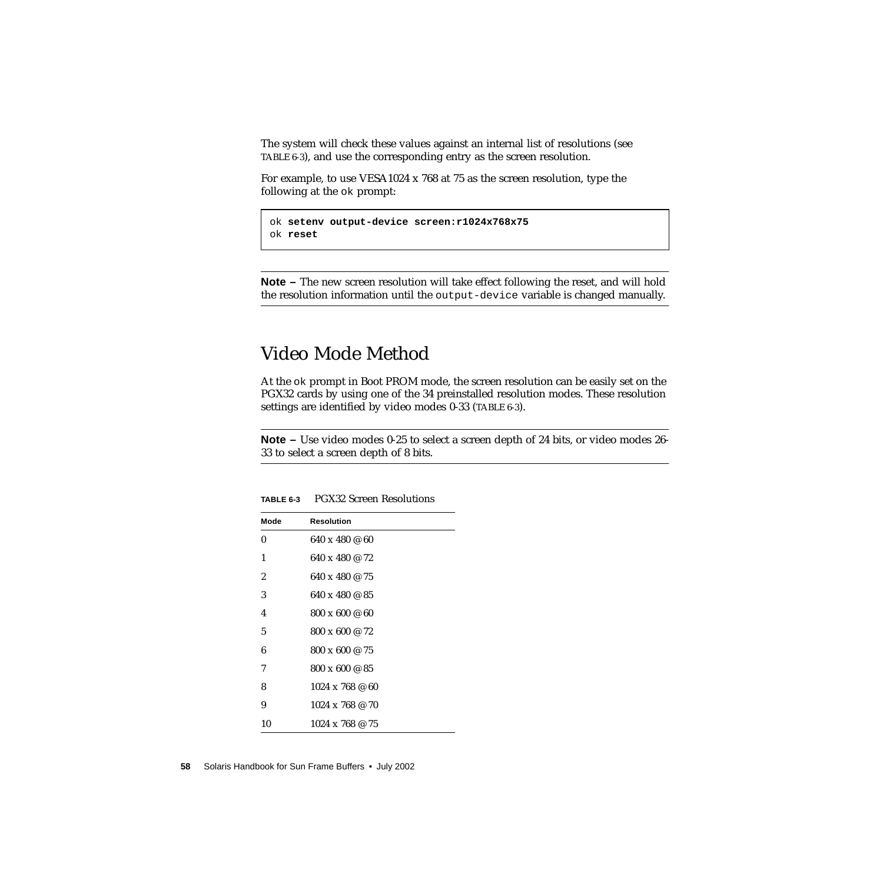The system will check these values against an internal list of resolutions (see TABLE 6-3), and use the corresponding entry as the screen resolution.

For example, to use VESA 1024 x 768 at 75 as the screen resolution, type the following at the ok prompt:

```
ok setenv output-device screen:r1024x768x75
ok reset
```

---

**Note –** The new screen resolution will take effect following the reset, and will hold the resolution information until the output-device variable is changed manually.

---

## Video Mode Method

At the ok prompt in Boot PROM mode, the screen resolution can be easily set on the PGX32 cards by using one of the 34 preinstalled resolution modes. These resolution settings are identified by video modes 0-33 (TABLE 6-3).

---

**Note –** Use video modes 0-25 to select a screen depth of 24 bits, or video modes 26-33 to select a screen depth of 8 bits.

---

**TABLE 6-3** PGX32 Screen Resolutions

| Mode | Resolution |
|---|---|
| 0 | 640 x 480 @ 60 |
| 1 | 640 x 480 @ 72 |
| 2 | 640 x 480 @ 75 |
| 3 | 640 x 480 @ 85 |
| 4 | 800 x 600 @ 60 |
| 5 | 800 x 600 @ 72 |
| 6 | 800 x 600 @ 75 |
| 7 | 800 x 600 @ 85 |
| 8 | 1024 x 768 @ 60 |
| 9 | 1024 x 768 @ 70 |
| 10 | 1024 x 768 @ 75 |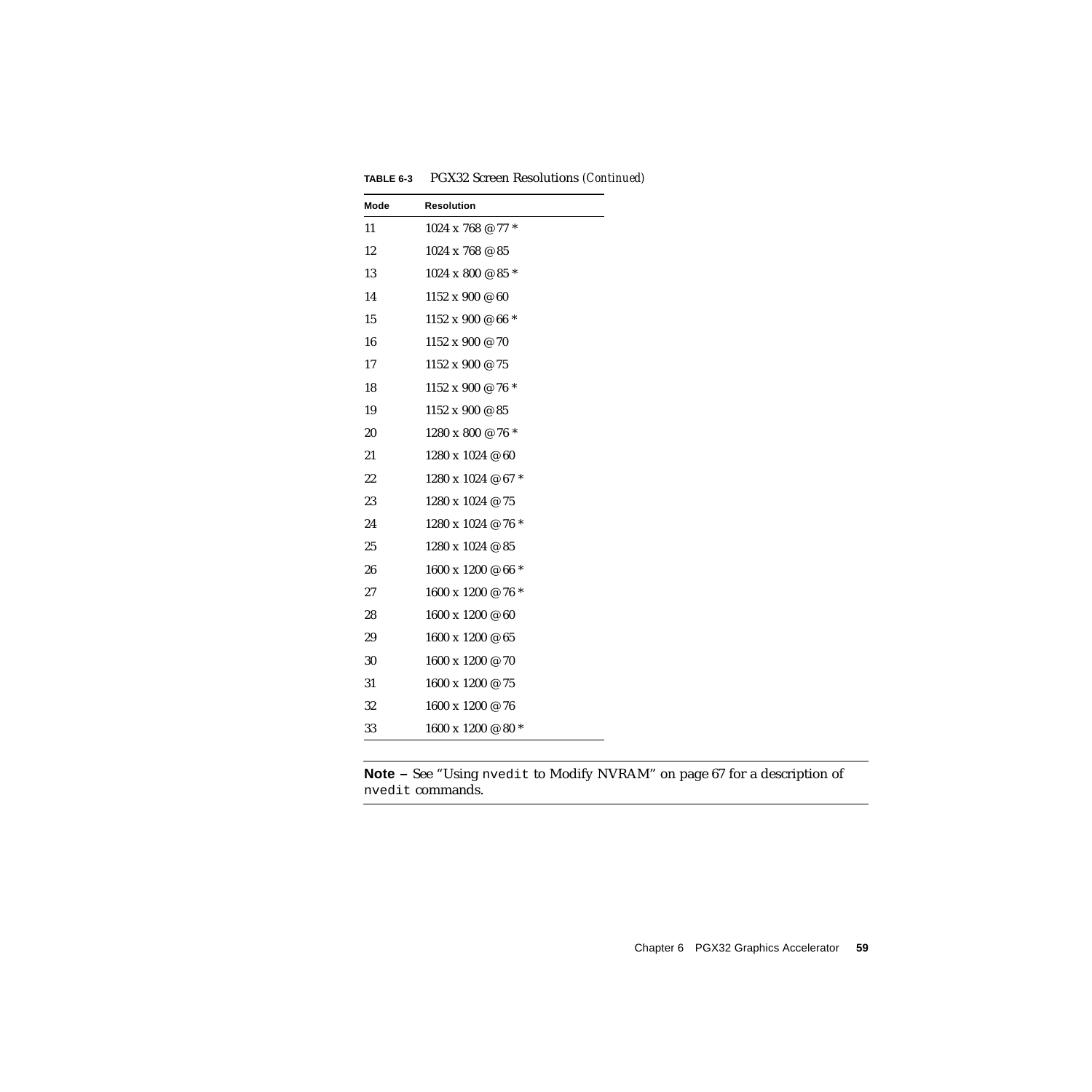**TABLE 6-3** PGX32 Screen Resolutions *(Continued)*

| Mode | Resolution |
|---|---|
| 11 | 1024 x 768 @ 77 * |
| 12 | 1024 x 768 @ 85 |
| 13 | 1024 x 800 @ 85 * |
| 14 | 1152 x 900 @ 60 |
| 15 | 1152 x 900 @ 66 * |
| 16 | 1152 x 900 @ 70 |
| 17 | 1152 x 900 @ 75 |
| 18 | 1152 x 900 @ 76 * |
| 19 | 1152 x 900 @ 85 |
| 20 | 1280 x 800 @ 76 * |
| 21 | 1280 x 1024 @ 60 |
| 22 | 1280 x 1024 @ 67 * |
| 23 | 1280 x 1024 @ 75 |
| 24 | 1280 x 1024 @ 76 * |
| 25 | 1280 x 1024 @ 85 |
| 26 | 1600 x 1200 @ 66 * |
| 27 | 1600 x 1200 @ 76 * |
| 28 | 1600 x 1200 @ 60 |
| 29 | 1600 x 1200 @ 65 |
| 30 | 1600 x 1200 @ 70 |
| 31 | 1600 x 1200 @ 75 |
| 32 | 1600 x 1200 @ 76 |
| 33 | 1600 x 1200 @ 80 * |

---

**Note –** See "Using `nvedit` to Modify NVRAM" on page 67 for a description of `nvedit` commands.

---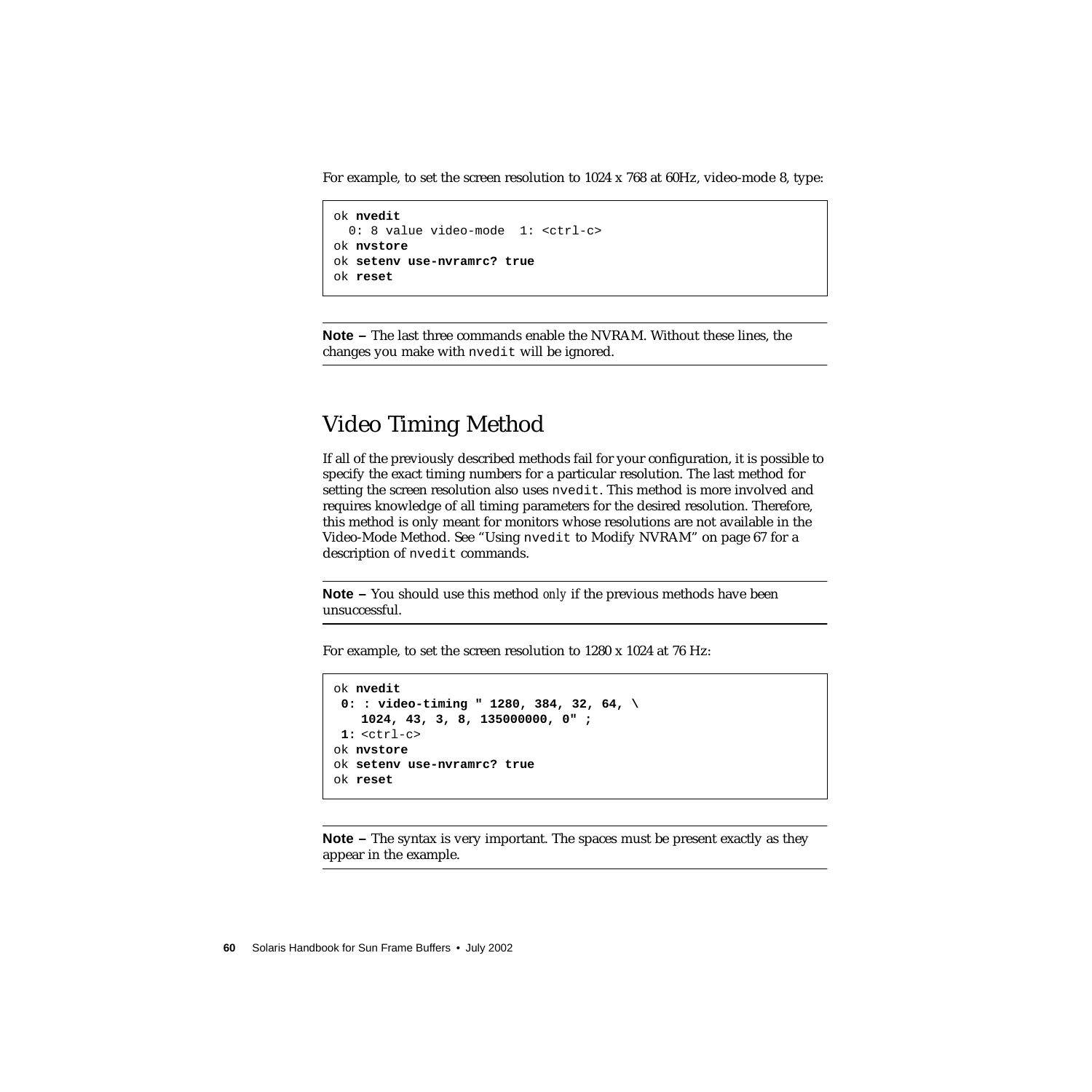For example, to set the screen resolution to 1024 x 768 at 60Hz, video-mode 8, type:

```
ok nvedit
  0: 8 value video-mode  1: <ctrl-c>
ok nvstore
ok setenv use-nvramrc? true
ok reset
```

---

**Note –** The last three commands enable the NVRAM. Without these lines, the changes you make with `nvedit` will be ignored.

---

## Video Timing Method

If all of the previously described methods fail for your configuration, it is possible to specify the exact timing numbers for a particular resolution. The last method for setting the screen resolution also uses `nvedit`. This method is more involved and requires knowledge of all timing parameters for the desired resolution. Therefore, this method is only meant for monitors whose resolutions are not available in the Video-Mode Method. See "Using `nvedit` to Modify NVRAM" on page 67 for a description of `nvedit` commands.

---

**Note –** You should use this method *only* if the previous methods have been unsuccessful.

---

For example, to set the screen resolution to 1280 x 1024 at 76 Hz:

```
ok nvedit
 0: : video-timing " 1280, 384, 32, 64, \
    1024, 43, 3, 8, 135000000, 0" ;
 1: <ctrl-c>
ok nvstore
ok setenv use-nvramrc? true
ok reset
```

---

**Note –** The syntax is very important. The spaces must be present exactly as they appear in the example.

---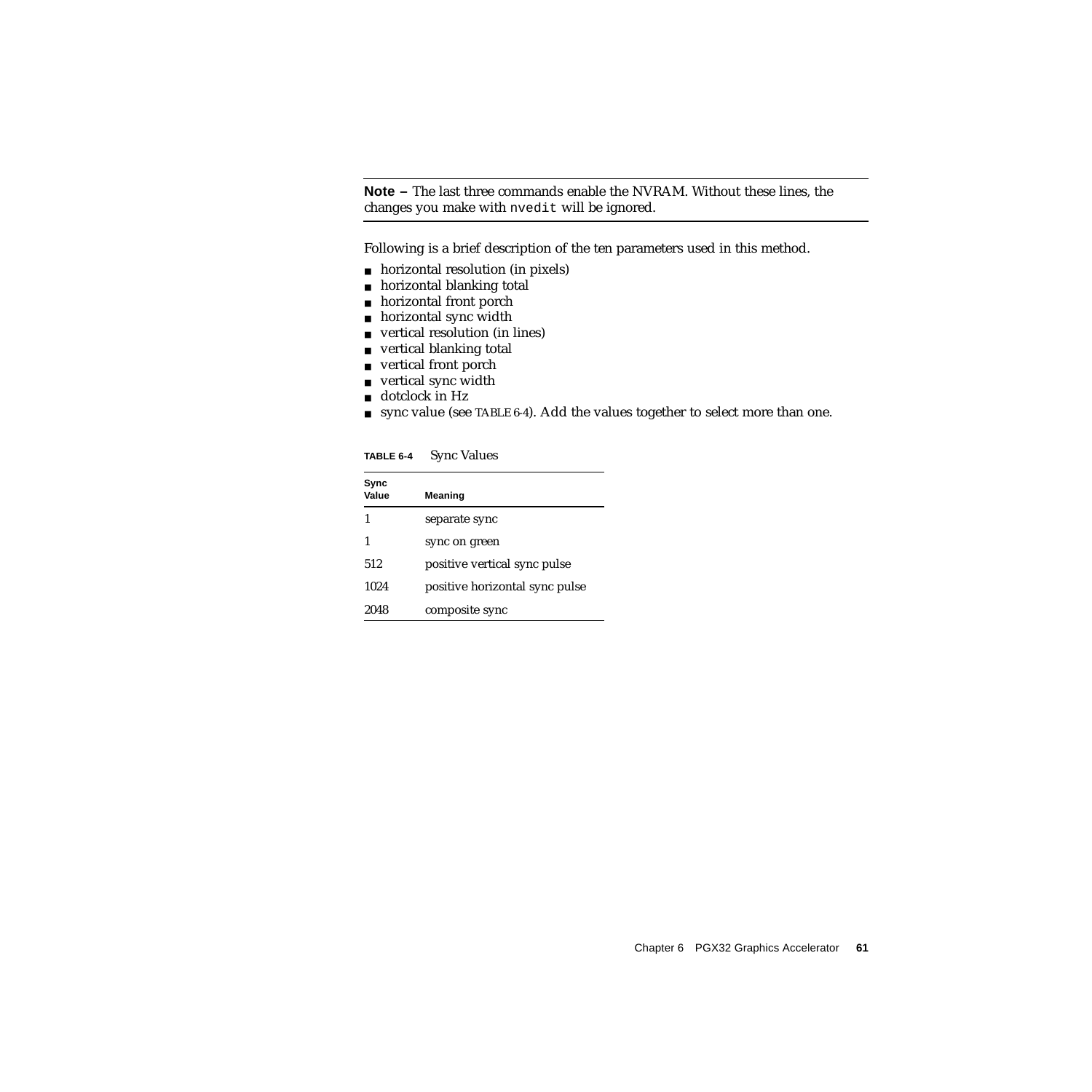---

**Note –** The last three commands enable the NVRAM. Without these lines, the changes you make with `nvedit` will be ignored.

---

Following is a brief description of the ten parameters used in this method.

- horizontal resolution (in pixels)
- horizontal blanking total
- horizontal front porch
- horizontal sync width
- vertical resolution (in lines)
- vertical blanking total
- vertical front porch
- vertical sync width
- dotclock in Hz
- sync value (see TABLE 6-4). Add the values together to select more than one.

**TABLE 6-4** Sync Values

| Sync Value | Meaning |
|---|---|
| 1 | separate sync |
| 1 | sync on green |
| 512 | positive vertical sync pulse |
| 1024 | positive horizontal sync pulse |
| 2048 | composite sync |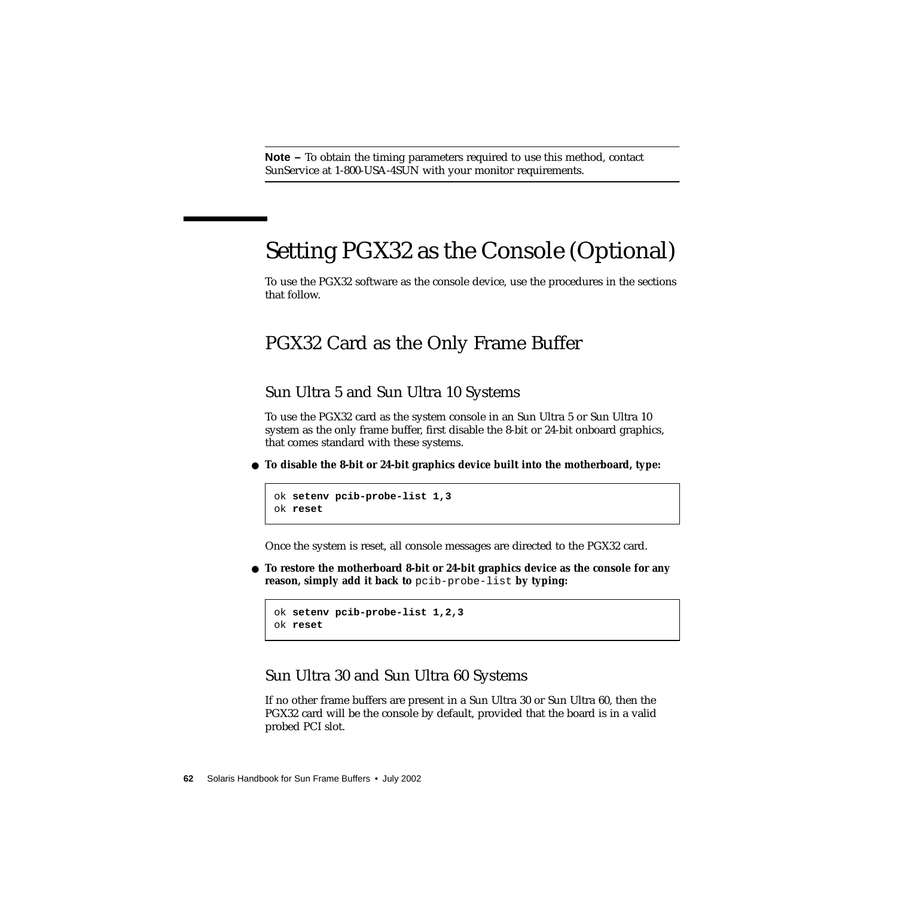---

**Note –** To obtain the timing parameters required to use this method, contact SunService at 1-800-USA-4SUN with your monitor requirements.

---

# Setting PGX32 as the Console (Optional)

To use the PGX32 software as the console device, use the procedures in the sections that follow.

## PGX32 Card as the Only Frame Buffer

### Sun Ultra 5 and Sun Ultra 10 Systems

To use the PGX32 card as the system console in an Sun Ultra 5 or Sun Ultra 10 system as the only frame buffer, first disable the 8-bit or 24-bit onboard graphics, that comes standard with these systems.

- **To disable the 8-bit or 24-bit graphics device built into the motherboard, type:**

```
ok setenv pcib-probe-list 1,3
ok reset
```

Once the system is reset, all console messages are directed to the PGX32 card.

- **To restore the motherboard 8-bit or 24-bit graphics device as the console for any reason, simply add it back to** `pcib-probe-list` **by typing:**

```
ok setenv pcib-probe-list 1,2,3
ok reset
```

### Sun Ultra 30 and Sun Ultra 60 Systems

If no other frame buffers are present in a Sun Ultra 30 or Sun Ultra 60, then the PGX32 card will be the console by default, provided that the board is in a valid probed PCI slot.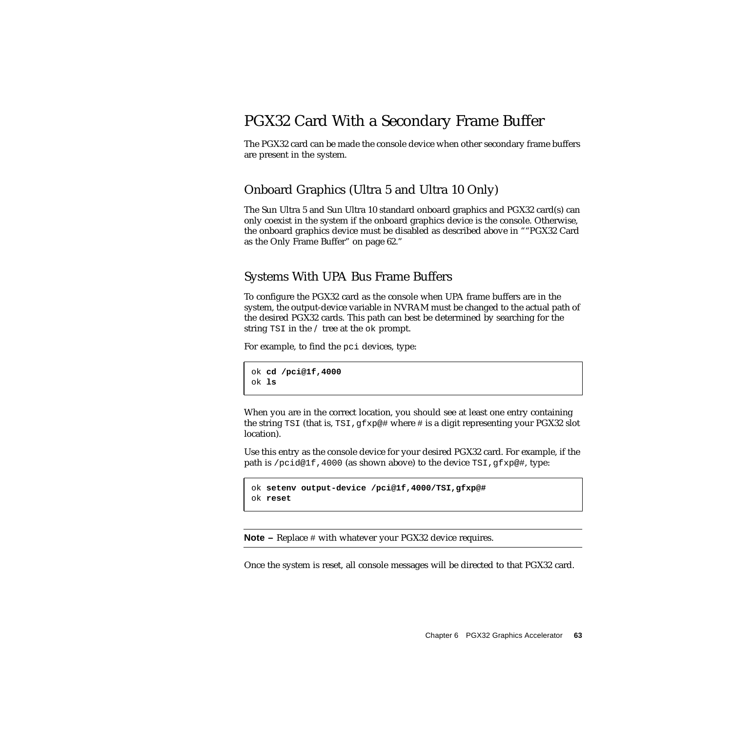# PGX32 Card With a Secondary Frame Buffer

The PGX32 card can be made the console device when other secondary frame buffers are present in the system.

## Onboard Graphics (Ultra 5 and Ultra 10 Only)

The Sun Ultra 5 and Sun Ultra 10 standard onboard graphics and PGX32 card(s) can only coexist in the system if the onboard graphics device is the console. Otherwise, the onboard graphics device must be disabled as described above in ""PGX32 Card as the Only Frame Buffer" on page 62."

## Systems With UPA Bus Frame Buffers

To configure the PGX32 card as the console when UPA frame buffers are in the system, the output-device variable in NVRAM must be changed to the actual path of the desired PGX32 cards. This path can best be determined by searching for the string `TSI` in the `/` tree at the `ok` prompt.

For example, to find the `pci` devices, type:

```
ok cd /pci@1f,4000
ok ls
```

When you are in the correct location, you should see at least one entry containing the string `TSI` (that is, `TSI,gfxp@#` where # is a digit representing your PGX32 slot location).

Use this entry as the console device for your desired PGX32 card. For example, if the path is `/pcid@1f,4000` (as shown above) to the device `TSI,gfxp@#`, type:

```
ok setenv output-device /pci@1f,4000/TSI,gfxp@#
ok reset
```

---

**Note –** Replace # with whatever your PGX32 device requires.

---

Once the system is reset, all console messages will be directed to that PGX32 card.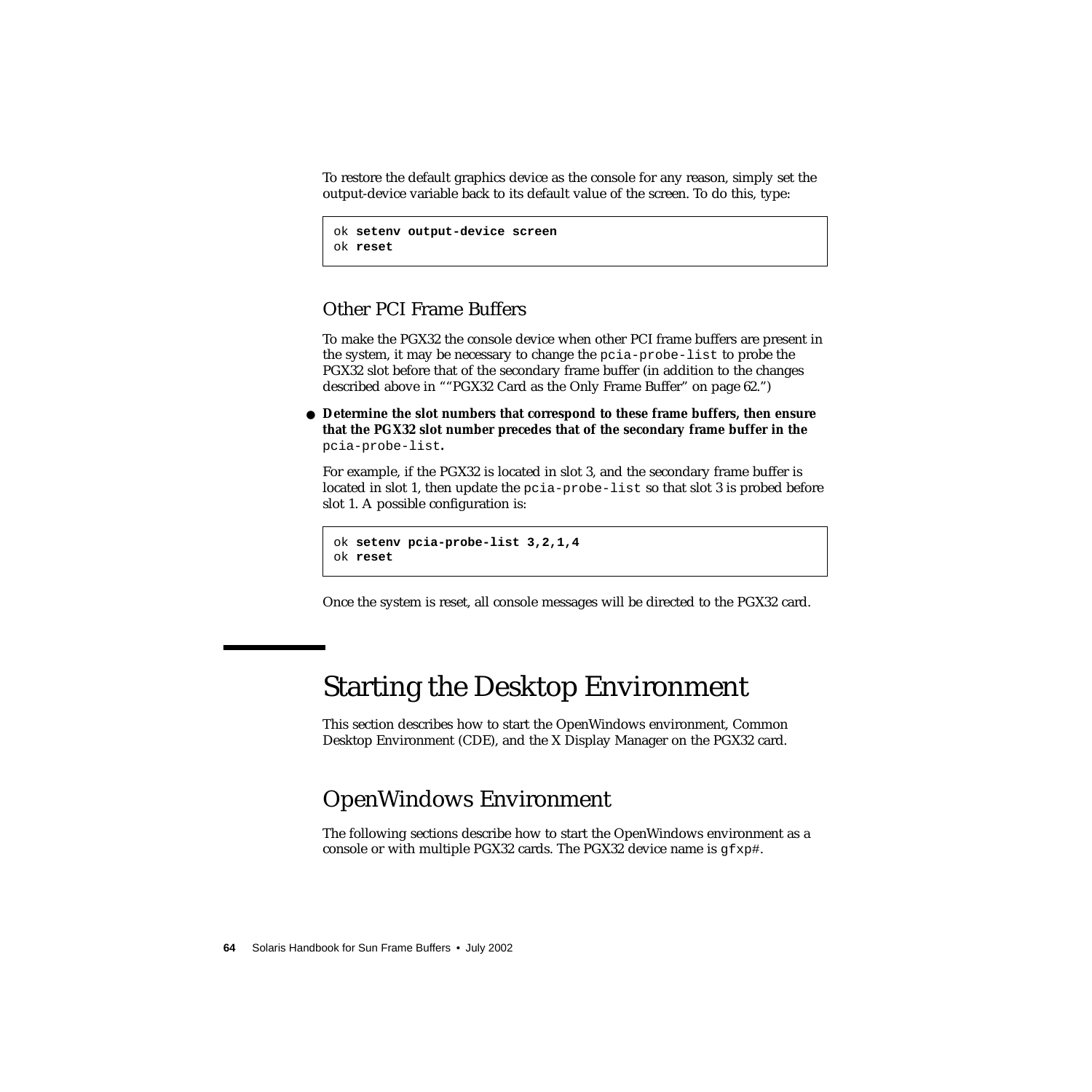To restore the default graphics device as the console for any reason, simply set the output-device variable back to its default value of the screen. To do this, type:

```
ok setenv output-device screen
ok reset
```

### Other PCI Frame Buffers

To make the PGX32 the console device when other PCI frame buffers are present in the system, it may be necessary to change the `pcia-probe-list` to probe the PGX32 slot before that of the secondary frame buffer (in addition to the changes described above in ""PGX32 Card as the Only Frame Buffer" on page 62.")

- **Determine the slot numbers that correspond to these frame buffers, then ensure that the PGX32 slot number precedes that of the secondary frame buffer in the** `pcia-probe-list`**.**

For example, if the PGX32 is located in slot 3, and the secondary frame buffer is located in slot 1, then update the `pcia-probe-list` so that slot 3 is probed before slot 1. A possible configuration is:

```
ok setenv pcia-probe-list 3,2,1,4
ok reset
```

Once the system is reset, all console messages will be directed to the PGX32 card.

## Starting the Desktop Environment

This section describes how to start the OpenWindows environment, Common Desktop Environment (CDE), and the X Display Manager on the PGX32 card.

### OpenWindows Environment

The following sections describe how to start the OpenWindows environment as a console or with multiple PGX32 cards. The PGX32 device name is `gfxp#`.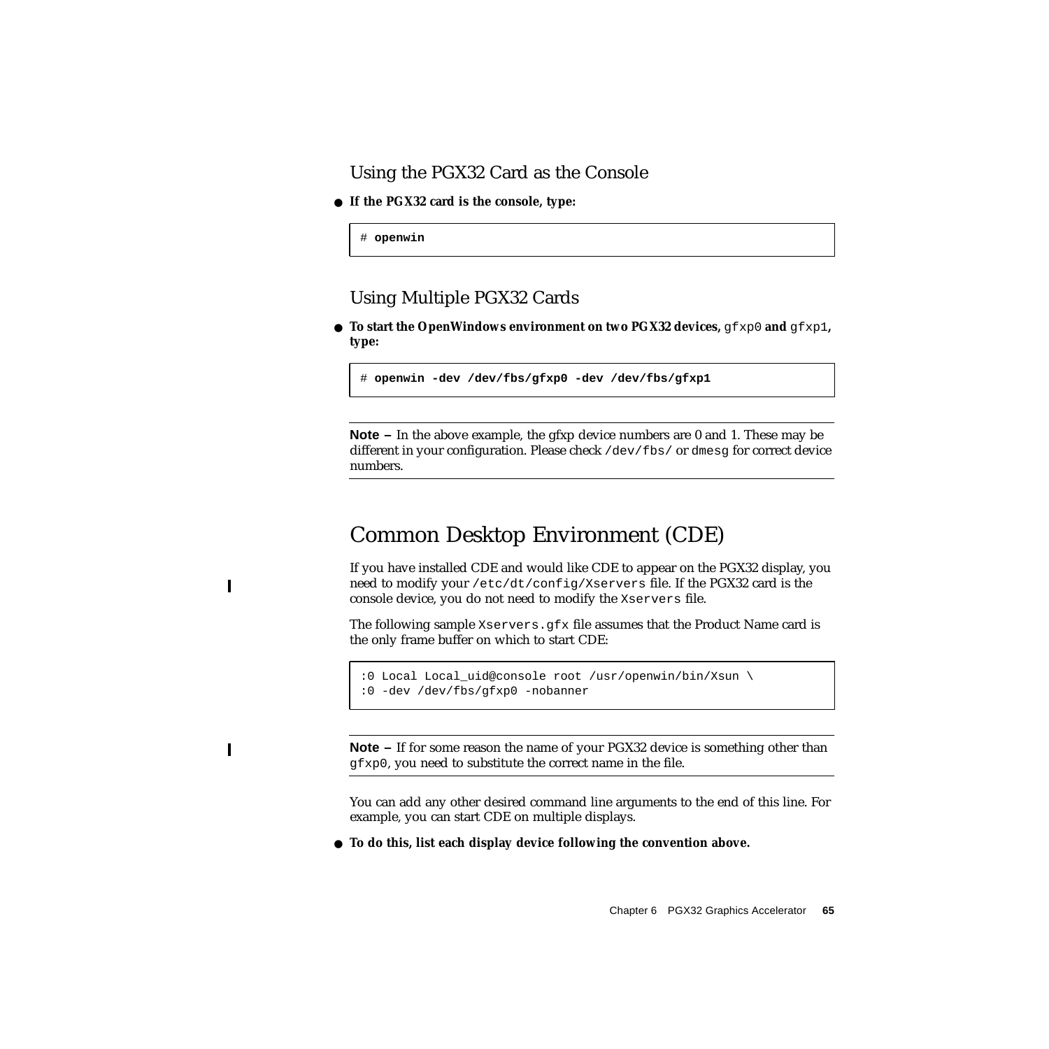### Using the PGX32 Card as the Console

- **If the PGX32 card is the console, type:**

```
# openwin
```

### Using Multiple PGX32 Cards

- **To start the OpenWindows environment on two PGX32 devices,** gfxp0 **and** gfxp1**, type:**

```
# openwin -dev /dev/fbs/gfxp0 -dev /dev/fbs/gfxp1
```

---

**Note –** In the above example, the gfxp device numbers are 0 and 1. These may be different in your configuration. Please check /dev/fbs/ or dmesg for correct device numbers.

---

## Common Desktop Environment (CDE)

If you have installed CDE and would like CDE to appear on the PGX32 display, you need to modify your /etc/dt/config/Xservers file. If the PGX32 card is the console device, you do not need to modify the Xservers file.

The following sample Xservers.gfx file assumes that the Product Name card is the only frame buffer on which to start CDE:

```
:0 Local Local_uid@console root /usr/openwin/bin/Xsun \
:0 -dev /dev/fbs/gfxp0 -nobanner
```

---

**Note –** If for some reason the name of your PGX32 device is something other than gfxp0, you need to substitute the correct name in the file.

---

You can add any other desired command line arguments to the end of this line. For example, you can start CDE on multiple displays.

- **To do this, list each display device following the convention above.**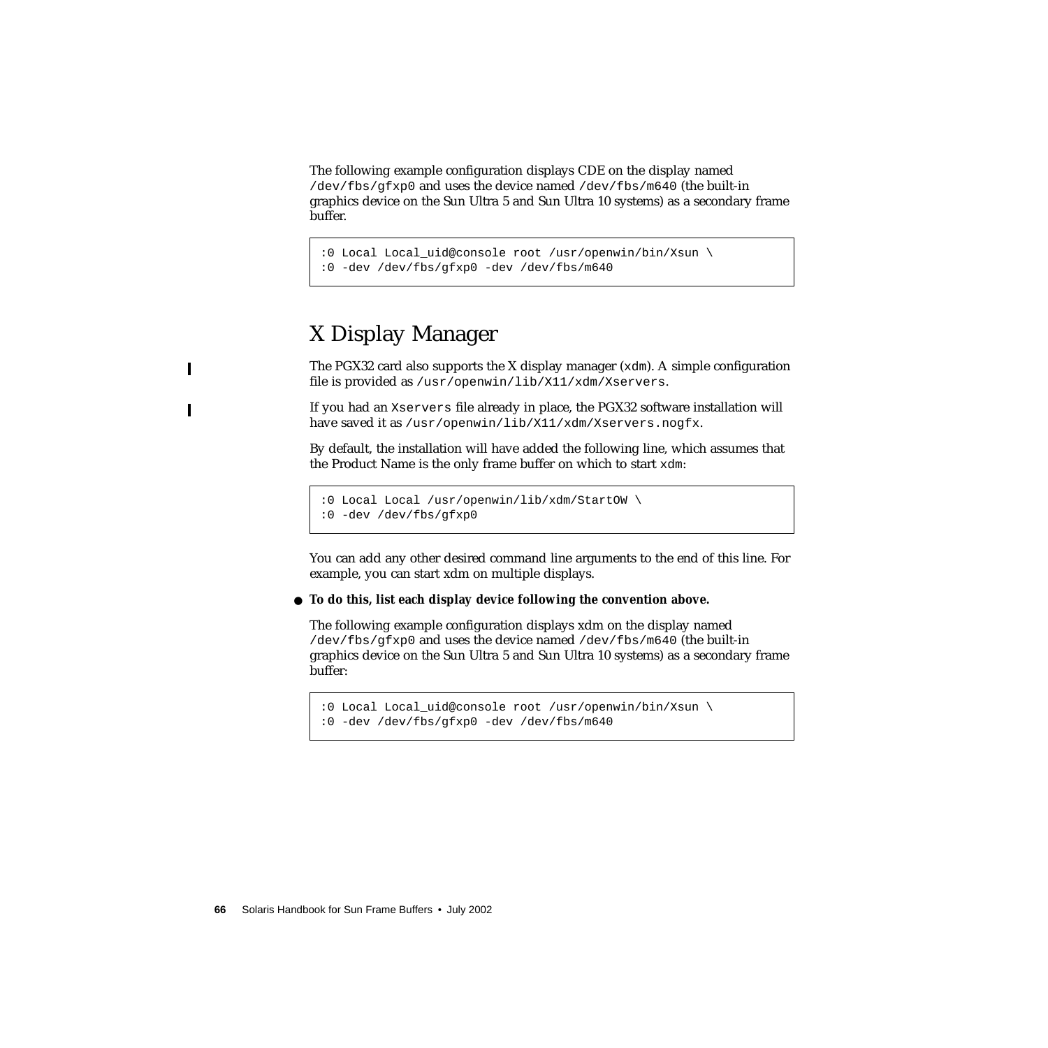The following example configuration displays CDE on the display named `/dev/fbs/gfxp0` and uses the device named `/dev/fbs/m640` (the built-in graphics device on the Sun Ultra 5 and Sun Ultra 10 systems) as a secondary frame buffer.

```
:0 Local Local_uid@console root /usr/openwin/bin/Xsun \
:0 -dev /dev/fbs/gfxp0 -dev /dev/fbs/m640
```

## X Display Manager

The PGX32 card also supports the X display manager (`xdm`). A simple configuration file is provided as `/usr/openwin/lib/X11/xdm/Xservers`.

If you had an `Xservers` file already in place, the PGX32 software installation will have saved it as `/usr/openwin/lib/X11/xdm/Xservers.nogfx`.

By default, the installation will have added the following line, which assumes that the Product Name is the only frame buffer on which to start `xdm`:

```
:0 Local Local /usr/openwin/lib/xdm/StartOW \
:0 -dev /dev/fbs/gfxp0
```

You can add any other desired command line arguments to the end of this line. For example, you can start xdm on multiple displays.

- **To do this, list each display device following the convention above.**

The following example configuration displays xdm on the display named `/dev/fbs/gfxp0` and uses the device named `/dev/fbs/m640` (the built-in graphics device on the Sun Ultra 5 and Sun Ultra 10 systems) as a secondary frame buffer:

```
:0 Local Local_uid@console root /usr/openwin/bin/Xsun \
:0 -dev /dev/fbs/gfxp0 -dev /dev/fbs/m640
```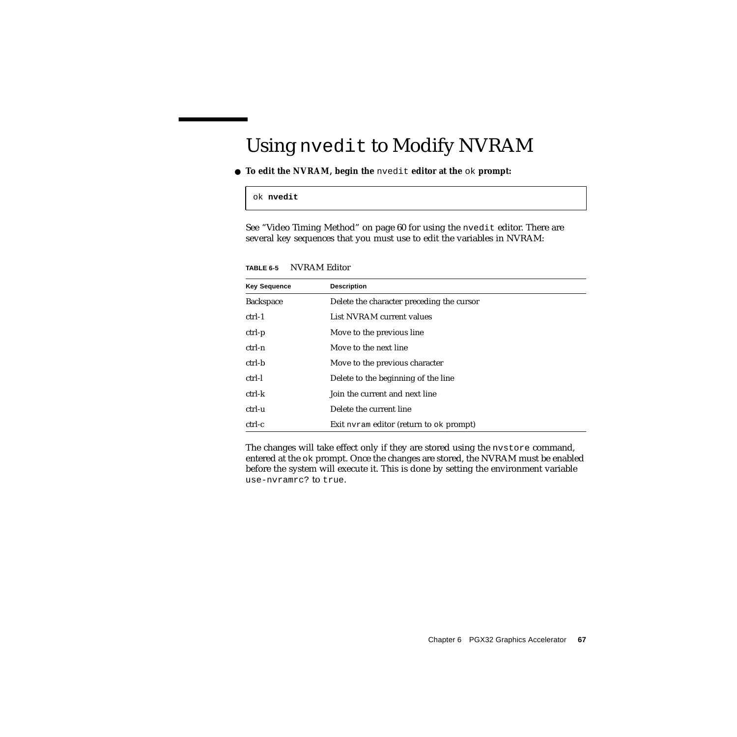## Using `nvedit` to Modify NVRAM

- **To edit the NVRAM, begin the `nvedit` editor at the `ok` prompt:**

```
ok nvedit
```

See "Video Timing Method" on page 60 for using the `nvedit` editor. There are several key sequences that you must use to edit the variables in NVRAM:

**TABLE 6-5** NVRAM Editor

| Key Sequence | Description |
|---|---|
| Backspace | Delete the character preceding the cursor |
| ctrl-1 | List NVRAM current values |
| ctrl-p | Move to the previous line |
| ctrl-n | Move to the next line |
| ctrl-b | Move to the previous character |
| ctrl-l | Delete to the beginning of the line |
| ctrl-k | Join the current and next line |
| ctrl-u | Delete the current line |
| ctrl-c | Exit `nvram` editor (return to `ok` prompt) |

The changes will take effect only if they are stored using the `nvstore` command, entered at the `ok` prompt. Once the changes are stored, the NVRAM must be enabled before the system will execute it. This is done by setting the environment variable `use-nvramrc?` to `true`.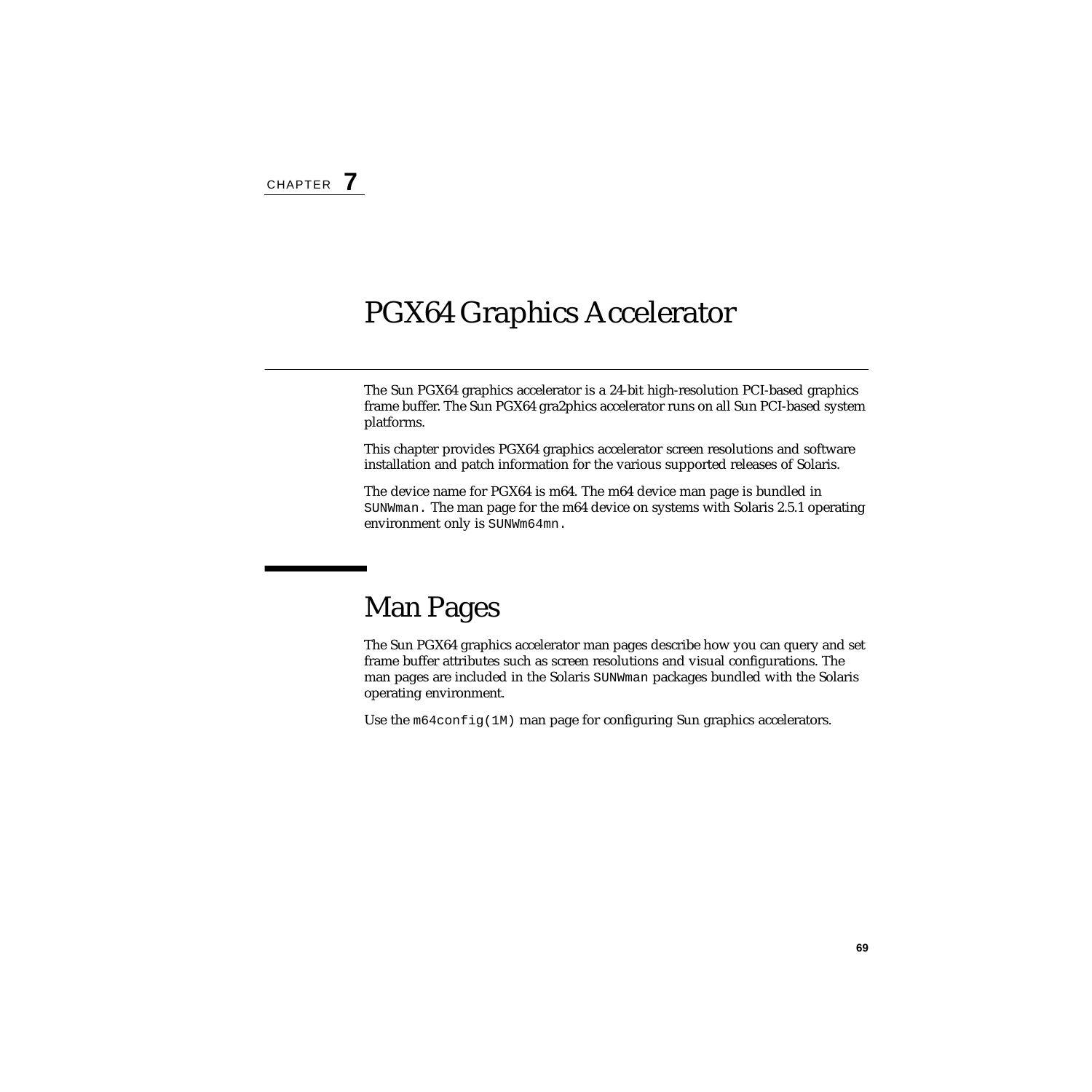CHAPTER **7**

# PGX64 Graphics Accelerator

The Sun PGX64 graphics accelerator is a 24-bit high-resolution PCI-based graphics frame buffer. The Sun PGX64 gra2phics accelerator runs on all Sun PCI-based system platforms.

This chapter provides PGX64 graphics accelerator screen resolutions and software installation and patch information for the various supported releases of Solaris.

The device name for PGX64 is m64. The m64 device man page is bundled in `SUNWman.` The man page for the m64 device on systems with Solaris 2.5.1 operating environment only is `SUNWm64mn.`

## Man Pages

The Sun PGX64 graphics accelerator man pages describe how you can query and set frame buffer attributes such as screen resolutions and visual configurations. The man pages are included in the Solaris `SUNWman` packages bundled with the Solaris operating environment.

Use the `m64config(1M)` man page for configuring Sun graphics accelerators.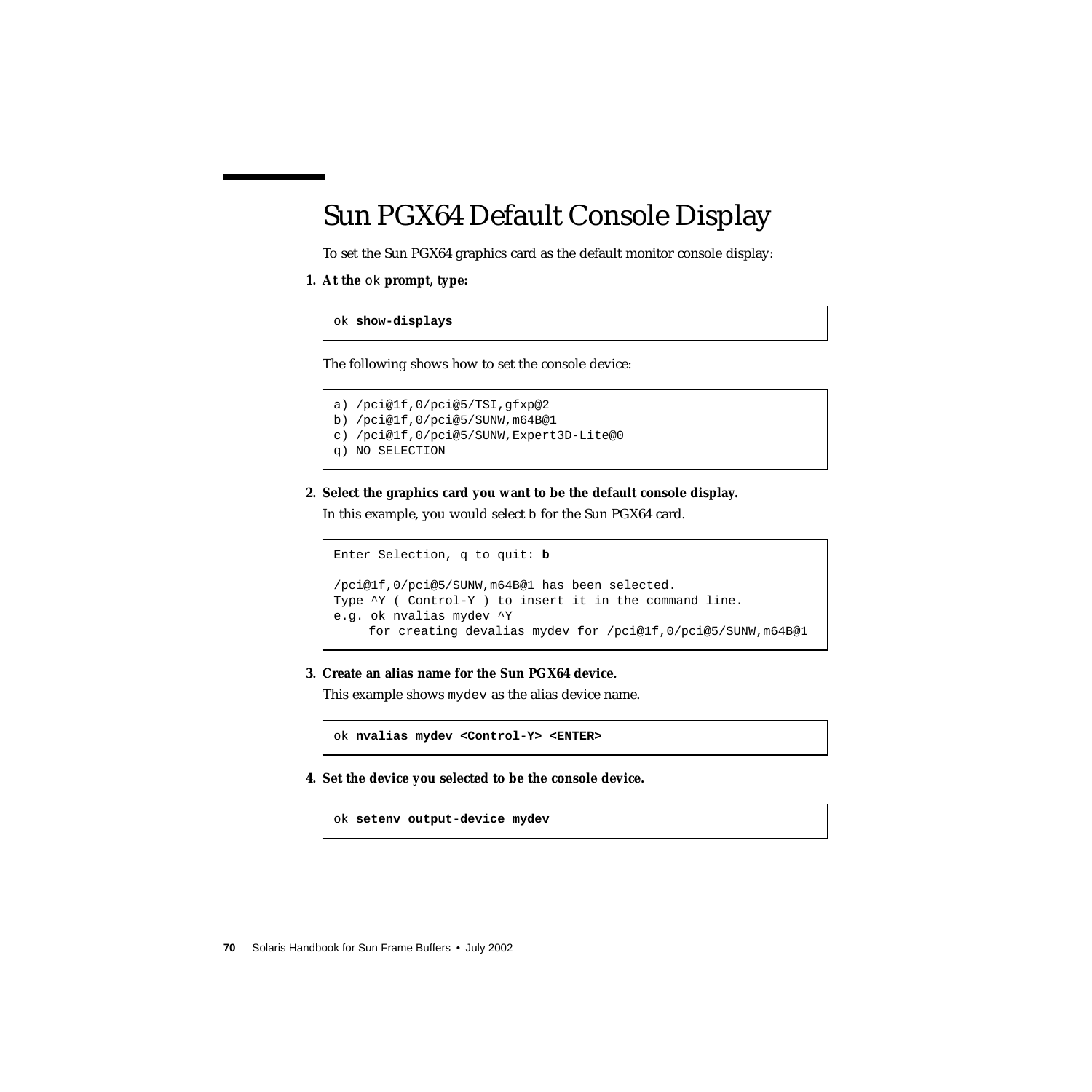# Sun PGX64 Default Console Display

To set the Sun PGX64 graphics card as the default monitor console display:

1. **At the** `ok` **prompt, type:**

```
ok show-displays
```

The following shows how to set the console device:

```
a) /pci@1f,0/pci@5/TSI,gfxp@2
b) /pci@1f,0/pci@5/SUNW,m64B@1
c) /pci@1f,0/pci@5/SUNW,Expert3D-Lite@0
q) NO SELECTION
```

2. **Select the graphics card you want to be the default console display.**

   In this example, you would select `b` for the Sun PGX64 card.

```
Enter Selection, q to quit: b

/pci@1f,0/pci@5/SUNW,m64B@1 has been selected.
Type ^Y ( Control-Y ) to insert it in the command line.
e.g. ok nvalias mydev ^Y
     for creating devalias mydev for /pci@1f,0/pci@5/SUNW,m64B@1
```

3. **Create an alias name for the Sun PGX64 device.**

   This example shows `mydev` as the alias device name.

```
ok nvalias mydev <Control-Y> <ENTER>
```

4. **Set the device you selected to be the console device.**

```
ok setenv output-device mydev
```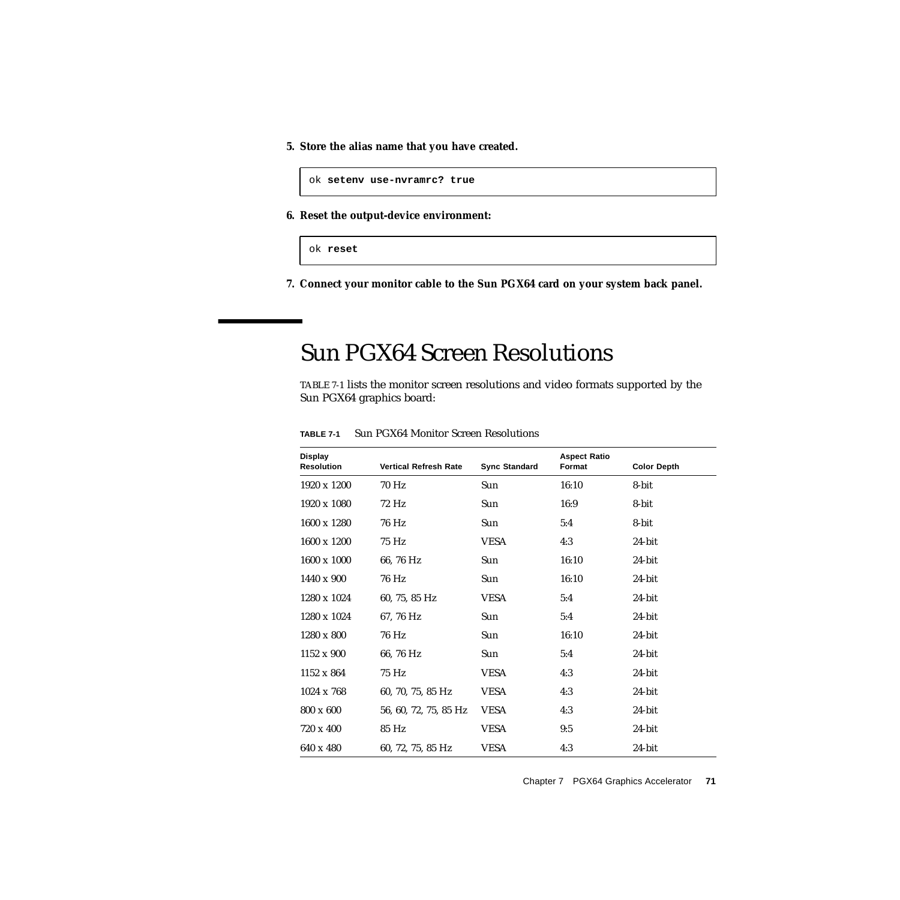5. **Store the alias name that you have created.**

```
ok setenv use-nvramrc? true
```

6. **Reset the output-device environment:**

```
ok reset
```

7. **Connect your monitor cable to the Sun PGX64 card on your system back panel.**

## Sun PGX64 Screen Resolutions

TABLE 7-1 lists the monitor screen resolutions and video formats supported by the Sun PGX64 graphics board:

**TABLE 7-1** Sun PGX64 Monitor Screen Resolutions

| Display Resolution | Vertical Refresh Rate | Sync Standard | Aspect Ratio Format | Color Depth |
|---|---|---|---|---|
| 1920 x 1200 | 70 Hz | Sun | 16:10 | 8-bit |
| 1920 x 1080 | 72 Hz | Sun | 16:9 | 8-bit |
| 1600 x 1280 | 76 Hz | Sun | 5:4 | 8-bit |
| 1600 x 1200 | 75 Hz | VESA | 4:3 | 24-bit |
| 1600 x 1000 | 66, 76 Hz | Sun | 16:10 | 24-bit |
| 1440 x 900 | 76 Hz | Sun | 16:10 | 24-bit |
| 1280 x 1024 | 60, 75, 85 Hz | VESA | 5:4 | 24-bit |
| 1280 x 1024 | 67, 76 Hz | Sun | 5:4 | 24-bit |
| 1280 x 800 | 76 Hz | Sun | 16:10 | 24-bit |
| 1152 x 900 | 66, 76 Hz | Sun | 5:4 | 24-bit |
| 1152 x 864 | 75 Hz | VESA | 4:3 | 24-bit |
| 1024 x 768 | 60, 70, 75, 85 Hz | VESA | 4:3 | 24-bit |
| 800 x 600 | 56, 60, 72, 75, 85 Hz | VESA | 4:3 | 24-bit |
| 720 x 400 | 85 Hz | VESA | 9:5 | 24-bit |
| 640 x 480 | 60, 72, 75, 85 Hz | VESA | 4:3 | 24-bit |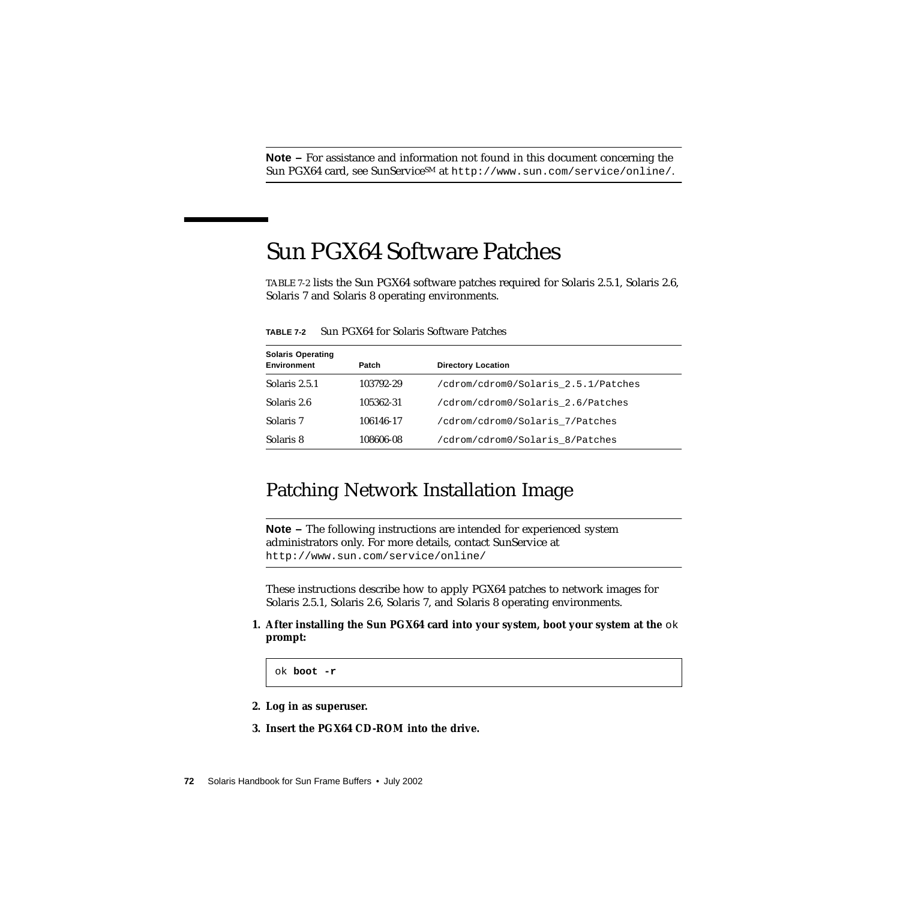**Note –** For assistance and information not found in this document concerning the Sun PGX64 card, see SunService[SM] at `http://www.sun.com/service/online/`.

## Sun PGX64 Software Patches

TABLE 7-2 lists the Sun PGX64 software patches required for Solaris 2.5.1, Solaris 2.6, Solaris 7 and Solaris 8 operating environments.

**TABLE 7-2** Sun PGX64 for Solaris Software Patches

| Solaris Operating Environment | Patch | Directory Location |
|---|---|---|
| Solaris 2.5.1 | 103792-29 | `/cdrom/cdrom0/Solaris_2.5.1/Patches` |
| Solaris 2.6 | 105362-31 | `/cdrom/cdrom0/Solaris_2.6/Patches` |
| Solaris 7 | 106146-17 | `/cdrom/cdrom0/Solaris_7/Patches` |
| Solaris 8 | 108606-08 | `/cdrom/cdrom0/Solaris_8/Patches` |

### Patching Network Installation Image

**Note –** The following instructions are intended for experienced system administrators only. For more details, contact SunService at `http://www.sun.com/service/online/`

These instructions describe how to apply PGX64 patches to network images for Solaris 2.5.1, Solaris 2.6, Solaris 7, and Solaris 8 operating environments.

1. **After installing the Sun PGX64 card into your system, boot your system at the** `ok` **prompt:**

```
ok boot -r
```

2. **Log in as superuser.**

3. **Insert the PGX64 CD-ROM into the drive.**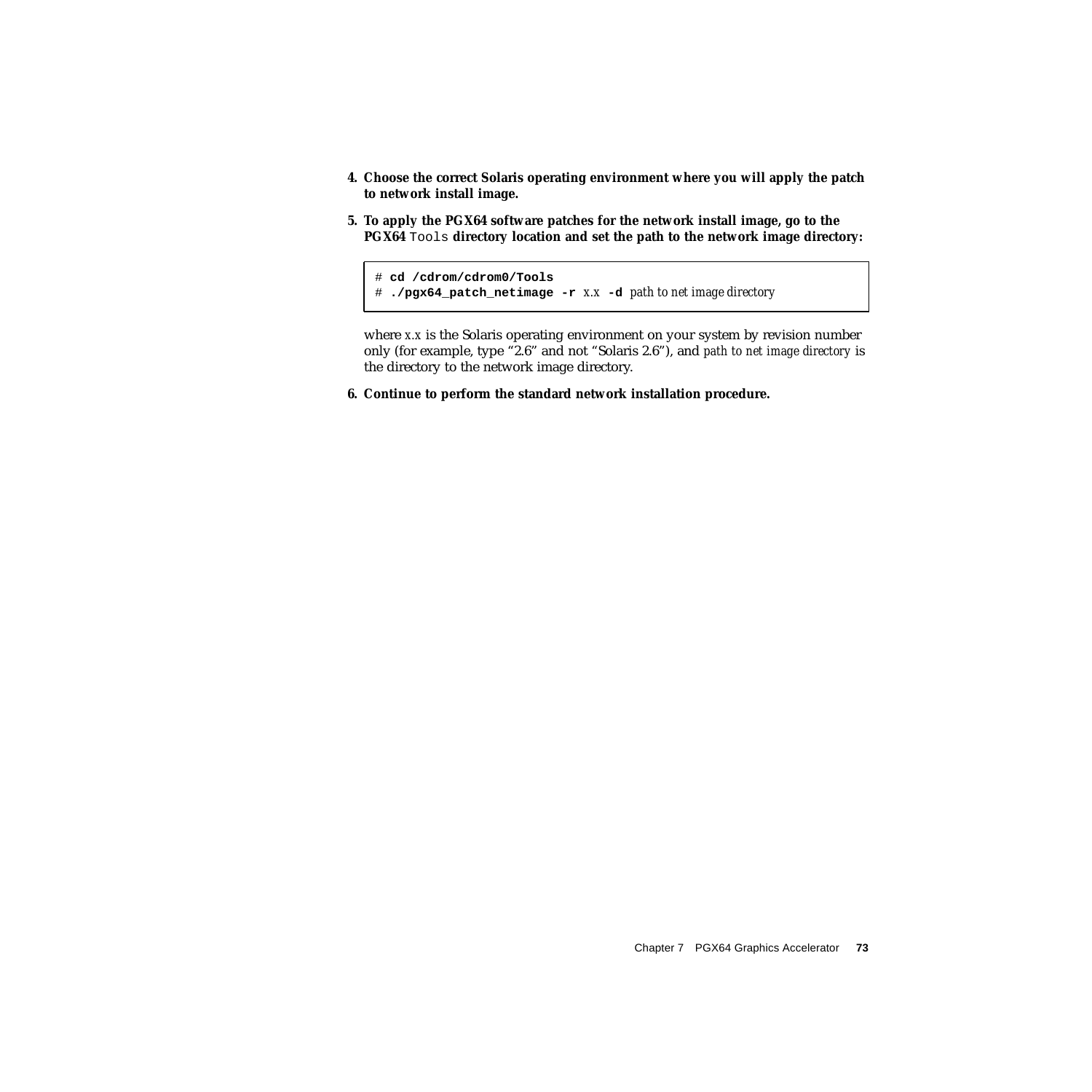4. **Choose the correct Solaris operating environment where you will apply the patch to network install image.**

5. **To apply the PGX64 software patches for the network install image, go to the PGX64** `Tools` **directory location and set the path to the network image directory:**

```
# cd /cdrom/cdrom0/Tools
# ./pgx64_patch_netimage -r x.x -d path to net image directory
```

   where *x.x* is the Solaris operating environment on your system by revision number only (for example, type "2.6" and not "Solaris 2.6"), and *path to net image directory* is the directory to the network image directory.

6. **Continue to perform the standard network installation procedure.**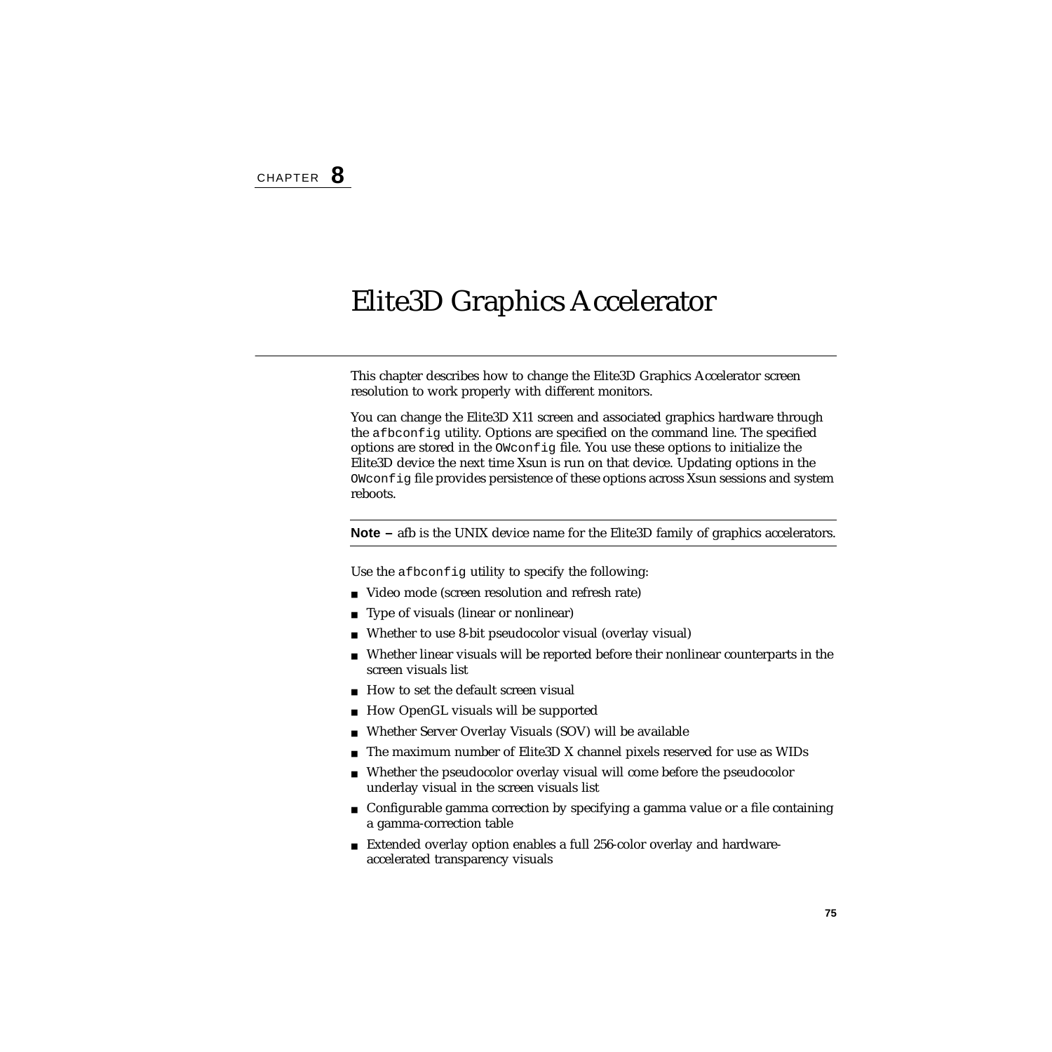CHAPTER **8**

# Elite3D Graphics Accelerator

This chapter describes how to change the Elite3D Graphics Accelerator screen resolution to work properly with different monitors.

You can change the Elite3D X11 screen and associated graphics hardware through the `afbconfig` utility. Options are specified on the command line. The specified options are stored in the `OWconfig` file. You use these options to initialize the Elite3D device the next time Xsun is run on that device. Updating options in the `OWconfig` file provides persistence of these options across Xsun sessions and system reboots.

---

**Note –** afb is the UNIX device name for the Elite3D family of graphics accelerators.

---

Use the `afbconfig` utility to specify the following:

- Video mode (screen resolution and refresh rate)
- Type of visuals (linear or nonlinear)
- Whether to use 8-bit pseudocolor visual (overlay visual)
- Whether linear visuals will be reported before their nonlinear counterparts in the screen visuals list
- How to set the default screen visual
- How OpenGL visuals will be supported
- Whether Server Overlay Visuals (SOV) will be available
- The maximum number of Elite3D X channel pixels reserved for use as WIDs
- Whether the pseudocolor overlay visual will come before the pseudocolor underlay visual in the screen visuals list
- Configurable gamma correction by specifying a gamma value or a file containing a gamma-correction table
- Extended overlay option enables a full 256-color overlay and hardware-accelerated transparency visuals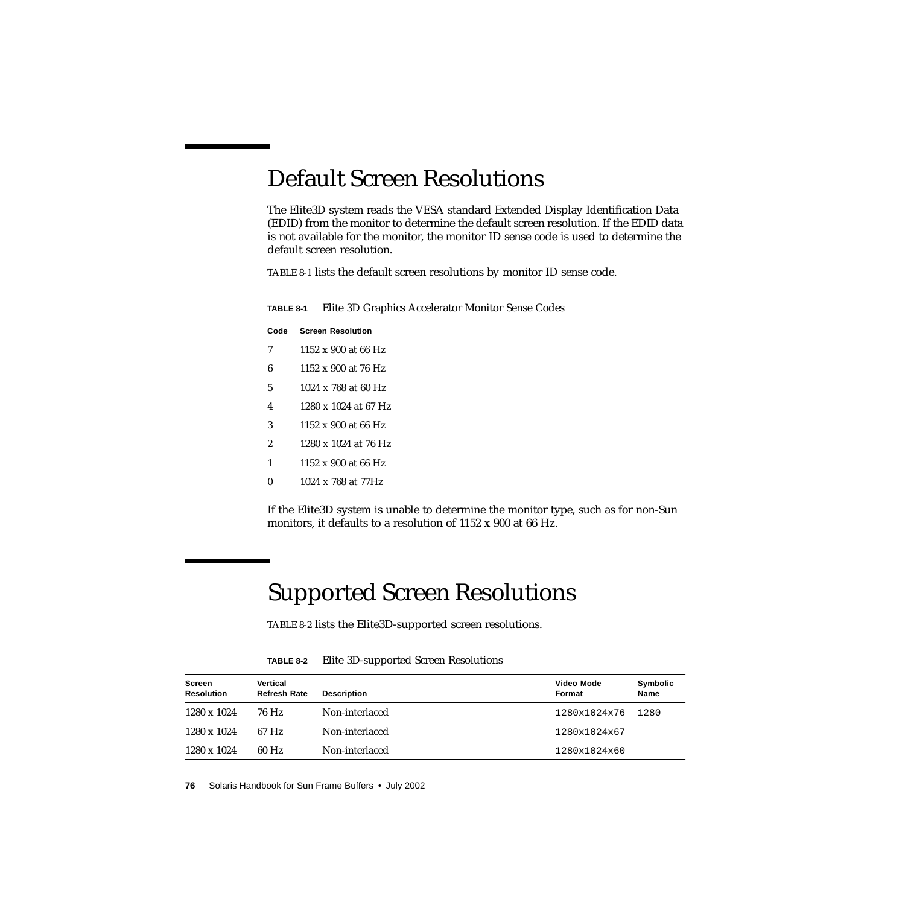## Default Screen Resolutions

The Elite3D system reads the VESA standard Extended Display Identification Data (EDID) from the monitor to determine the default screen resolution. If the EDID data is not available for the monitor, the monitor ID sense code is used to determine the default screen resolution.

TABLE 8-1 lists the default screen resolutions by monitor ID sense code.

**TABLE 8-1** Elite 3D Graphics Accelerator Monitor Sense Codes

| Code | Screen Resolution |
|---|---|
| 7 | 1152 x 900 at 66 Hz |
| 6 | 1152 x 900 at 76 Hz |
| 5 | 1024 x 768 at 60 Hz |
| 4 | 1280 x 1024 at 67 Hz |
| 3 | 1152 x 900 at 66 Hz |
| 2 | 1280 x 1024 at 76 Hz |
| 1 | 1152 x 900 at 66 Hz |
| 0 | 1024 x 768 at 77Hz |

If the Elite3D system is unable to determine the monitor type, such as for non-Sun monitors, it defaults to a resolution of 1152 x 900 at 66 Hz.

## Supported Screen Resolutions

TABLE 8-2 lists the Elite3D-supported screen resolutions.

**TABLE 8-2** Elite 3D-supported Screen Resolutions

| Screen Resolution | Vertical Refresh Rate | Description | Video Mode Format | Symbolic Name |
|---|---|---|---|---|
| 1280 x 1024 | 76 Hz | Non-interlaced | `1280x1024x76` | `1280` |
| 1280 x 1024 | 67 Hz | Non-interlaced | `1280x1024x67` | |
| 1280 x 1024 | 60 Hz | Non-interlaced | `1280x1024x60` | |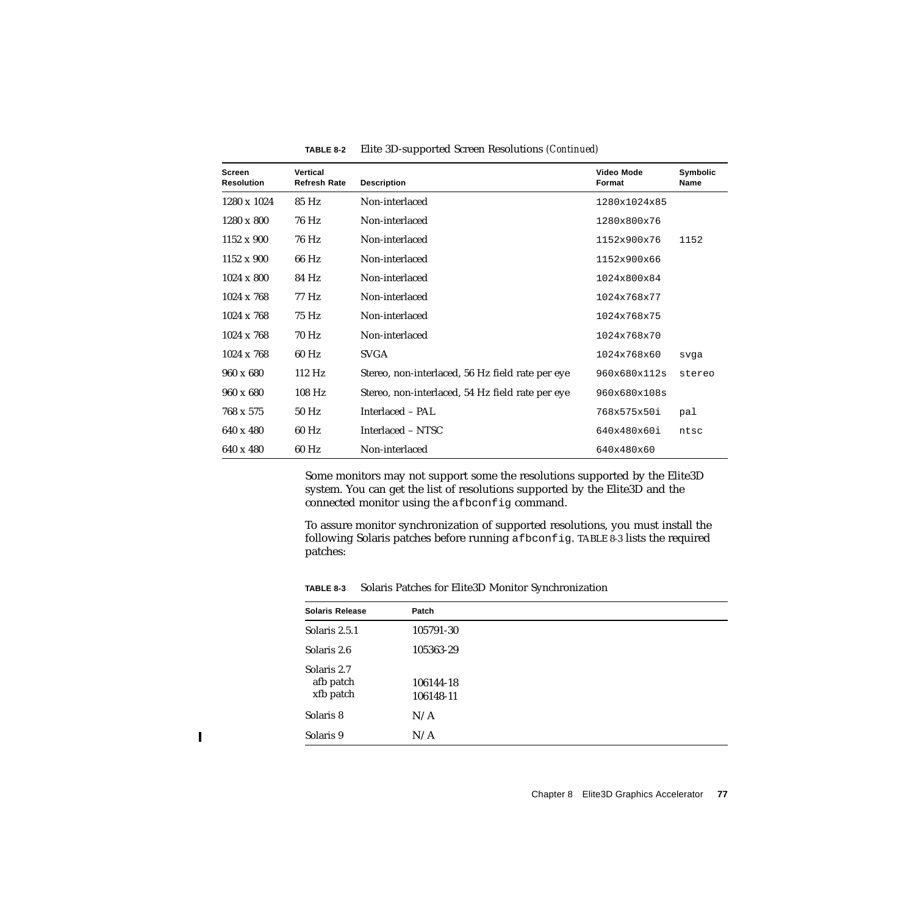**TABLE 8-2** Elite 3D-supported Screen Resolutions *(Continued)*

| Screen Resolution | Vertical Refresh Rate | Description | Video Mode Format | Symbolic Name |
|---|---|---|---|---|
| 1280 x 1024 | 85 Hz | Non-interlaced | `1280x1024x85` | |
| 1280 x 800 | 76 Hz | Non-interlaced | `1280x800x76` | |
| 1152 x 900 | 76 Hz | Non-interlaced | `1152x900x76` | `1152` |
| 1152 x 900 | 66 Hz | Non-interlaced | `1152x900x66` | |
| 1024 x 800 | 84 Hz | Non-interlaced | `1024x800x84` | |
| 1024 x 768 | 77 Hz | Non-interlaced | `1024x768x77` | |
| 1024 x 768 | 75 Hz | Non-interlaced | `1024x768x75` | |
| 1024 x 768 | 70 Hz | Non-interlaced | `1024x768x70` | |
| 1024 x 768 | 60 Hz | SVGA | `1024x768x60` | `svga` |
| 960 x 680 | 112 Hz | Stereo, non-interlaced, 56 Hz field rate per eye | `960x680x112s` | `stereo` |
| 960 x 680 | 108 Hz | Stereo, non-interlaced, 54 Hz field rate per eye | `960x680x108s` | |
| 768 x 575 | 50 Hz | Interlaced – PAL | `768x575x50i` | `pal` |
| 640 x 480 | 60 Hz | Interlaced – NTSC | `640x480x60i` | `ntsc` |
| 640 x 480 | 60 Hz | Non-interlaced | `640x480x60` | |

Some monitors may not support some the resolutions supported by the Elite3D system. You can get the list of resolutions supported by the Elite3D and the connected monitor using the `afbconfig` command.

To assure monitor synchronization of supported resolutions, you must install the following Solaris patches before running `afbconfig`. TABLE 8-3 lists the required patches:

**TABLE 8-3** Solaris Patches for Elite3D Monitor Synchronization

| Solaris Release | Patch |
|---|---|
| Solaris 2.5.1 | 105791-30 |
| Solaris 2.6 | 105363-29 |
| Solaris 2.7 | |
| afb patch | 106144-18 |
| xfb patch | 106148-11 |
| Solaris 8 | N/A |
| Solaris 9 | N/A |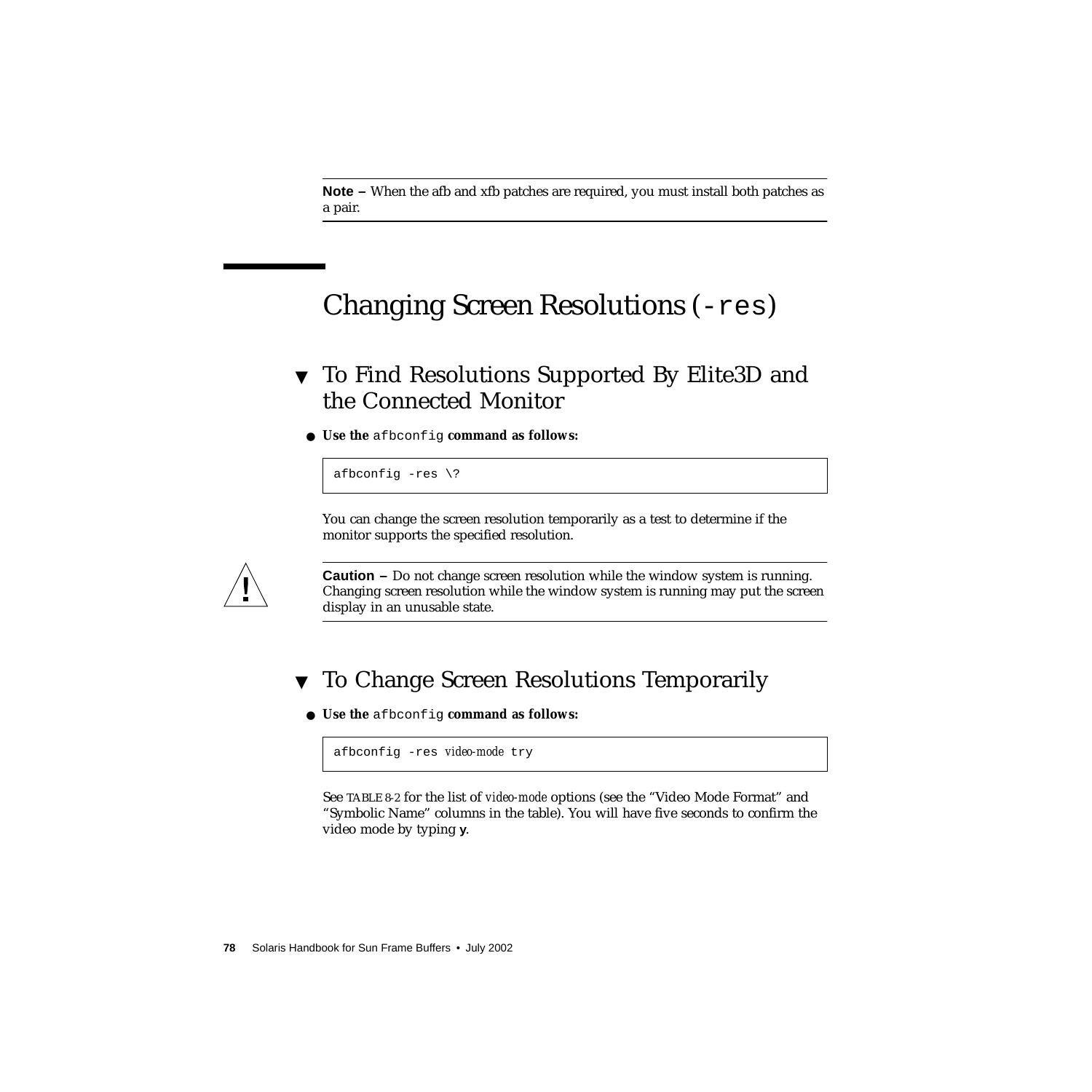**Note –** When the afb and xfb patches are required, you must install both patches as a pair.

## Changing Screen Resolutions (`-res`)

### To Find Resolutions Supported By Elite3D and the Connected Monitor

- **Use the `afbconfig` command as follows:**

```
afbconfig -res \?
```

You can change the screen resolution temporarily as a test to determine if the monitor supports the specified resolution.

**Caution –** Do not change screen resolution while the window system is running. Changing screen resolution while the window system is running may put the screen display in an unusable state.

### To Change Screen Resolutions Temporarily

- **Use the `afbconfig` command as follows:**

```
afbconfig -res video-mode try
```

See TABLE 8-2 for the list of *video-mode* options (see the "Video Mode Format" and "Symbolic Name" columns in the table). You will have five seconds to confirm the video mode by typing **y**.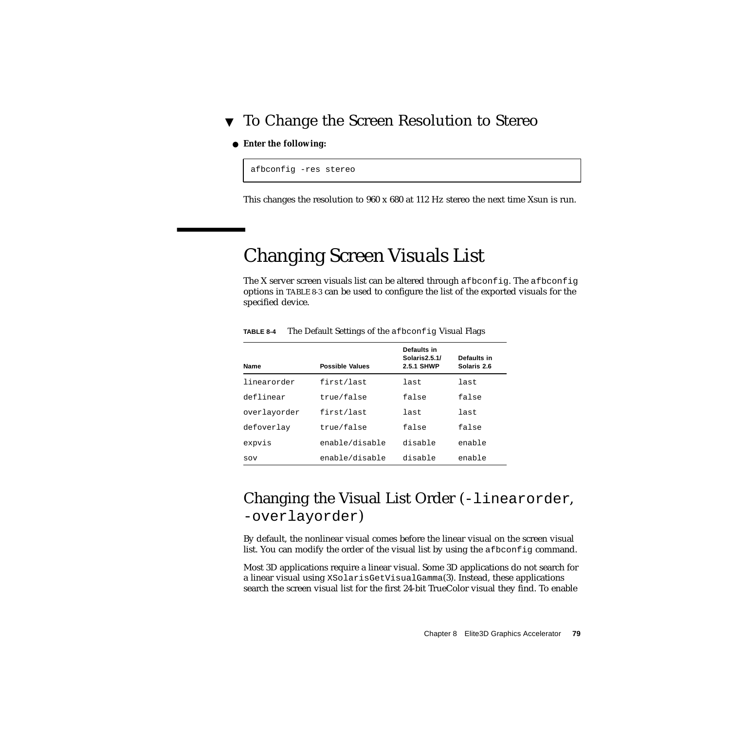### ▼ To Change the Screen Resolution to Stereo

● **Enter the following:**

```
afbconfig -res stereo
```

This changes the resolution to 960 x 680 at 112 Hz stereo the next time Xsun is run.

## Changing Screen Visuals List

The X server screen visuals list can be altered through `afbconfig`. The `afbconfig` options in TABLE 8-3 can be used to configure the list of the exported visuals for the specified device.

**TABLE 8-4** The Default Settings of the `afbconfig` Visual Flags

| Name | Possible Values | Defaults in Solaris2.5.1/ 2.5.1 SHWP | Defaults in Solaris 2.6 |
|---|---|---|---|
| `linearorder` | `first/last` | `last` | `last` |
| `deflinear` | `true/false` | `false` | `false` |
| `overlayorder` | `first/last` | `last` | `last` |
| `defoverlay` | `true/false` | `false` | `false` |
| `expvis` | `enable/disable` | `disable` | `enable` |
| `sov` | `enable/disable` | `disable` | `enable` |

### Changing the Visual List Order (`-linearorder`, `-overlayorder`)

By default, the nonlinear visual comes before the linear visual on the screen visual list. You can modify the order of the visual list by using the `afbconfig` command.

Most 3D applications require a linear visual. Some 3D applications do not search for a linear visual using `XSolarisGetVisualGamma`(3). Instead, these applications search the screen visual list for the first 24-bit TrueColor visual they find. To enable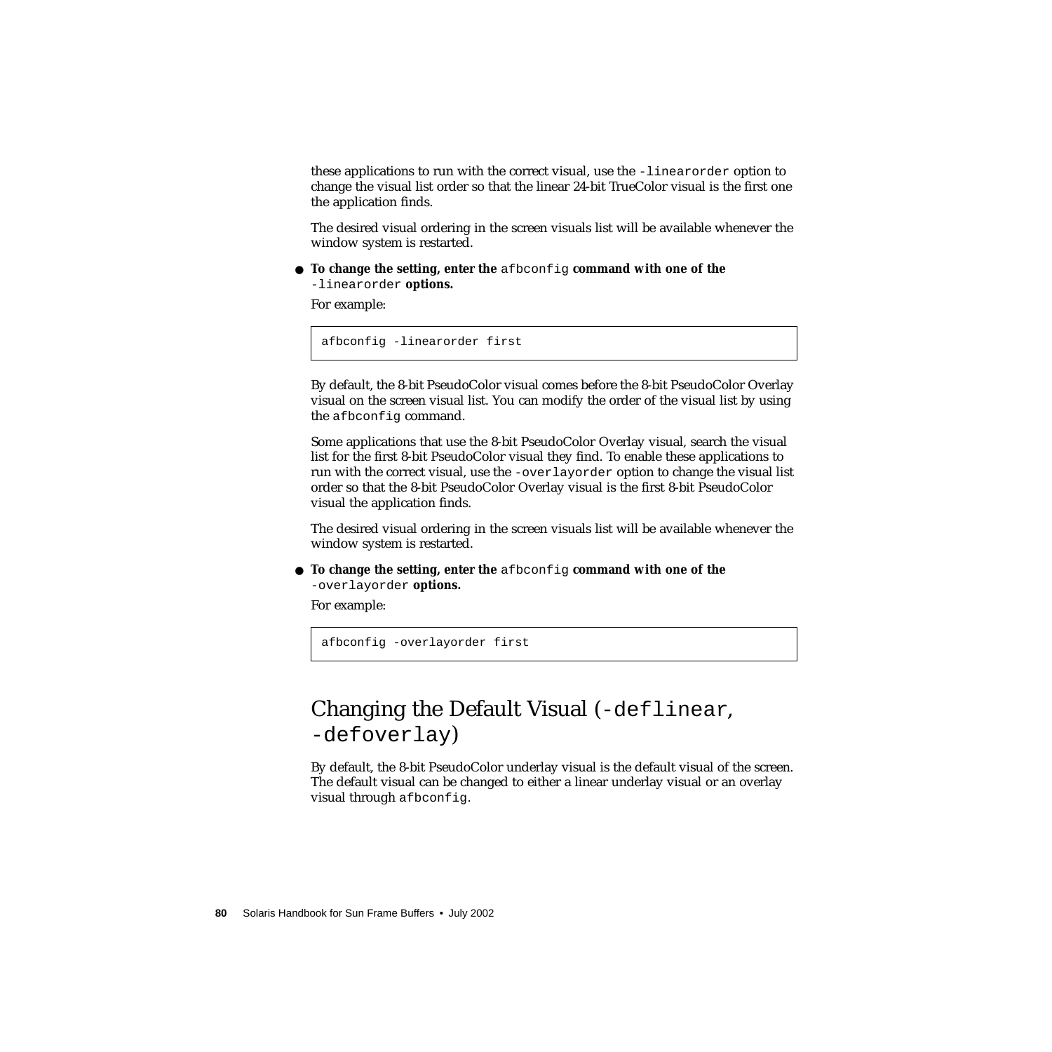these applications to run with the correct visual, use the `-linearorder` option to change the visual list order so that the linear 24-bit TrueColor visual is the first one the application finds.

The desired visual ordering in the screen visuals list will be available whenever the window system is restarted.

- **To change the setting, enter the `afbconfig` command with one of the `-linearorder` options.**

For example:

```
afbconfig -linearorder first
```

By default, the 8-bit PseudoColor visual comes before the 8-bit PseudoColor Overlay visual on the screen visual list. You can modify the order of the visual list by using the `afbconfig` command.

Some applications that use the 8-bit PseudoColor Overlay visual, search the visual list for the first 8-bit PseudoColor visual they find. To enable these applications to run with the correct visual, use the `-overlayorder` option to change the visual list order so that the 8-bit PseudoColor Overlay visual is the first 8-bit PseudoColor visual the application finds.

The desired visual ordering in the screen visuals list will be available whenever the window system is restarted.

- **To change the setting, enter the `afbconfig` command with one of the `-overlayorder` options.**

For example:

```
afbconfig -overlayorder first
```

## Changing the Default Visual (`-deflinear`, `-defoverlay`)

By default, the 8-bit PseudoColor underlay visual is the default visual of the screen. The default visual can be changed to either a linear underlay visual or an overlay visual through `afbconfig`.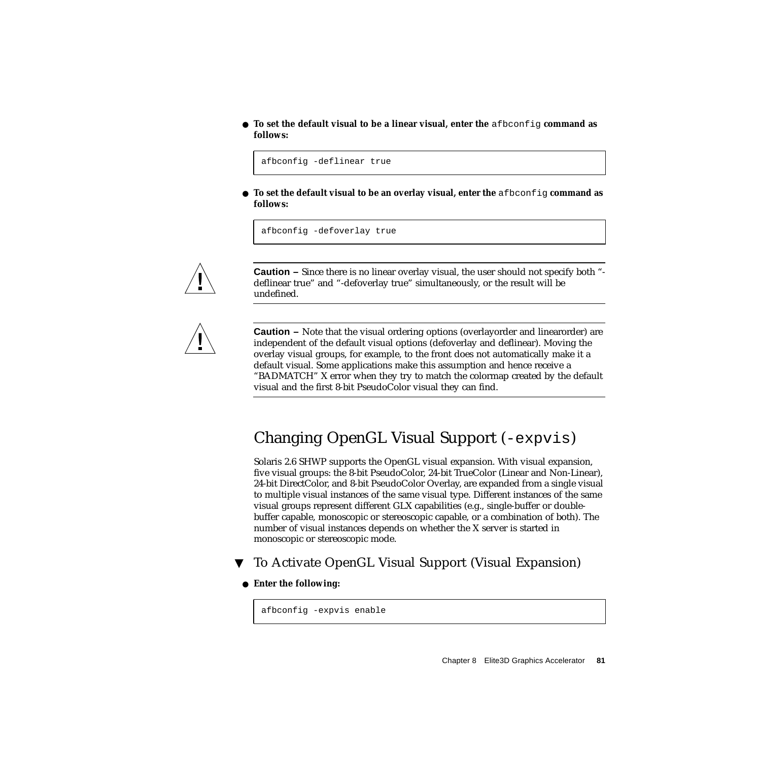- **To set the default visual to be a linear visual, enter the** `afbconfig` **command as follows:**

```
afbconfig -deflinear true
```

- **To set the default visual to be an overlay visual, enter the** `afbconfig` **command as follows:**

```
afbconfig -defoverlay true
```

> **Caution –** Since there is no linear overlay visual, the user should not specify both "-deflinear true" and "-defoverlay true" simultaneously, or the result will be undefined.

> **Caution –** Note that the visual ordering options (overlayorder and linearorder) are independent of the default visual options (defoverlay and deflinear). Moving the overlay visual groups, for example, to the front does not automatically make it a default visual. Some applications make this assumption and hence receive a "BADMATCH" X error when they try to match the colormap created by the default visual and the first 8-bit PseudoColor visual they can find.

## Changing OpenGL Visual Support (`-expvis`)

Solaris 2.6 SHWP supports the OpenGL visual expansion. With visual expansion, five visual groups: the 8-bit PseudoColor, 24-bit TrueColor (Linear and Non-Linear), 24-bit DirectColor, and 8-bit PseudoColor Overlay, are expanded from a single visual to multiple visual instances of the same visual type. Different instances of the same visual groups represent different GLX capabilities (e.g., single-buffer or double-buffer capable, monoscopic or stereoscopic capable, or a combination of both). The number of visual instances depends on whether the X server is started in monoscopic or stereoscopic mode.

### ▼ To Activate OpenGL Visual Support (Visual Expansion)

- **Enter the following:**

```
afbconfig -expvis enable
```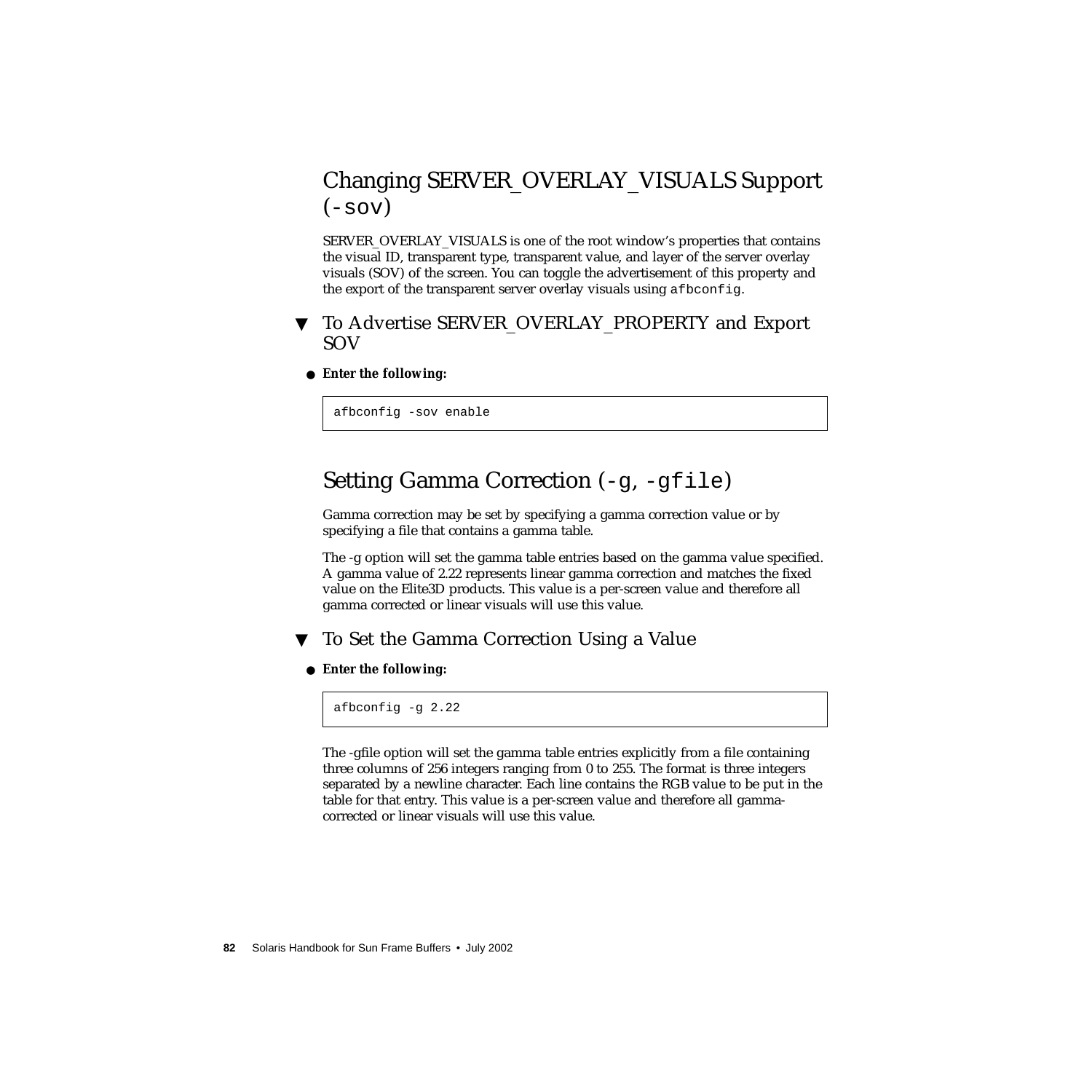## Changing SERVER_OVERLAY_VISUALS Support (`-sov`)

SERVER_OVERLAY_VISUALS is one of the root window's properties that contains the visual ID, transparent type, transparent value, and layer of the server overlay visuals (SOV) of the screen. You can toggle the advertisement of this property and the export of the transparent server overlay visuals using `afbconfig`.

### ▼ To Advertise SERVER_OVERLAY_PROPERTY and Export SOV

● **Enter the following:**

```
afbconfig -sov enable
```

## Setting Gamma Correction (`-g`, `-gfile`)

Gamma correction may be set by specifying a gamma correction value or by specifying a file that contains a gamma table.

The -g option will set the gamma table entries based on the gamma value specified. A gamma value of 2.22 represents linear gamma correction and matches the fixed value on the Elite3D products. This value is a per-screen value and therefore all gamma corrected or linear visuals will use this value.

### ▼ To Set the Gamma Correction Using a Value

● **Enter the following:**

```
afbconfig -g 2.22
```

The -gfile option will set the gamma table entries explicitly from a file containing three columns of 256 integers ranging from 0 to 255. The format is three integers separated by a newline character. Each line contains the RGB value to be put in the table for that entry. This value is a per-screen value and therefore all gamma-corrected or linear visuals will use this value.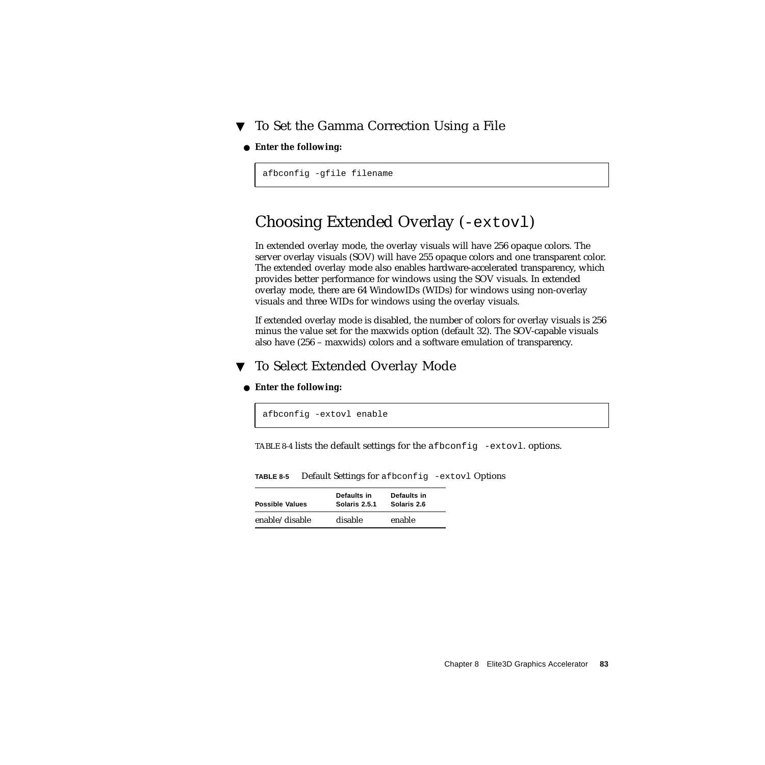## ▼ To Set the Gamma Correction Using a File

● **Enter the following:**

```
afbconfig -gfile filename
```

# Choosing Extended Overlay (`-extovl`)

In extended overlay mode, the overlay visuals will have 256 opaque colors. The server overlay visuals (SOV) will have 255 opaque colors and one transparent color. The extended overlay mode also enables hardware-accelerated transparency, which provides better performance for windows using the SOV visuals. In extended overlay mode, there are 64 WindowIDs (WIDs) for windows using non-overlay visuals and three WIDs for windows using the overlay visuals.

If extended overlay mode is disabled, the number of colors for overlay visuals is 256 minus the value set for the maxwids option (default 32). The SOV-capable visuals also have (256 – maxwids) colors and a software emulation of transparency.

## ▼ To Select Extended Overlay Mode

● **Enter the following:**

```
afbconfig -extovl enable
```

TABLE 8-4 lists the default settings for the `afbconfig -extovl`. options.

**TABLE 8-5** Default Settings for `afbconfig -extovl` Options

| Possible Values | Defaults in Solaris 2.5.1 | Defaults in Solaris 2.6 |
|---|---|---|
| enable/disable | disable | enable |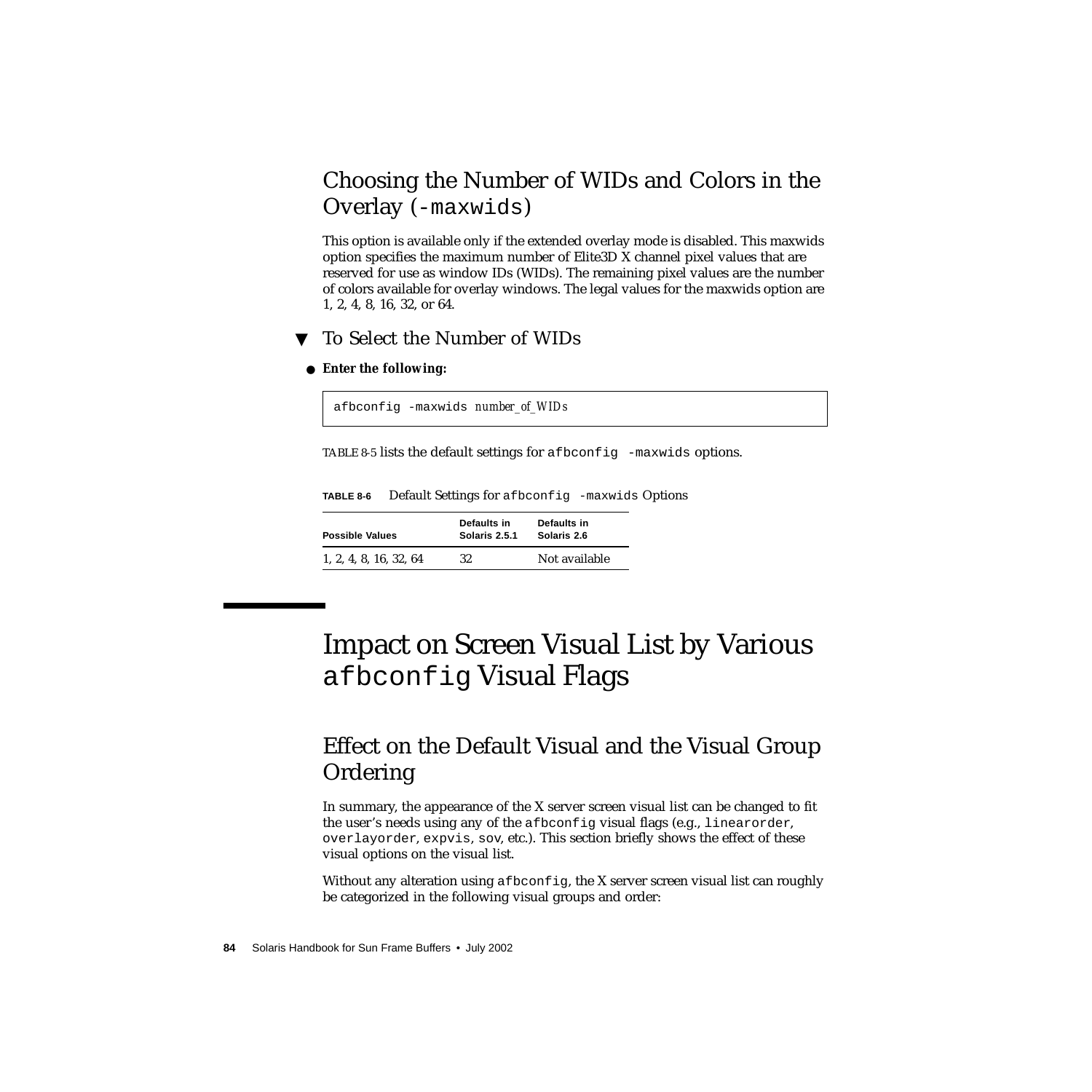## Choosing the Number of WIDs and Colors in the Overlay (`-maxwids`)

This option is available only if the extended overlay mode is disabled. This maxwids option specifies the maximum number of Elite3D X channel pixel values that are reserved for use as window IDs (WIDs). The remaining pixel values are the number of colors available for overlay windows. The legal values for the maxwids option are 1, 2, 4, 8, 16, 32, or 64.

### ▼ To Select the Number of WIDs

● **Enter the following:**

```
afbconfig -maxwids number_of_WIDs
```

TABLE 8-5 lists the default settings for `afbconfig -maxwids` options.

**TABLE 8-6** Default Settings for `afbconfig -maxwids` Options

| Possible Values | Defaults in Solaris 2.5.1 | Defaults in Solaris 2.6 |
|---|---|---|
| 1, 2, 4, 8, 16, 32, 64 | 32 | Not available |

# Impact on Screen Visual List by Various `afbconfig` Visual Flags

## Effect on the Default Visual and the Visual Group Ordering

In summary, the appearance of the X server screen visual list can be changed to fit the user's needs using any of the `afbconfig` visual flags (e.g., `linearorder`, `overlayorder`, `expvis`, `sov`, etc.). This section briefly shows the effect of these visual options on the visual list.

Without any alteration using `afbconfig`, the X server screen visual list can roughly be categorized in the following visual groups and order: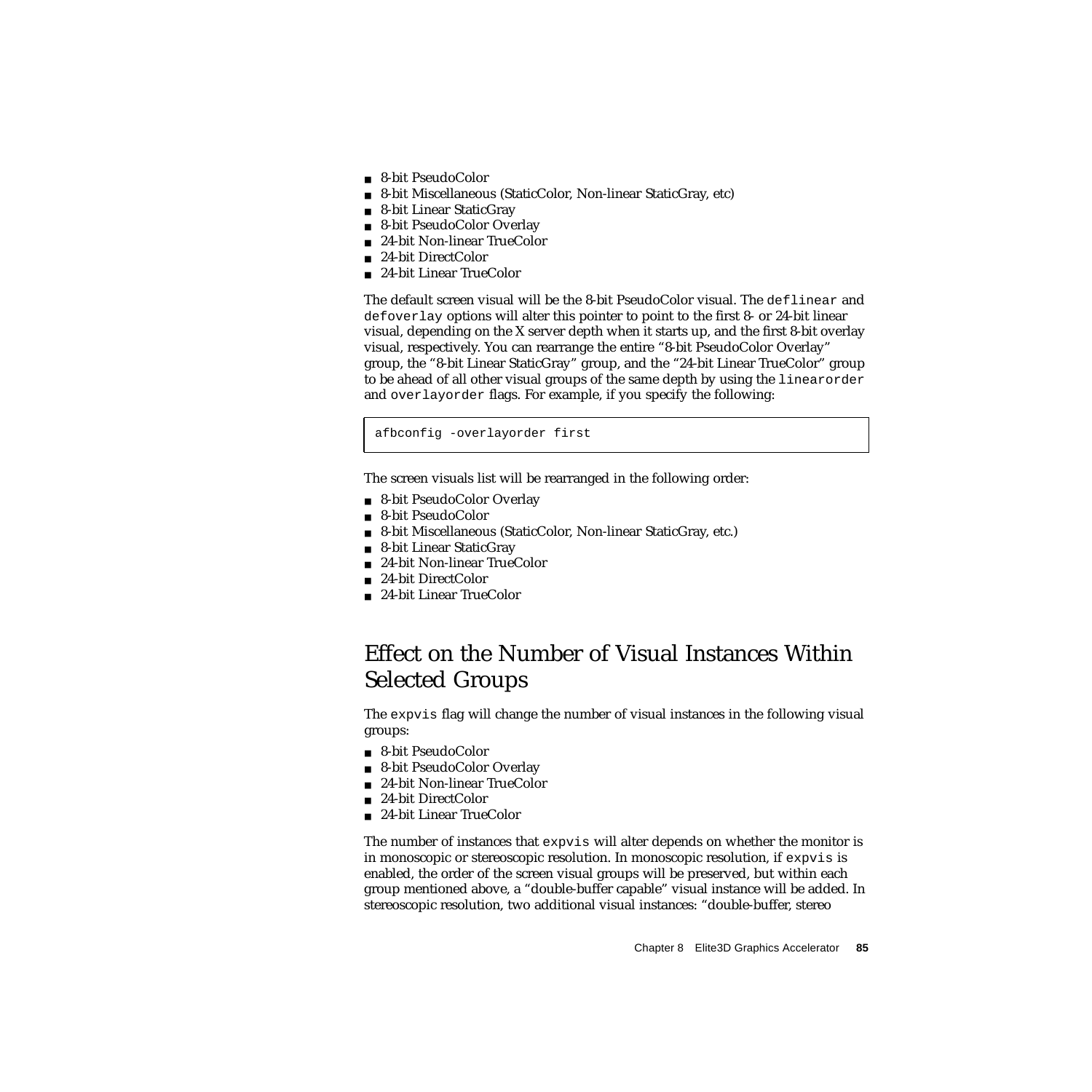- 8-bit PseudoColor
- 8-bit Miscellaneous (StaticColor, Non-linear StaticGray, etc)
- 8-bit Linear StaticGray
- 8-bit PseudoColor Overlay
- 24-bit Non-linear TrueColor
- 24-bit DirectColor
- 24-bit Linear TrueColor

The default screen visual will be the 8-bit PseudoColor visual. The `deflinear` and `defoverlay` options will alter this pointer to point to the first 8- or 24-bit linear visual, depending on the X server depth when it starts up, and the first 8-bit overlay visual, respectively. You can rearrange the entire "8-bit PseudoColor Overlay" group, the "8-bit Linear StaticGray" group, and the "24-bit Linear TrueColor" group to be ahead of all other visual groups of the same depth by using the `linearorder` and `overlayorder` flags. For example, if you specify the following:

```
afbconfig -overlayorder first
```

The screen visuals list will be rearranged in the following order:

- 8-bit PseudoColor Overlay
- 8-bit PseudoColor
- 8-bit Miscellaneous (StaticColor, Non-linear StaticGray, etc.)
- 8-bit Linear StaticGray
- 24-bit Non-linear TrueColor
- 24-bit DirectColor
- 24-bit Linear TrueColor

## Effect on the Number of Visual Instances Within Selected Groups

The `expvis` flag will change the number of visual instances in the following visual groups:

- 8-bit PseudoColor
- 8-bit PseudoColor Overlay
- 24-bit Non-linear TrueColor
- 24-bit DirectColor
- 24-bit Linear TrueColor

The number of instances that `expvis` will alter depends on whether the monitor is in monoscopic or stereoscopic resolution. In monoscopic resolution, if `expvis` is enabled, the order of the screen visual groups will be preserved, but within each group mentioned above, a "double-buffer capable" visual instance will be added. In stereoscopic resolution, two additional visual instances: "double-buffer, stereo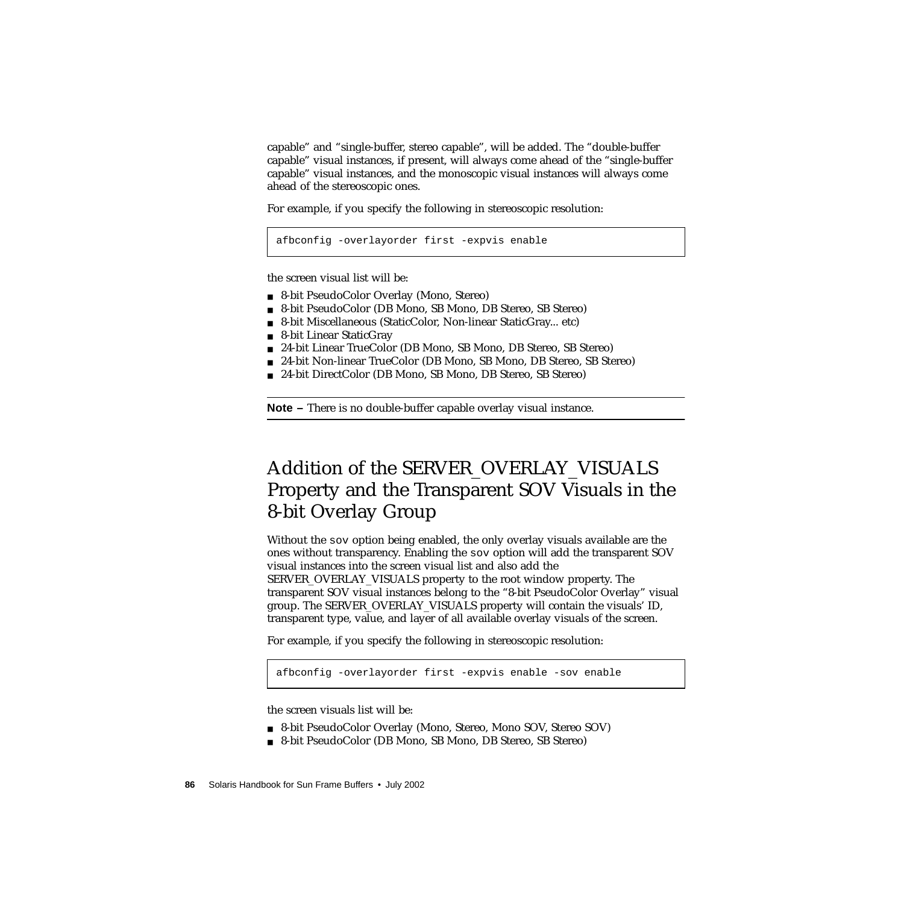capable" and "single-buffer, stereo capable", will be added. The "double-buffer capable" visual instances, if present, will always come ahead of the "single-buffer capable" visual instances, and the monoscopic visual instances will always come ahead of the stereoscopic ones.

For example, if you specify the following in stereoscopic resolution:

```
afbconfig -overlayorder first -expvis enable
```

the screen visual list will be:

- 8-bit PseudoColor Overlay (Mono, Stereo)
- 8-bit PseudoColor (DB Mono, SB Mono, DB Stereo, SB Stereo)
- 8-bit Miscellaneous (StaticColor, Non-linear StaticGray... etc)
- 8-bit Linear StaticGray
- 24-bit Linear TrueColor (DB Mono, SB Mono, DB Stereo, SB Stereo)
- 24-bit Non-linear TrueColor (DB Mono, SB Mono, DB Stereo, SB Stereo)
- 24-bit DirectColor (DB Mono, SB Mono, DB Stereo, SB Stereo)

---

**Note –** There is no double-buffer capable overlay visual instance.

---

## Addition of the SERVER_OVERLAY_VISUALS Property and the Transparent SOV Visuals in the 8-bit Overlay Group

Without the `sov` option being enabled, the only overlay visuals available are the ones without transparency. Enabling the `sov` option will add the transparent SOV visual instances into the screen visual list and also add the SERVER_OVERLAY_VISUALS property to the root window property. The transparent SOV visual instances belong to the "8-bit PseudoColor Overlay" visual group. The SERVER_OVERLAY_VISUALS property will contain the visuals' ID, transparent type, value, and layer of all available overlay visuals of the screen.

For example, if you specify the following in stereoscopic resolution:

```
afbconfig -overlayorder first -expvis enable -sov enable
```

the screen visuals list will be:

- 8-bit PseudoColor Overlay (Mono, Stereo, Mono SOV, Stereo SOV)
- 8-bit PseudoColor (DB Mono, SB Mono, DB Stereo, SB Stereo)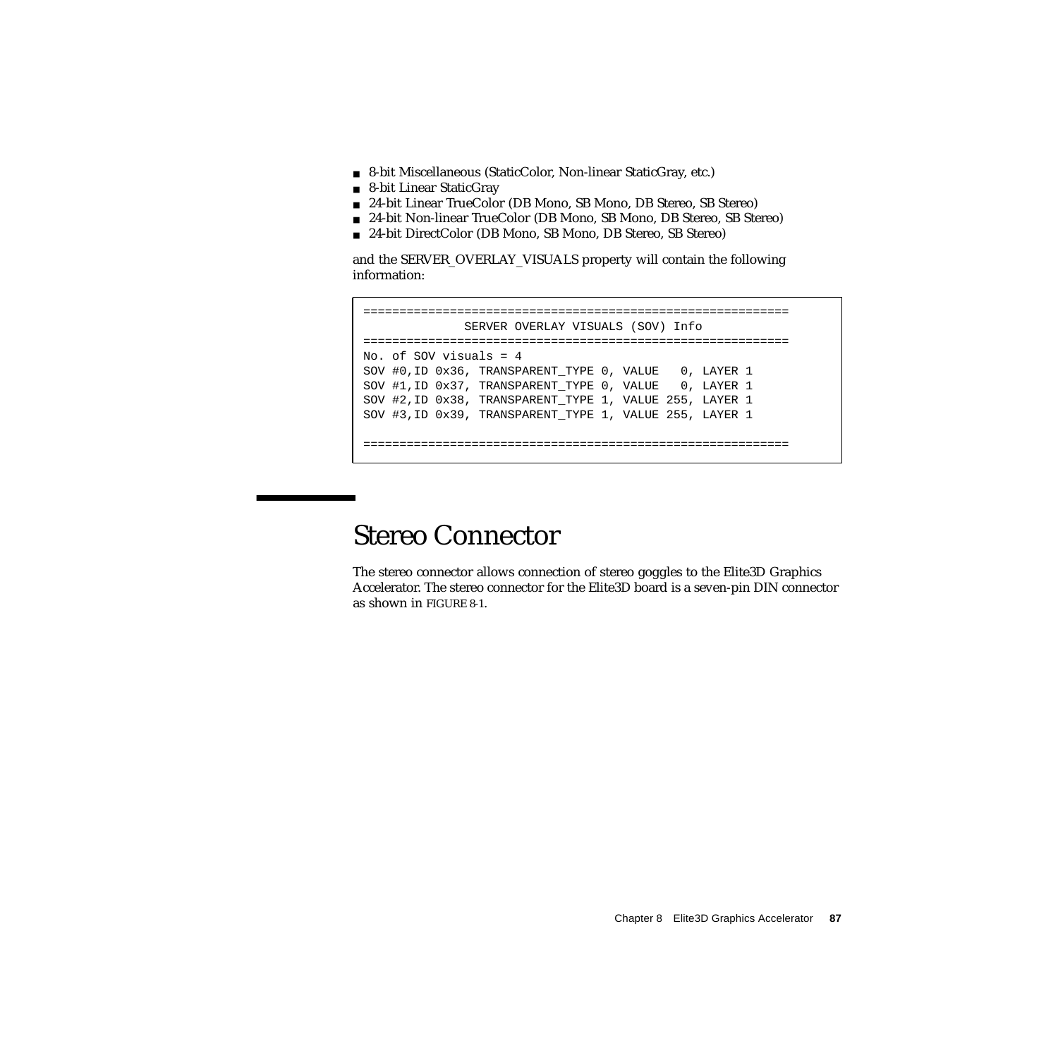- 8-bit Miscellaneous (StaticColor, Non-linear StaticGray, etc.)
- 8-bit Linear StaticGray
- 24-bit Linear TrueColor (DB Mono, SB Mono, DB Stereo, SB Stereo)
- 24-bit Non-linear TrueColor (DB Mono, SB Mono, DB Stereo, SB Stereo)
- 24-bit DirectColor (DB Mono, SB Mono, DB Stereo, SB Stereo)

and the SERVER_OVERLAY_VISUALS property will contain the following information:

```
===========================================================
              SERVER OVERLAY VISUALS (SOV) Info
===========================================================
No. of SOV visuals = 4
SOV #0,ID 0x36, TRANSPARENT_TYPE 0, VALUE   0, LAYER 1
SOV #1,ID 0x37, TRANSPARENT_TYPE 0, VALUE   0, LAYER 1
SOV #2,ID 0x38, TRANSPARENT_TYPE 1, VALUE 255, LAYER 1
SOV #3,ID 0x39, TRANSPARENT_TYPE 1, VALUE 255, LAYER 1

===========================================================
```

## Stereo Connector

The stereo connector allows connection of stereo goggles to the Elite3D Graphics Accelerator. The stereo connector for the Elite3D board is a seven-pin DIN connector as shown in FIGURE 8-1.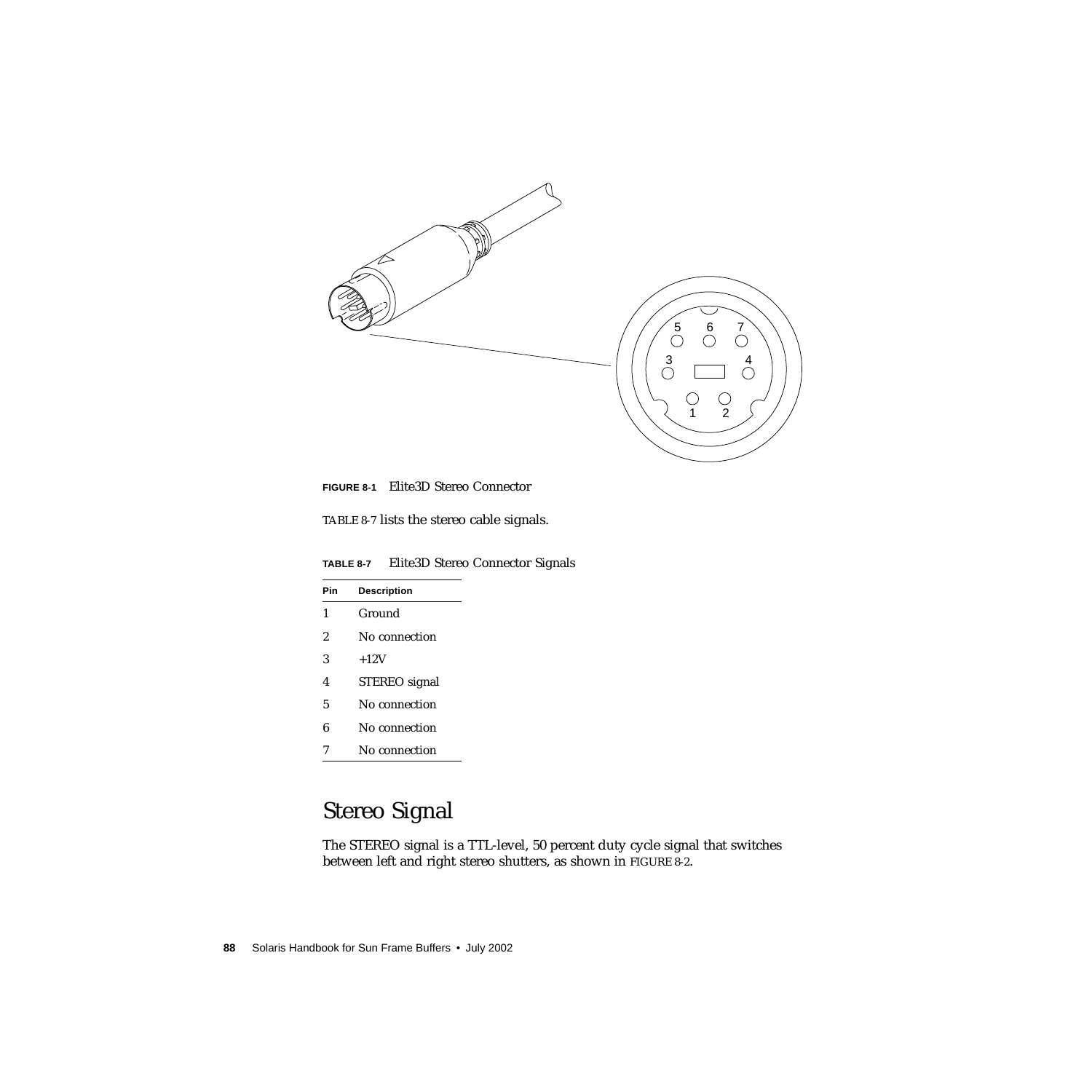**FIGURE 8-1** Elite3D Stereo Connector

TABLE 8-7 lists the stereo cable signals.

**TABLE 8-7** Elite3D Stereo Connector Signals

| Pin | Description |
|---|---|
| 1 | Ground |
| 2 | No connection |
| 3 | +12V |
| 4 | STEREO signal |
| 5 | No connection |
| 6 | No connection |
| 7 | No connection |

## Stereo Signal

The STEREO signal is a TTL-level, 50 percent duty cycle signal that switches between left and right stereo shutters, as shown in FIGURE 8-2.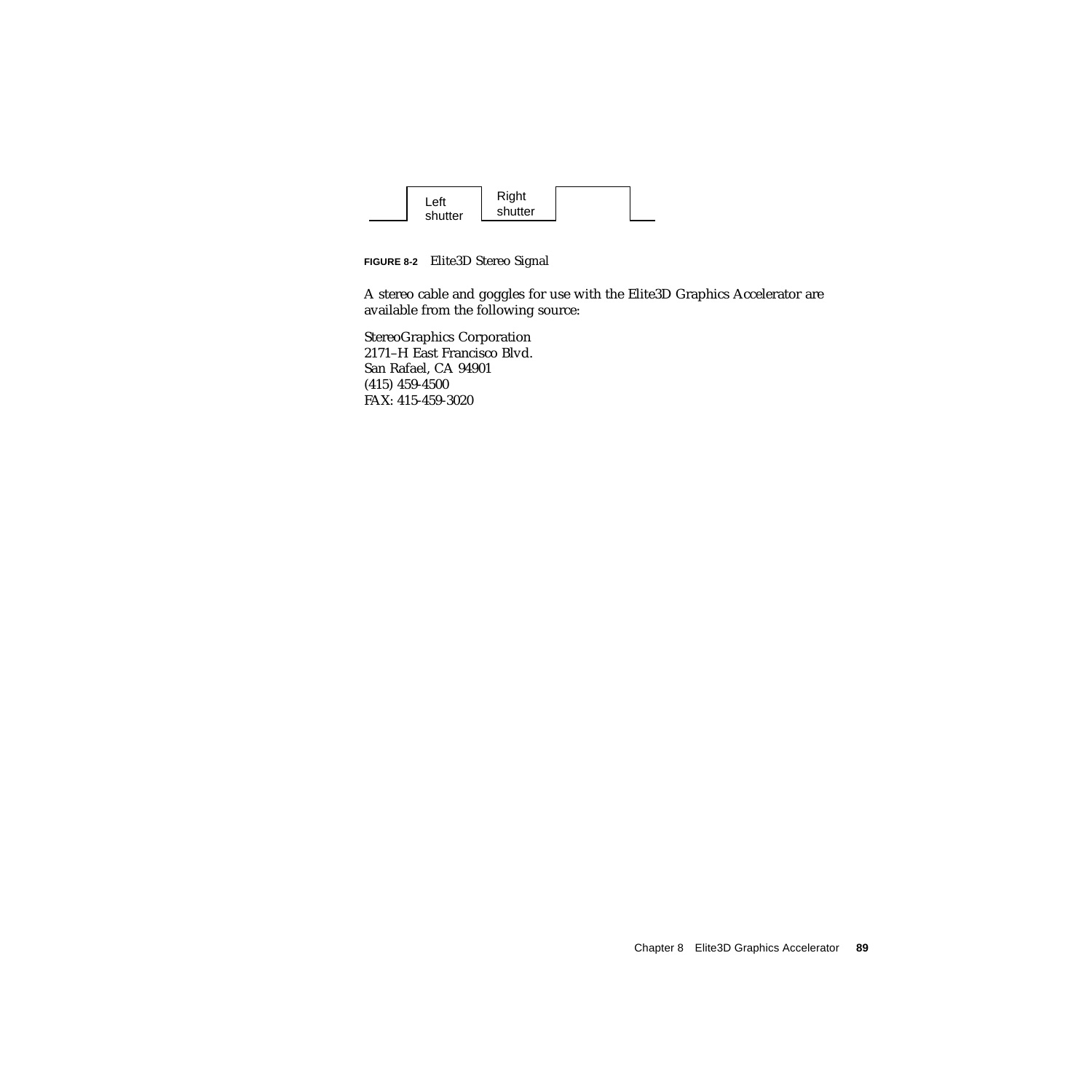Left shutter

Right shutter

**FIGURE 8-2** Elite3D Stereo Signal

A stereo cable and goggles for use with the Elite3D Graphics Accelerator are available from the following source:

StereoGraphics Corporation
2171–H East Francisco Blvd.
San Rafael, CA 94901
(415) 459-4500
FAX: 415-459-3020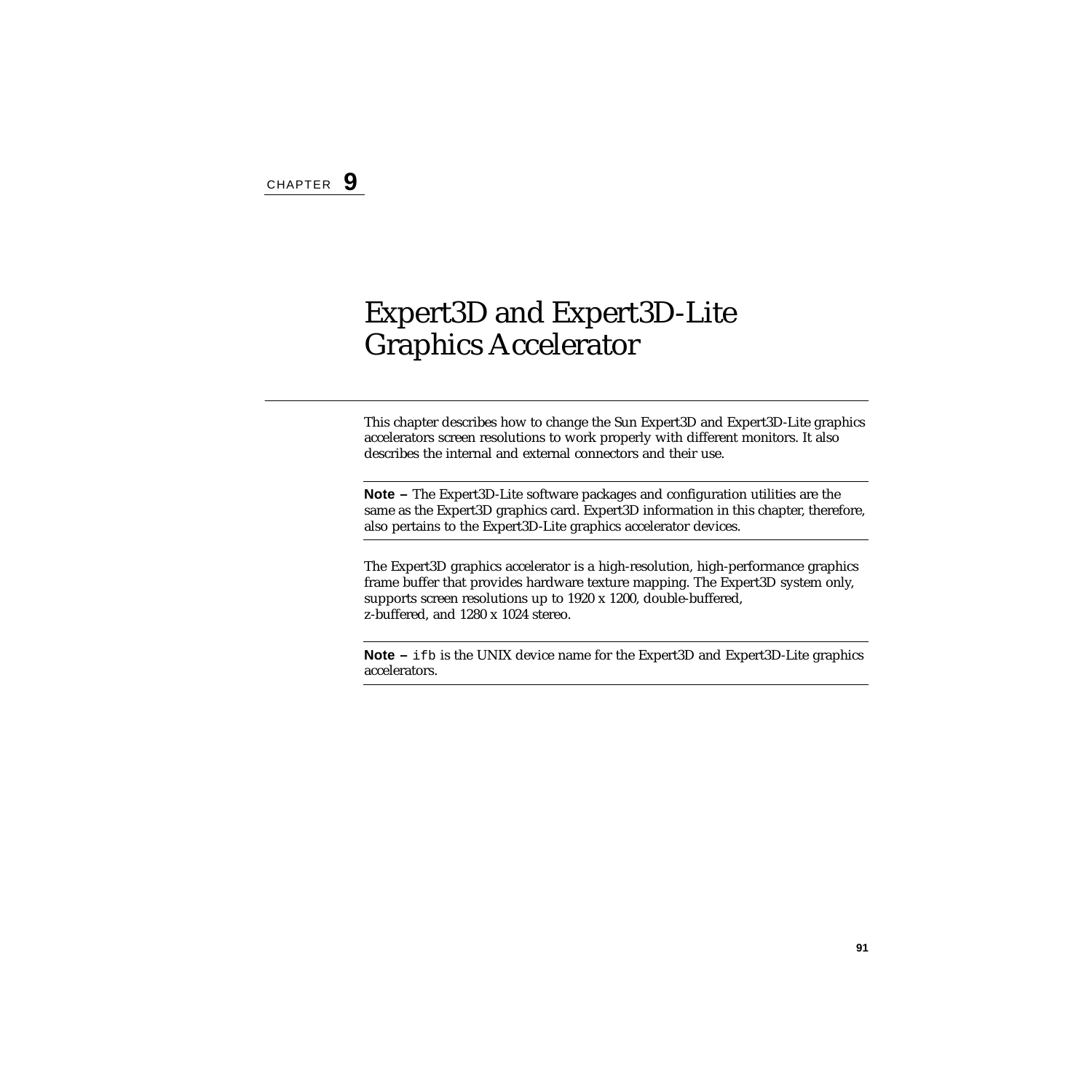CHAPTER **9**

# Expert3D and Expert3D-Lite Graphics Accelerator

This chapter describes how to change the Sun Expert3D and Expert3D-Lite graphics accelerators screen resolutions to work properly with different monitors. It also describes the internal and external connectors and their use.

---

**Note –** The Expert3D-Lite software packages and configuration utilities are the same as the Expert3D graphics card. Expert3D information in this chapter, therefore, also pertains to the Expert3D-Lite graphics accelerator devices.

---

The Expert3D graphics accelerator is a high-resolution, high-performance graphics frame buffer that provides hardware texture mapping. The Expert3D system only, supports screen resolutions up to 1920 x 1200, double-buffered, z-buffered, and 1280 x 1024 stereo.

---

**Note –** `ifb` is the UNIX device name for the Expert3D and Expert3D-Lite graphics accelerators.

---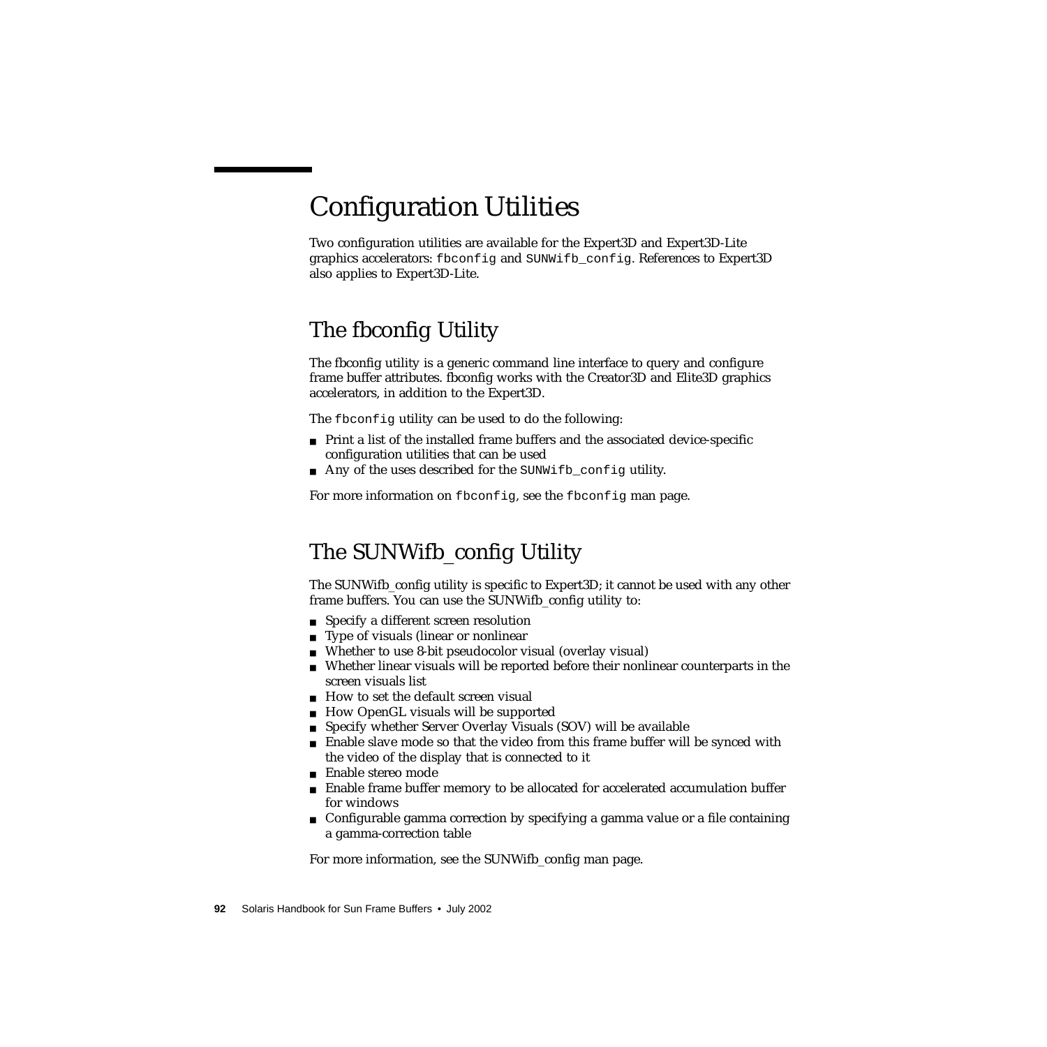# Configuration Utilities

Two configuration utilities are available for the Expert3D and Expert3D-Lite graphics accelerators: `fbconfig` and `SUNWifb_config`. References to Expert3D also applies to Expert3D-Lite.

## The fbconfig Utility

The fbconfig utility is a generic command line interface to query and configure frame buffer attributes. fbconfig works with the Creator3D and Elite3D graphics accelerators, in addition to the Expert3D.

The `fbconfig` utility can be used to do the following:

- Print a list of the installed frame buffers and the associated device-specific configuration utilities that can be used
- Any of the uses described for the `SUNWifb_config` utility.

For more information on `fbconfig`, see the `fbconfig` man page.

## The SUNWifb_config Utility

The SUNWifb_config utility is specific to Expert3D; it cannot be used with any other frame buffers. You can use the SUNWifb_config utility to:

- Specify a different screen resolution
- Type of visuals (linear or nonlinear
- Whether to use 8-bit pseudocolor visual (overlay visual)
- Whether linear visuals will be reported before their nonlinear counterparts in the screen visuals list
- How to set the default screen visual
- How OpenGL visuals will be supported
- Specify whether Server Overlay Visuals (SOV) will be available
- Enable slave mode so that the video from this frame buffer will be synced with the video of the display that is connected to it
- Enable stereo mode
- Enable frame buffer memory to be allocated for accelerated accumulation buffer for windows
- Configurable gamma correction by specifying a gamma value or a file containing a gamma-correction table

For more information, see the SUNWifb_config man page.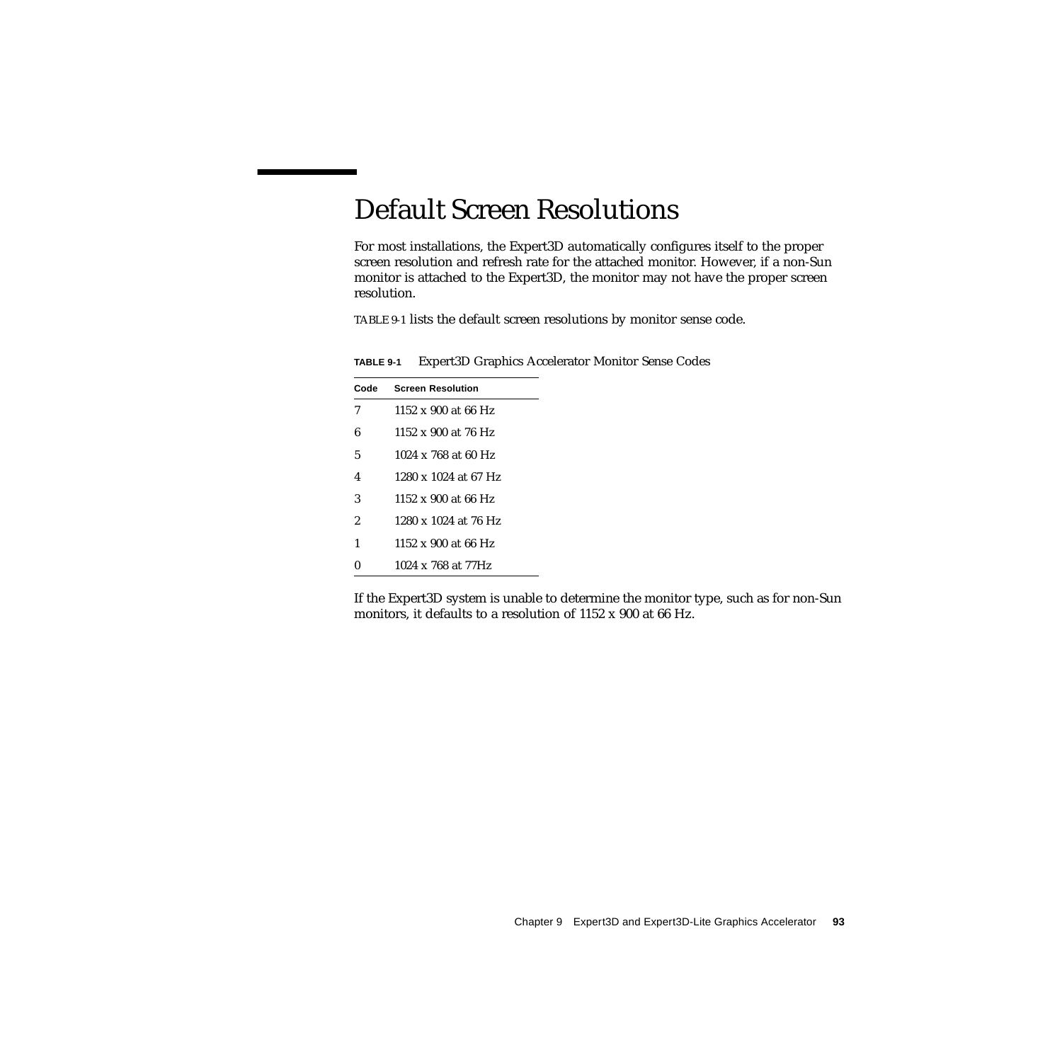# Default Screen Resolutions

For most installations, the Expert3D automatically configures itself to the proper screen resolution and refresh rate for the attached monitor. However, if a non-Sun monitor is attached to the Expert3D, the monitor may not have the proper screen resolution.

TABLE 9-1 lists the default screen resolutions by monitor sense code.

**TABLE 9-1** Expert3D Graphics Accelerator Monitor Sense Codes

| Code | Screen Resolution |
|---|---|
| 7 | 1152 x 900 at 66 Hz |
| 6 | 1152 x 900 at 76 Hz |
| 5 | 1024 x 768 at 60 Hz |
| 4 | 1280 x 1024 at 67 Hz |
| 3 | 1152 x 900 at 66 Hz |
| 2 | 1280 x 1024 at 76 Hz |
| 1 | 1152 x 900 at 66 Hz |
| 0 | 1024 x 768 at 77Hz |

If the Expert3D system is unable to determine the monitor type, such as for non-Sun monitors, it defaults to a resolution of 1152 x 900 at 66 Hz.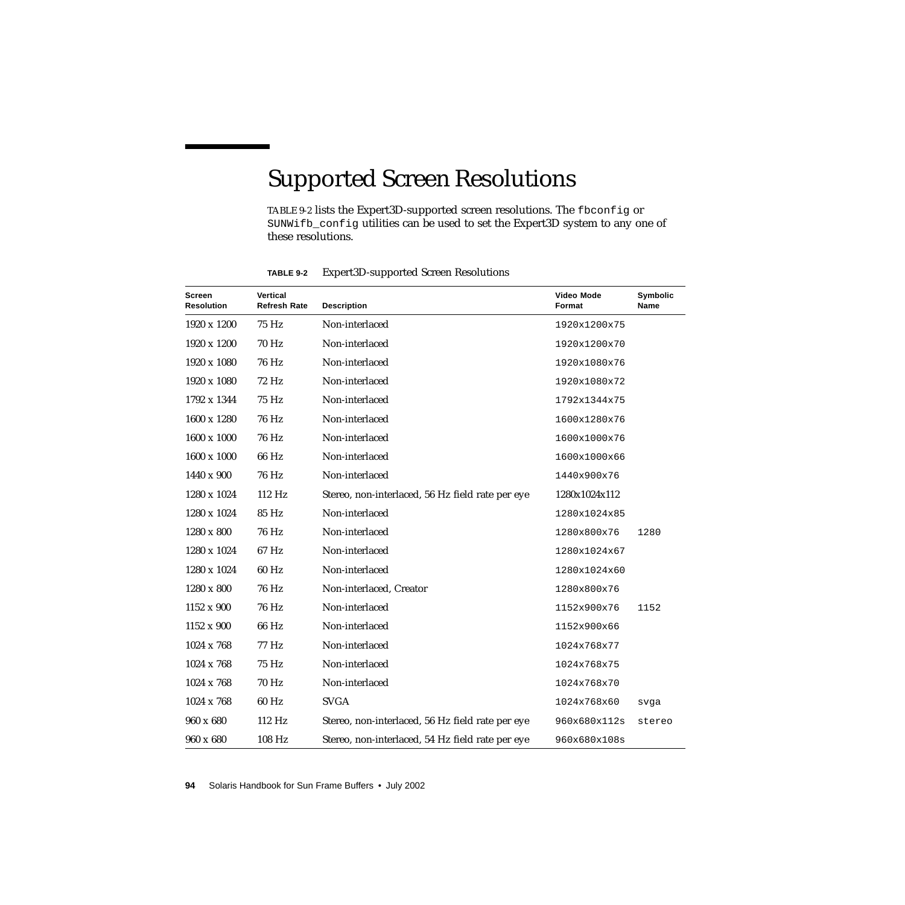# Supported Screen Resolutions

TABLE 9-2 lists the Expert3D-supported screen resolutions. The `fbconfig` or `SUNWifb_config` utilities can be used to set the Expert3D system to any one of these resolutions.

**TABLE 9-2** Expert3D-supported Screen Resolutions

| Screen Resolution | Vertical Refresh Rate | Description | Video Mode Format | Symbolic Name |
|---|---|---|---|---|
| 1920 x 1200 | 75 Hz | Non-interlaced | `1920x1200x75` | |
| 1920 x 1200 | 70 Hz | Non-interlaced | `1920x1200x70` | |
| 1920 x 1080 | 76 Hz | Non-interlaced | `1920x1080x76` | |
| 1920 x 1080 | 72 Hz | Non-interlaced | `1920x1080x72` | |
| 1792 x 1344 | 75 Hz | Non-interlaced | `1792x1344x75` | |
| 1600 x 1280 | 76 Hz | Non-interlaced | `1600x1280x76` | |
| 1600 x 1000 | 76 Hz | Non-interlaced | `1600x1000x76` | |
| 1600 x 1000 | 66 Hz | Non-interlaced | `1600x1000x66` | |
| 1440 x 900 | 76 Hz | Non-interlaced | `1440x900x76` | |
| 1280 x 1024 | 112 Hz | Stereo, non-interlaced, 56 Hz field rate per eye | 1280x1024x112 | |
| 1280 x 1024 | 85 Hz | Non-interlaced | `1280x1024x85` | |
| 1280 x 800 | 76 Hz | Non-interlaced | `1280x800x76` | `1280` |
| 1280 x 1024 | 67 Hz | Non-interlaced | `1280x1024x67` | |
| 1280 x 1024 | 60 Hz | Non-interlaced | `1280x1024x60` | |
| 1280 x 800 | 76 Hz | Non-interlaced, Creator | `1280x800x76` | |
| 1152 x 900 | 76 Hz | Non-interlaced | `1152x900x76` | `1152` |
| 1152 x 900 | 66 Hz | Non-interlaced | `1152x900x66` | |
| 1024 x 768 | 77 Hz | Non-interlaced | `1024x768x77` | |
| 1024 x 768 | 75 Hz | Non-interlaced | `1024x768x75` | |
| 1024 x 768 | 70 Hz | Non-interlaced | `1024x768x70` | |
| 1024 x 768 | 60 Hz | SVGA | `1024x768x60` | `svga` |
| 960 x 680 | 112 Hz | Stereo, non-interlaced, 56 Hz field rate per eye | `960x680x112s` | `stereo` |
| 960 x 680 | 108 Hz | Stereo, non-interlaced, 54 Hz field rate per eye | `960x680x108s` | |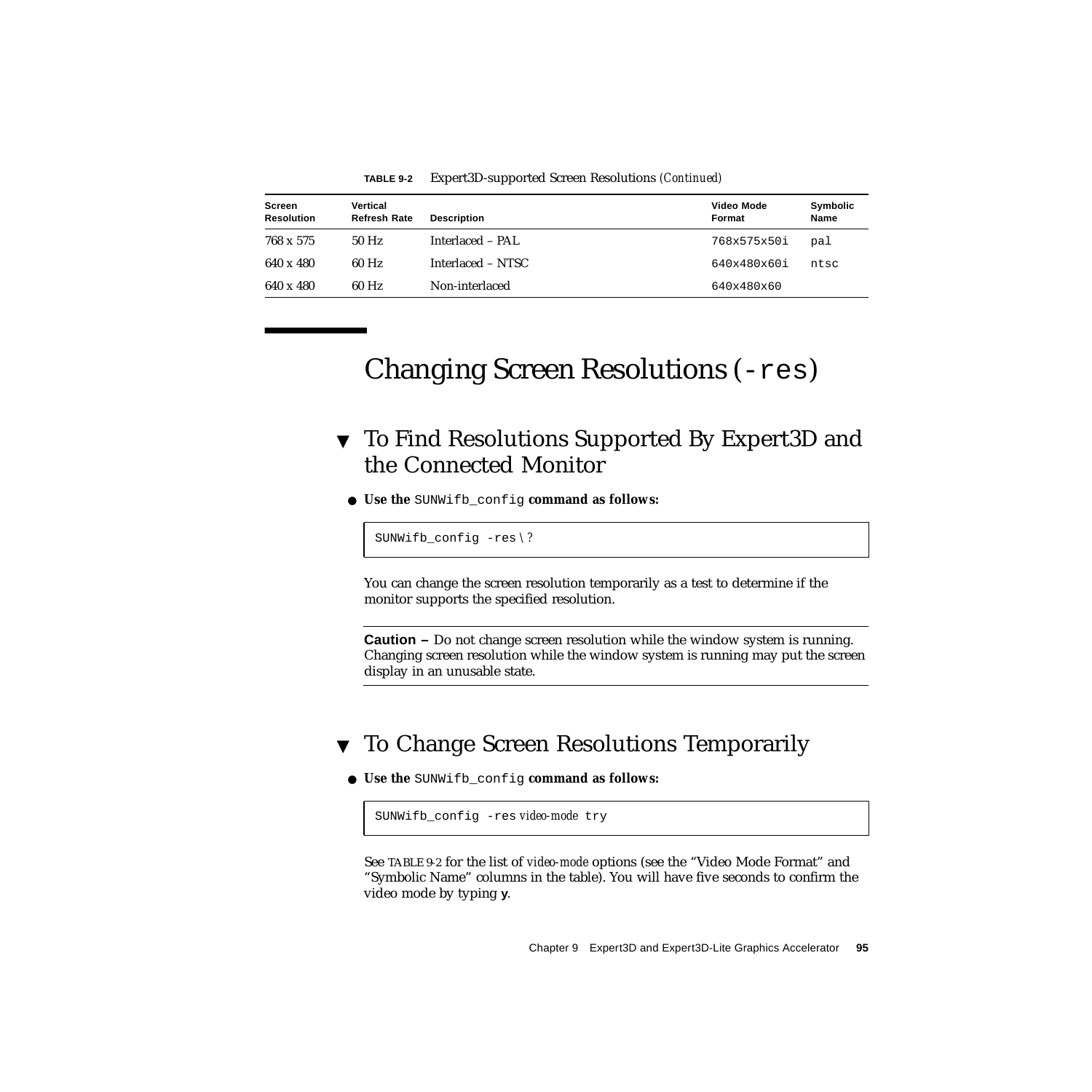**TABLE 9-2** Expert3D-supported Screen Resolutions *(Continued)*

| Screen Resolution | Vertical Refresh Rate | Description | Video Mode Format | Symbolic Name |
|---|---|---|---|---|
| 768 x 575 | 50 Hz | Interlaced – PAL | `768x575x50i` | `pal` |
| 640 x 480 | 60 Hz | Interlaced – NTSC | `640x480x60i` | `ntsc` |
| 640 x 480 | 60 Hz | Non-interlaced | `640x480x60` | |

# Changing Screen Resolutions (`-res`)

## ▼ To Find Resolutions Supported By Expert3D and the Connected Monitor

● **Use the** `SUNWifb_config` **command as follows:**

```
SUNWifb_config -res \?
```

You can change the screen resolution temporarily as a test to determine if the monitor supports the specified resolution.

---

**Caution –** Do not change screen resolution while the window system is running. Changing screen resolution while the window system is running may put the screen display in an unusable state.

---

## ▼ To Change Screen Resolutions Temporarily

● **Use the** `SUNWifb_config` **command as follows:**

```
SUNWifb_config -res video-mode try
```

See TABLE 9-2 for the list of *video-mode* options (see the "Video Mode Format" and "Symbolic Name" columns in the table). You will have five seconds to confirm the video mode by typing **y**.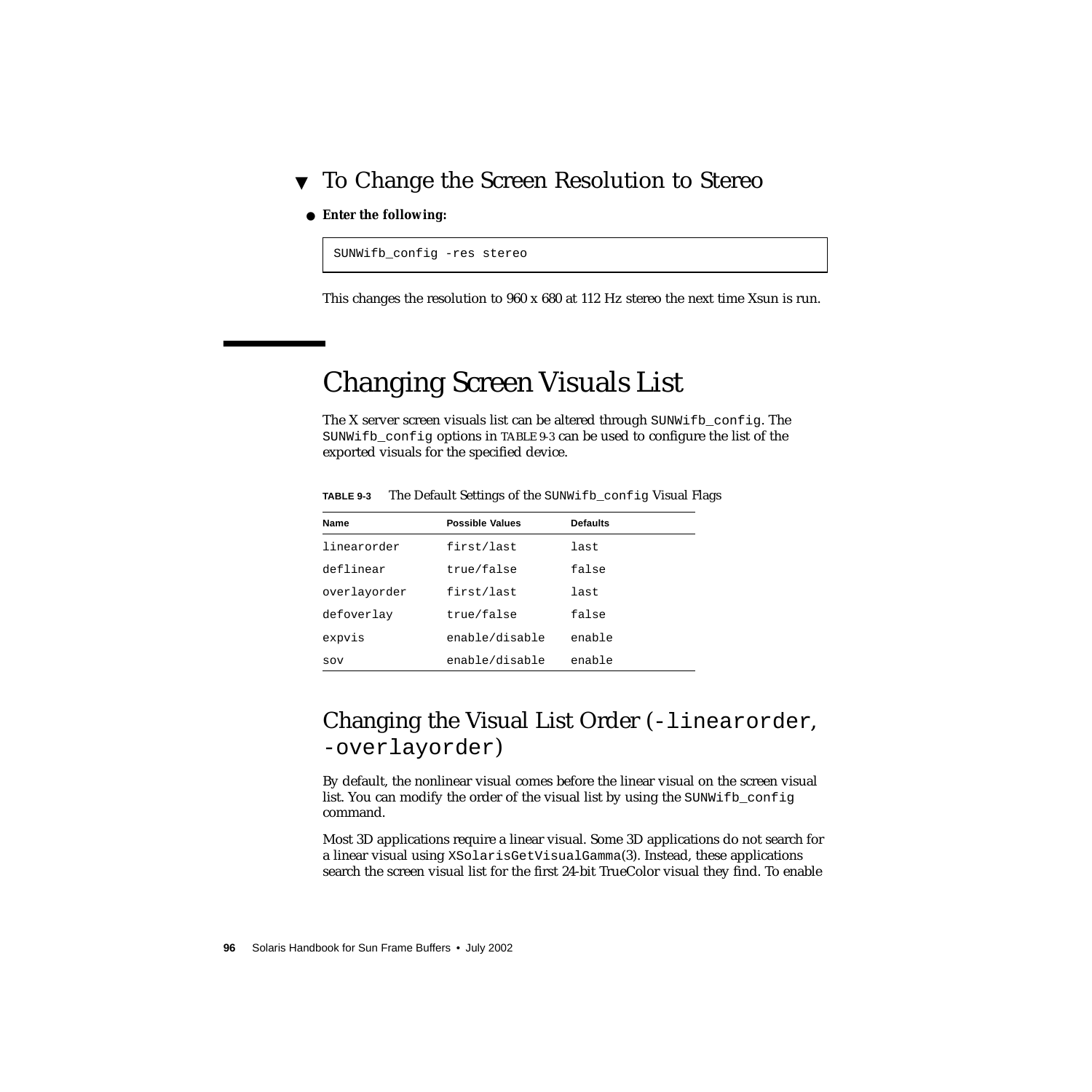## To Change the Screen Resolution to Stereo

- **Enter the following:**

```
SUNWifb_config -res stereo
```

This changes the resolution to 960 x 680 at 112 Hz stereo the next time Xsun is run.

# Changing Screen Visuals List

The X server screen visuals list can be altered through `SUNWifb_config`. The `SUNWifb_config` options in TABLE 9-3 can be used to configure the list of the exported visuals for the specified device.

**TABLE 9-3** The Default Settings of the `SUNWifb_config` Visual Flags

| Name | Possible Values | Defaults |
|---|---|---|
| `linearorder` | `first/last` | `last` |
| `deflinear` | `true/false` | `false` |
| `overlayorder` | `first/last` | `last` |
| `defoverlay` | `true/false` | `false` |
| `expvis` | `enable/disable` | `enable` |
| `sov` | `enable/disable` | `enable` |

## Changing the Visual List Order (`-linearorder`, `-overlayorder`)

By default, the nonlinear visual comes before the linear visual on the screen visual list. You can modify the order of the visual list by using the `SUNWifb_config` command.

Most 3D applications require a linear visual. Some 3D applications do not search for a linear visual using `XSolarisGetVisualGamma`(3). Instead, these applications search the screen visual list for the first 24-bit TrueColor visual they find. To enable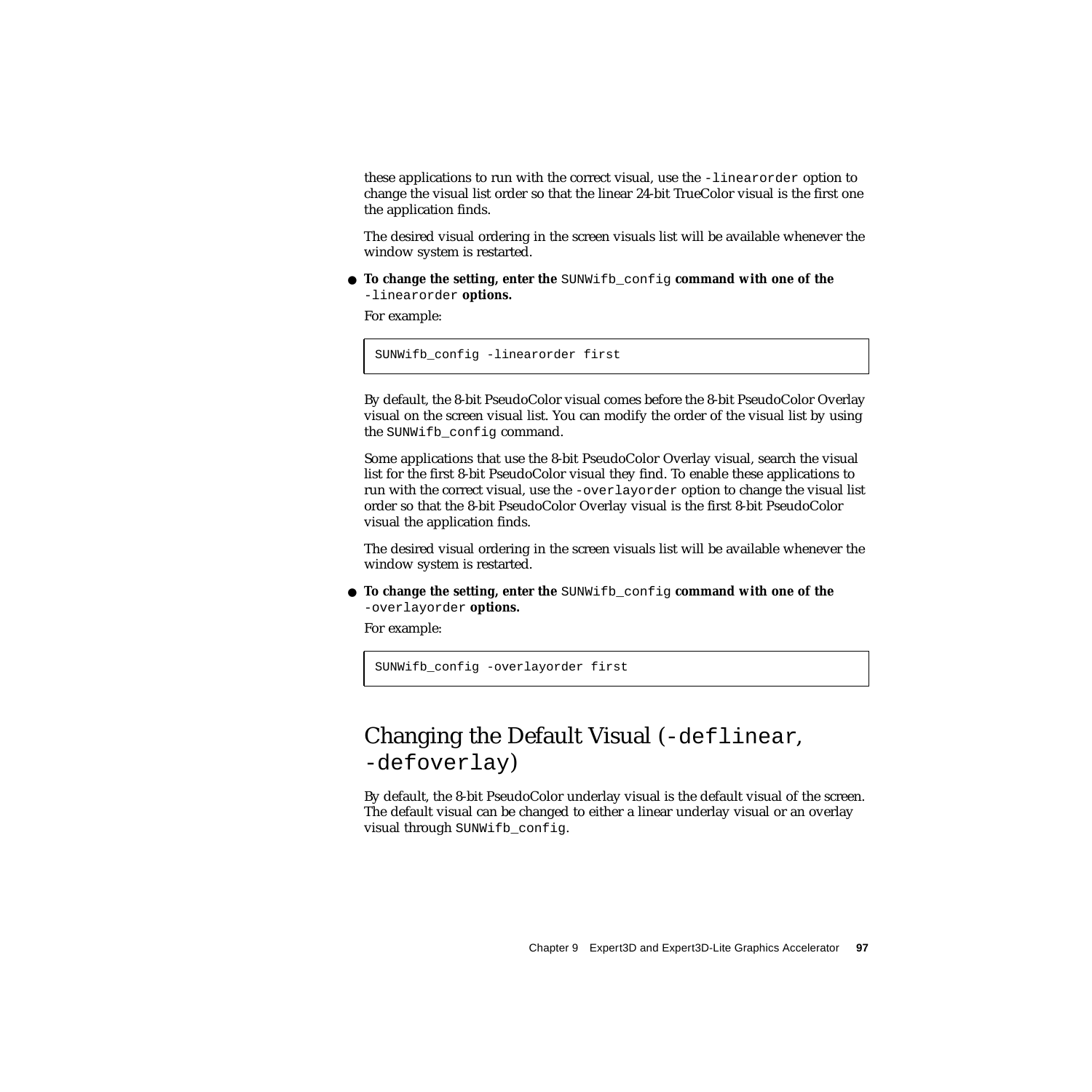these applications to run with the correct visual, use the `-linearorder` option to change the visual list order so that the linear 24-bit TrueColor visual is the first one the application finds.

The desired visual ordering in the screen visuals list will be available whenever the window system is restarted.

- **To change the setting, enter the** `SUNWifb_config` **command with one of the** `-linearorder` **options.**

For example:

```
SUNWifb_config -linearorder first
```

By default, the 8-bit PseudoColor visual comes before the 8-bit PseudoColor Overlay visual on the screen visual list. You can modify the order of the visual list by using the `SUNWifb_config` command.

Some applications that use the 8-bit PseudoColor Overlay visual, search the visual list for the first 8-bit PseudoColor visual they find. To enable these applications to run with the correct visual, use the `-overlayorder` option to change the visual list order so that the 8-bit PseudoColor Overlay visual is the first 8-bit PseudoColor visual the application finds.

The desired visual ordering in the screen visuals list will be available whenever the window system is restarted.

- **To change the setting, enter the** `SUNWifb_config` **command with one of the** `-overlayorder` **options.**

For example:

```
SUNWifb_config -overlayorder first
```

## Changing the Default Visual (`-deflinear`, `-defoverlay`)

By default, the 8-bit PseudoColor underlay visual is the default visual of the screen. The default visual can be changed to either a linear underlay visual or an overlay visual through `SUNWifb_config`.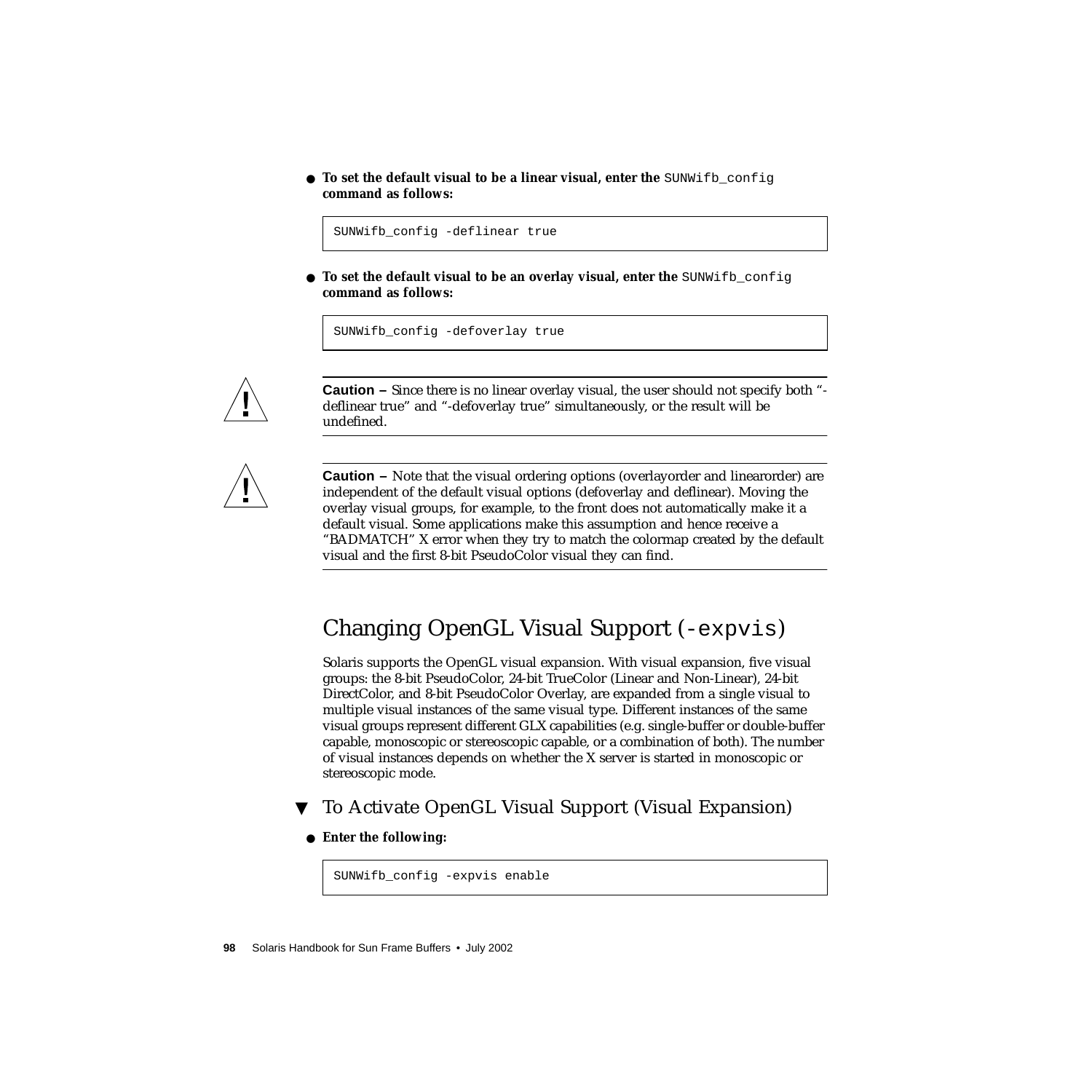- **To set the default visual to be a linear visual, enter the** `SUNWifb_config` **command as follows:**

```
SUNWifb_config -deflinear true
```

- **To set the default visual to be an overlay visual, enter the** `SUNWifb_config` **command as follows:**

```
SUNWifb_config -defoverlay true
```

---

**Caution –** Since there is no linear overlay visual, the user should not specify both "-deflinear true" and "-defoverlay true" simultaneously, or the result will be undefined.

---

**Caution –** Note that the visual ordering options (overlayorder and linearorder) are independent of the default visual options (defoverlay and deflinear). Moving the overlay visual groups, for example, to the front does not automatically make it a default visual. Some applications make this assumption and hence receive a "BADMATCH" X error when they try to match the colormap created by the default visual and the first 8-bit PseudoColor visual they can find.

---

## Changing OpenGL Visual Support (`-expvis`)

Solaris supports the OpenGL visual expansion. With visual expansion, five visual groups: the 8-bit PseudoColor, 24-bit TrueColor (Linear and Non-Linear), 24-bit DirectColor, and 8-bit PseudoColor Overlay, are expanded from a single visual to multiple visual instances of the same visual type. Different instances of the same visual groups represent different GLX capabilities (e.g. single-buffer or double-buffer capable, monoscopic or stereoscopic capable, or a combination of both). The number of visual instances depends on whether the X server is started in monoscopic or stereoscopic mode.

### ▼ To Activate OpenGL Visual Support (Visual Expansion)

- **Enter the following:**

```
SUNWifb_config -expvis enable
```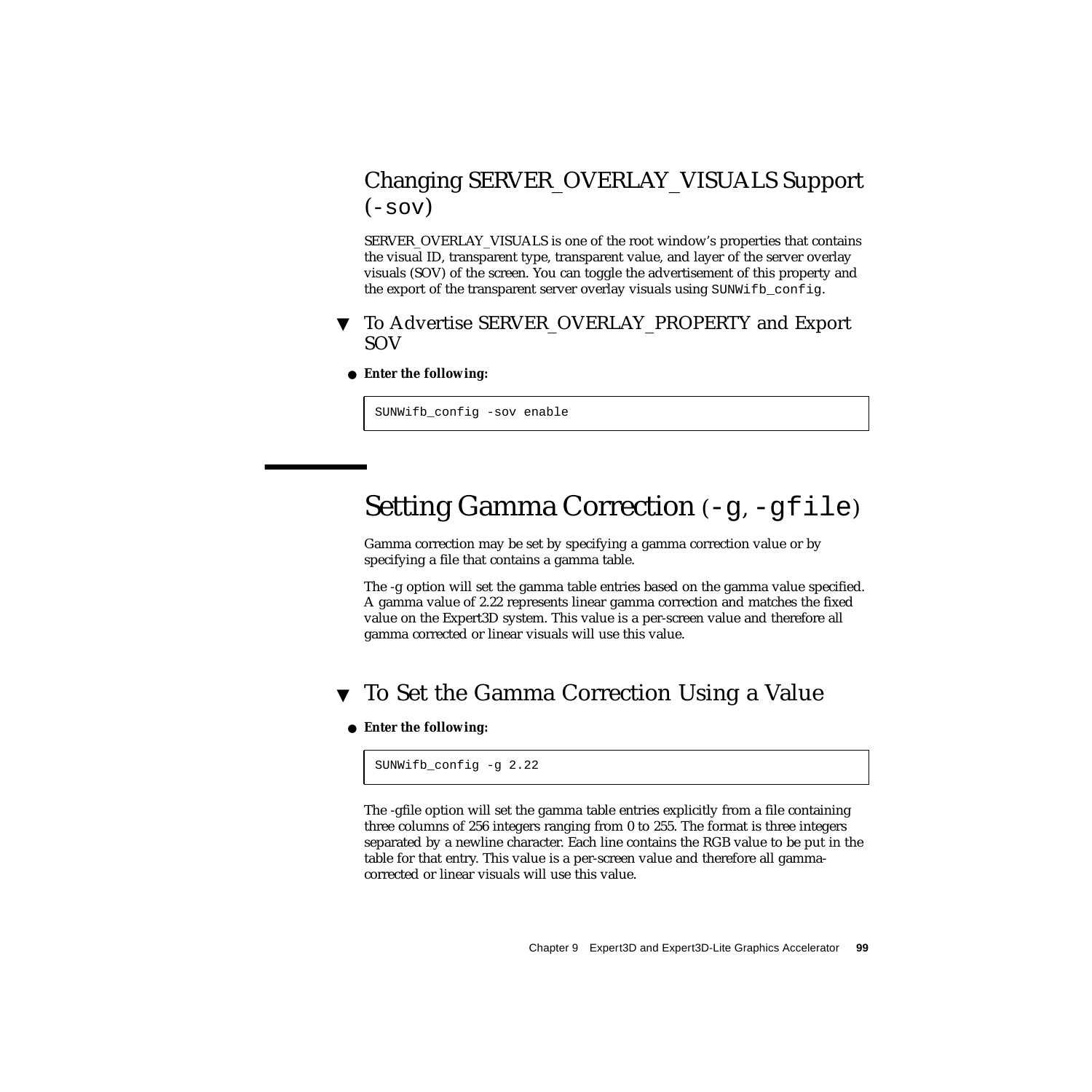### Changing SERVER_OVERLAY_VISUALS Support (`-sov`)

SERVER_OVERLAY_VISUALS is one of the root window's properties that contains the visual ID, transparent type, transparent value, and layer of the server overlay visuals (SOV) of the screen. You can toggle the advertisement of this property and the export of the transparent server overlay visuals using `SUNWifb_config`.

#### ▼ To Advertise SERVER_OVERLAY_PROPERTY and Export SOV

● **Enter the following:**

```
SUNWifb_config -sov enable
```

## Setting Gamma Correction (`-g`, `-gfile`)

Gamma correction may be set by specifying a gamma correction value or by specifying a file that contains a gamma table.

The -g option will set the gamma table entries based on the gamma value specified. A gamma value of 2.22 represents linear gamma correction and matches the fixed value on the Expert3D system. This value is a per-screen value and therefore all gamma corrected or linear visuals will use this value.

### ▼ To Set the Gamma Correction Using a Value

● **Enter the following:**

```
SUNWifb_config -g 2.22
```

The -gfile option will set the gamma table entries explicitly from a file containing three columns of 256 integers ranging from 0 to 255. The format is three integers separated by a newline character. Each line contains the RGB value to be put in the table for that entry. This value is a per-screen value and therefore all gamma-corrected or linear visuals will use this value.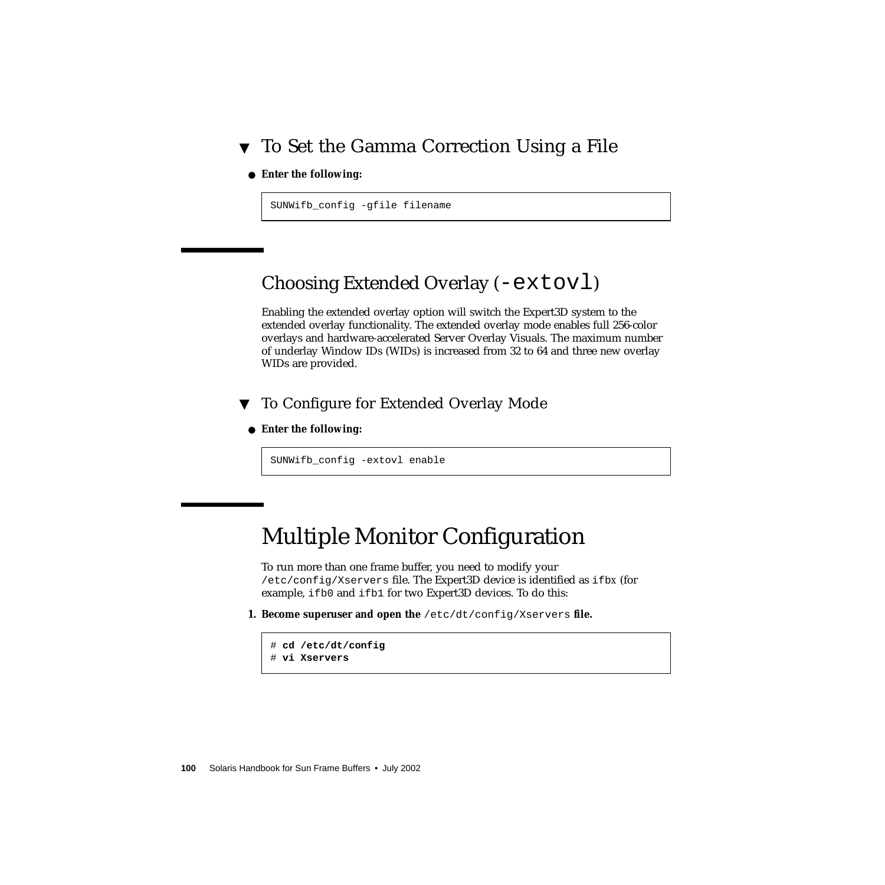### ▼ To Set the Gamma Correction Using a File

- **Enter the following:**

```
SUNWifb_config -gfile filename
```

## Choosing Extended Overlay (`-extovl`)

Enabling the extended overlay option will switch the Expert3D system to the extended overlay functionality. The extended overlay mode enables full 256-color overlays and hardware-accelerated Server Overlay Visuals. The maximum number of underlay Window IDs (WIDs) is increased from 32 to 64 and three new overlay WIDs are provided.

### ▼ To Configure for Extended Overlay Mode

- **Enter the following:**

```
SUNWifb_config -extovl enable
```

## Multiple Monitor Configuration

To run more than one frame buffer, you need to modify your `/etc/config/Xservers` file. The Expert3D device is identified as `ifbx` (for example, `ifb0` and `ifb1` for two Expert3D devices. To do this:

1. **Become superuser and open the** `/etc/dt/config/Xservers` **file.**

```
# cd /etc/dt/config
# vi Xservers
```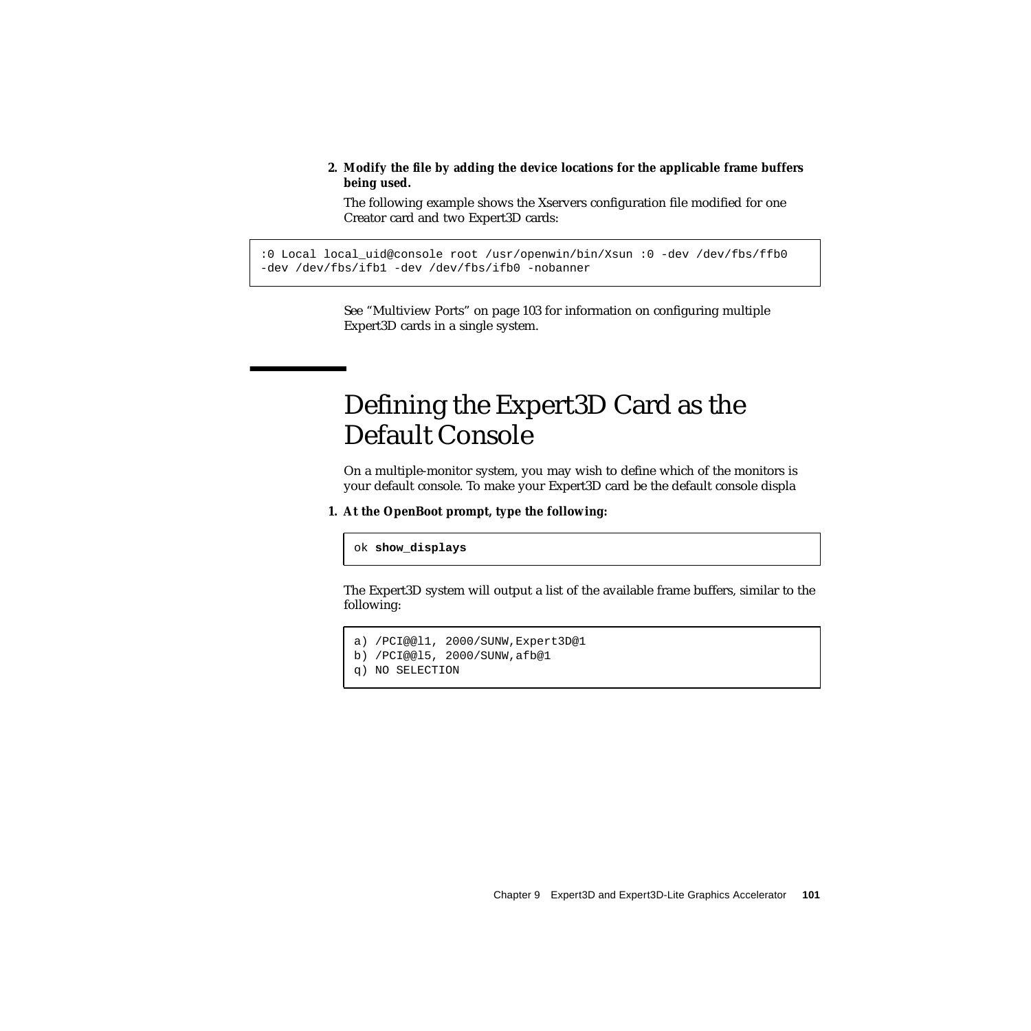2. **Modify the file by adding the device locations for the applicable frame buffers being used.**

   The following example shows the Xservers configuration file modified for one Creator card and two Expert3D cards:

```
:0 Local local_uid@console root /usr/openwin/bin/Xsun :0 -dev /dev/fbs/ffb0
-dev /dev/fbs/ifb1 -dev /dev/fbs/ifb0 -nobanner
```

   See “Multiview Ports” on page 103 for information on configuring multiple Expert3D cards in a single system.

## Defining the Expert3D Card as the Default Console

On a multiple-monitor system, you may wish to define which of the monitors is your default console. To make your Expert3D card be the default console displa

1. **At the OpenBoot prompt, type the following:**

```
ok show_displays
```

   The Expert3D system will output a list of the available frame buffers, similar to the following:

```
a) /PCI@@l1, 2000/SUNW,Expert3D@1
b) /PCI@@l5, 2000/SUNW,afb@1
q) NO SELECTION
```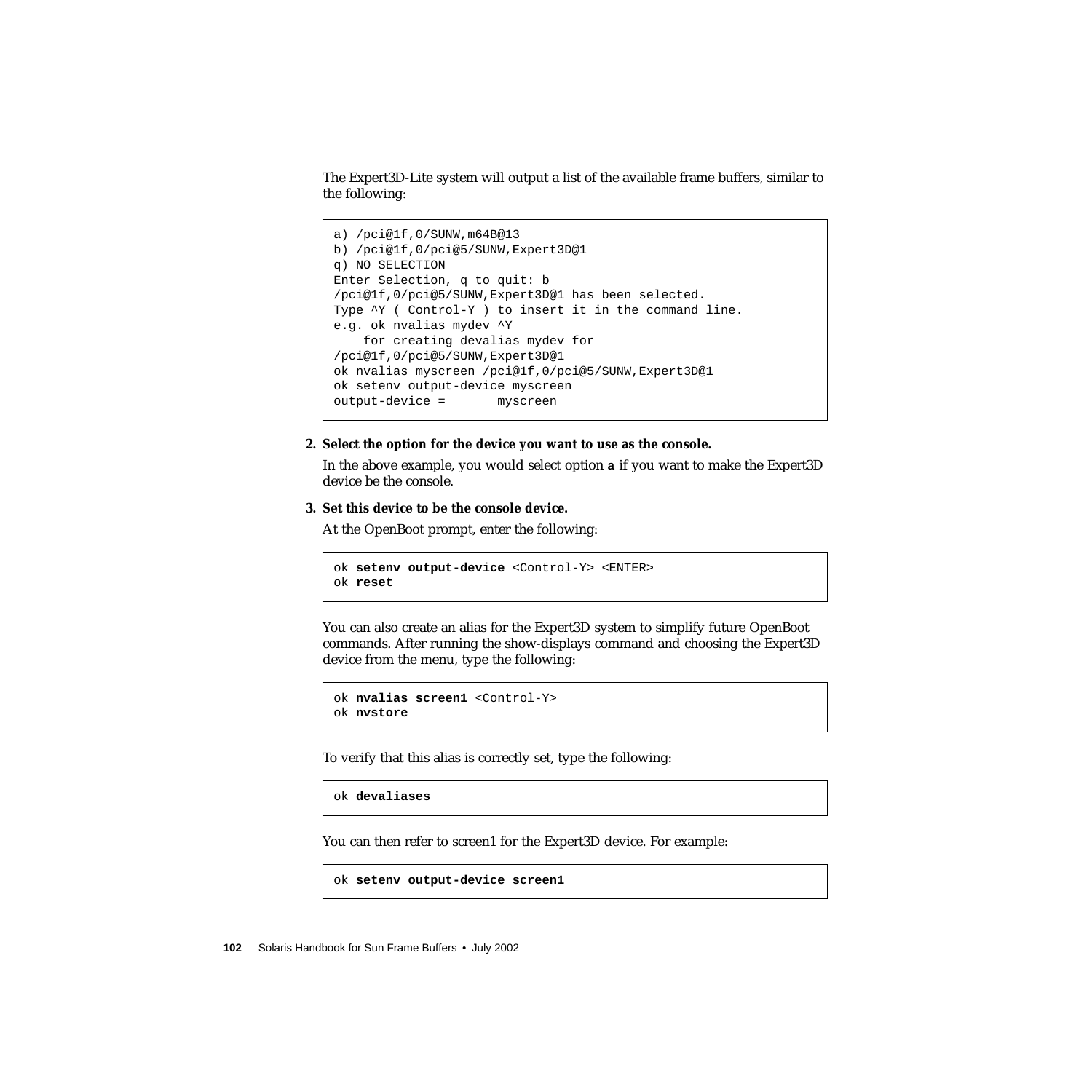The Expert3D-Lite system will output a list of the available frame buffers, similar to the following:

```
a) /pci@1f,0/SUNW,m64B@13
b) /pci@1f,0/pci@5/SUNW,Expert3D@1
q) NO SELECTION
Enter Selection, q to quit: b
/pci@1f,0/pci@5/SUNW,Expert3D@1 has been selected.
Type ^Y ( Control-Y ) to insert it in the command line.
e.g. ok nvalias mydev ^Y
    for creating devalias mydev for
/pci@1f,0/pci@5/SUNW,Expert3D@1
ok nvalias myscreen /pci@1f,0/pci@5/SUNW,Expert3D@1
ok setenv output-device myscreen
output-device =       myscreen
```

2. **Select the option for the device you want to use as the console.**

   In the above example, you would select option **a** if you want to make the Expert3D device be the console.

3. **Set this device to be the console device.**

   At the OpenBoot prompt, enter the following:

```
ok setenv output-device <Control-Y> <ENTER>
ok reset
```

You can also create an alias for the Expert3D system to simplify future OpenBoot commands. After running the show-displays command and choosing the Expert3D device from the menu, type the following:

```
ok nvalias screen1 <Control-Y>
ok nvstore
```

To verify that this alias is correctly set, type the following:

```
ok devaliases
```

You can then refer to screen1 for the Expert3D device. For example:

```
ok setenv output-device screen1
```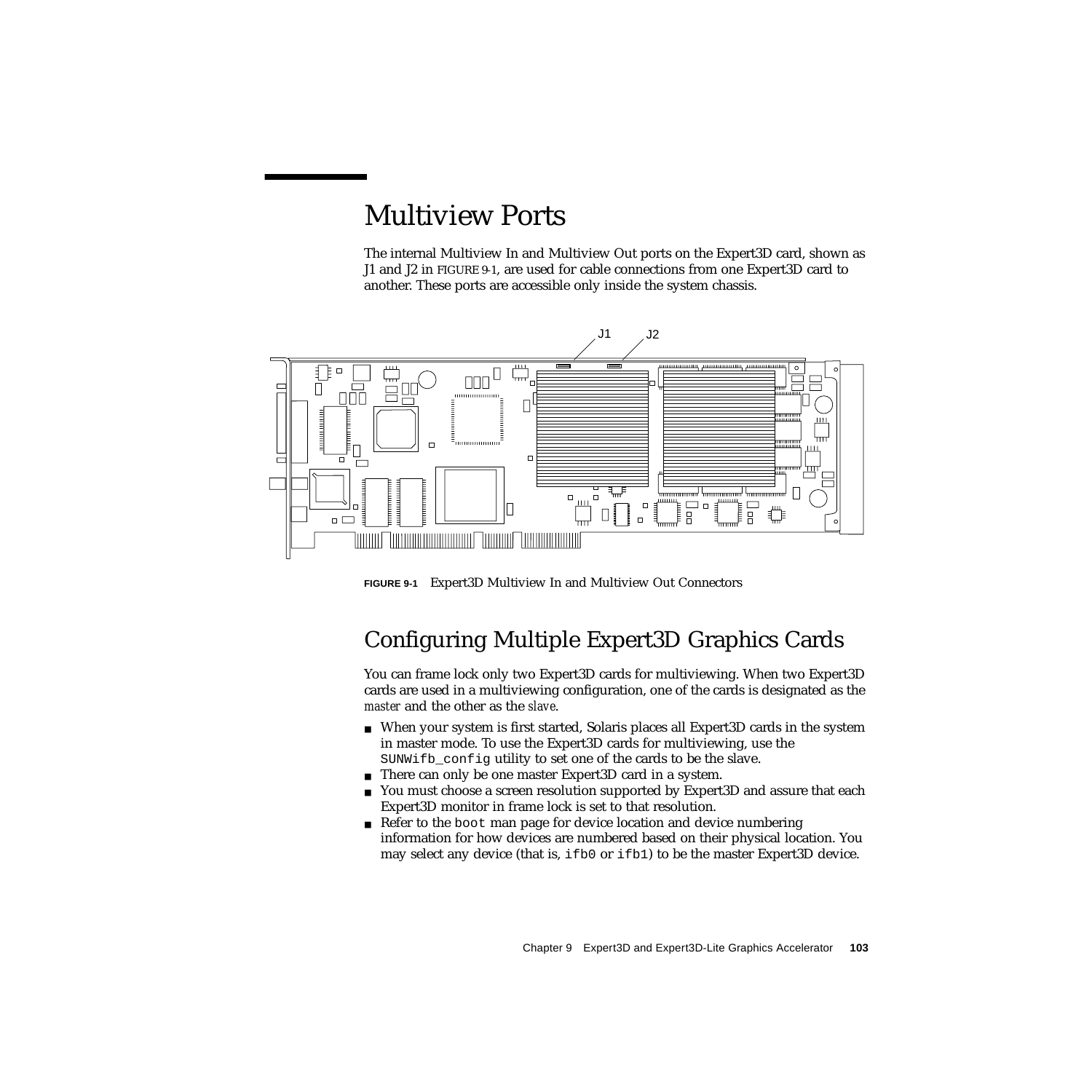# Multiview Ports

The internal Multiview In and Multiview Out ports on the Expert3D card, shown as J1 and J2 in FIGURE 9-1, are used for cable connections from one Expert3D card to another. These ports are accessible only inside the system chassis.

**FIGURE 9-1** Expert3D Multiview In and Multiview Out Connectors

## Configuring Multiple Expert3D Graphics Cards

You can frame lock only two Expert3D cards for multiviewing. When two Expert3D cards are used in a multiviewing configuration, one of the cards is designated as the *master* and the other as the *slave*.

- When your system is first started, Solaris places all Expert3D cards in the system in master mode. To use the Expert3D cards for multiviewing, use the `SUNWifb_config` utility to set one of the cards to be the slave.
- There can only be one master Expert3D card in a system.
- You must choose a screen resolution supported by Expert3D and assure that each Expert3D monitor in frame lock is set to that resolution.
- Refer to the `boot` man page for device location and device numbering information for how devices are numbered based on their physical location. You may select any device (that is, `ifb0` or `ifb1`) to be the master Expert3D device.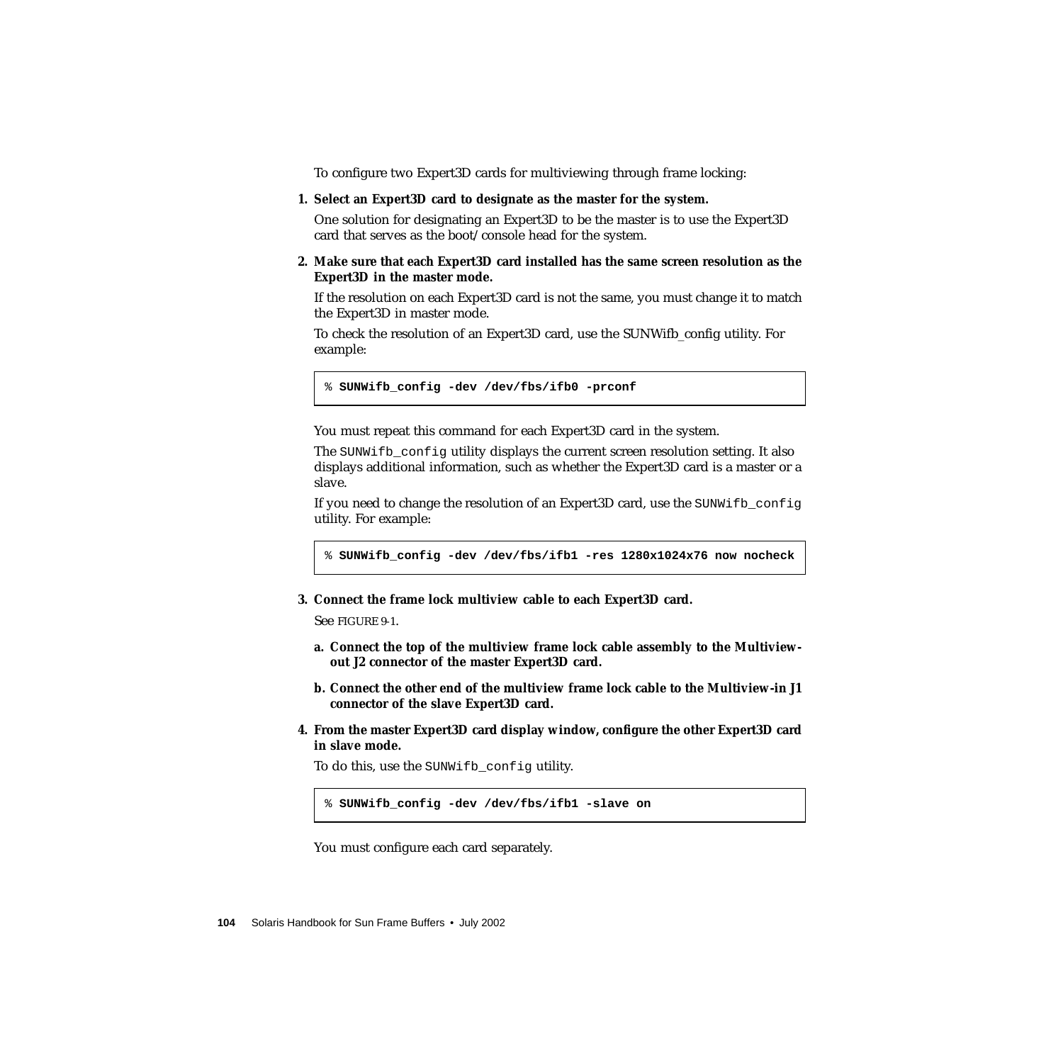To configure two Expert3D cards for multiviewing through frame locking:

1. **Select an Expert3D card to designate as the master for the system.**

   One solution for designating an Expert3D to be the master is to use the Expert3D card that serves as the boot/console head for the system.

2. **Make sure that each Expert3D card installed has the same screen resolution as the Expert3D in the master mode.**

   If the resolution on each Expert3D card is not the same, you must change it to match the Expert3D in master mode.

   To check the resolution of an Expert3D card, use the SUNWifb_config utility. For example:

   ```
   % SUNWifb_config -dev /dev/fbs/ifb0 -prconf
   ```

   You must repeat this command for each Expert3D card in the system.

   The `SUNWifb_config` utility displays the current screen resolution setting. It also displays additional information, such as whether the Expert3D card is a master or a slave.

   If you need to change the resolution of an Expert3D card, use the `SUNWifb_config` utility. For example:

   ```
   % SUNWifb_config -dev /dev/fbs/ifb1 -res 1280x1024x76 now nocheck
   ```

3. **Connect the frame lock multiview cable to each Expert3D card.**

   See FIGURE 9-1.

   a. **Connect the top of the multiview frame lock cable assembly to the Multiview-out J2 connector of the master Expert3D card.**

   b. **Connect the other end of the multiview frame lock cable to the Multiview-in J1 connector of the slave Expert3D card.**

4. **From the master Expert3D card display window, configure the other Expert3D card in slave mode.**

   To do this, use the `SUNWifb_config` utility.

   ```
   % SUNWifb_config -dev /dev/fbs/ifb1 -slave on
   ```

   You must configure each card separately.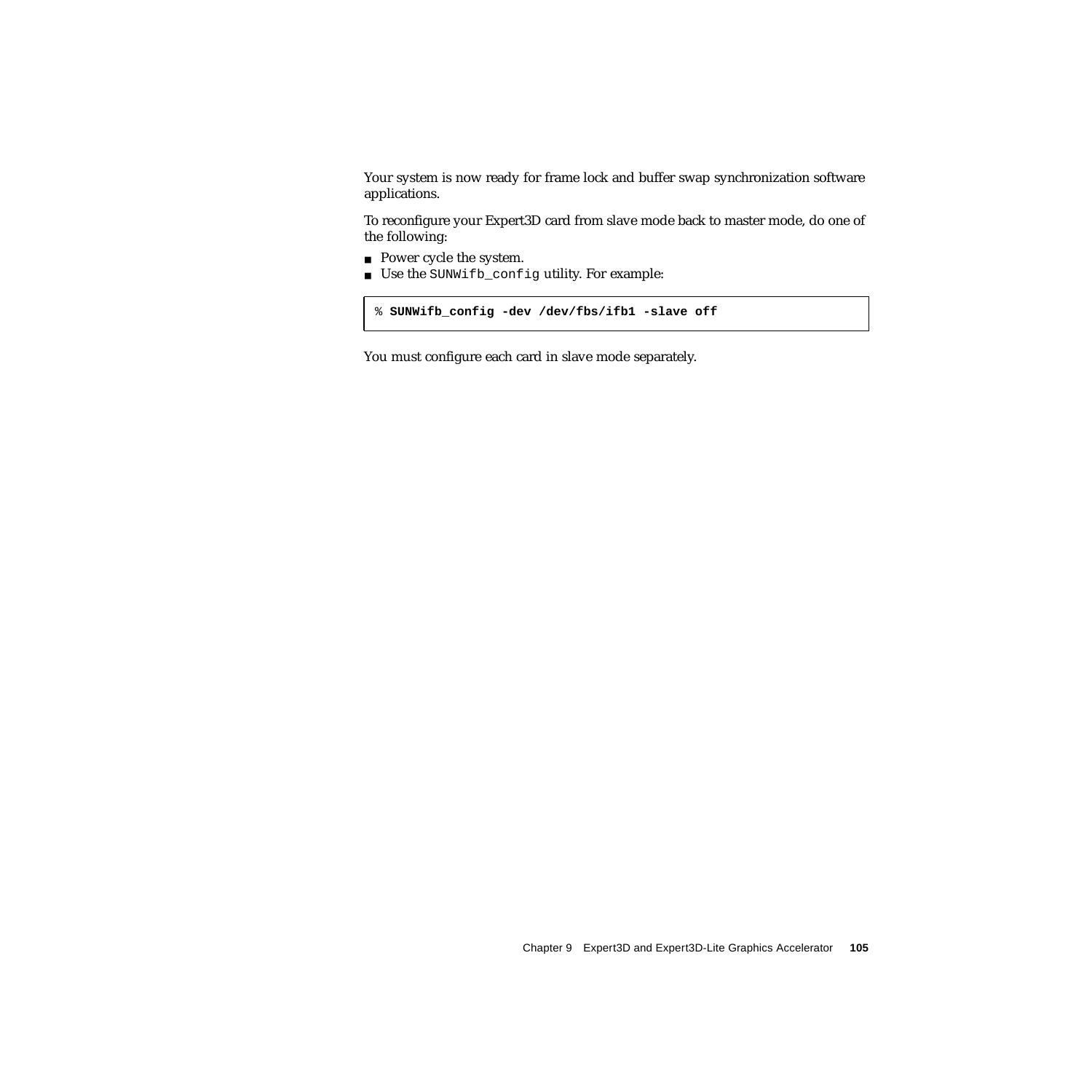Your system is now ready for frame lock and buffer swap synchronization software applications.

To reconfigure your Expert3D card from slave mode back to master mode, do one of the following:

- Power cycle the system.
- Use the `SUNWifb_config` utility. For example:

```
% SUNWifb_config -dev /dev/fbs/ifb1 -slave off
```

You must configure each card in slave mode separately.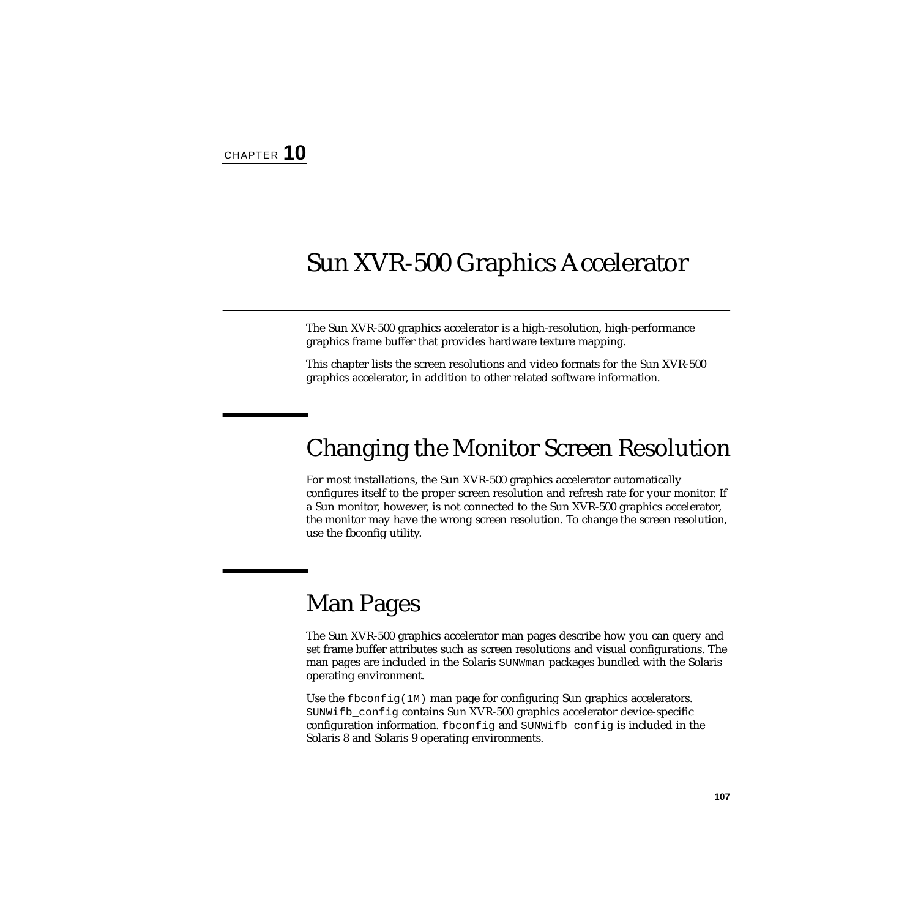CHAPTER **10**

# Sun XVR-500 Graphics Accelerator

The Sun XVR-500 graphics accelerator is a high-resolution, high-performance graphics frame buffer that provides hardware texture mapping.

This chapter lists the screen resolutions and video formats for the Sun XVR-500 graphics accelerator, in addition to other related software information.

## Changing the Monitor Screen Resolution

For most installations, the Sun XVR-500 graphics accelerator automatically configures itself to the proper screen resolution and refresh rate for your monitor. If a Sun monitor, however, is not connected to the Sun XVR-500 graphics accelerator, the monitor may have the wrong screen resolution. To change the screen resolution, use the fbconfig utility.

## Man Pages

The Sun XVR-500 graphics accelerator man pages describe how you can query and set frame buffer attributes such as screen resolutions and visual configurations. The man pages are included in the Solaris `SUNWman` packages bundled with the Solaris operating environment.

Use the `fbconfig(1M)` man page for configuring Sun graphics accelerators. `SUNWifb_config` contains Sun XVR-500 graphics accelerator device-specific configuration information. `fbconfig` and `SUNWifb_config` is included in the Solaris 8 and Solaris 9 operating environments.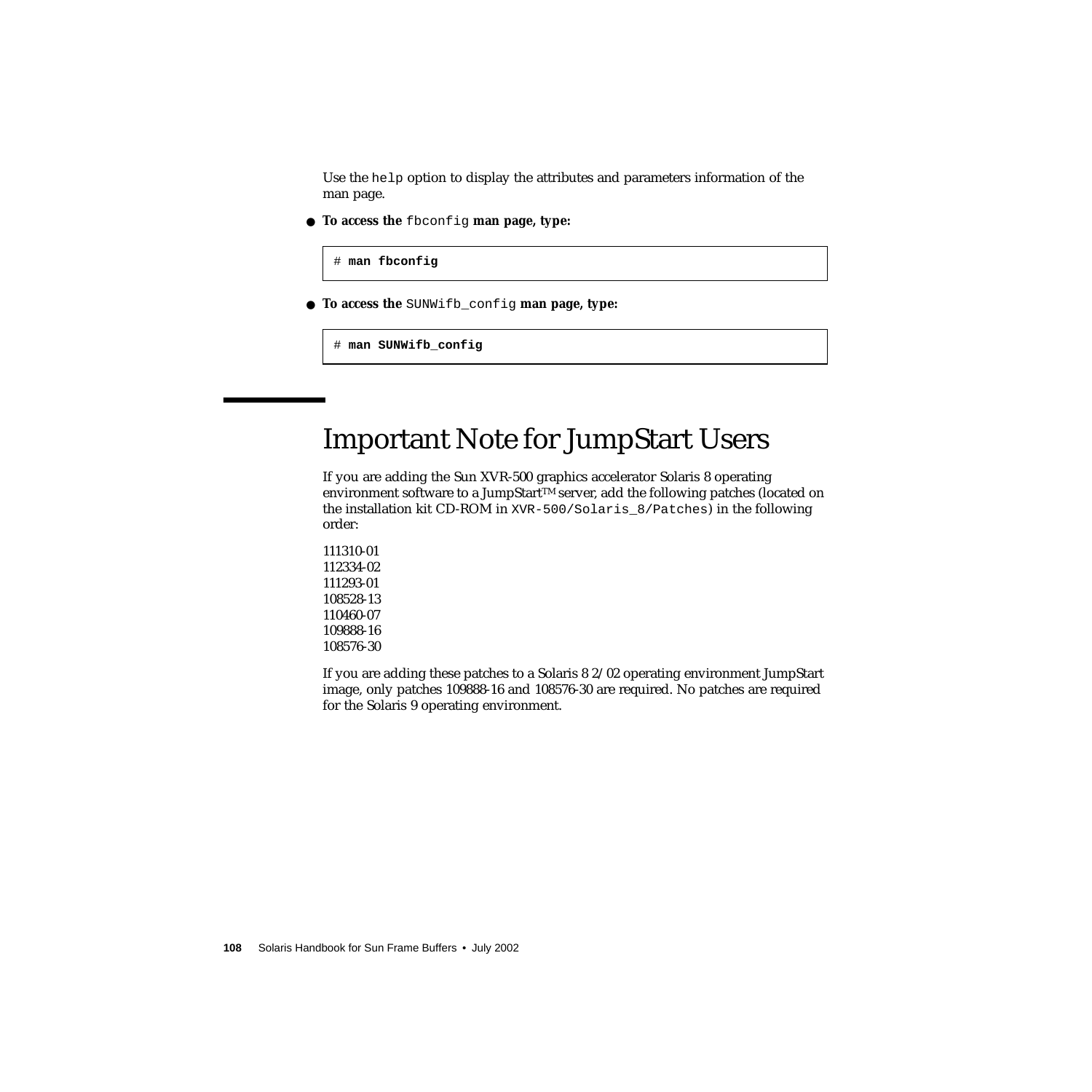Use the `help` option to display the attributes and parameters information of the man page.

- **To access the** `fbconfig` **man page, type:**

```
# man fbconfig
```

- **To access the** `SUNWifb_config` **man page, type:**

```
# man SUNWifb_config
```

## Important Note for JumpStart Users

If you are adding the Sun XVR-500 graphics accelerator Solaris 8 operating environment software to a JumpStart™ server, add the following patches (located on the installation kit CD-ROM in `XVR-500/Solaris_8/Patches`) in the following order:

111310-01
112334-02
111293-01
108528-13
110460-07
109888-16
108576-30

If you are adding these patches to a Solaris 8 2/02 operating environment JumpStart image, only patches 109888-16 and 108576-30 are required. No patches are required for the Solaris 9 operating environment.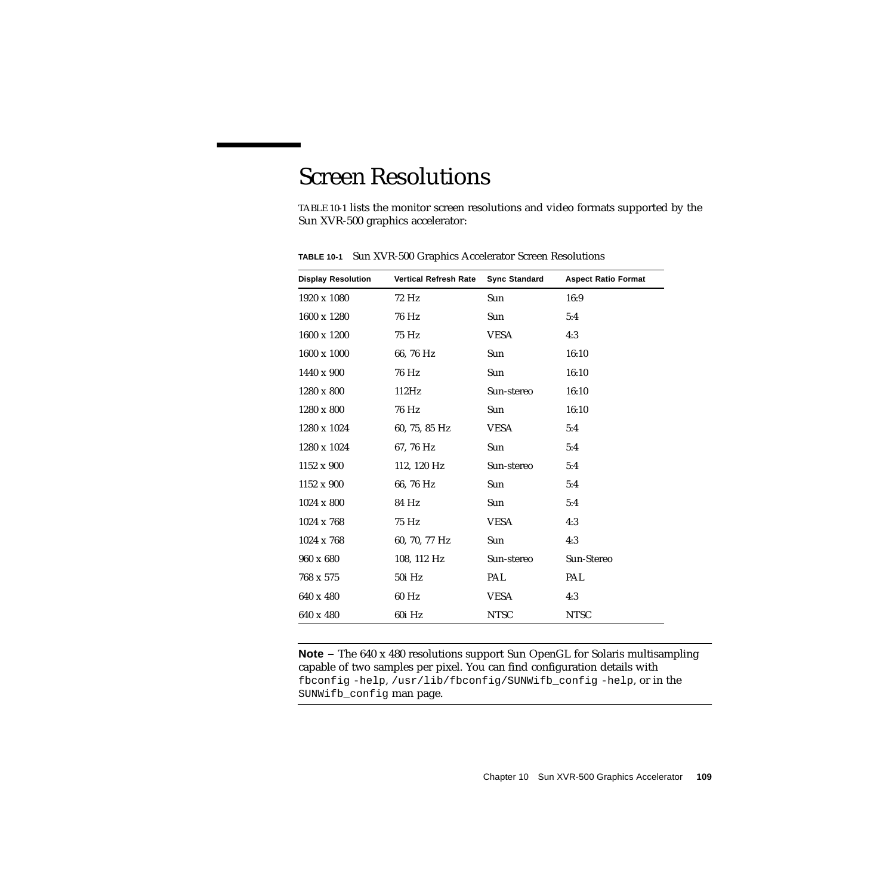# Screen Resolutions

TABLE 10-1 lists the monitor screen resolutions and video formats supported by the Sun XVR-500 graphics accelerator:

**TABLE 10-1** Sun XVR-500 Graphics Accelerator Screen Resolutions

| Display Resolution | Vertical Refresh Rate | Sync Standard | Aspect Ratio Format |
|---|---|---|---|
| 1920 x 1080 | 72 Hz | Sun | 16:9 |
| 1600 x 1280 | 76 Hz | Sun | 5:4 |
| 1600 x 1200 | 75 Hz | VESA | 4:3 |
| 1600 x 1000 | 66, 76 Hz | Sun | 16:10 |
| 1440 x 900 | 76 Hz | Sun | 16:10 |
| 1280 x 800 | 112Hz | Sun-stereo | 16:10 |
| 1280 x 800 | 76 Hz | Sun | 16:10 |
| 1280 x 1024 | 60, 75, 85 Hz | VESA | 5:4 |
| 1280 x 1024 | 67, 76 Hz | Sun | 5:4 |
| 1152 x 900 | 112, 120 Hz | Sun-stereo | 5:4 |
| 1152 x 900 | 66, 76 Hz | Sun | 5:4 |
| 1024 x 800 | 84 Hz | Sun | 5:4 |
| 1024 x 768 | 75 Hz | VESA | 4:3 |
| 1024 x 768 | 60, 70, 77 Hz | Sun | 4:3 |
| 960 x 680 | 108, 112 Hz | Sun-stereo | Sun-Stereo |
| 768 x 575 | 50i Hz | PAL | PAL |
| 640 x 480 | 60 Hz | VESA | 4:3 |
| 640 x 480 | 60i Hz | NTSC | NTSC |

---

**Note –** The 640 x 480 resolutions support Sun OpenGL for Solaris multisampling capable of two samples per pixel. You can find configuration details with `fbconfig -help`, `/usr/lib/fbconfig/SUNWifb_config -help`, or in the `SUNWifb_config` man page.

---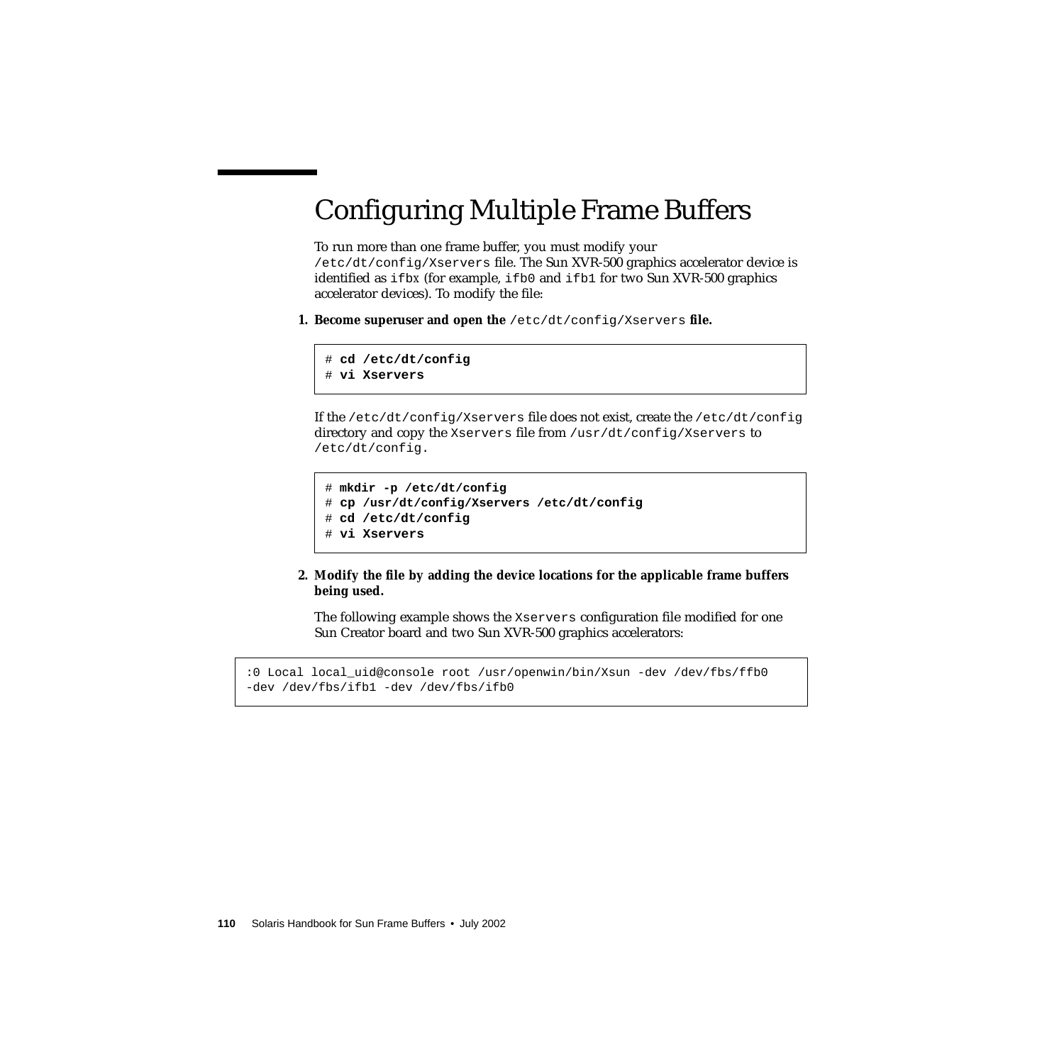## Configuring Multiple Frame Buffers

To run more than one frame buffer, you must modify your `/etc/dt/config/Xservers` file. The Sun XVR-500 graphics accelerator device is identified as `ifbx` (for example, `ifb0` and `ifb1` for two Sun XVR-500 graphics accelerator devices). To modify the file:

1. **Become superuser and open the `/etc/dt/config/Xservers` file.**

```
# cd /etc/dt/config
# vi Xservers
```

   If the `/etc/dt/config/Xservers` file does not exist, create the `/etc/dt/config` directory and copy the `Xservers` file from `/usr/dt/config/Xservers` to `/etc/dt/config`.

```
# mkdir -p /etc/dt/config
# cp /usr/dt/config/Xservers /etc/dt/config
# cd /etc/dt/config
# vi Xservers
```

2. **Modify the file by adding the device locations for the applicable frame buffers being used.**

   The following example shows the `Xservers` configuration file modified for one Sun Creator board and two Sun XVR-500 graphics accelerators:

```
:0 Local local_uid@console root /usr/openwin/bin/Xsun -dev /dev/fbs/ffb0
-dev /dev/fbs/ifb1 -dev /dev/fbs/ifb0
```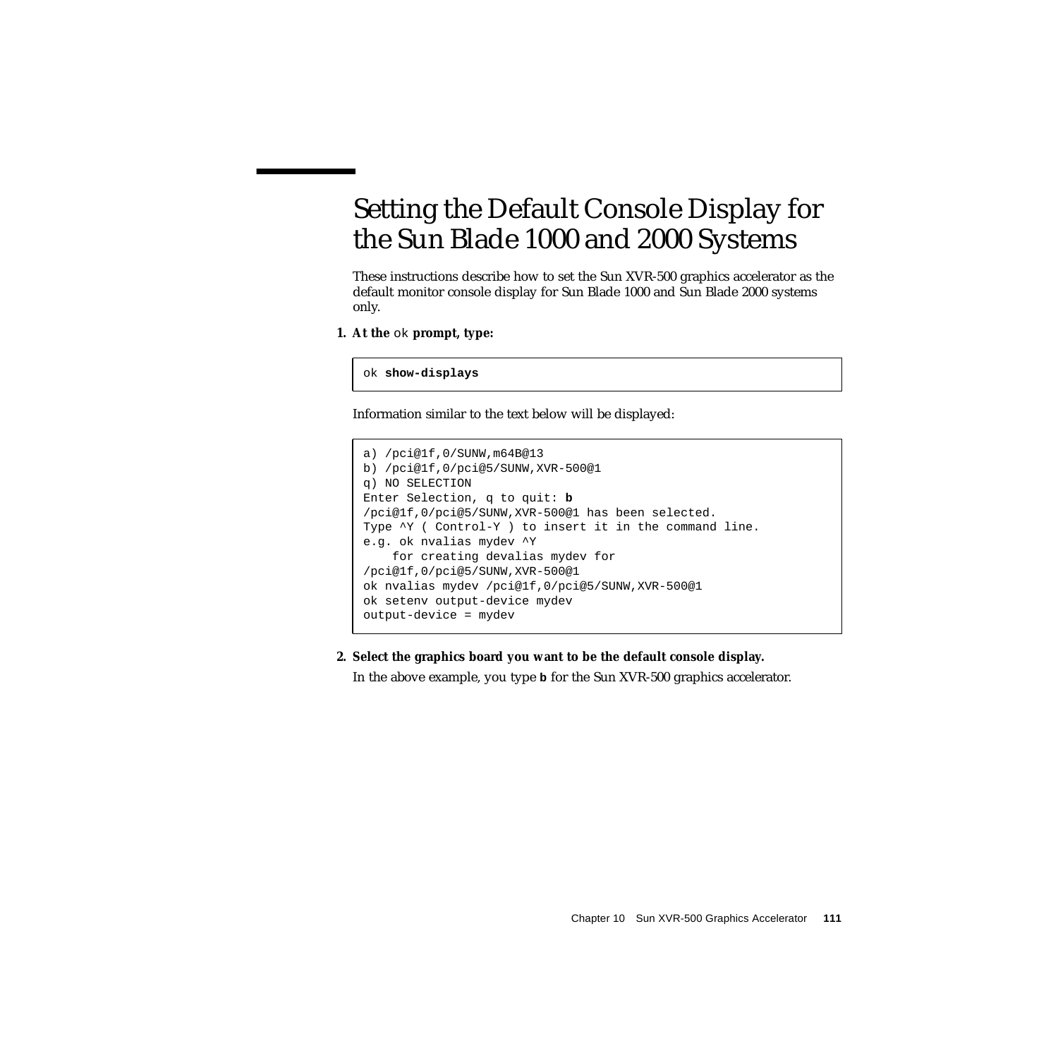# Setting the Default Console Display for the Sun Blade 1000 and 2000 Systems

These instructions describe how to set the Sun XVR-500 graphics accelerator as the default monitor console display for Sun Blade 1000 and Sun Blade 2000 systems only.

1. **At the** `ok` **prompt, type:**

```
ok show-displays
```

Information similar to the text below will be displayed:

```
a) /pci@1f,0/SUNW,m64B@13
b) /pci@1f,0/pci@5/SUNW,XVR-500@1
q) NO SELECTION
Enter Selection, q to quit: b
/pci@1f,0/pci@5/SUNW,XVR-500@1 has been selected.
Type ^Y ( Control-Y ) to insert it in the command line.
e.g. ok nvalias mydev ^Y
    for creating devalias mydev for
/pci@1f,0/pci@5/SUNW,XVR-500@1
ok nvalias mydev /pci@1f,0/pci@5/SUNW,XVR-500@1
ok setenv output-device mydev
output-device = mydev
```

2. **Select the graphics board you want to be the default console display.**

   In the above example, you type **`b`** for the Sun XVR-500 graphics accelerator.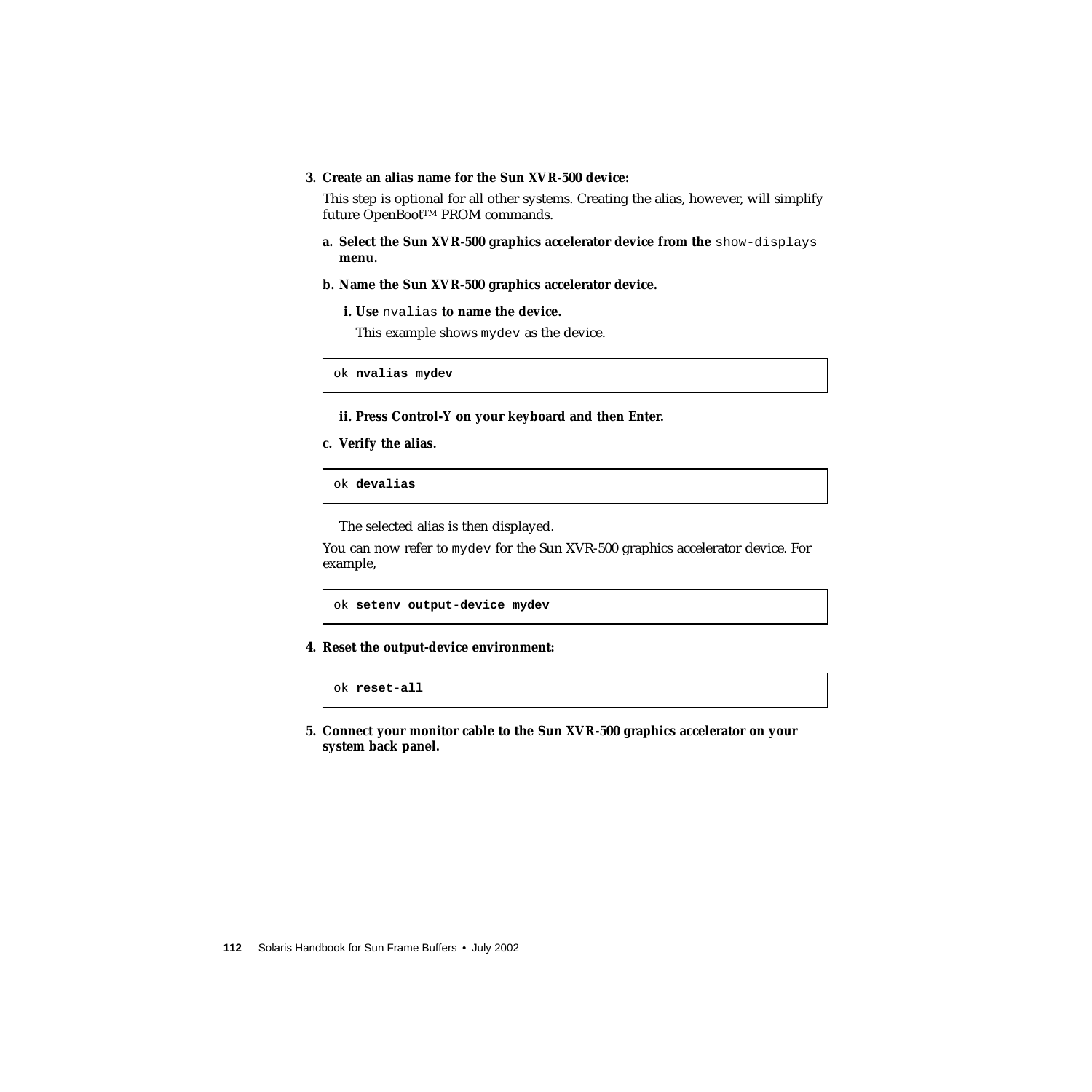3. **Create an alias name for the Sun XVR-500 device:**

   This step is optional for all other systems. Creating the alias, however, will simplify future OpenBoot™ PROM commands.

   a. **Select the Sun XVR-500 graphics accelerator device from the** `show-displays` **menu.**

   b. **Name the Sun XVR-500 graphics accelerator device.**

      i. **Use** `nvalias` **to name the device.**

      This example shows `mydev` as the device.

```
ok nvalias mydev
```

      ii. **Press Control-Y on your keyboard and then Enter.**

   c. **Verify the alias.**

```
ok devalias
```

   The selected alias is then displayed.

   You can now refer to `mydev` for the Sun XVR-500 graphics accelerator device. For example,

```
ok setenv output-device mydev
```

4. **Reset the output-device environment:**

```
ok reset-all
```

5. **Connect your monitor cable to the Sun XVR-500 graphics accelerator on your system back panel.**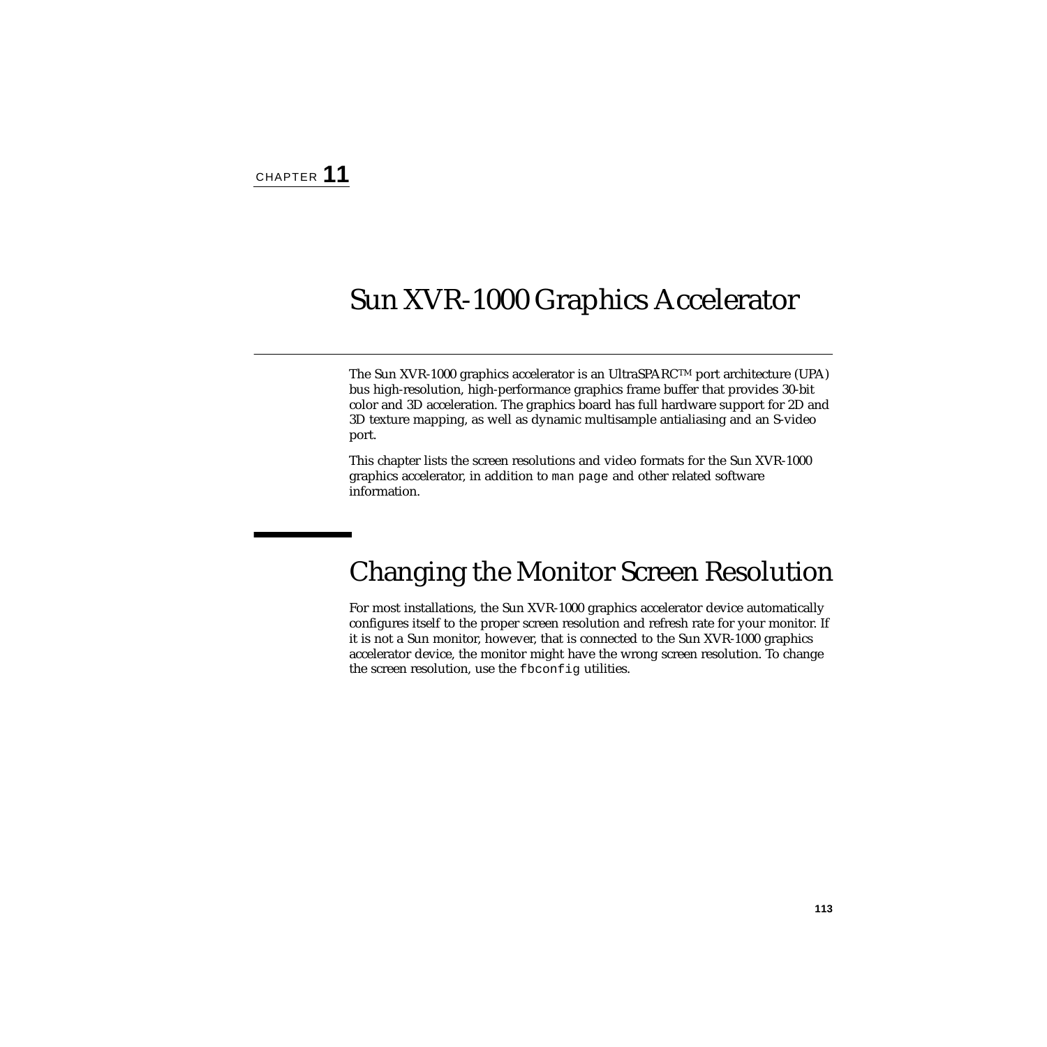CHAPTER **11**

# Sun XVR-1000 Graphics Accelerator

The Sun XVR-1000 graphics accelerator is an UltraSPARC™ port architecture (UPA) bus high-resolution, high-performance graphics frame buffer that provides 30-bit color and 3D acceleration. The graphics board has full hardware support for 2D and 3D texture mapping, as well as dynamic multisample antialiasing and an S-video port.

This chapter lists the screen resolutions and video formats for the Sun XVR-1000 graphics accelerator, in addition to `man page` and other related software information.

## Changing the Monitor Screen Resolution

For most installations, the Sun XVR-1000 graphics accelerator device automatically configures itself to the proper screen resolution and refresh rate for your monitor. If it is not a Sun monitor, however, that is connected to the Sun XVR-1000 graphics accelerator device, the monitor might have the wrong screen resolution. To change the screen resolution, use the `fbconfig` utilities.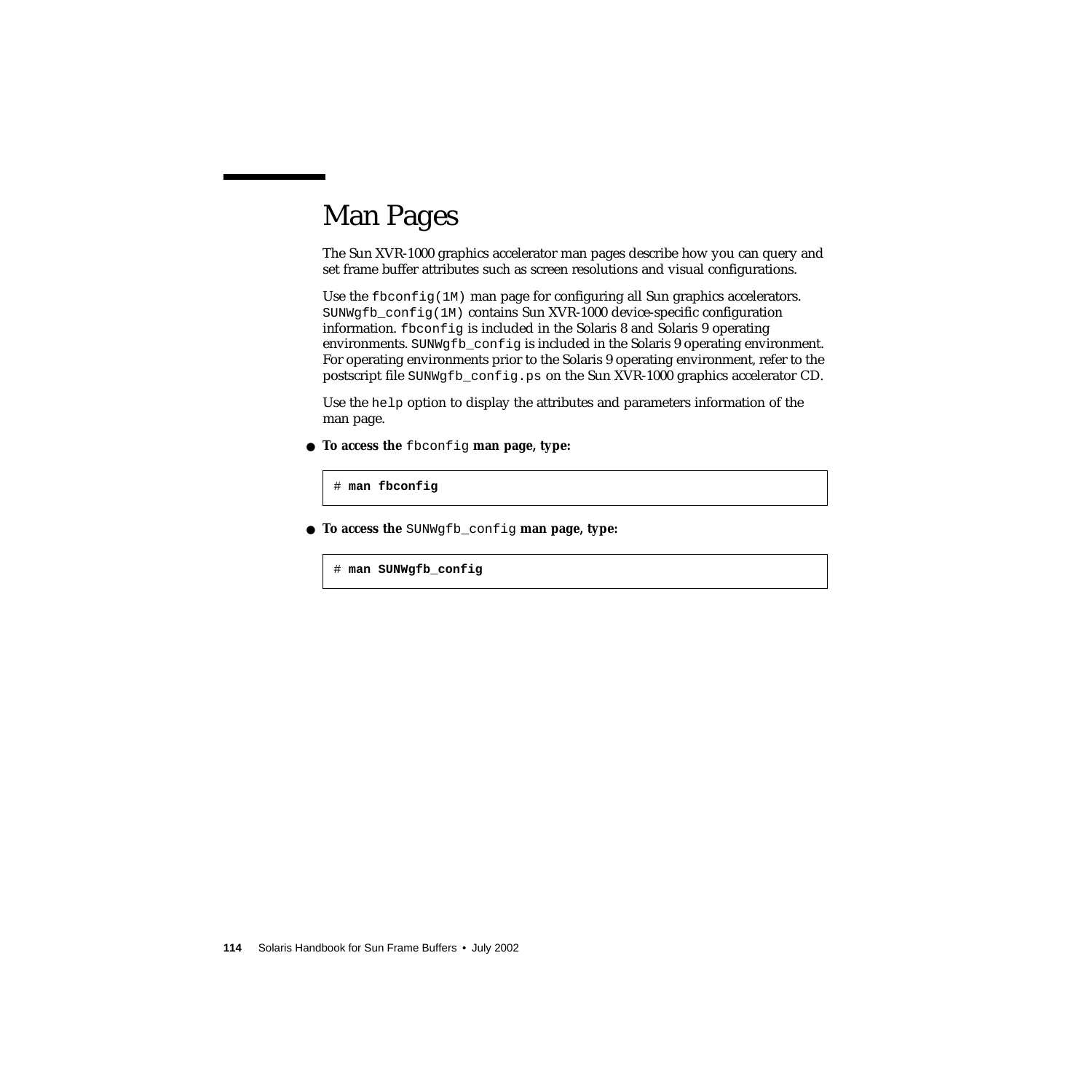# Man Pages

The Sun XVR-1000 graphics accelerator man pages describe how you can query and set frame buffer attributes such as screen resolutions and visual configurations.

Use the `fbconfig(1M)` man page for configuring all Sun graphics accelerators. `SUNWgfb_config(1M)` contains Sun XVR-1000 device-specific configuration information. `fbconfig` is included in the Solaris 8 and Solaris 9 operating environments. `SUNWgfb_config` is included in the Solaris 9 operating environment. For operating environments prior to the Solaris 9 operating environment, refer to the postscript file `SUNWgfb_config.ps` on the Sun XVR-1000 graphics accelerator CD.

Use the `help` option to display the attributes and parameters information of the man page.

- **To access the** `fbconfig` **man page, type:**

```
# man fbconfig
```

- **To access the** `SUNWgfb_config` **man page, type:**

```
# man SUNWgfb_config
```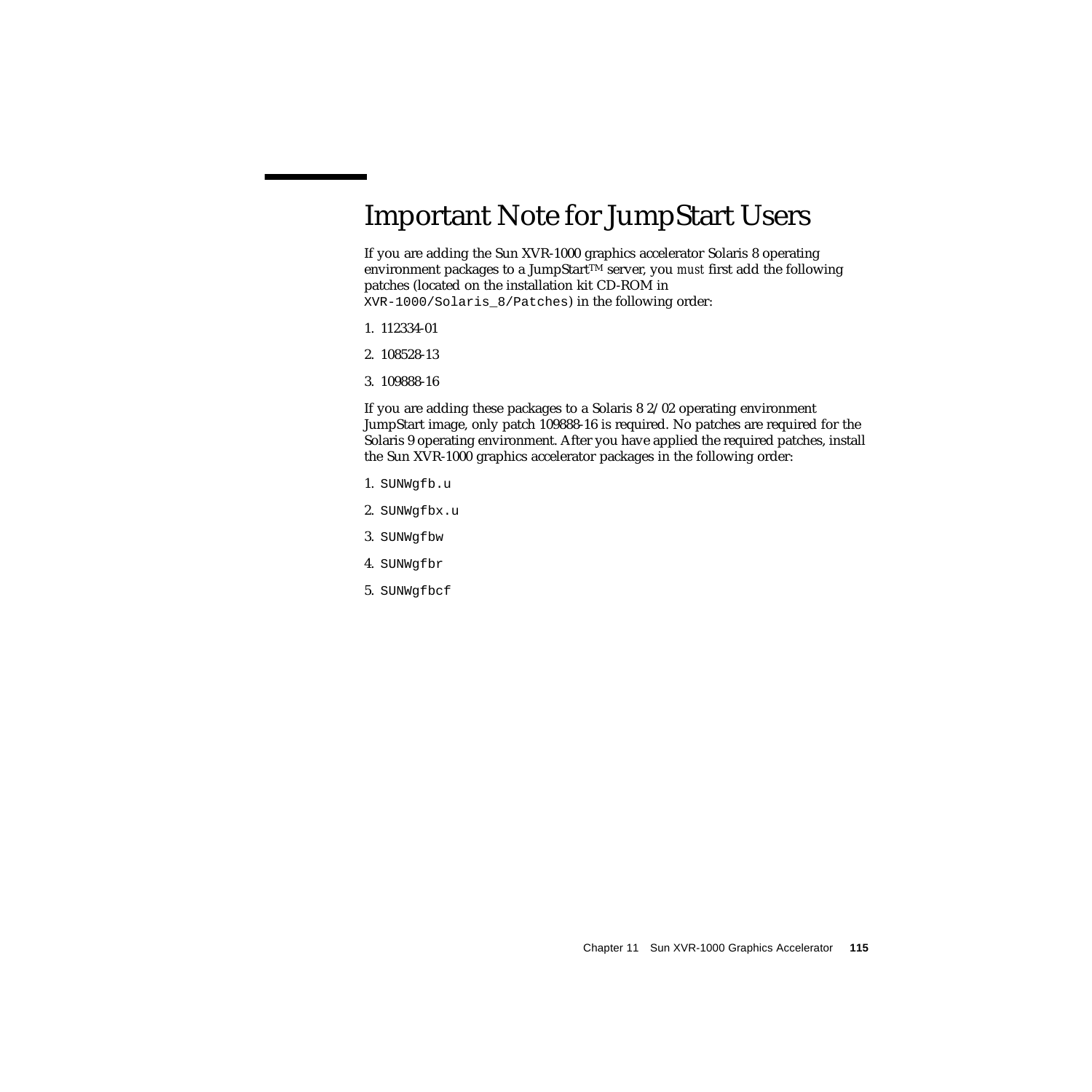## Important Note for JumpStart Users

If you are adding the Sun XVR-1000 graphics accelerator Solaris 8 operating environment packages to a JumpStart™ server, you *must* first add the following patches (located on the installation kit CD-ROM in `XVR-1000/Solaris_8/Patches`) in the following order:

1. 112334-01
2. 108528-13
3. 109888-16

If you are adding these packages to a Solaris 8 2/02 operating environment JumpStart image, only patch 109888-16 is required. No patches are required for the Solaris 9 operating environment. After you have applied the required patches, install the Sun XVR-1000 graphics accelerator packages in the following order:

1. `SUNWgfb.u`
2. `SUNWgfbx.u`
3. `SUNWgfbw`
4. `SUNWgfbr`
5. `SUNWgfbcf`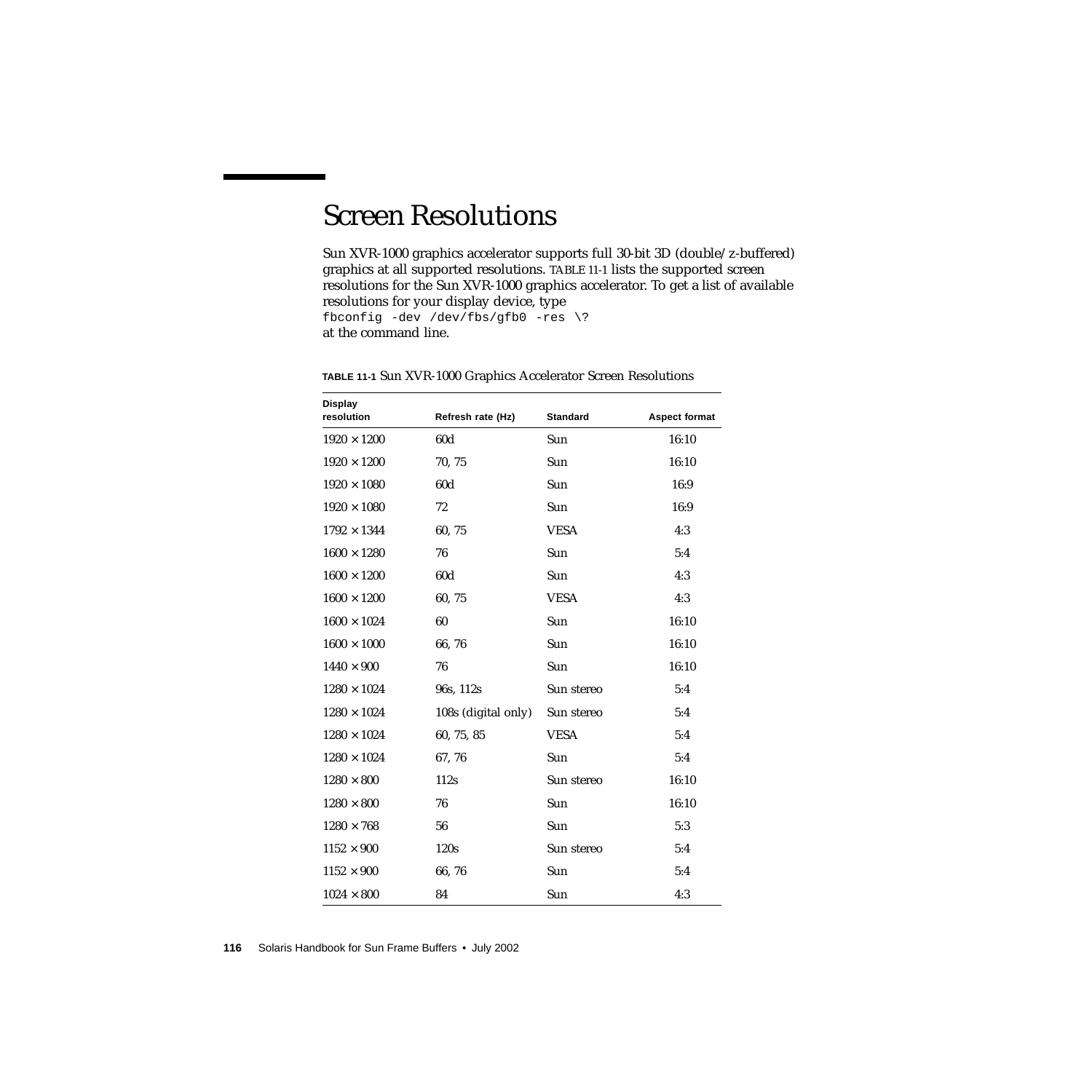# Screen Resolutions

Sun XVR-1000 graphics accelerator supports full 30-bit 3D (double/z-buffered) graphics at all supported resolutions. TABLE 11-1 lists the supported screen resolutions for the Sun XVR-1000 graphics accelerator. To get a list of available resolutions for your display device, type

```
fbconfig -dev /dev/fbs/gfb0 -res \?
```

at the command line.

**TABLE 11-1** Sun XVR-1000 Graphics Accelerator Screen Resolutions

| Display resolution | Refresh rate (Hz) | Standard | Aspect format |
|---|---|---|---|
| 1920 × 1200 | 60d | Sun | 16:10 |
| 1920 × 1200 | 70, 75 | Sun | 16:10 |
| 1920 × 1080 | 60d | Sun | 16:9 |
| 1920 × 1080 | 72 | Sun | 16:9 |
| 1792 × 1344 | 60, 75 | VESA | 4:3 |
| 1600 × 1280 | 76 | Sun | 5:4 |
| 1600 × 1200 | 60d | Sun | 4:3 |
| 1600 × 1200 | 60, 75 | VESA | 4:3 |
| 1600 × 1024 | 60 | Sun | 16:10 |
| 1600 × 1000 | 66, 76 | Sun | 16:10 |
| 1440 × 900 | 76 | Sun | 16:10 |
| 1280 × 1024 | 96s, 112s | Sun stereo | 5:4 |
| 1280 × 1024 | 108s (digital only) | Sun stereo | 5:4 |
| 1280 × 1024 | 60, 75, 85 | VESA | 5:4 |
| 1280 × 1024 | 67, 76 | Sun | 5:4 |
| 1280 × 800 | 112s | Sun stereo | 16:10 |
| 1280 × 800 | 76 | Sun | 16:10 |
| 1280 × 768 | 56 | Sun | 5:3 |
| 1152 × 900 | 120s | Sun stereo | 5:4 |
| 1152 × 900 | 66, 76 | Sun | 5:4 |
| 1024 × 800 | 84 | Sun | 4:3 |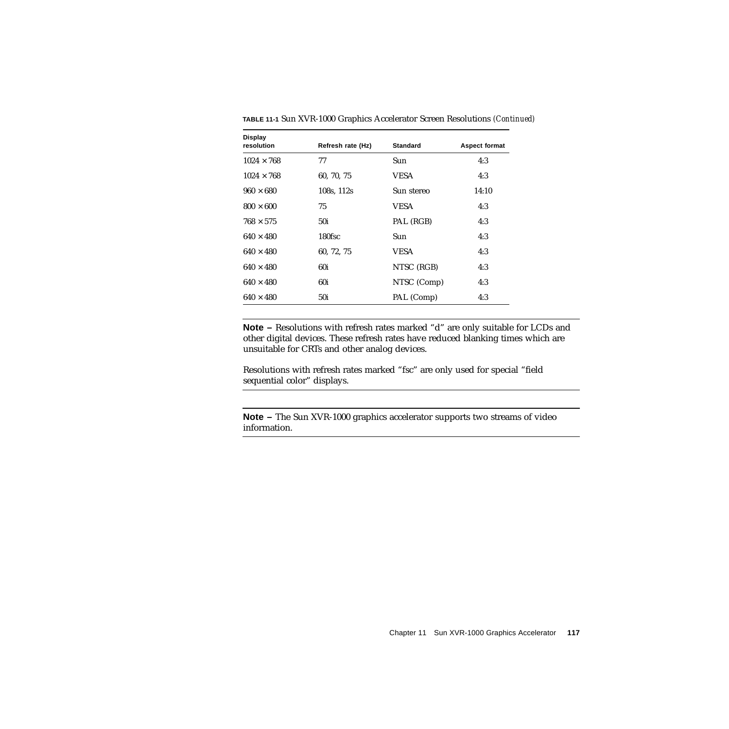**TABLE 11-1** Sun XVR-1000 Graphics Accelerator Screen Resolutions *(Continued)*

| Display resolution | Refresh rate (Hz) | Standard | Aspect format |
|---|---|---|---|
| 1024 × 768 | 77 | Sun | 4:3 |
| 1024 × 768 | 60, 70, 75 | VESA | 4:3 |
| 960 × 680 | 108s, 112s | Sun stereo | 14:10 |
| 800 × 600 | 75 | VESA | 4:3 |
| 768 × 575 | 50i | PAL (RGB) | 4:3 |
| 640 × 480 | 180fsc | Sun | 4:3 |
| 640 × 480 | 60, 72, 75 | VESA | 4:3 |
| 640 × 480 | 60i | NTSC (RGB) | 4:3 |
| 640 × 480 | 60i | NTSC (Comp) | 4:3 |
| 640 × 480 | 50i | PAL (Comp) | 4:3 |

---

**Note –** Resolutions with refresh rates marked “d” are only suitable for LCDs and other digital devices. These refresh rates have reduced blanking times which are unsuitable for CRTs and other analog devices.

Resolutions with refresh rates marked “fsc” are only used for special “field sequential color” displays.

---

**Note –** The Sun XVR-1000 graphics accelerator supports two streams of video information.

---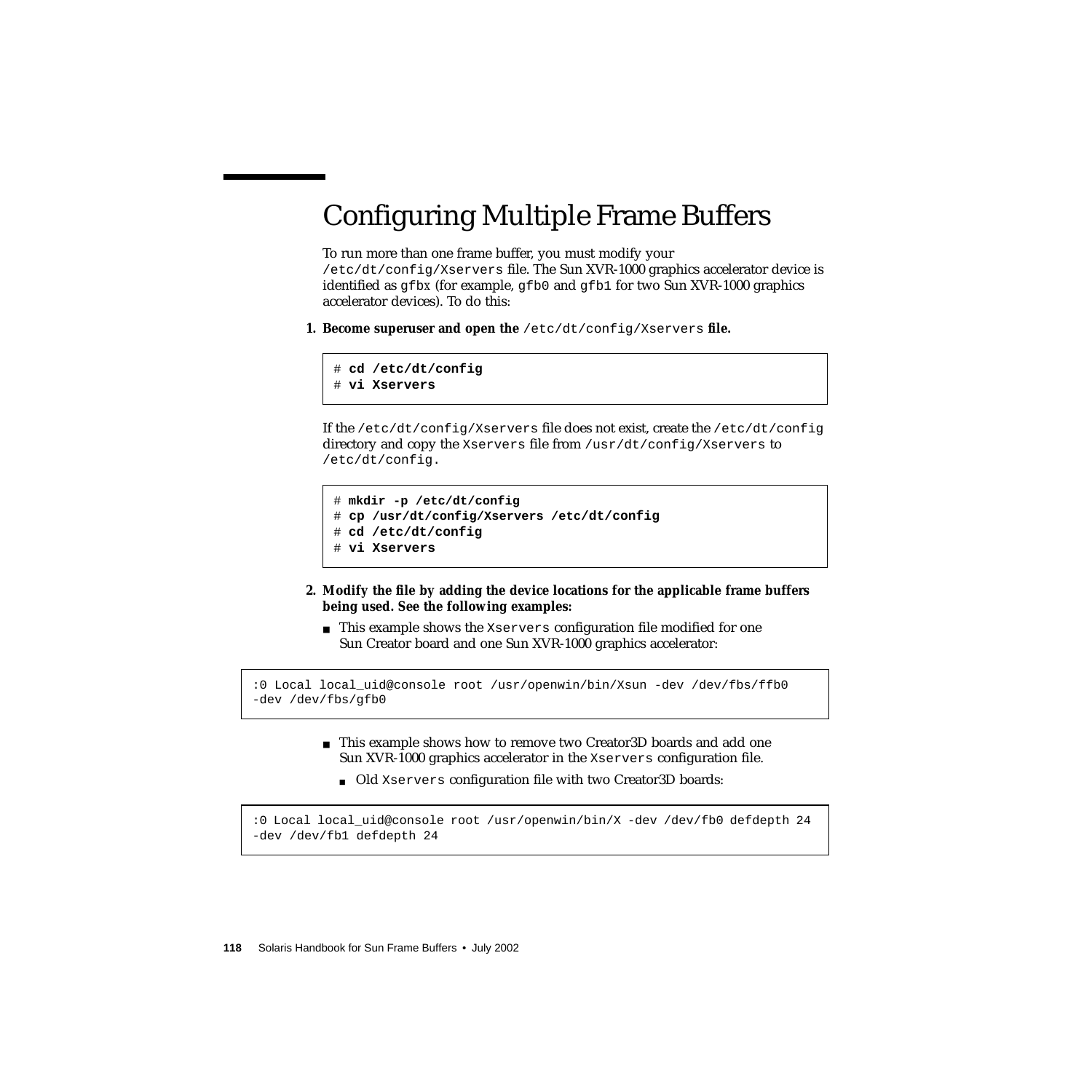# Configuring Multiple Frame Buffers

To run more than one frame buffer, you must modify your `/etc/dt/config/Xservers` file. The Sun XVR-1000 graphics accelerator device is identified as `gfbx` (for example, `gfb0` and `gfb1` for two Sun XVR-1000 graphics accelerator devices). To do this:

1. **Become superuser and open the** `/etc/dt/config/Xservers` **file.**

```
# cd /etc/dt/config
# vi Xservers
```

If the `/etc/dt/config/Xservers` file does not exist, create the `/etc/dt/config` directory and copy the `Xservers` file from `/usr/dt/config/Xservers` to `/etc/dt/config`.

```
# mkdir -p /etc/dt/config
# cp /usr/dt/config/Xservers /etc/dt/config
# cd /etc/dt/config
# vi Xservers
```

2. **Modify the file by adding the device locations for the applicable frame buffers being used. See the following examples:**

- This example shows the `Xservers` configuration file modified for one Sun Creator board and one Sun XVR-1000 graphics accelerator:

```
:0 Local local_uid@console root /usr/openwin/bin/Xsun -dev /dev/fbs/ffb0
-dev /dev/fbs/gfb0
```

- This example shows how to remove two Creator3D boards and add one Sun XVR-1000 graphics accelerator in the `Xservers` configuration file.
  - Old `Xservers` configuration file with two Creator3D boards:

```
:0 Local local_uid@console root /usr/openwin/bin/X -dev /dev/fb0 defdepth 24
-dev /dev/fb1 defdepth 24
```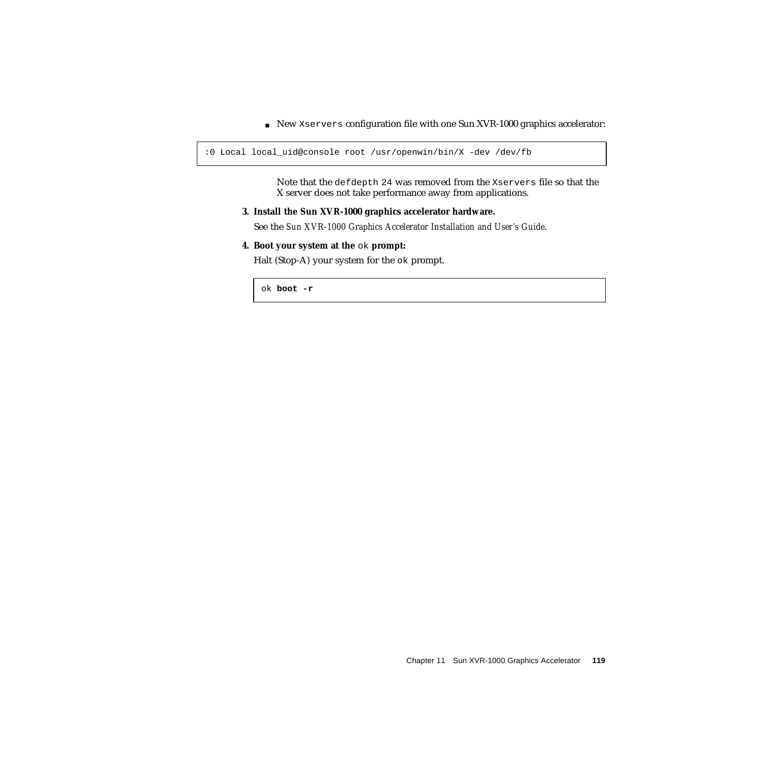- New `Xservers` configuration file with one Sun XVR-1000 graphics accelerator:

```
:0 Local local_uid@console root /usr/openwin/bin/X -dev /dev/fb
```

Note that the `defdepth 24` was removed from the `Xservers` file so that the X server does not take performance away from applications.

3. **Install the Sun XVR-1000 graphics accelerator hardware.**

   See the *Sun XVR-1000 Graphics Accelerator Installation and User's Guide*.

4. **Boot your system at the `ok` prompt:**

   Halt (Stop-A) your system for the `ok` prompt.

```
ok boot -r
```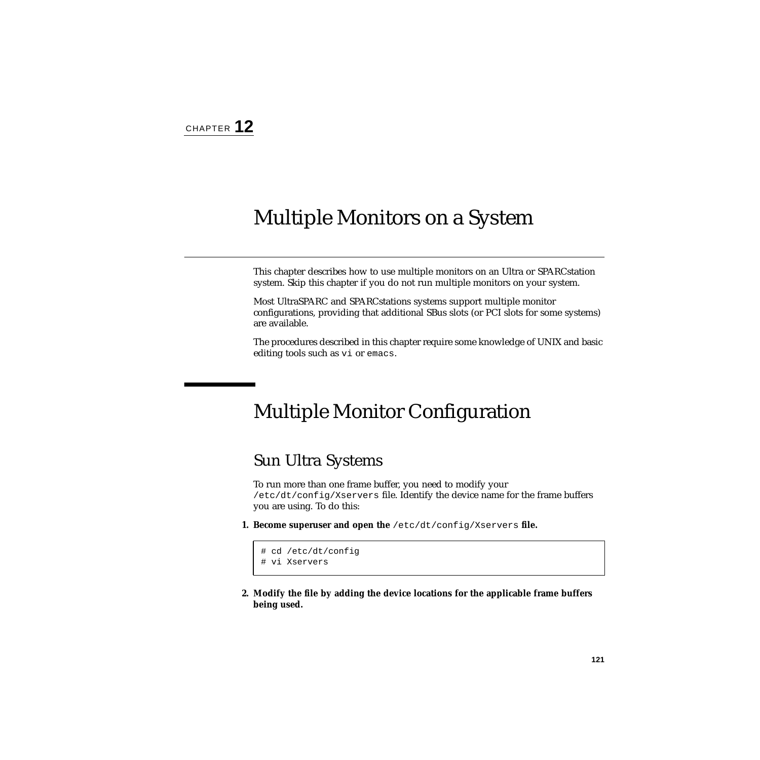CHAPTER **12**

# Multiple Monitors on a System

This chapter describes how to use multiple monitors on an Ultra or SPARCstation system. Skip this chapter if you do not run multiple monitors on your system.

Most UltraSPARC and SPARCstations systems support multiple monitor configurations, providing that additional SBus slots (or PCI slots for some systems) are available.

The procedures described in this chapter require some knowledge of UNIX and basic editing tools such as `vi` or `emacs`.

## Multiple Monitor Configuration

### Sun Ultra Systems

To run more than one frame buffer, you need to modify your `/etc/dt/config/Xservers` file. Identify the device name for the frame buffers you are using. To do this:

1. **Become superuser and open the `/etc/dt/config/Xservers` file.**

```
# cd /etc/dt/config
# vi Xservers
```

2. **Modify the file by adding the device locations for the applicable frame buffers being used.**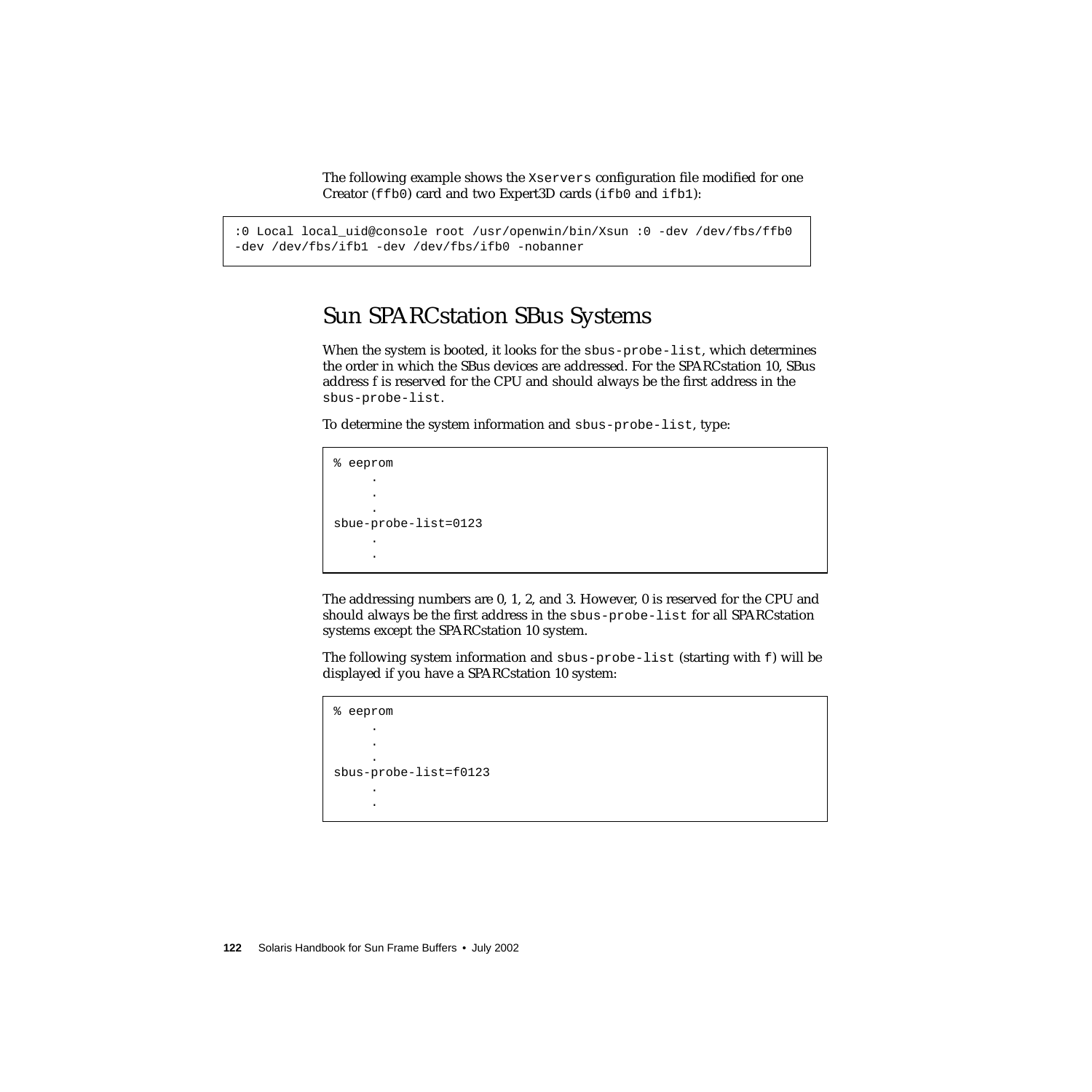The following example shows the `Xservers` configuration file modified for one Creator (`ffb0`) card and two Expert3D cards (`ifb0` and `ifb1`):

```
:0 Local local_uid@console root /usr/openwin/bin/Xsun :0 -dev /dev/fbs/ffb0
-dev /dev/fbs/ifb1 -dev /dev/fbs/ifb0 -nobanner
```

## Sun SPARCstation SBus Systems

When the system is booted, it looks for the `sbus-probe-list`, which determines the order in which the SBus devices are addressed. For the SPARCstation 10, SBus address f is reserved for the CPU and should always be the first address in the `sbus-probe-list`.

To determine the system information and `sbus-probe-list`, type:

```
% eeprom
     .
     .
     .
sbue-probe-list=0123
     .
     .
```

The addressing numbers are 0, 1, 2, and 3. However, 0 is reserved for the CPU and should always be the first address in the `sbus-probe-list` for all SPARCstation systems except the SPARCstation 10 system.

The following system information and `sbus-probe-list` (starting with `f`) will be displayed if you have a SPARCstation 10 system:

```
% eeprom
     .
     .
     .
sbus-probe-list=f0123
     .
     .
```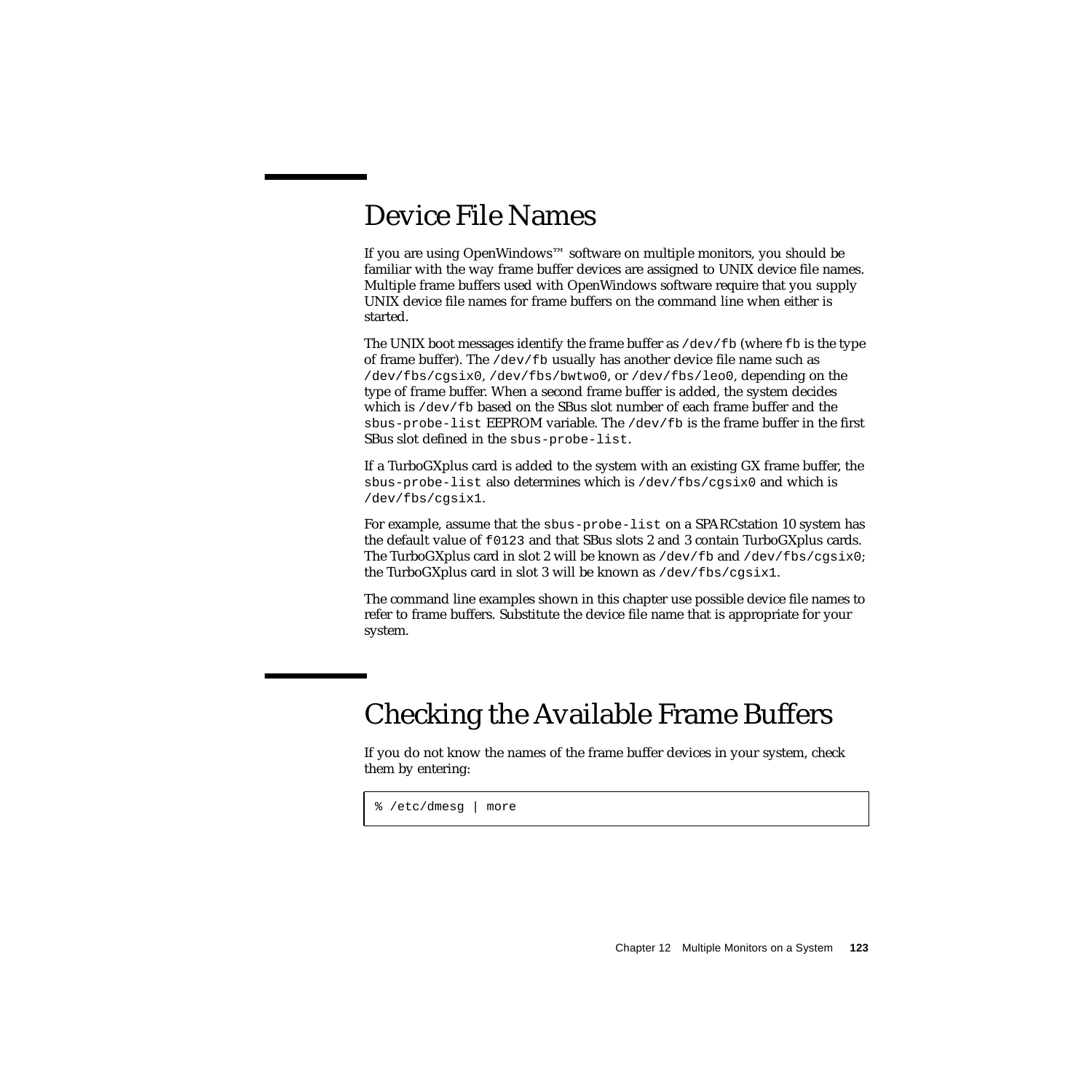## Device File Names

If you are using OpenWindows™ software on multiple monitors, you should be familiar with the way frame buffer devices are assigned to UNIX device file names. Multiple frame buffers used with OpenWindows software require that you supply UNIX device file names for frame buffers on the command line when either is started.

The UNIX boot messages identify the frame buffer as `/dev/fb` (where `fb` is the type of frame buffer). The `/dev/fb` usually has another device file name such as `/dev/fbs/cgsix0`, `/dev/fbs/bwtwo0`, or `/dev/fbs/leo0`, depending on the type of frame buffer. When a second frame buffer is added, the system decides which is `/dev/fb` based on the SBus slot number of each frame buffer and the `sbus-probe-list` EEPROM variable. The `/dev/fb` is the frame buffer in the first SBus slot defined in the `sbus-probe-list`.

If a TurboGXplus card is added to the system with an existing GX frame buffer, the `sbus-probe-list` also determines which is `/dev/fbs/cgsix0` and which is `/dev/fbs/cgsix1`.

For example, assume that the `sbus-probe-list` on a SPARCstation 10 system has the default value of `f0123` and that SBus slots 2 and 3 contain TurboGXplus cards. The TurboGXplus card in slot 2 will be known as `/dev/fb` and `/dev/fbs/cgsix0`; the TurboGXplus card in slot 3 will be known as `/dev/fbs/cgsix1`.

The command line examples shown in this chapter use possible device file names to refer to frame buffers. Substitute the device file name that is appropriate for your system.

## Checking the Available Frame Buffers

If you do not know the names of the frame buffer devices in your system, check them by entering:

```
% /etc/dmesg | more
```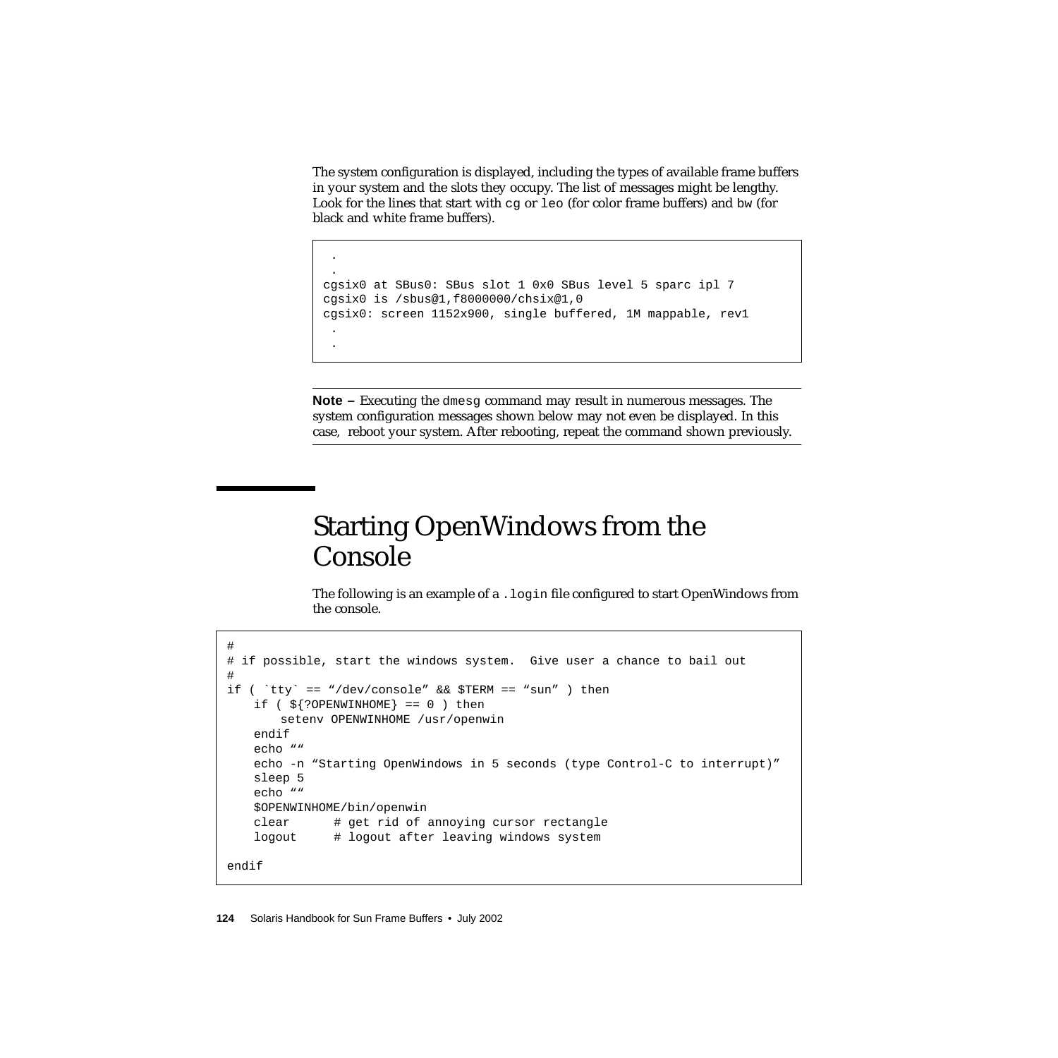The system configuration is displayed, including the types of available frame buffers in your system and the slots they occupy. The list of messages might be lengthy. Look for the lines that start with `cg` or `leo` (for color frame buffers) and `bw` (for black and white frame buffers).

```
 .
 .
cgsix0 at SBus0: SBus slot 1 0x0 SBus level 5 sparc ipl 7
cgsix0 is /sbus@1,f8000000/chsix@1,0
cgsix0: screen 1152x900, single buffered, 1M mappable, rev1
 .
 .
```

---

**Note –** Executing the `dmesg` command may result in numerous messages. The system configuration messages shown below may not even be displayed. In this case, reboot your system. After rebooting, repeat the command shown previously.

---

## Starting OpenWindows from the Console

The following is an example of a `.login` file configured to start OpenWindows from the console.

```
#
# if possible, start the windows system.  Give user a chance to bail out
#
if ( `tty` == “/dev/console” && $TERM == “sun” ) then
    if ( ${?OPENWINHOME} == 0 ) then
        setenv OPENWINHOME /usr/openwin
    endif
    echo ““
    echo -n “Starting OpenWindows in 5 seconds (type Control-C to interrupt)”
    sleep 5
    echo ““
    $OPENWINHOME/bin/openwin
    clear      # get rid of annoying cursor rectangle
    logout     # logout after leaving windows system

endif
```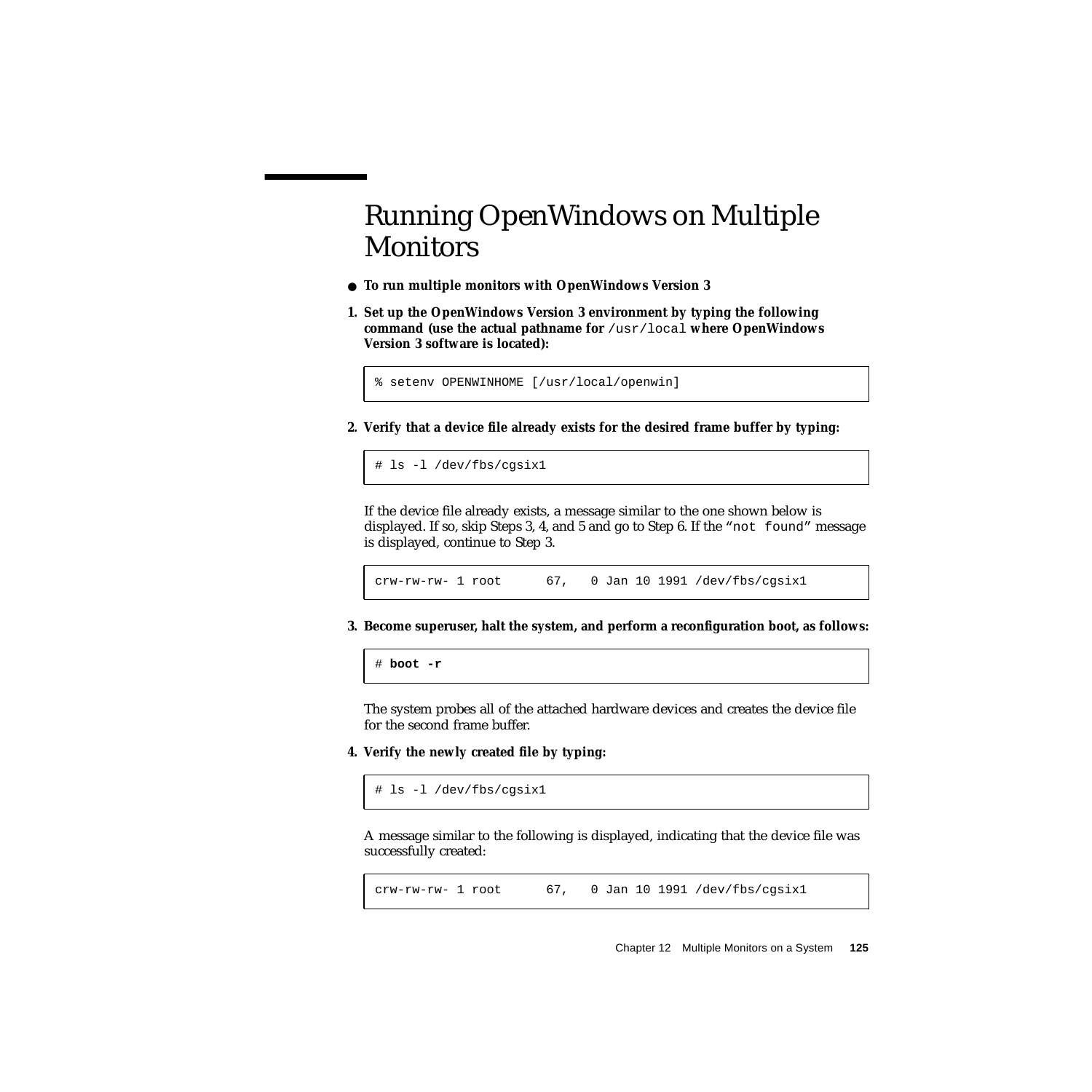# Running OpenWindows on Multiple Monitors

- **To run multiple monitors with OpenWindows Version 3**

**1. Set up the OpenWindows Version 3 environment by typing the following command (use the actual pathname for `/usr/local` where OpenWindows Version 3 software is located):**

```
% setenv OPENWINHOME [/usr/local/openwin]
```

**2. Verify that a device file already exists for the desired frame buffer by typing:**

```
# ls -l /dev/fbs/cgsix1
```

If the device file already exists, a message similar to the one shown below is displayed. If so, skip Steps 3, 4, and 5 and go to Step 6. If the "`not found`" message is displayed, continue to Step 3.

```
crw-rw-rw- 1 root      67,   0 Jan 10 1991 /dev/fbs/cgsix1
```

**3. Become superuser, halt the system, and perform a reconfiguration boot, as follows:**

```
# boot -r
```

The system probes all of the attached hardware devices and creates the device file for the second frame buffer.

**4. Verify the newly created file by typing:**

```
# ls -l /dev/fbs/cgsix1
```

A message similar to the following is displayed, indicating that the device file was successfully created:

```
crw-rw-rw- 1 root      67,   0 Jan 10 1991 /dev/fbs/cgsix1
```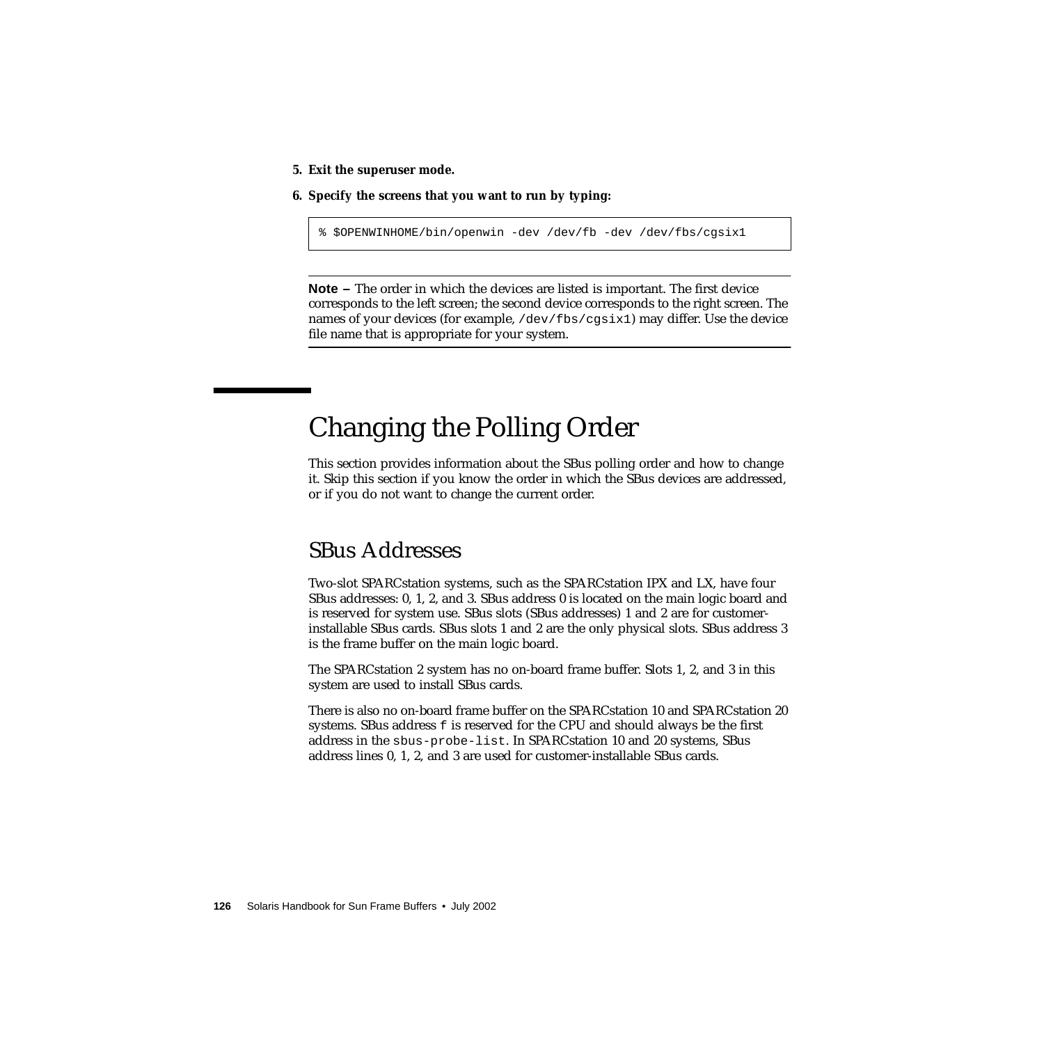5. **Exit the superuser mode.**

6. **Specify the screens that you want to run by typing:**

```
% $OPENWINHOME/bin/openwin -dev /dev/fb -dev /dev/fbs/cgsix1
```

---

**Note –** The order in which the devices are listed is important. The first device corresponds to the left screen; the second device corresponds to the right screen. The names of your devices (for example, `/dev/fbs/cgsix1`) may differ. Use the device file name that is appropriate for your system.

---

# Changing the Polling Order

This section provides information about the SBus polling order and how to change it. Skip this section if you know the order in which the SBus devices are addressed, or if you do not want to change the current order.

## SBus Addresses

Two-slot SPARCstation systems, such as the SPARCstation IPX and LX, have four SBus addresses: 0, 1, 2, and 3. SBus address 0 is located on the main logic board and is reserved for system use. SBus slots (SBus addresses) 1 and 2 are for customer-installable SBus cards. SBus slots 1 and 2 are the only physical slots. SBus address 3 is the frame buffer on the main logic board.

The SPARCstation 2 system has no on-board frame buffer. Slots 1, 2, and 3 in this system are used to install SBus cards.

There is also no on-board frame buffer on the SPARCstation 10 and SPARCstation 20 systems. SBus address `f` is reserved for the CPU and should always be the first address in the `sbus-probe-list`. In SPARCstation 10 and 20 systems, SBus address lines 0, 1, 2, and 3 are used for customer-installable SBus cards.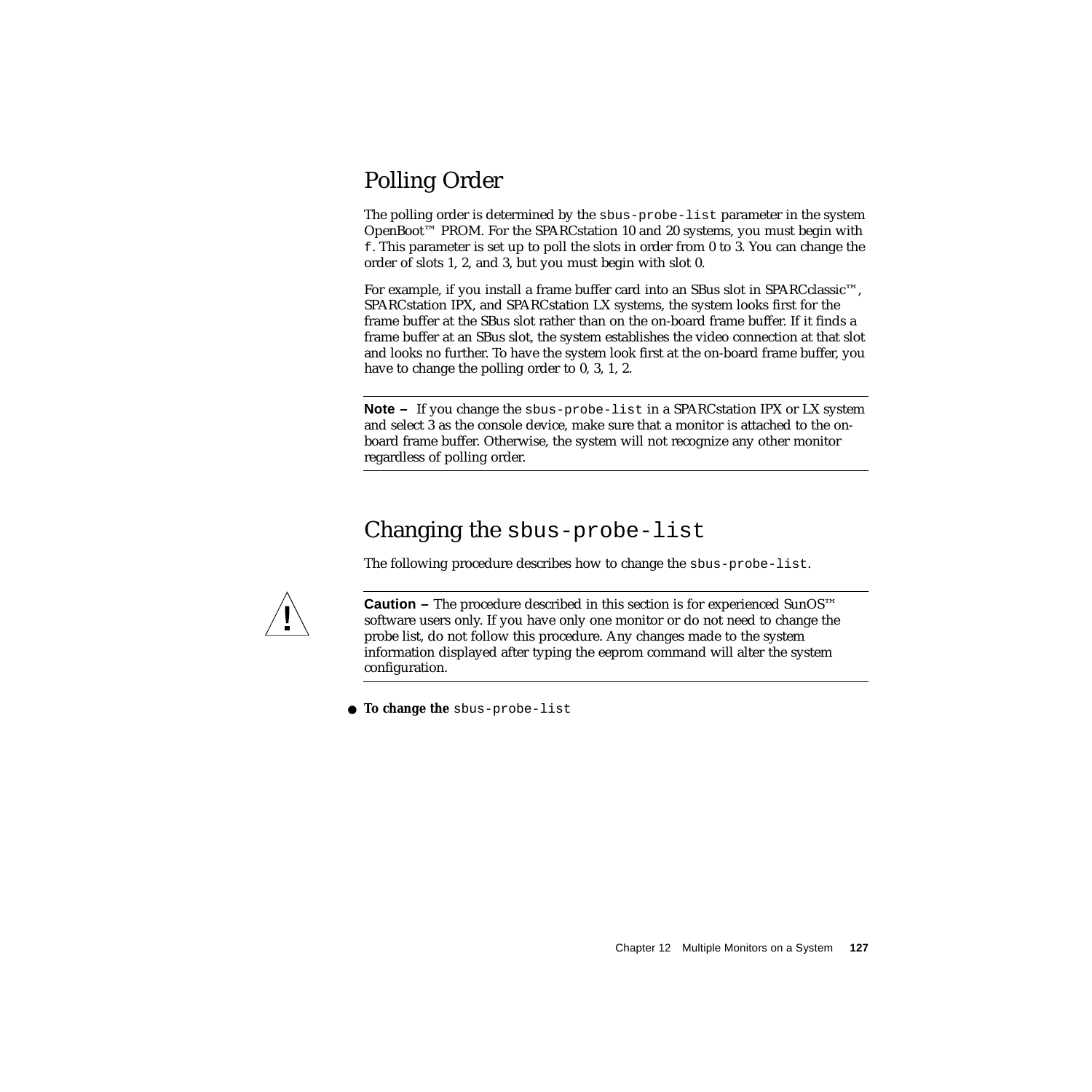## Polling Order

The polling order is determined by the `sbus-probe-list` parameter in the system OpenBoot™ PROM. For the SPARCstation 10 and 20 systems, you must begin with `f`. This parameter is set up to poll the slots in order from 0 to 3. You can change the order of slots 1, 2, and 3, but you must begin with slot 0.

For example, if you install a frame buffer card into an SBus slot in SPARCclassic™, SPARCstation IPX, and SPARCstation LX systems, the system looks first for the frame buffer at the SBus slot rather than on the on-board frame buffer. If it finds a frame buffer at an SBus slot, the system establishes the video connection at that slot and looks no further. To have the system look first at the on-board frame buffer, you have to change the polling order to 0, 3, 1, 2.

---

**Note –** If you change the `sbus-probe-list` in a SPARCstation IPX or LX system and select 3 as the console device, make sure that a monitor is attached to the on-board frame buffer. Otherwise, the system will not recognize any other monitor regardless of polling order.

---

## Changing the `sbus-probe-list`

The following procedure describes how to change the `sbus-probe-list`.

---

**Caution –** The procedure described in this section is for experienced SunOS™ software users only. If you have only one monitor or do not need to change the probe list, do not follow this procedure. Any changes made to the system information displayed after typing the eeprom command will alter the system configuration.

---

- **To change the** `sbus-probe-list`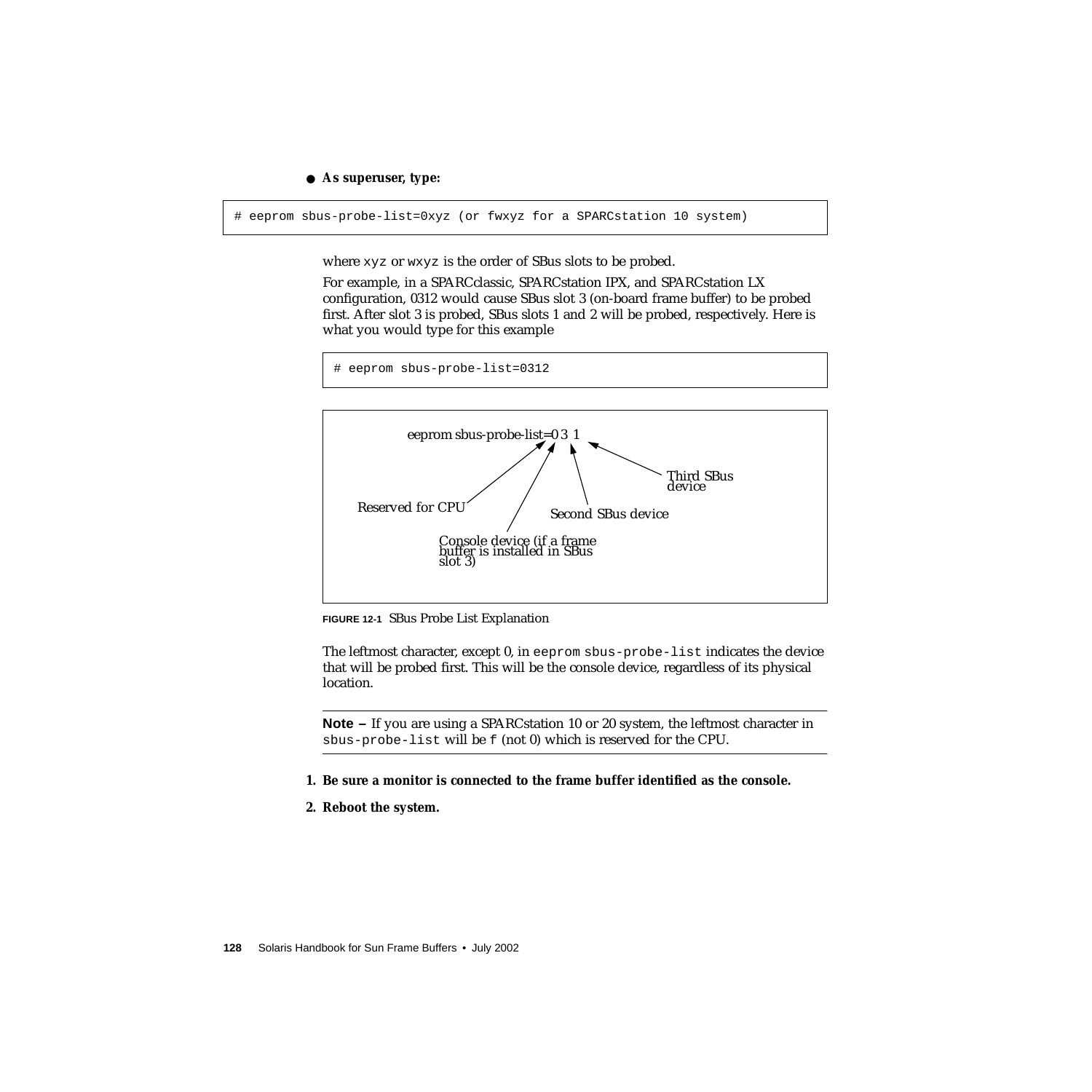- **As superuser, type:**

```
# eeprom sbus-probe-list=0xyz (or fwxyz for a SPARCstation 10 system)
```

where `xyz` or `wxyz` is the order of SBus slots to be probed.

For example, in a SPARCclassic, SPARCstation IPX, and SPARCstation LX configuration, 0312 would cause SBus slot 3 (on-board frame buffer) to be probed first. After slot 3 is probed, SBus slots 1 and 2 will be probed, respectively. Here is what you would type for this example

```
# eeprom sbus-probe-list=0312
```

```
eeprom sbus-probe-list=0 3 1

Reserved for CPU
Console device (if a frame buffer is installed in SBus slot 3)
Second SBus device
Third SBus device
```

**FIGURE 12-1** SBus Probe List Explanation

The leftmost character, except 0, in `eeprom sbus-probe-list` indicates the device that will be probed first. This will be the console device, regardless of its physical location.

---

**Note –** If you are using a SPARCstation 10 or 20 system, the leftmost character in `sbus-probe-list` will be `f` (not 0) which is reserved for the CPU.

---

1. **Be sure a monitor is connected to the frame buffer identified as the console.**
2. **Reboot the system.**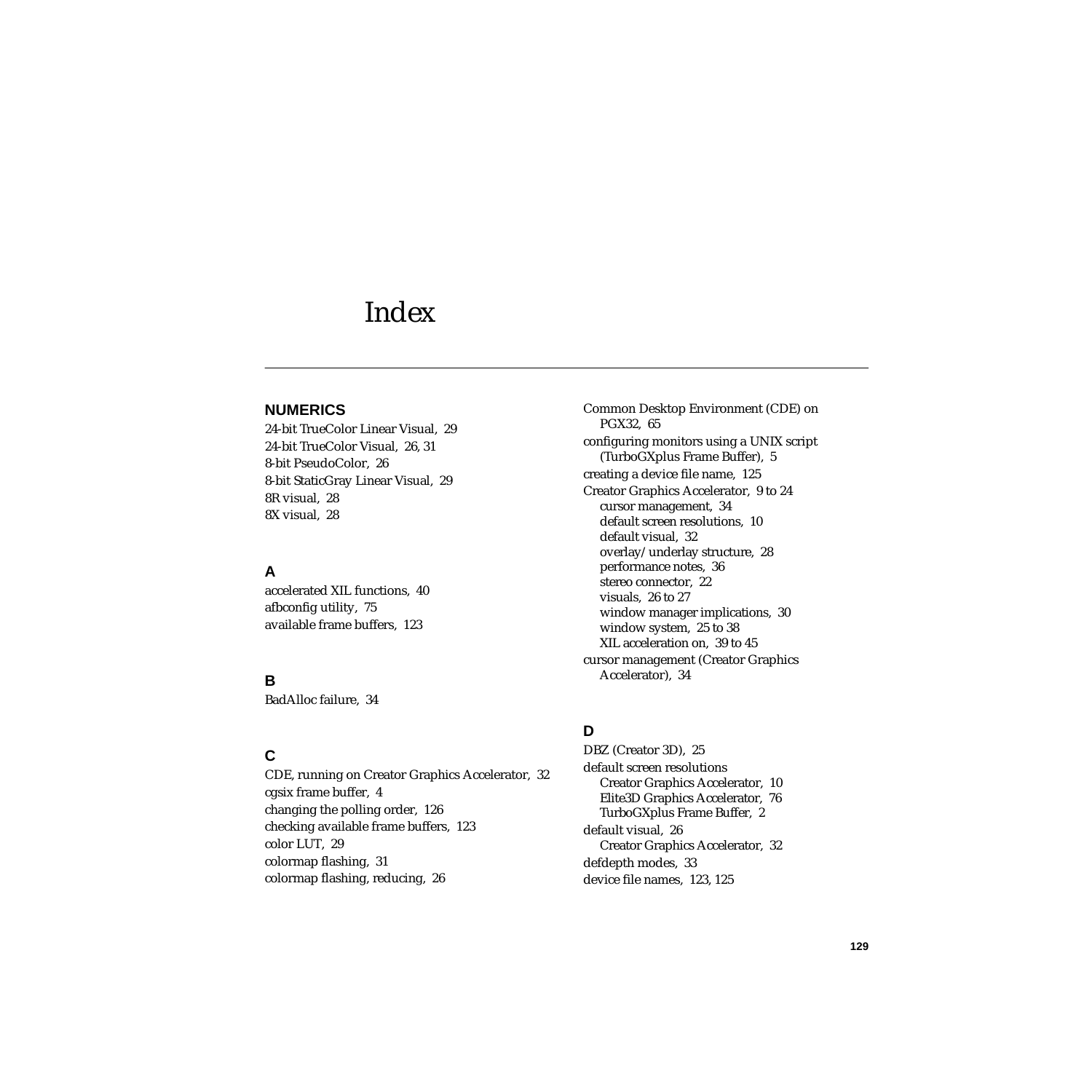# Index

## NUMERICS

24-bit TrueColor Linear Visual, 29
24-bit TrueColor Visual, 26, 31
8-bit PseudoColor, 26
8-bit StaticGray Linear Visual, 29
8R visual, 28
8X visual, 28

## A

accelerated XIL functions, 40
afbconfig utility, 75
available frame buffers, 123

## B

BadAlloc failure, 34

## C

CDE, running on Creator Graphics Accelerator, 32
cgsix frame buffer, 4
changing the polling order, 126
checking available frame buffers, 123
color LUT, 29
colormap flashing, 31
colormap flashing, reducing, 26
Common Desktop Environment (CDE) on PGX32, 65
configuring monitors using a UNIX script (TurboGXplus Frame Buffer), 5
creating a device file name, 125
Creator Graphics Accelerator, 9 to 24
- cursor management, 34
- default screen resolutions, 10
- default visual, 32
- overlay/underlay structure, 28
- performance notes, 36
- stereo connector, 22
- visuals, 26 to 27
- window manager implications, 30
- window system, 25 to 38
- XIL acceleration on, 39 to 45

cursor management (Creator Graphics Accelerator), 34

## D

DBZ (Creator 3D), 25
default screen resolutions
- Creator Graphics Accelerator, 10
- Elite3D Graphics Accelerator, 76
- TurboGXplus Frame Buffer, 2

default visual, 26
- Creator Graphics Accelerator, 32

defdepth modes, 33
device file names, 123, 125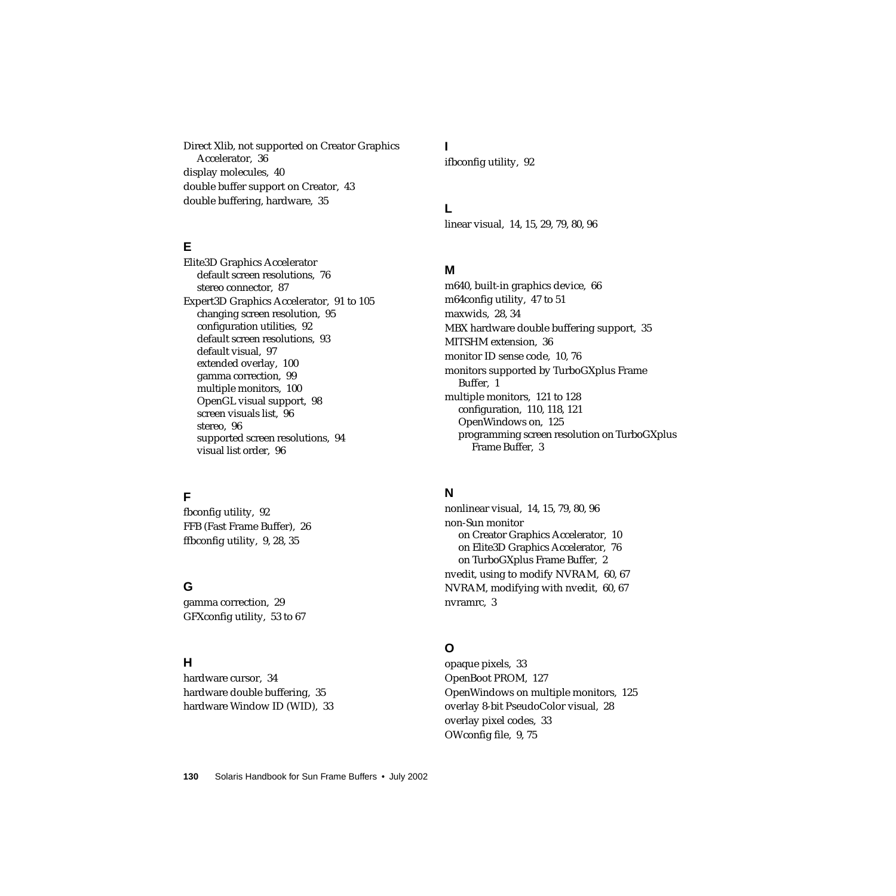Direct Xlib, not supported on Creator Graphics Accelerator, 36
display molecules, 40
double buffer support on Creator, 43
double buffering, hardware, 35

## E

Elite3D Graphics Accelerator
- default screen resolutions, 76
- stereo connector, 87

Expert3D Graphics Accelerator, 91 to 105
- changing screen resolution, 95
- configuration utilities, 92
- default screen resolutions, 93
- default visual, 97
- extended overlay, 100
- gamma correction, 99
- multiple monitors, 100
- OpenGL visual support, 98
- screen visuals list, 96
- stereo, 96
- supported screen resolutions, 94
- visual list order, 96

## F

fbconfig utility, 92
FFB (Fast Frame Buffer), 26
ffbconfig utility, 9, 28, 35

## G

gamma correction, 29
GFXconfig utility, 53 to 67

## H

hardware cursor, 34
hardware double buffering, 35
hardware Window ID (WID), 33

## I

ifbconfig utility, 92

## L

linear visual, 14, 15, 29, 79, 80, 96

## M

m640, built-in graphics device, 66
m64config utility, 47 to 51
maxwids, 28, 34
MBX hardware double buffering support, 35
MITSHM extension, 36
monitor ID sense code, 10, 76
monitors supported by TurboGXplus Frame Buffer, 1
multiple monitors, 121 to 128
- configuration, 110, 118, 121
- OpenWindows on, 125
- programming screen resolution on TurboGXplus Frame Buffer, 3

## N

nonlinear visual, 14, 15, 79, 80, 96
non-Sun monitor
- on Creator Graphics Accelerator, 10
- on Elite3D Graphics Accelerator, 76
- on TurboGXplus Frame Buffer, 2

nvedit, using to modify NVRAM, 60, 67
NVRAM, modifying with nvedit, 60, 67
nvramrc, 3

## O

opaque pixels, 33
OpenBoot PROM, 127
OpenWindows on multiple monitors, 125
overlay 8-bit PseudoColor visual, 28
overlay pixel codes, 33
OWconfig file, 9, 75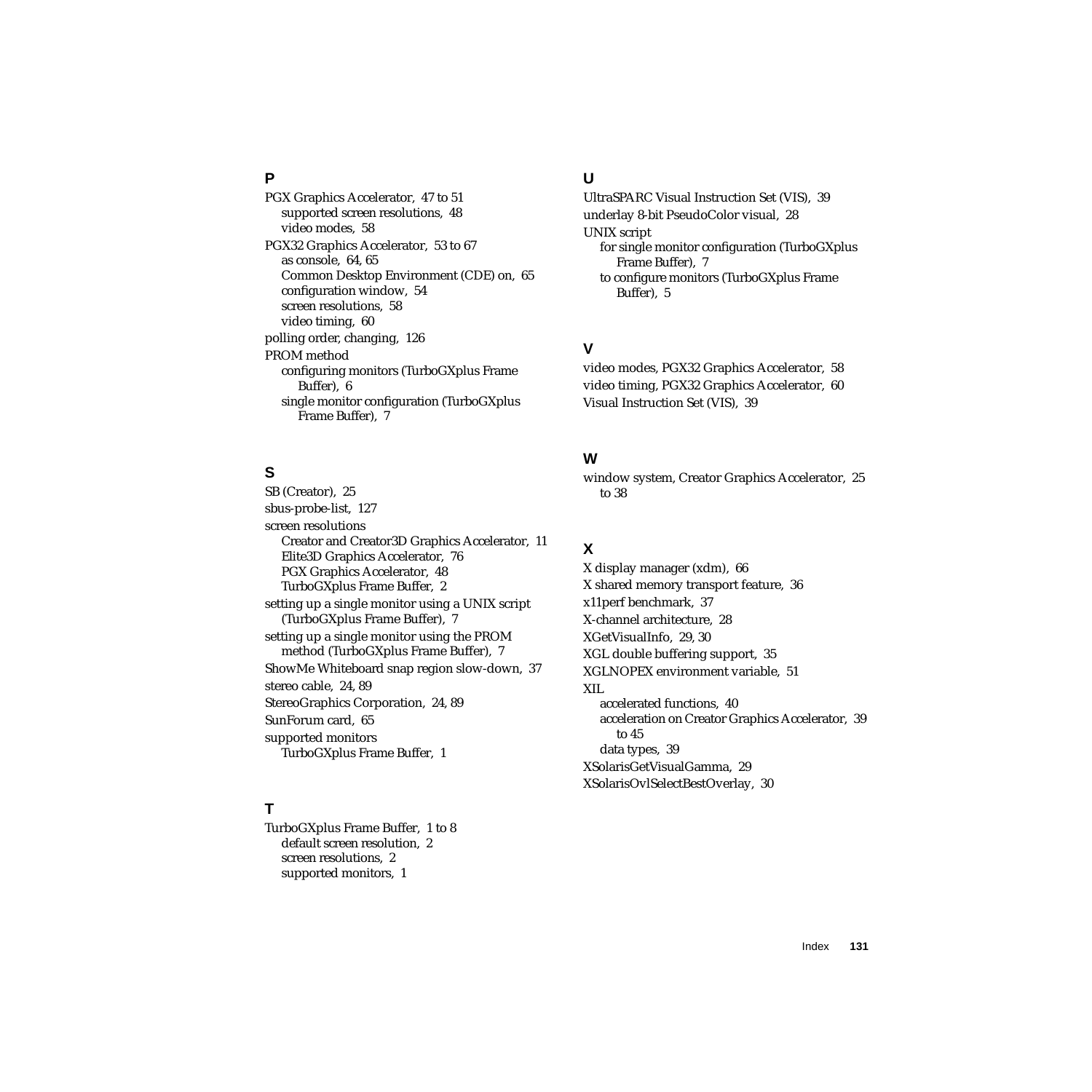## P

PGX Graphics Accelerator, 47 to 51
- supported screen resolutions, 48
- video modes, 58

PGX32 Graphics Accelerator, 53 to 67
- as console, 64, 65
- Common Desktop Environment (CDE) on, 65
- configuration window, 54
- screen resolutions, 58
- video timing, 60

polling order, changing, 126

PROM method
- configuring monitors (TurboGXplus Frame Buffer), 6
- single monitor configuration (TurboGXplus Frame Buffer), 7

## S

SB (Creator), 25

sbus-probe-list, 127

screen resolutions
- Creator and Creator3D Graphics Accelerator, 11
- Elite3D Graphics Accelerator, 76
- PGX Graphics Accelerator, 48
- TurboGXplus Frame Buffer, 2

setting up a single monitor using a UNIX script (TurboGXplus Frame Buffer), 7

setting up a single monitor using the PROM method (TurboGXplus Frame Buffer), 7

ShowMe Whiteboard snap region slow-down, 37

stereo cable, 24, 89

StereoGraphics Corporation, 24, 89

SunForum card, 65

supported monitors
- TurboGXplus Frame Buffer, 1

## T

TurboGXplus Frame Buffer, 1 to 8
- default screen resolution, 2
- screen resolutions, 2
- supported monitors, 1

## U

UltraSPARC Visual Instruction Set (VIS), 39

underlay 8-bit PseudoColor visual, 28

UNIX script
- for single monitor configuration (TurboGXplus Frame Buffer), 7
- to configure monitors (TurboGXplus Frame Buffer), 5

## V

video modes, PGX32 Graphics Accelerator, 58

video timing, PGX32 Graphics Accelerator, 60

Visual Instruction Set (VIS), 39

## W

window system, Creator Graphics Accelerator, 25 to 38

## X

X display manager (xdm), 66

X shared memory transport feature, 36

x11perf benchmark, 37

X-channel architecture, 28

XGetVisualInfo, 29, 30

XGL double buffering support, 35

XGLNOPEX environment variable, 51

XIL
- accelerated functions, 40
- acceleration on Creator Graphics Accelerator, 39 to 45
- data types, 39

XSolarisGetVisualGamma, 29

XSolarisOvlSelectBestOverlay, 30